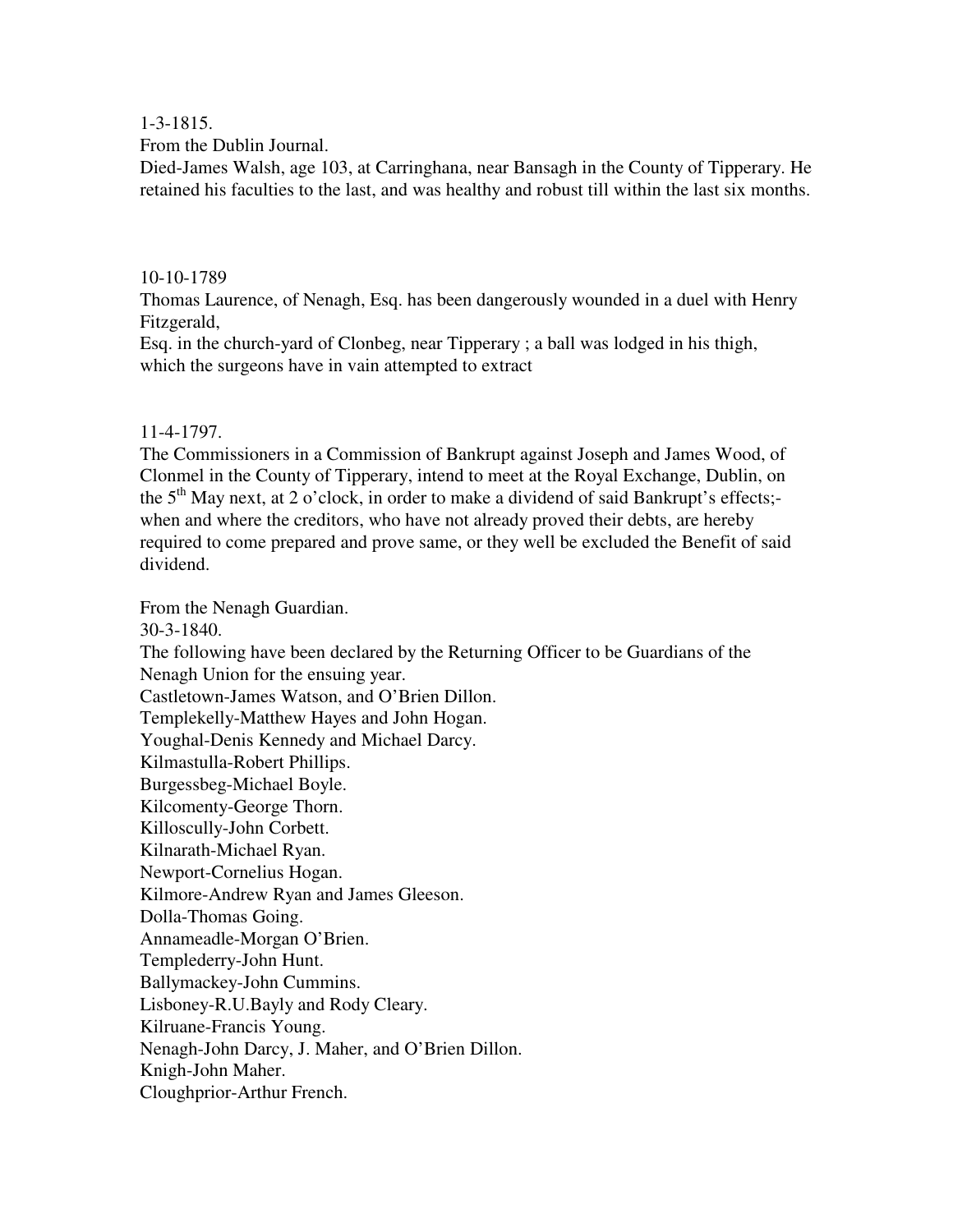1-3-1815.

From the Dublin Journal.

Died-James Walsh, age 103, at Carringhana, near Bansagh in the County of Tipperary. He retained his faculties to the last, and was healthy and robust till within the last six months.

10-10-1789

Thomas Laurence, of Nenagh, Esq. has been dangerously wounded in a duel with Henry Fitzgerald,
Esq. in the church-yard of Clonbeg, near Tipperary ; a ball was lodged in his thigh, which the surgeons have in vain attempted to extract

11-4-1797.

The Commissioners in a Commission of Bankrupt against Joseph and James Wood, of Clonmel in the County of Tipperary, intend to meet at the Royal Exchange, Dublin, on the 5th May next, at 2 o'clock, in order to make a dividend of said Bankrupt's effects;- when and where the creditors, who have not already proved their debts, are hereby required to come prepared and prove same, or they well be excluded the Benefit of said dividend.

From the Nenagh Guardian.

30-3-1840.

The following have been declared by the Returning Officer to be Guardians of the Nenagh Union for the ensuing year.

Castletown-James Watson, and O'Brien Dillon.
Templekelly-Matthew Hayes and John Hogan.
Youghal-Denis Kennedy and Michael Darcy.
Kilmastulla-Robert Phillips.
Burgessbeg-Michael Boyle.
Kilcomenty-George Thorn.
Killoscully-John Corbett.
Kilnarath-Michael Ryan.
Newport-Cornelius Hogan.
Kilmore-Andrew Ryan and James Gleeson.
Dolla-Thomas Going.
Annameadle-Morgan O'Brien.
Templederry-John Hunt.
Ballymackey-John Cummins.
Lisboney-R.U.Bayly and Rody Cleary.
Kilruane-Francis Young.
Nenagh-John Darcy, J. Maher, and O'Brien Dillon.
Knigh-John Maher.
Cloughprior-Arthur French.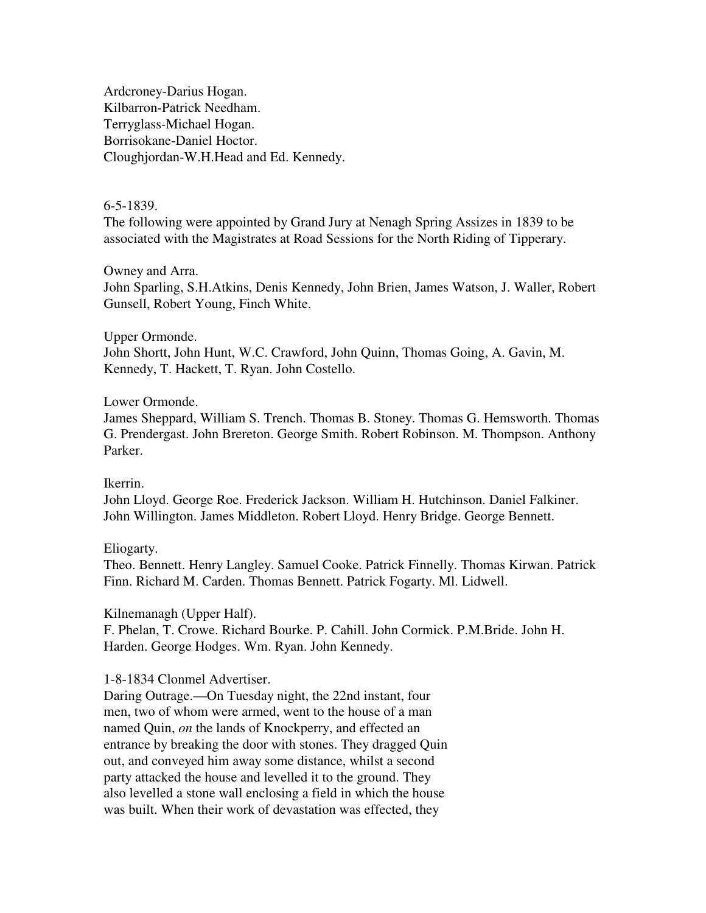Ardcroney-Darius Hogan.
Kilbarron-Patrick Needham.
Terryglass-Michael Hogan.
Borrisokane-Daniel Hoctor.
Cloughjordan-W.H.Head and Ed. Kennedy.

6-5-1839.
The following were appointed by Grand Jury at Nenagh Spring Assizes in 1839 to be associated with the Magistrates at Road Sessions for the North Riding of Tipperary.

Owney and Arra.
John Sparling, S.H.Atkins, Denis Kennedy, John Brien, James Watson, J. Waller, Robert Gunsell, Robert Young, Finch White.

Upper Ormonde.
John Shortt, John Hunt, W.C. Crawford, John Quinn, Thomas Going, A. Gavin, M. Kennedy, T. Hackett, T. Ryan. John Costello.

Lower Ormonde.
James Sheppard, William S. Trench. Thomas B. Stoney. Thomas G. Hemsworth. Thomas G. Prendergast. John Brereton. George Smith. Robert Robinson. M. Thompson. Anthony Parker.

Ikerrin.
John Lloyd. George Roe. Frederick Jackson. William H. Hutchinson. Daniel Falkiner. John Willington. James Middleton. Robert Lloyd. Henry Bridge. George Bennett.

Eliogarty.
Theo. Bennett. Henry Langley. Samuel Cooke. Patrick Finnelly. Thomas Kirwan. Patrick Finn. Richard M. Carden. Thomas Bennett. Patrick Fogarty. Ml. Lidwell.

Kilnemanagh (Upper Half).
F. Phelan, T. Crowe. Richard Bourke. P. Cahill. John Cormick. P.M.Bride. John H. Harden. George Hodges. Wm. Ryan. John Kennedy.

1-8-1834 Clonmel Advertiser.
Daring Outrage.—On Tuesday night, the 22nd instant, four men, two of whom were armed, went to the house of a man named Quin, *on* the lands of Knockperry, and effected an entrance by breaking the door with stones. They dragged Quin out, and conveyed him away some distance, whilst a second party attacked the house and levelled it to the ground. They also levelled a stone wall enclosing a field in which the house was built. When their work of devastation was effected, they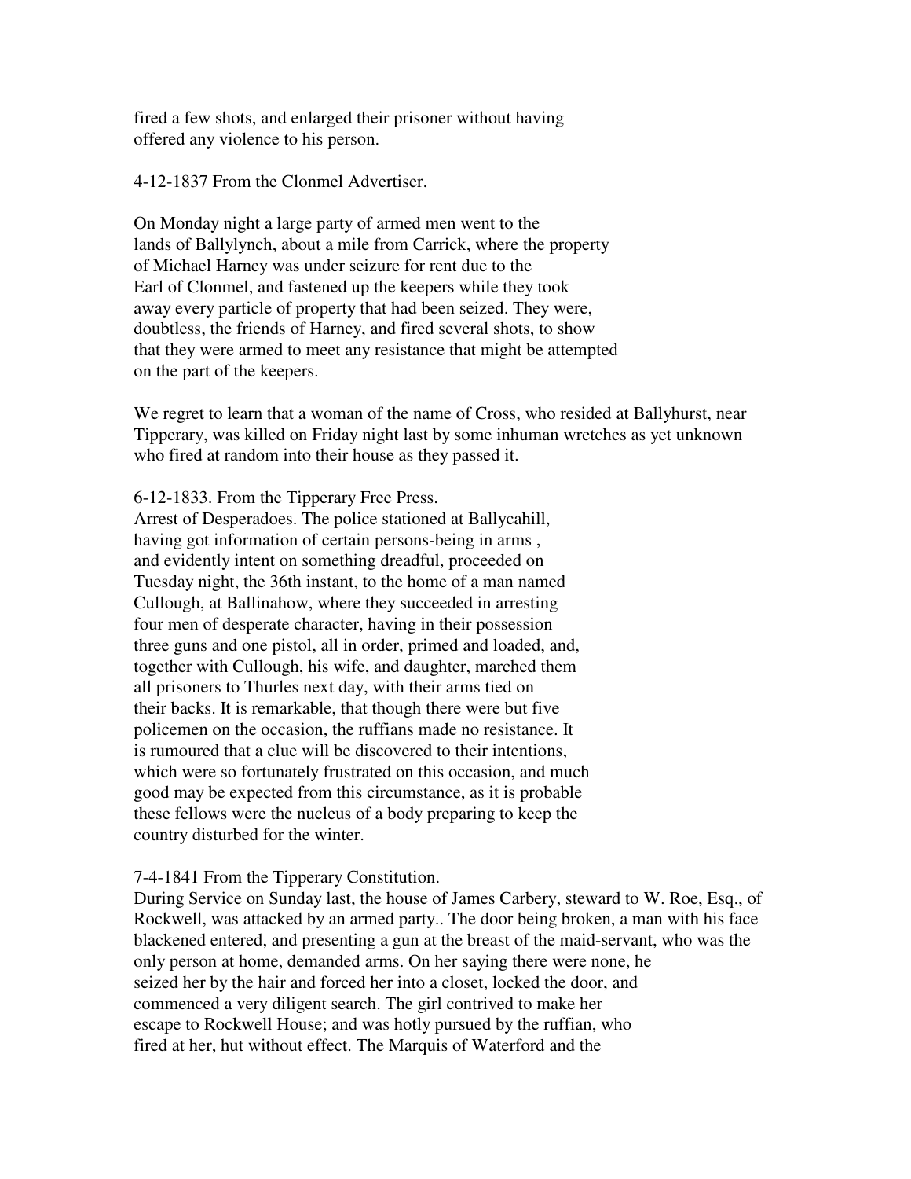fired a few shots, and enlarged their prisoner without having offered any violence to his person.

4-12-1837 From the Clonmel Advertiser.

On Monday night a large party of armed men went to the lands of Ballylynch, about a mile from Carrick, where the property of Michael Harney was under seizure for rent due to the Earl of Clonmel, and fastened up the keepers while they took away every particle of property that had been seized. They were, doubtless, the friends of Harney, and fired several shots, to show that they were armed to meet any resistance that might be attempted on the part of the keepers.

We regret to learn that a woman of the name of Cross, who resided at Ballyhurst, near Tipperary, was killed on Friday night last by some inhuman wretches as yet unknown who fired at random into their house as they passed it.

6-12-1833. From the Tipperary Free Press.
Arrest of Desperadoes. The police stationed at Ballycahill, having got information of certain persons-being in arms , and evidently intent on something dreadful, proceeded on Tuesday night, the 36th instant, to the home of a man named Cullough, at Ballinahow, where they succeeded in arresting four men of desperate character, having in their possession three guns and one pistol, all in order, primed and loaded, and, together with Cullough, his wife, and daughter, marched them all prisoners to Thurles next day, with their arms tied on their backs. It is remarkable, that though there were but five policemen on the occasion, the ruffians made no resistance. It is rumoured that a clue will be discovered to their intentions, which were so fortunately frustrated on this occasion, and much good may be expected from this circumstance, as it is probable these fellows were the nucleus of a body preparing to keep the country disturbed for the winter.

7-4-1841 From the Tipperary Constitution.
During Service on Sunday last, the house of James Carbery, steward to W. Roe, Esq., of Rockwell, was attacked by an armed party.. The door being broken, a man with his face blackened entered, and presenting a gun at the breast of the maid-servant, who was the only person at home, demanded arms. On her saying there were none, he seized her by the hair and forced her into a closet, locked the door, and commenced a very diligent search. The girl contrived to make her escape to Rockwell House; and was hotly pursued by the ruffian, who fired at her, hut without effect. The Marquis of Waterford and the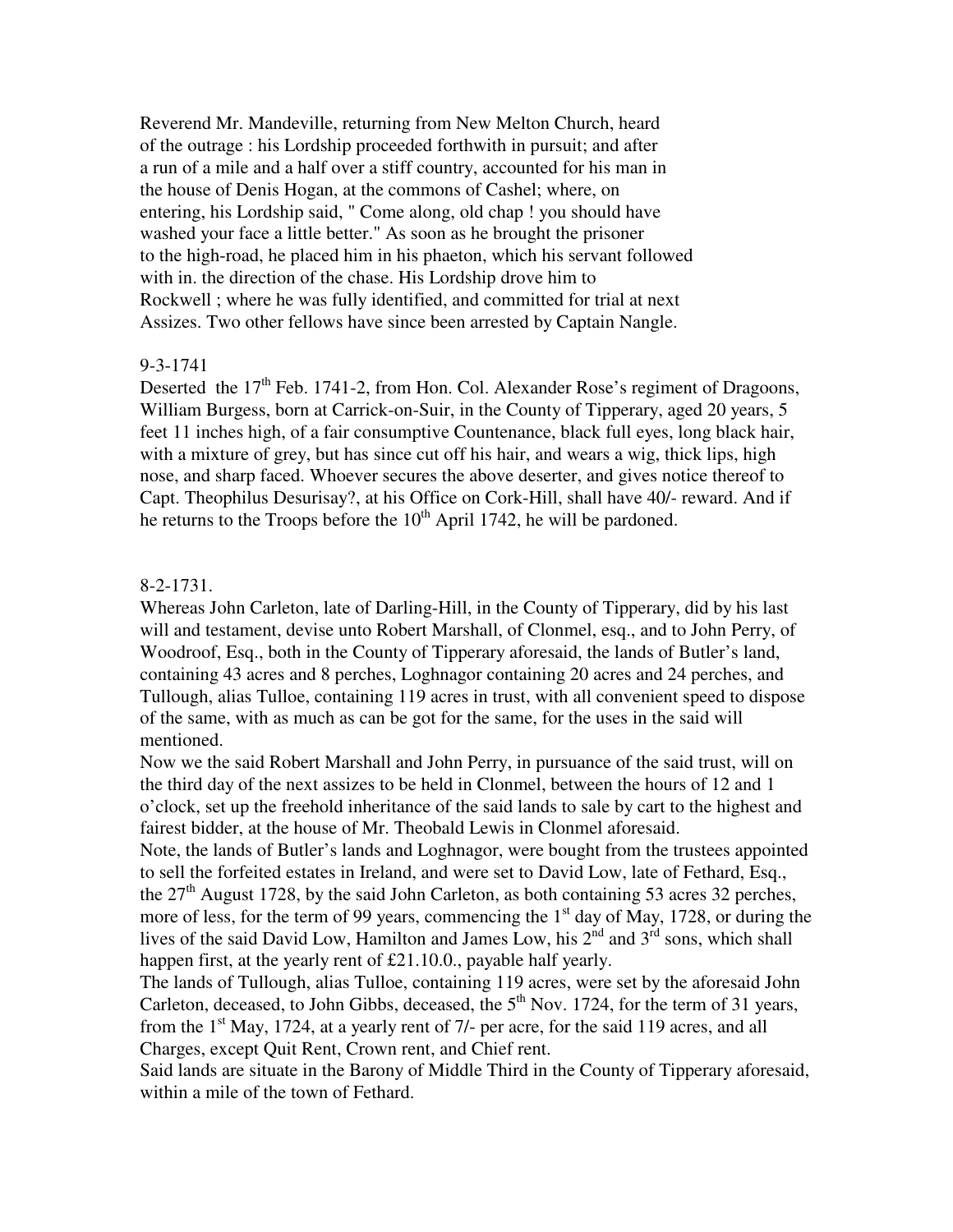Reverend Mr. Mandeville, returning from New Melton Church, heard of the outrage : his Lordship proceeded forthwith in pursuit; and after a run of a mile and a half over a stiff country, accounted for his man in the house of Denis Hogan, at the commons of Cashel; where, on entering, his Lordship said, " Come along, old chap ! you should have washed your face a little better." As soon as he brought the prisoner to the high-road, he placed him in his phaeton, which his servant followed with in. the direction of the chase. His Lordship drove him to Rockwell ; where he was fully identified, and committed for trial at next Assizes. Two other fellows have since been arrested by Captain Nangle.

9-3-1741

Deserted the 17th Feb. 1741-2, from Hon. Col. Alexander Rose's regiment of Dragoons, William Burgess, born at Carrick-on-Suir, in the County of Tipperary, aged 20 years, 5 feet 11 inches high, of a fair consumptive Countenance, black full eyes, long black hair, with a mixture of grey, but has since cut off his hair, and wears a wig, thick lips, high nose, and sharp faced. Whoever secures the above deserter, and gives notice thereof to Capt. Theophilus Desurisay?, at his Office on Cork-Hill, shall have 40/- reward. And if he returns to the Troops before the 10th April 1742, he will be pardoned.

8-2-1731.

Whereas John Carleton, late of Darling-Hill, in the County of Tipperary, did by his last will and testament, devise unto Robert Marshall, of Clonmel, esq., and to John Perry, of Woodroof, Esq., both in the County of Tipperary aforesaid, the lands of Butler's land, containing 43 acres and 8 perches, Loghnagor containing 20 acres and 24 perches, and Tullough, alias Tulloe, containing 119 acres in trust, with all convenient speed to dispose of the same, with as much as can be got for the same, for the uses in the said will mentioned.

Now we the said Robert Marshall and John Perry, in pursuance of the said trust, will on the third day of the next assizes to be held in Clonmel, between the hours of 12 and 1 o'clock, set up the freehold inheritance of the said lands to sale by cart to the highest and fairest bidder, at the house of Mr. Theobald Lewis in Clonmel aforesaid.

Note, the lands of Butler's lands and Loghnagor, were bought from the trustees appointed to sell the forfeited estates in Ireland, and were set to David Low, late of Fethard, Esq., the 27th August 1728, by the said John Carleton, as both containing 53 acres 32 perches, more of less, for the term of 99 years, commencing the 1st day of May, 1728, or during the lives of the said David Low, Hamilton and James Low, his 2nd and 3rd sons, which shall happen first, at the yearly rent of £21.10.0., payable half yearly.

The lands of Tullough, alias Tulloe, containing 119 acres, were set by the aforesaid John Carleton, deceased, to John Gibbs, deceased, the 5th Nov. 1724, for the term of 31 years, from the 1st May, 1724, at a yearly rent of 7/- per acre, for the said 119 acres, and all Charges, except Quit Rent, Crown rent, and Chief rent.

Said lands are situate in the Barony of Middle Third in the County of Tipperary aforesaid, within a mile of the town of Fethard.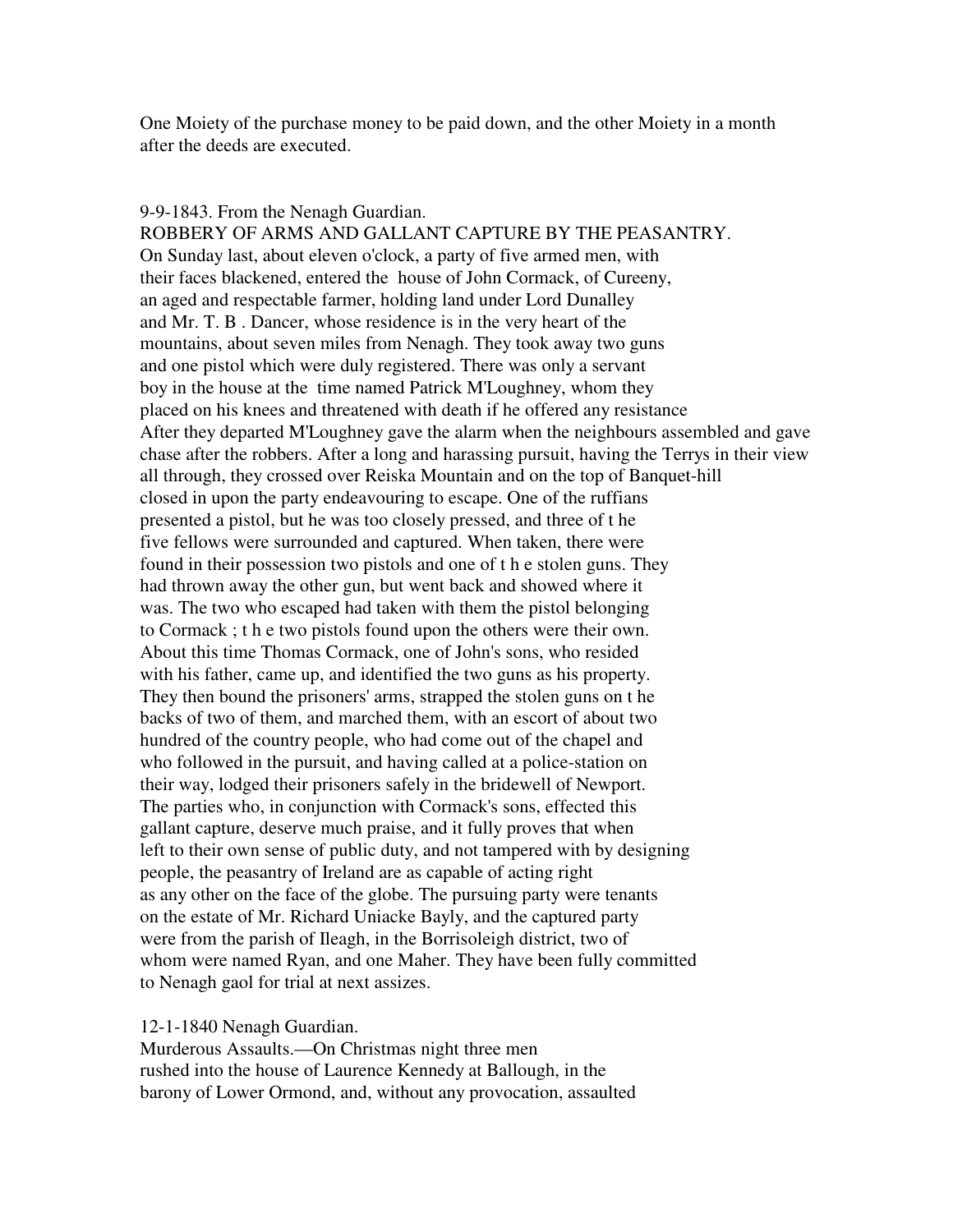One Moiety of the purchase money to be paid down, and the other Moiety in a month after the deeds are executed.

9-9-1843. From the Nenagh Guardian.

ROBBERY OF ARMS AND GALLANT CAPTURE BY THE PEASANTRY.

On Sunday last, about eleven o'clock, a party of five armed men, with their faces blackened, entered the house of John Cormack, of Cureeny, an aged and respectable farmer, holding land under Lord Dunalley and Mr. T. B . Dancer, whose residence is in the very heart of the mountains, about seven miles from Nenagh. They took away two guns and one pistol which were duly registered. There was only a servant boy in the house at the time named Patrick M'Loughney, whom they placed on his knees and threatened with death if he offered any resistance After they departed M'Loughney gave the alarm when the neighbours assembled and gave chase after the robbers. After a long and harassing pursuit, having the Terrys in their view all through, they crossed over Reiska Mountain and on the top of Banquet-hill closed in upon the party endeavouring to escape. One of the ruffians presented a pistol, but he was too closely pressed, and three of t he five fellows were surrounded and captured. When taken, there were found in their possession two pistols and one of t h e stolen guns. They had thrown away the other gun, but went back and showed where it was. The two who escaped had taken with them the pistol belonging to Cormack ; t h e two pistols found upon the others were their own. About this time Thomas Cormack, one of John's sons, who resided with his father, came up, and identified the two guns as his property. They then bound the prisoners' arms, strapped the stolen guns on t he backs of two of them, and marched them, with an escort of about two hundred of the country people, who had come out of the chapel and who followed in the pursuit, and having called at a police-station on their way, lodged their prisoners safely in the bridewell of Newport. The parties who, in conjunction with Cormack's sons, effected this gallant capture, deserve much praise, and it fully proves that when left to their own sense of public duty, and not tampered with by designing people, the peasantry of Ireland are as capable of acting right as any other on the face of the globe. The pursuing party were tenants on the estate of Mr. Richard Uniacke Bayly, and the captured party were from the parish of Ileagh, in the Borrisoleigh district, two of whom were named Ryan, and one Maher. They have been fully committed to Nenagh gaol for trial at next assizes.

12-1-1840 Nenagh Guardian.

Murderous Assaults.—On Christmas night three men rushed into the house of Laurence Kennedy at Ballough, in the barony of Lower Ormond, and, without any provocation, assaulted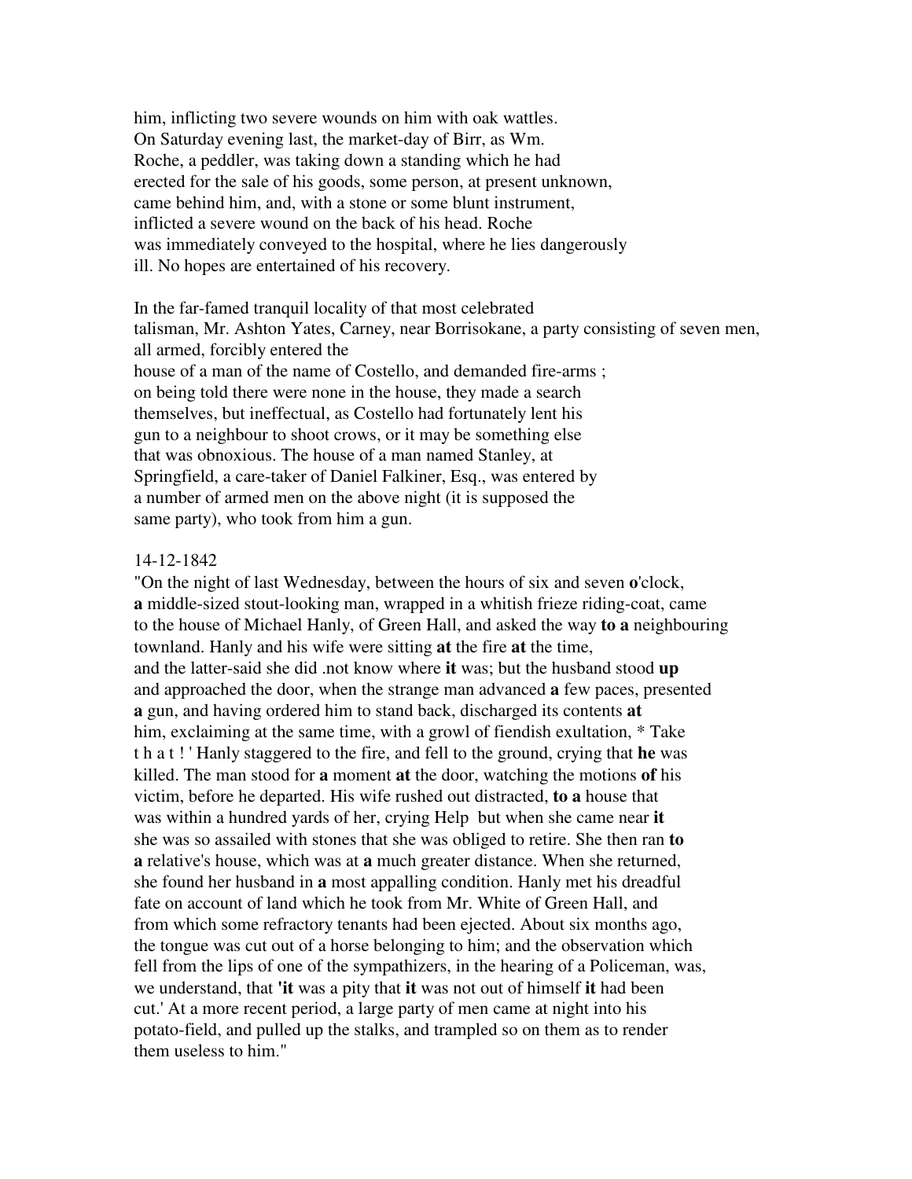him, inflicting two severe wounds on him with oak wattles. On Saturday evening last, the market-day of Birr, as Wm. Roche, a peddler, was taking down a standing which he had erected for the sale of his goods, some person, at present unknown, came behind him, and, with a stone or some blunt instrument, inflicted a severe wound on the back of his head. Roche was immediately conveyed to the hospital, where he lies dangerously ill. No hopes are entertained of his recovery.

In the far-famed tranquil locality of that most celebrated talisman, Mr. Ashton Yates, Carney, near Borrisokane, a party consisting of seven men, all armed, forcibly entered the house of a man of the name of Costello, and demanded fire-arms ; on being told there were none in the house, they made a search themselves, but ineffectual, as Costello had fortunately lent his gun to a neighbour to shoot crows, or it may be something else that was obnoxious. The house of a man named Stanley, at Springfield, a care-taker of Daniel Falkiner, Esq., was entered by a number of armed men on the above night (it is supposed the same party), who took from him a gun.

14-12-1842

"On the night of last Wednesday, between the hours of six and seven **o**'clock, **a** middle-sized stout-looking man, wrapped in a whitish frieze riding-coat, came to the house of Michael Hanly, of Green Hall, and asked the way **to a** neighbouring townland. Hanly and his wife were sitting **at** the fire **at** the time, and the latter-said she did .not know where **it** was; but the husband stood **up** and approached the door, when the strange man advanced **a** few paces, presented **a** gun, and having ordered him to stand back, discharged its contents **at** him, exclaiming at the same time, with a growl of fiendish exultation, * Take t h a t ! ' Hanly staggered to the fire, and fell to the ground, crying that **he** was killed. The man stood for **a** moment **at** the door, watching the motions **of** his victim, before he departed. His wife rushed out distracted, **to a** house that was within a hundred yards of her, crying Help but when she came near **it** she was so assailed with stones that she was obliged to retire. She then ran **to a** relative's house, which was at **a** much greater distance. When she returned, she found her husband in **a** most appalling condition. Hanly met his dreadful fate on account of land which he took from Mr. White of Green Hall, and from which some refractory tenants had been ejected. About six months ago, the tongue was cut out of a horse belonging to him; and the observation which fell from the lips of one of the sympathizers, in the hearing of a Policeman, was, we understand, that **'it** was a pity that **it** was not out of himself **it** had been cut.' At a more recent period, a large party of men came at night into his potato-field, and pulled up the stalks, and trampled so on them as to render them useless to him."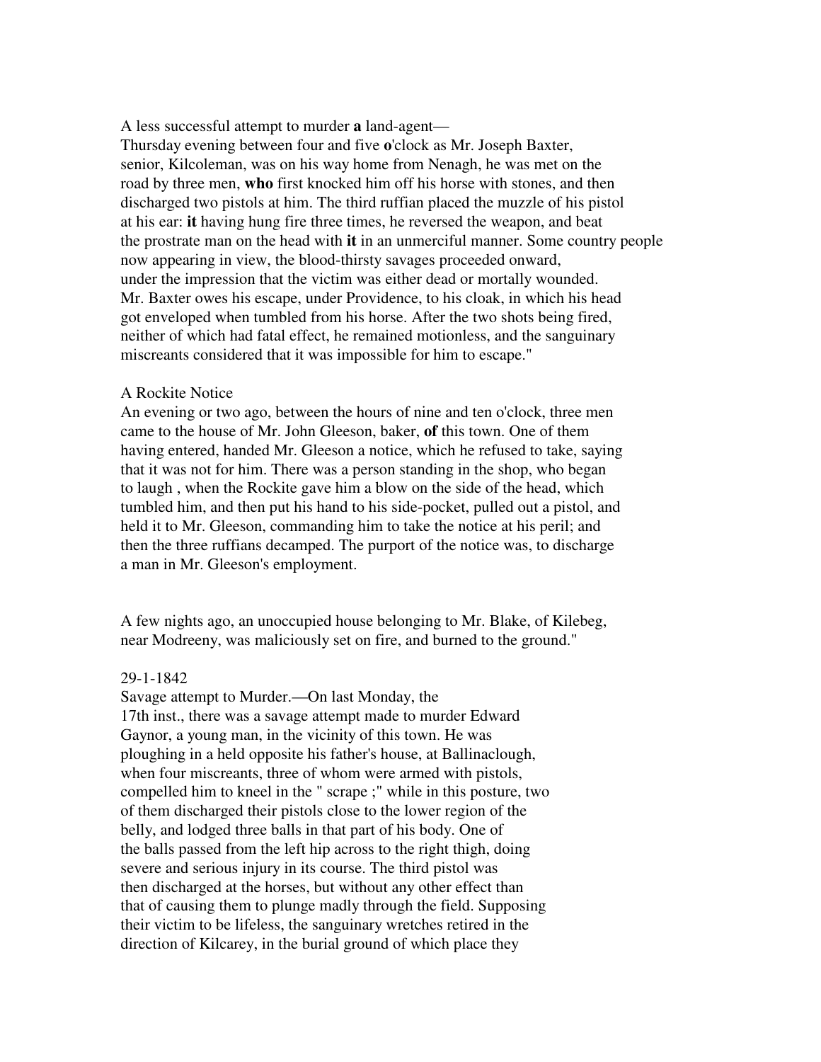A less successful attempt to murder **a** land-agent—
Thursday evening between four and five **o**'clock as Mr. Joseph Baxter, senior, Kilcoleman, was on his way home from Nenagh, he was met on the road by three men, **who** first knocked him off his horse with stones, and then discharged two pistols at him. The third ruffian placed the muzzle of his pistol at his ear: **it** having hung fire three times, he reversed the weapon, and beat the prostrate man on the head with **it** in an unmerciful manner. Some country people now appearing in view, the blood-thirsty savages proceeded onward, under the impression that the victim was either dead or mortally wounded. Mr. Baxter owes his escape, under Providence, to his cloak, in which his head got enveloped when tumbled from his horse. After the two shots being fired, neither of which had fatal effect, he remained motionless, and the sanguinary miscreants considered that it was impossible for him to escape."

A Rockite Notice
An evening or two ago, between the hours of nine and ten o'clock, three men came to the house of Mr. John Gleeson, baker, **of** this town. One of them having entered, handed Mr. Gleeson a notice, which he refused to take, saying that it was not for him. There was a person standing in the shop, who began to laugh , when the Rockite gave him a blow on the side of the head, which tumbled him, and then put his hand to his side-pocket, pulled out a pistol, and held it to Mr. Gleeson, commanding him to take the notice at his peril; and then the three ruffians decamped. The purport of the notice was, to discharge a man in Mr. Gleeson's employment.

A few nights ago, an unoccupied house belonging to Mr. Blake, of Kilebeg, near Modreeny, was maliciously set on fire, and burned to the ground."

29-1-1842
Savage attempt to Murder.—On last Monday, the 17th inst., there was a savage attempt made to murder Edward Gaynor, a young man, in the vicinity of this town. He was ploughing in a held opposite his father's house, at Ballinaclough, when four miscreants, three of whom were armed with pistols, compelled him to kneel in the " scrape ;" while in this posture, two of them discharged their pistols close to the lower region of the belly, and lodged three balls in that part of his body. One of the balls passed from the left hip across to the right thigh, doing severe and serious injury in its course. The third pistol was then discharged at the horses, but without any other effect than that of causing them to plunge madly through the field. Supposing their victim to be lifeless, the sanguinary wretches retired in the direction of Kilcarey, in the burial ground of which place they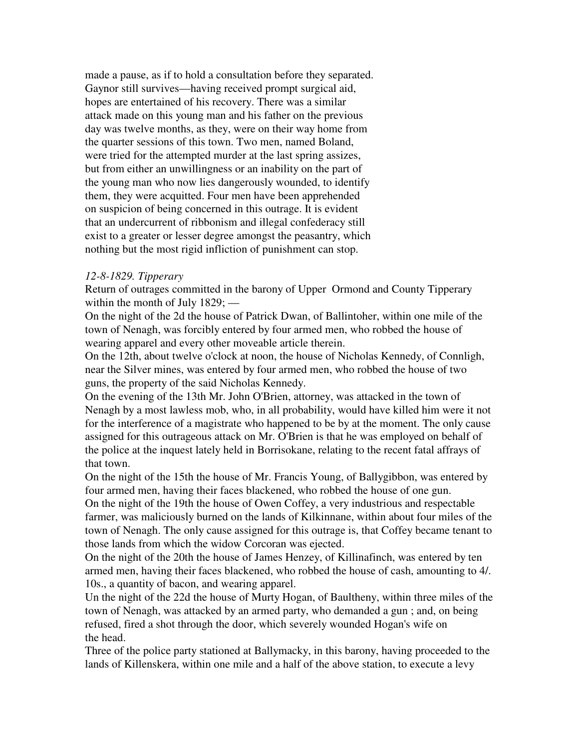made a pause, as if to hold a consultation before they separated. Gaynor still survives—having received prompt surgical aid, hopes are entertained of his recovery. There was a similar attack made on this young man and his father on the previous day was twelve months, as they, were on their way home from the quarter sessions of this town. Two men, named Boland, were tried for the attempted murder at the last spring assizes, but from either an unwillingness or an inability on the part of the young man who now lies dangerously wounded, to identify them, they were acquitted. Four men have been apprehended on suspicion of being concerned in this outrage. It is evident that an undercurrent of ribbonism and illegal confederacy still exist to a greater or lesser degree amongst the peasantry, which nothing but the most rigid infliction of punishment can stop.

*12-8-1829. Tipperary*

Return of outrages committed in the barony of Upper Ormond and County Tipperary within the month of July 1829; —

On the night of the 2d the house of Patrick Dwan, of Ballintoher, within one mile of the town of Nenagh, was forcibly entered by four armed men, who robbed the house of wearing apparel and every other moveable article therein.

On the 12th, about twelve o'clock at noon, the house of Nicholas Kennedy, of Connligh, near the Silver mines, was entered by four armed men, who robbed the house of two guns, the property of the said Nicholas Kennedy.

On the evening of the 13th Mr. John O'Brien, attorney, was attacked in the town of Nenagh by a most lawless mob, who, in all probability, would have killed him were it not for the interference of a magistrate who happened to be by at the moment. The only cause assigned for this outrageous attack on Mr. O'Brien is that he was employed on behalf of the police at the inquest lately held in Borrisokane, relating to the recent fatal affrays of that town.

On the night of the 15th the house of Mr. Francis Young, of Ballygibbon, was entered by four armed men, having their faces blackened, who robbed the house of one gun.

On the night of the 19th the house of Owen Coffey, a very industrious and respectable farmer, was maliciously burned on the lands of Kilkinnane, within about four miles of the town of Nenagh. The only cause assigned for this outrage is, that Coffey became tenant to those lands from which the widow Corcoran was ejected.

On the night of the 20th the house of James Henzey, of Killinafinch, was entered by ten armed men, having their faces blackened, who robbed the house of cash, amounting to 4/. 10s., a quantity of bacon, and wearing apparel.

Un the night of the 22d the house of Murty Hogan, of Baultheny, within three miles of the town of Nenagh, was attacked by an armed party, who demanded a gun ; and, on being refused, fired a shot through the door, which severely wounded Hogan's wife on the head.

Three of the police party stationed at Ballymacky, in this barony, having proceeded to the lands of Killenskera, within one mile and a half of the above station, to execute a levy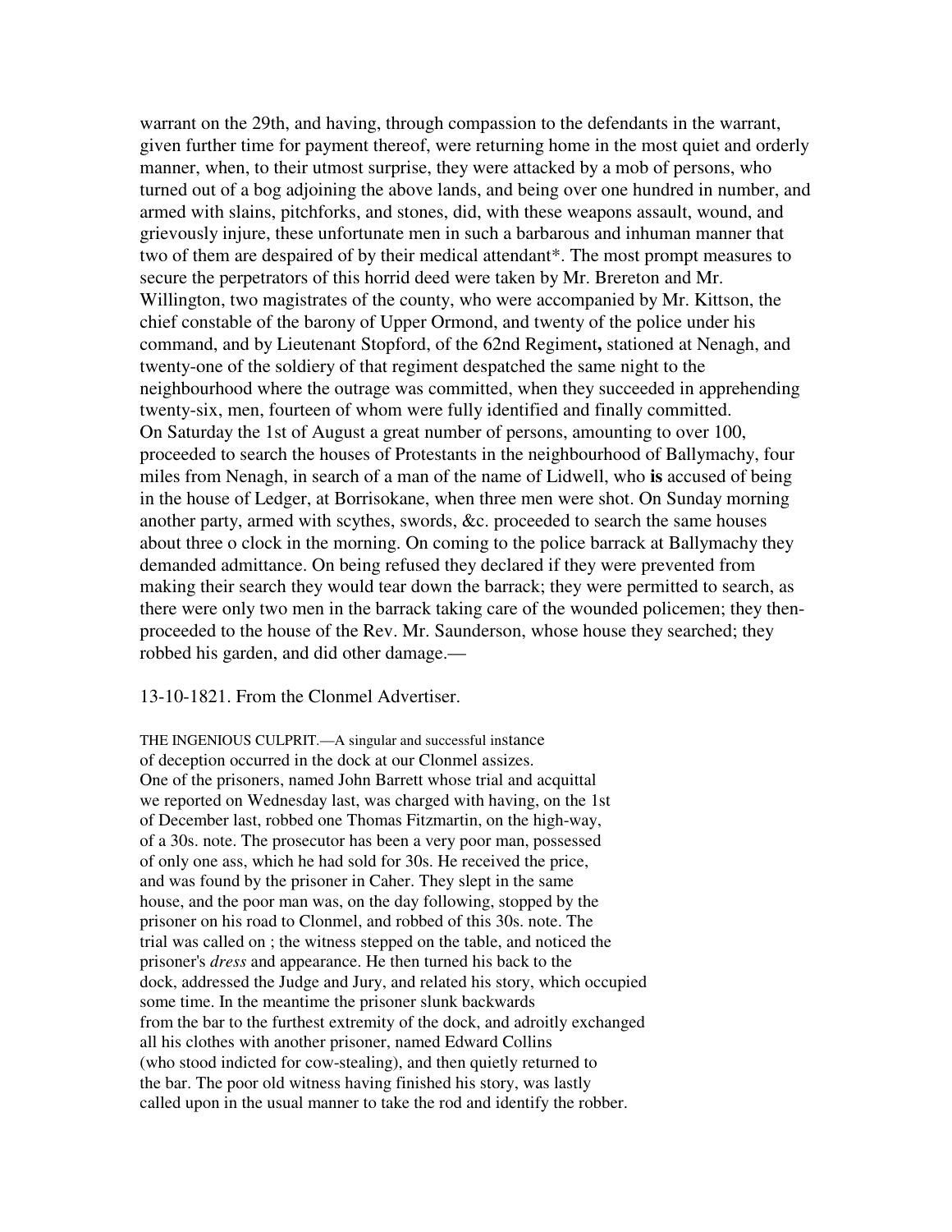warrant on the 29th, and having, through compassion to the defendants in the warrant, given further time for payment thereof, were returning home in the most quiet and orderly manner, when, to their utmost surprise, they were attacked by a mob of persons, who turned out of a bog adjoining the above lands, and being over one hundred in number, and armed with slains, pitchforks, and stones, did, with these weapons assault, wound, and grievously injure, these unfortunate men in such a barbarous and inhuman manner that two of them are despaired of by their medical attendant*. The most prompt measures to secure the perpetrators of this horrid deed were taken by Mr. Brereton and Mr. Willington, two magistrates of the county, who were accompanied by Mr. Kittson, the chief constable of the barony of Upper Ormond, and twenty of the police under his command, and by Lieutenant Stopford, of the 62nd Regiment**,** stationed at Nenagh, and twenty-one of the soldiery of that regiment despatched the same night to the neighbourhood where the outrage was committed, when they succeeded in apprehending twenty-six, men, fourteen of whom were fully identified and finally committed.
On Saturday the 1st of August a great number of persons, amounting to over 100, proceeded to search the houses of Protestants in the neighbourhood of Ballymachy, four miles from Nenagh, in search of a man of the name of Lidwell, who **is** accused of being in the house of Ledger, at Borrisokane, when three men were shot. On Sunday morning another party, armed with scythes, swords, &c. proceeded to search the same houses about three o clock in the morning. On coming to the police barrack at Ballymachy they demanded admittance. On being refused they declared if they were prevented from making their search they would tear down the barrack; they were permitted to search, as there were only two men in the barrack taking care of the wounded policemen; they then-proceeded to the house of the Rev. Mr. Saunderson, whose house they searched; they robbed his garden, and did other damage.—

13-10-1821. From the Clonmel Advertiser.

THE INGENIOUS CULPRIT.—A singular and successful instance of deception occurred in the dock at our Clonmel assizes. One of the prisoners, named John Barrett whose trial and acquittal we reported on Wednesday last, was charged with having, on the 1st of December last, robbed one Thomas Fitzmartin, on the high-way, of a 30s. note. The prosecutor has been a very poor man, possessed of only one ass, which he had sold for 30s. He received the price, and was found by the prisoner in Caher. They slept in the same house, and the poor man was, on the day following, stopped by the prisoner on his road to Clonmel, and robbed of this 30s. note. The trial was called on ; the witness stepped on the table, and noticed the prisoner's *dress* and appearance. He then turned his back to the dock, addressed the Judge and Jury, and related his story, which occupied some time. In the meantime the prisoner slunk backwards from the bar to the furthest extremity of the dock, and adroitly exchanged all his clothes with another prisoner, named Edward Collins (who stood indicted for cow-stealing), and then quietly returned to the bar. The poor old witness having finished his story, was lastly called upon in the usual manner to take the rod and identify the robber.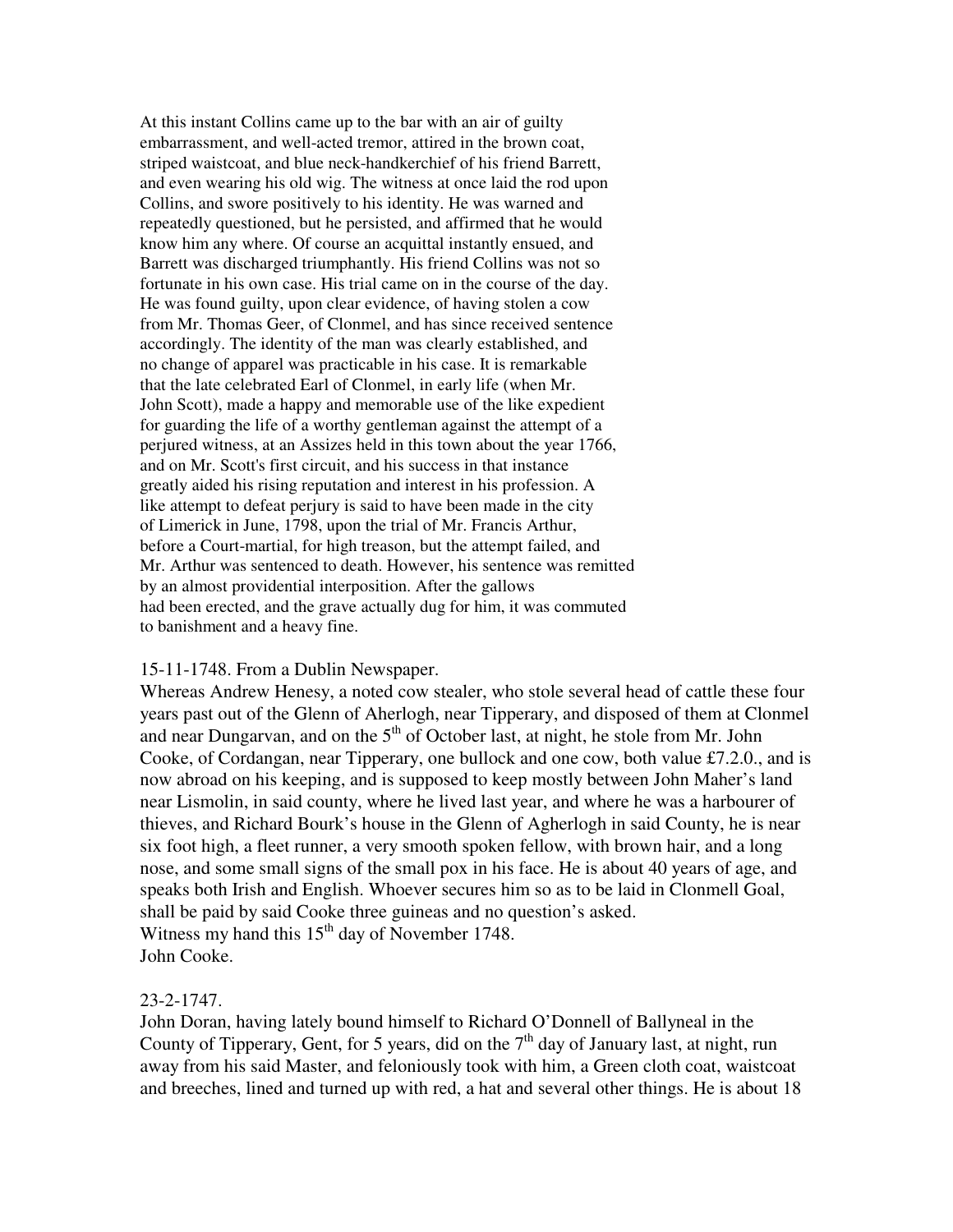At this instant Collins came up to the bar with an air of guilty embarrassment, and well-acted tremor, attired in the brown coat, striped waistcoat, and blue neck-handkerchief of his friend Barrett, and even wearing his old wig. The witness at once laid the rod upon Collins, and swore positively to his identity. He was warned and repeatedly questioned, but he persisted, and affirmed that he would know him any where. Of course an acquittal instantly ensued, and Barrett was discharged triumphantly. His friend Collins was not so fortunate in his own case. His trial came on in the course of the day. He was found guilty, upon clear evidence, of having stolen a cow from Mr. Thomas Geer, of Clonmel, and has since received sentence accordingly. The identity of the man was clearly established, and no change of apparel was practicable in his case. It is remarkable that the late celebrated Earl of Clonmel, in early life (when Mr. John Scott), made a happy and memorable use of the like expedient for guarding the life of a worthy gentleman against the attempt of a perjured witness, at an Assizes held in this town about the year 1766, and on Mr. Scott's first circuit, and his success in that instance greatly aided his rising reputation and interest in his profession. A like attempt to defeat perjury is said to have been made in the city of Limerick in June, 1798, upon the trial of Mr. Francis Arthur, before a Court-martial, for high treason, but the attempt failed, and Mr. Arthur was sentenced to death. However, his sentence was remitted by an almost providential interposition. After the gallows had been erected, and the grave actually dug for him, it was commuted to banishment and a heavy fine.

15-11-1748. From a Dublin Newspaper.
Whereas Andrew Henesy, a noted cow stealer, who stole several head of cattle these four years past out of the Glenn of Aherlogh, near Tipperary, and disposed of them at Clonmel and near Dungarvan, and on the 5th of October last, at night, he stole from Mr. John Cooke, of Cordangan, near Tipperary, one bullock and one cow, both value £7.2.0., and is now abroad on his keeping, and is supposed to keep mostly between John Maher's land near Lismolin, in said county, where he lived last year, and where he was a harbourer of thieves, and Richard Bourk's house in the Glenn of Agherlogh in said County, he is near six foot high, a fleet runner, a very smooth spoken fellow, with brown hair, and a long nose, and some small signs of the small pox in his face. He is about 40 years of age, and speaks both Irish and English. Whoever secures him so as to be laid in Clonmell Goal, shall be paid by said Cooke three guineas and no question's asked.
Witness my hand this 15th day of November 1748.
John Cooke.

23-2-1747.
John Doran, having lately bound himself to Richard O'Donnell of Ballyneal in the County of Tipperary, Gent, for 5 years, did on the 7th day of January last, at night, run away from his said Master, and feloniously took with him, a Green cloth coat, waistcoat and breeches, lined and turned up with red, a hat and several other things. He is about 18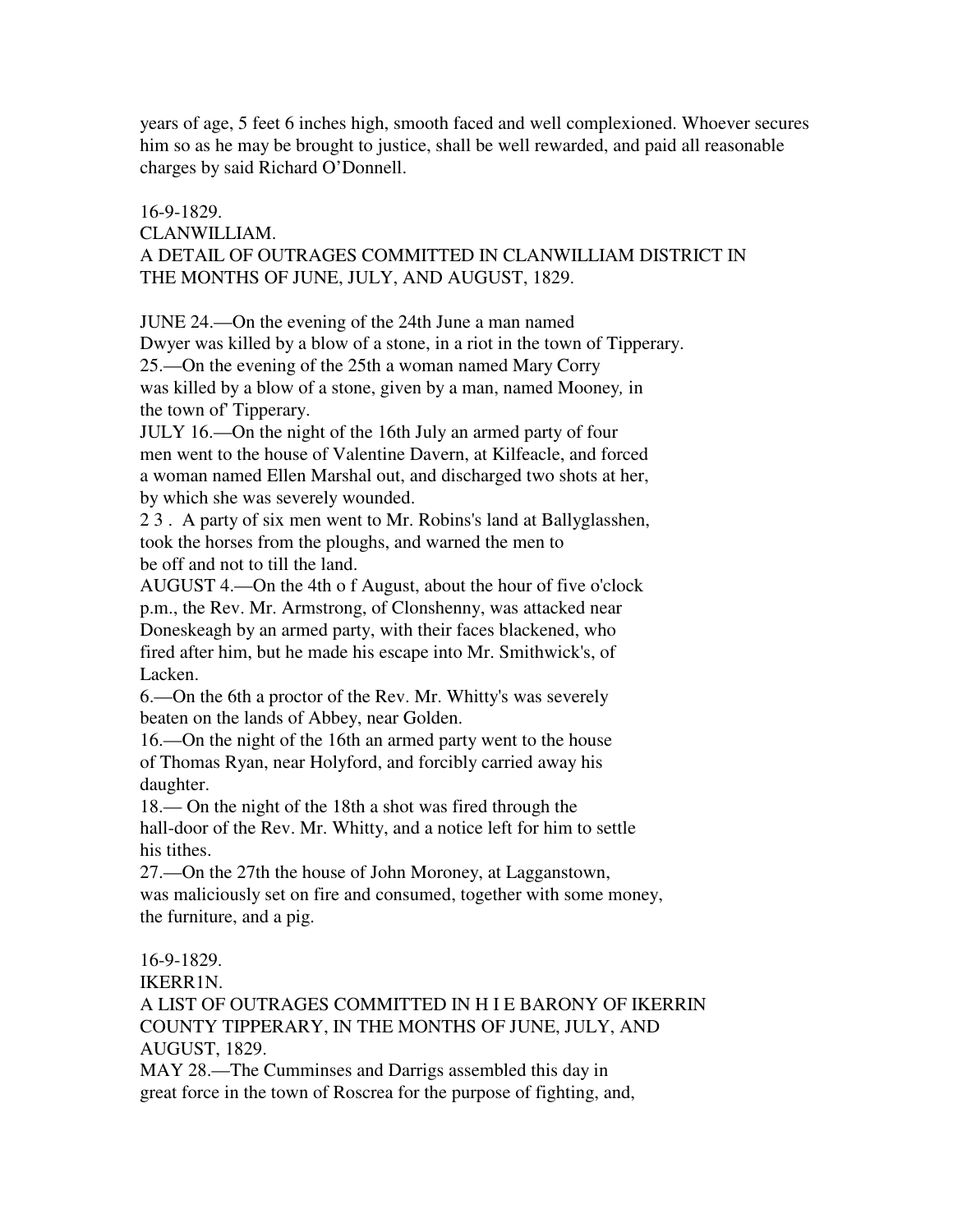years of age, 5 feet 6 inches high, smooth faced and well complexioned. Whoever secures him so as he may be brought to justice, shall be well rewarded, and paid all reasonable charges by said Richard O'Donnell.

16-9-1829.

CLANWILLIAM.

A DETAIL OF OUTRAGES COMMITTED IN CLANWILLIAM DISTRICT IN THE MONTHS OF JUNE, JULY, AND AUGUST, 1829.

JUNE 24.—On the evening of the 24th June a man named Dwyer was killed by a blow of a stone, in a riot in the town of Tipperary.

25.—On the evening of the 25th a woman named Mary Corry was killed by a blow of a stone, given by a man, named Mooney, in the town of' Tipperary.

JULY 16.—On the night of the 16th July an armed party of four men went to the house of Valentine Davern, at Kilfeacle, and forced a woman named Ellen Marshal out, and discharged two shots at her, by which she was severely wounded.

2 3 . A party of six men went to Mr. Robins's land at Ballyglasshen, took the horses from the ploughs, and warned the men to be off and not to till the land.

AUGUST 4.—On the 4th o f August, about the hour of five o'clock p.m., the Rev. Mr. Armstrong, of Clonshenny, was attacked near Doneskeagh by an armed party, with their faces blackened, who fired after him, but he made his escape into Mr. Smithwick's, of Lacken.

6.—On the 6th a proctor of the Rev. Mr. Whitty's was severely beaten on the lands of Abbey, near Golden.

16.—On the night of the 16th an armed party went to the house of Thomas Ryan, near Holyford, and forcibly carried away his daughter.

18.— On the night of the 18th a shot was fired through the hall-door of the Rev. Mr. Whitty, and a notice left for him to settle his tithes.

27.—On the 27th the house of John Moroney, at Lagganstown, was maliciously set on fire and consumed, together with some money, the furniture, and a pig.

16-9-1829.

IKERR1N.

A LIST OF OUTRAGES COMMITTED IN H I E BARONY OF IKERRIN COUNTY TIPPERARY, IN THE MONTHS OF JUNE, JULY, AND AUGUST, 1829.

MAY 28.—The Cumminses and Darrigs assembled this day in great force in the town of Roscrea for the purpose of fighting, and,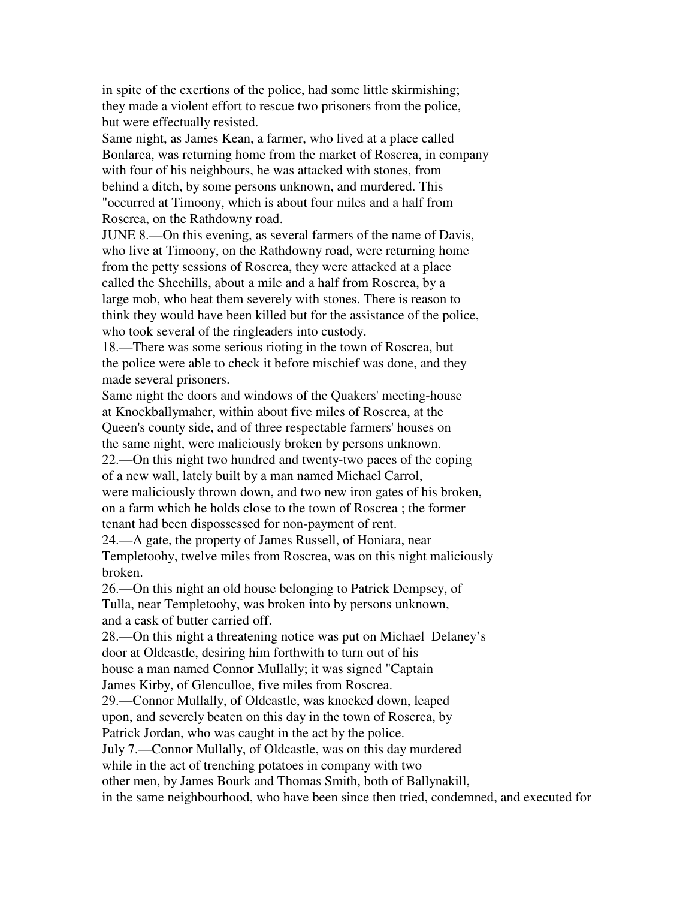in spite of the exertions of the police, had some little skirmishing; they made a violent effort to rescue two prisoners from the police, but were effectually resisted.

Same night, as James Kean, a farmer, who lived at a place called Bonlarea, was returning home from the market of Roscrea, in company with four of his neighbours, he was attacked with stones, from behind a ditch, by some persons unknown, and murdered. This "occurred at Timoony, which is about four miles and a half from Roscrea, on the Rathdowny road.

JUNE 8.—On this evening, as several farmers of the name of Davis, who live at Timoony, on the Rathdowny road, were returning home from the petty sessions of Roscrea, they were attacked at a place called the Sheehills, about a mile and a half from Roscrea, by a large mob, who heat them severely with stones. There is reason to think they would have been killed but for the assistance of the police, who took several of the ringleaders into custody.

18.—There was some serious rioting in the town of Roscrea, but the police were able to check it before mischief was done, and they made several prisoners.

Same night the doors and windows of the Quakers' meeting-house at Knockballymaher, within about five miles of Roscrea, at the Queen's county side, and of three respectable farmers' houses on the same night, were maliciously broken by persons unknown.

22.—On this night two hundred and twenty-two paces of the coping of a new wall, lately built by a man named Michael Carrol, were maliciously thrown down, and two new iron gates of his broken, on a farm which he holds close to the town of Roscrea ; the former tenant had been dispossessed for non-payment of rent.

24.—A gate, the property of James Russell, of Honiara, near Templetoohy, twelve miles from Roscrea, was on this night maliciously broken.

26.—On this night an old house belonging to Patrick Dempsey, of Tulla, near Templetoohy, was broken into by persons unknown, and a cask of butter carried off.

28.—On this night a threatening notice was put on Michael Delaney's door at Oldcastle, desiring him forthwith to turn out of his house a man named Connor Mullally; it was signed "Captain James Kirby, of Glenculloe, five miles from Roscrea.

29.—Connor Mullally, of Oldcastle, was knocked down, leaped upon, and severely beaten on this day in the town of Roscrea, by Patrick Jordan, who was caught in the act by the police.

July 7.—Connor Mullally, of Oldcastle, was on this day murdered while in the act of trenching potatoes in company with two other men, by James Bourk and Thomas Smith, both of Ballynakill, in the same neighbourhood, who have been since then tried, condemned, and executed for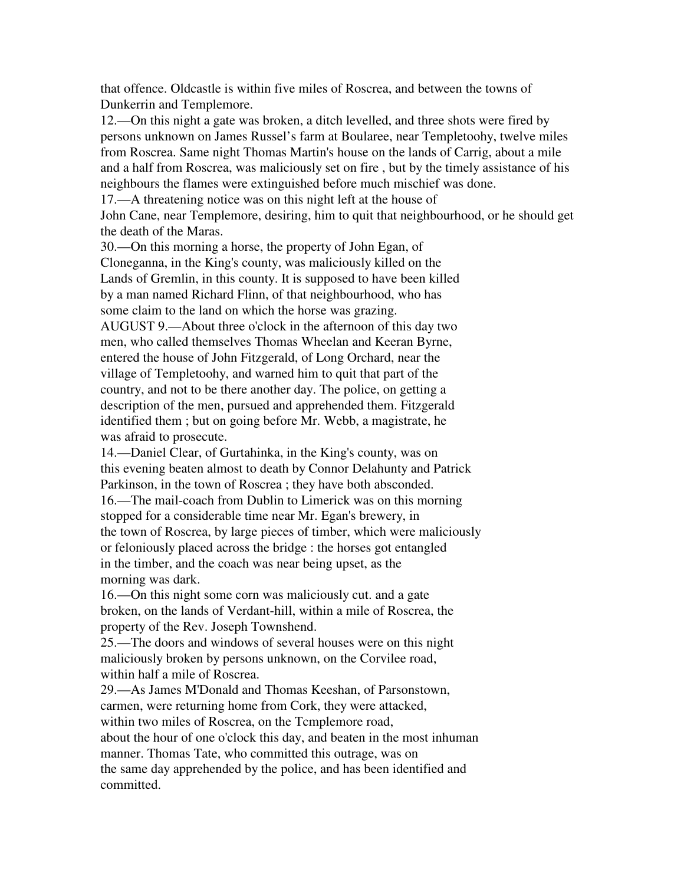that offence. Oldcastle is within five miles of Roscrea, and between the towns of Dunkerrin and Templemore.

12.—On this night a gate was broken, a ditch levelled, and three shots were fired by persons unknown on James Russel's farm at Boularee, near Templetoohy, twelve miles from Roscrea. Same night Thomas Martin's house on the lands of Carrig, about a mile and a half from Roscrea, was maliciously set on fire , but by the timely assistance of his neighbours the flames were extinguished before much mischief was done.

17.—A threatening notice was on this night left at the house of John Cane, near Templemore, desiring, him to quit that neighbourhood, or he should get the death of the Maras.

30.—On this morning a horse, the property of John Egan, of Cloneganna, in the King's county, was maliciously killed on the Lands of Gremlin, in this county. It is supposed to have been killed by a man named Richard Flinn, of that neighbourhood, who has some claim to the land on which the horse was grazing.

AUGUST 9.—About three o'clock in the afternoon of this day two men, who called themselves Thomas Wheelan and Keeran Byrne, entered the house of John Fitzgerald, of Long Orchard, near the village of Templetoohy, and warned him to quit that part of the country, and not to be there another day. The police, on getting a description of the men, pursued and apprehended them. Fitzgerald identified them ; but on going before Mr. Webb, a magistrate, he was afraid to prosecute.

14.—Daniel Clear, of Gurtahinka, in the King's county, was on this evening beaten almost to death by Connor Delahunty and Patrick Parkinson, in the town of Roscrea ; they have both absconded.

16.—The mail-coach from Dublin to Limerick was on this morning stopped for a considerable time near Mr. Egan's brewery, in the town of Roscrea, by large pieces of timber, which were maliciously or feloniously placed across the bridge : the horses got entangled in the timber, and the coach was near being upset, as the morning was dark.

16.—On this night some corn was maliciously cut. and a gate broken, on the lands of Verdant-hill, within a mile of Roscrea, the property of the Rev. Joseph Townshend.

25.—The doors and windows of several houses were on this night maliciously broken by persons unknown, on the Corvilee road, within half a mile of Roscrea.

29.—As James M'Donald and Thomas Keeshan, of Parsonstown, carmen, were returning home from Cork, they were attacked, within two miles of Roscrea, on the Tcmplemore road, about the hour of one o'clock this day, and beaten in the most inhuman manner. Thomas Tate, who committed this outrage, was on the same day apprehended by the police, and has been identified and committed.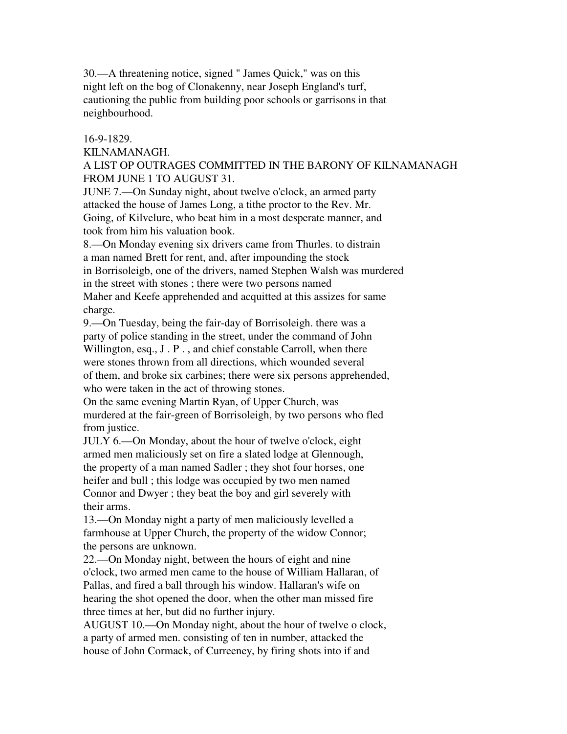30.—A threatening notice, signed " James Quick," was on this night left on the bog of Clonakenny, near Joseph England's turf, cautioning the public from building poor schools or garrisons in that neighbourhood.

16-9-1829.

KILNAMANAGH.

A LIST OP OUTRAGES COMMITTED IN THE BARONY OF KILNAMANAGH FROM JUNE 1 TO AUGUST 31.

JUNE 7.—On Sunday night, about twelve o'clock, an armed party attacked the house of James Long, a tithe proctor to the Rev. Mr. Going, of Kilvelure, who beat him in a most desperate manner, and took from him his valuation book.

8.—On Monday evening six drivers came from Thurles. to distrain a man named Brett for rent, and, after impounding the stock in Borrisoleigb, one of the drivers, named Stephen Walsh was murdered in the street with stones ; there were two persons named Maher and Keefe apprehended and acquitted at this assizes for same charge.

9.—On Tuesday, being the fair-day of Borrisoleigh. there was a party of police standing in the street, under the command of John Willington, esq., J . P . , and chief constable Carroll, when there were stones thrown from all directions, which wounded several of them, and broke six carbines; there were six persons apprehended, who were taken in the act of throwing stones.

On the same evening Martin Ryan, of Upper Church, was murdered at the fair-green of Borrisoleigh, by two persons who fled from justice.

JULY 6.—On Monday, about the hour of twelve o'clock, eight armed men maliciously set on fire a slated lodge at Glennough, the property of a man named Sadler ; they shot four horses, one heifer and bull ; this lodge was occupied by two men named Connor and Dwyer ; they beat the boy and girl severely with their arms.

13.—On Monday night a party of men maliciously levelled a farmhouse at Upper Church, the property of the widow Connor; the persons are unknown.

22.—On Monday night, between the hours of eight and nine o'clock, two armed men came to the house of William Hallaran, of Pallas, and fired a ball through his window. Hallaran's wife on hearing the shot opened the door, when the other man missed fire three times at her, but did no further injury.

AUGUST 10.—On Monday night, about the hour of twelve o clock, a party of armed men. consisting of ten in number, attacked the house of John Cormack, of Curreeney, by firing shots into if and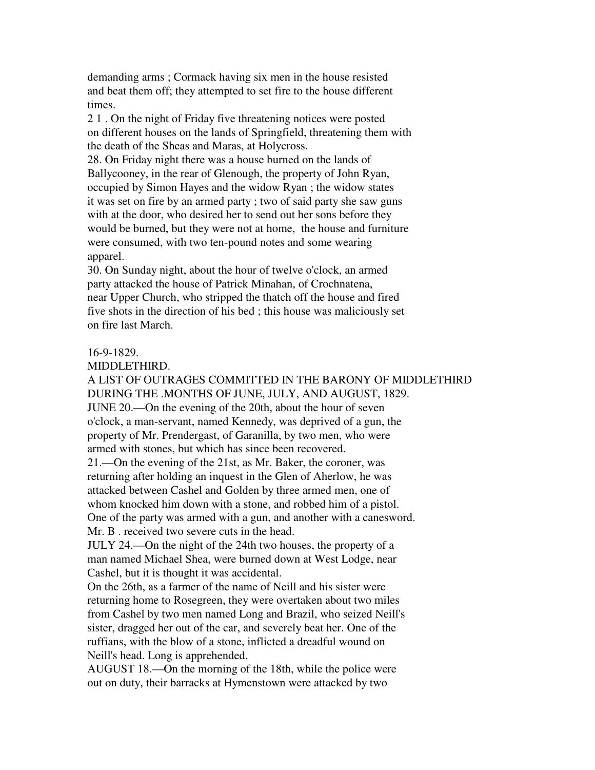demanding arms ; Cormack having six men in the house resisted and beat them off; they attempted to set fire to the house different times.

2 1 . On the night of Friday five threatening notices were posted on different houses on the lands of Springfield, threatening them with the death of the Sheas and Maras, at Holycross.

28. On Friday night there was a house burned on the lands of Ballycooney, in the rear of Glenough, the property of John Ryan, occupied by Simon Hayes and the widow Ryan ; the widow states it was set on fire by an armed party ; two of said party she saw guns with at the door, who desired her to send out her sons before they would be burned, but they were not at home, the house and furniture were consumed, with two ten-pound notes and some wearing apparel.

30. On Sunday night, about the hour of twelve o'clock, an armed party attacked the house of Patrick Minahan, of Crochnatena, near Upper Church, who stripped the thatch off the house and fired five shots in the direction of his bed ; this house was maliciously set on fire last March.

16-9-1829.

MIDDLETHIRD.

A LIST OF OUTRAGES COMMITTED IN THE BARONY OF MIDDLETHIRD DURING THE .MONTHS OF JUNE, JULY, AND AUGUST, 1829.

JUNE 20.—On the evening of the 20th, about the hour of seven o'clock, a man-servant, named Kennedy, was deprived of a gun, the property of Mr. Prendergast, of Garanilla, by two men, who were armed with stones, but which has since been recovered.

21.—On the evening of the 21st, as Mr. Baker, the coroner, was returning after holding an inquest in the Glen of Aherlow, he was attacked between Cashel and Golden by three armed men, one of whom knocked him down with a stone, and robbed him of a pistol. One of the party was armed with a gun, and another with a canesword. Mr. B . received two severe cuts in the head.

JULY 24.—On the night of the 24th two houses, the property of a man named Michael Shea, were burned down at West Lodge, near Cashel, but it is thought it was accidental.

On the 26th, as a farmer of the name of Neill and his sister were returning home to Rosegreen, they were overtaken about two miles from Cashel by two men named Long and Brazil, who seized Neill's sister, dragged her out of the car, and severely beat her. One of the ruffians, with the blow of a stone, inflicted a dreadful wound on Neill's head. Long is apprehended.

AUGUST 18.—On the morning of the 18th, while the police were out on duty, their barracks at Hymenstown were attacked by two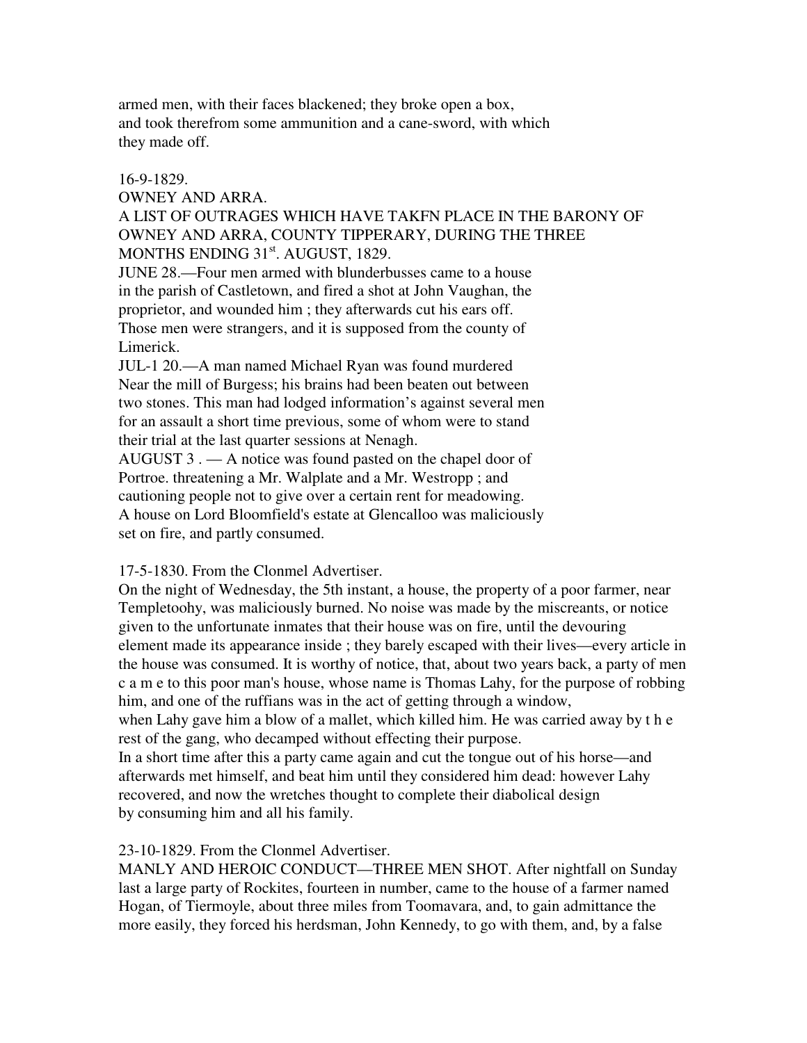armed men, with their faces blackened; they broke open a box, and took therefrom some ammunition and a cane-sword, with which they made off.

16-9-1829.

OWNEY AND ARRA.

A LIST OF OUTRAGES WHICH HAVE TAKFN PLACE IN THE BARONY OF OWNEY AND ARRA, COUNTY TIPPERARY, DURING THE THREE MONTHS ENDING 31st. AUGUST, 1829.

JUNE 28.—Four men armed with blunderbusses came to a house in the parish of Castletown, and fired a shot at John Vaughan, the proprietor, and wounded him ; they afterwards cut his ears off. Those men were strangers, and it is supposed from the county of Limerick.

JUL-1 20.—A man named Michael Ryan was found murdered Near the mill of Burgess; his brains had been beaten out between two stones. This man had lodged information's against several men for an assault a short time previous, some of whom were to stand their trial at the last quarter sessions at Nenagh.

AUGUST 3 . — A notice was found pasted on the chapel door of Portroe. threatening a Mr. Walplate and a Mr. Westropp ; and cautioning people not to give over a certain rent for meadowing. A house on Lord Bloomfield's estate at Glencalloo was maliciously set on fire, and partly consumed.

17-5-1830. From the Clonmel Advertiser.

On the night of Wednesday, the 5th instant, a house, the property of a poor farmer, near Templetoohy, was maliciously burned. No noise was made by the miscreants, or notice given to the unfortunate inmates that their house was on fire, until the devouring element made its appearance inside ; they barely escaped with their lives—every article in the house was consumed. It is worthy of notice, that, about two years back, a party of men c a m e to this poor man's house, whose name is Thomas Lahy, for the purpose of robbing him, and one of the ruffians was in the act of getting through a window, when Lahy gave him a blow of a mallet, which killed him. He was carried away by t h e rest of the gang, who decamped without effecting their purpose.

In a short time after this a party came again and cut the tongue out of his horse—and afterwards met himself, and beat him until they considered him dead: however Lahy recovered, and now the wretches thought to complete their diabolical design by consuming him and all his family.

23-10-1829. From the Clonmel Advertiser.

MANLY AND HEROIC CONDUCT—THREE MEN SHOT. After nightfall on Sunday last a large party of Rockites, fourteen in number, came to the house of a farmer named Hogan, of Tiermoyle, about three miles from Toomavara, and, to gain admittance the more easily, they forced his herdsman, John Kennedy, to go with them, and, by a false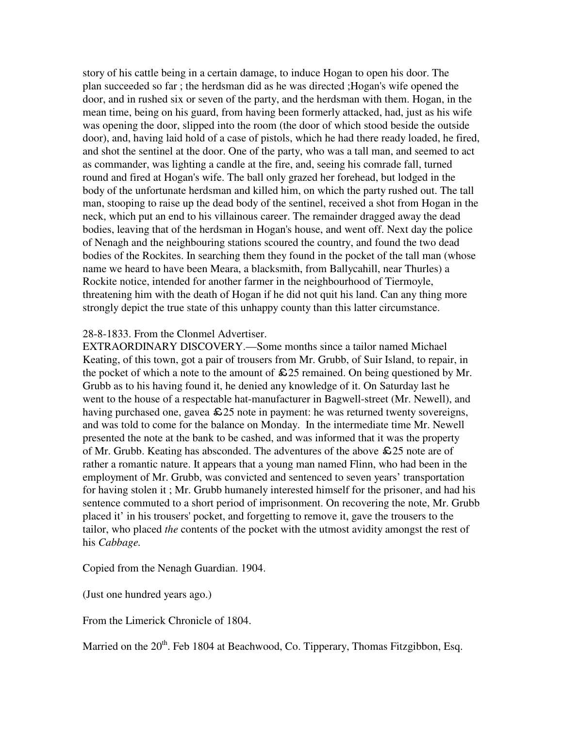story of his cattle being in a certain damage, to induce Hogan to open his door. The plan succeeded so far ; the herdsman did as he was directed ;Hogan's wife opened the door, and in rushed six or seven of the party, and the herdsman with them. Hogan, in the mean time, being on his guard, from having been formerly attacked, had, just as his wife was opening the door, slipped into the room (the door of which stood beside the outside door), and, having laid hold of a case of pistols, which he had there ready loaded, he fired, and shot the sentinel at the door. One of the party, who was a tall man, and seemed to act as commander, was lighting a candle at the fire, and, seeing his comrade fall, turned round and fired at Hogan's wife. The ball only grazed her forehead, but lodged in the body of the unfortunate herdsman and killed him, on which the party rushed out. The tall man, stooping to raise up the dead body of the sentinel, received a shot from Hogan in the neck, which put an end to his villainous career. The remainder dragged away the dead bodies, leaving that of the herdsman in Hogan's house, and went off. Next day the police of Nenagh and the neighbouring stations scoured the country, and found the two dead bodies of the Rockites. In searching them they found in the pocket of the tall man (whose name we heard to have been Meara, a blacksmith, from Ballycahill, near Thurles) a Rockite notice, intended for another farmer in the neighbourhood of Tiermoyle, threatening him with the death of Hogan if he did not quit his land. Can any thing more strongly depict the true state of this unhappy county than this latter circumstance.

28-8-1833. From the Clonmel Advertiser.
EXTRAORDINARY DISCOVERY.—Some months since a tailor named Michael Keating, of this town, got a pair of trousers from Mr. Grubb, of Suir Island, to repair, in the pocket of which a note to the amount of £25 remained. On being questioned by Mr. Grubb as to his having found it, he denied any knowledge of it. On Saturday last he went to the house of a respectable hat-manufacturer in Bagwell-street (Mr. Newell), and having purchased one, gavea £25 note in payment: he was returned twenty sovereigns, and was told to come for the balance on Monday. In the intermediate time Mr. Newell presented the note at the bank to be cashed, and was informed that it was the property of Mr. Grubb. Keating has absconded. The adventures of the above £25 note are of rather a romantic nature. It appears that a young man named Flinn, who had been in the employment of Mr. Grubb, was convicted and sentenced to seven years' transportation for having stolen it ; Mr. Grubb humanely interested himself for the prisoner, and had his sentence commuted to a short period of imprisonment. On recovering the note, Mr. Grubb placed it' in his trousers' pocket, and forgetting to remove it, gave the trousers to the tailor, who placed *the* contents of the pocket with the utmost avidity amongst the rest of his *Cabbage.*

Copied from the Nenagh Guardian. 1904.

(Just one hundred years ago.)

From the Limerick Chronicle of 1804.

Married on the 20th. Feb 1804 at Beachwood, Co. Tipperary, Thomas Fitzgibbon, Esq.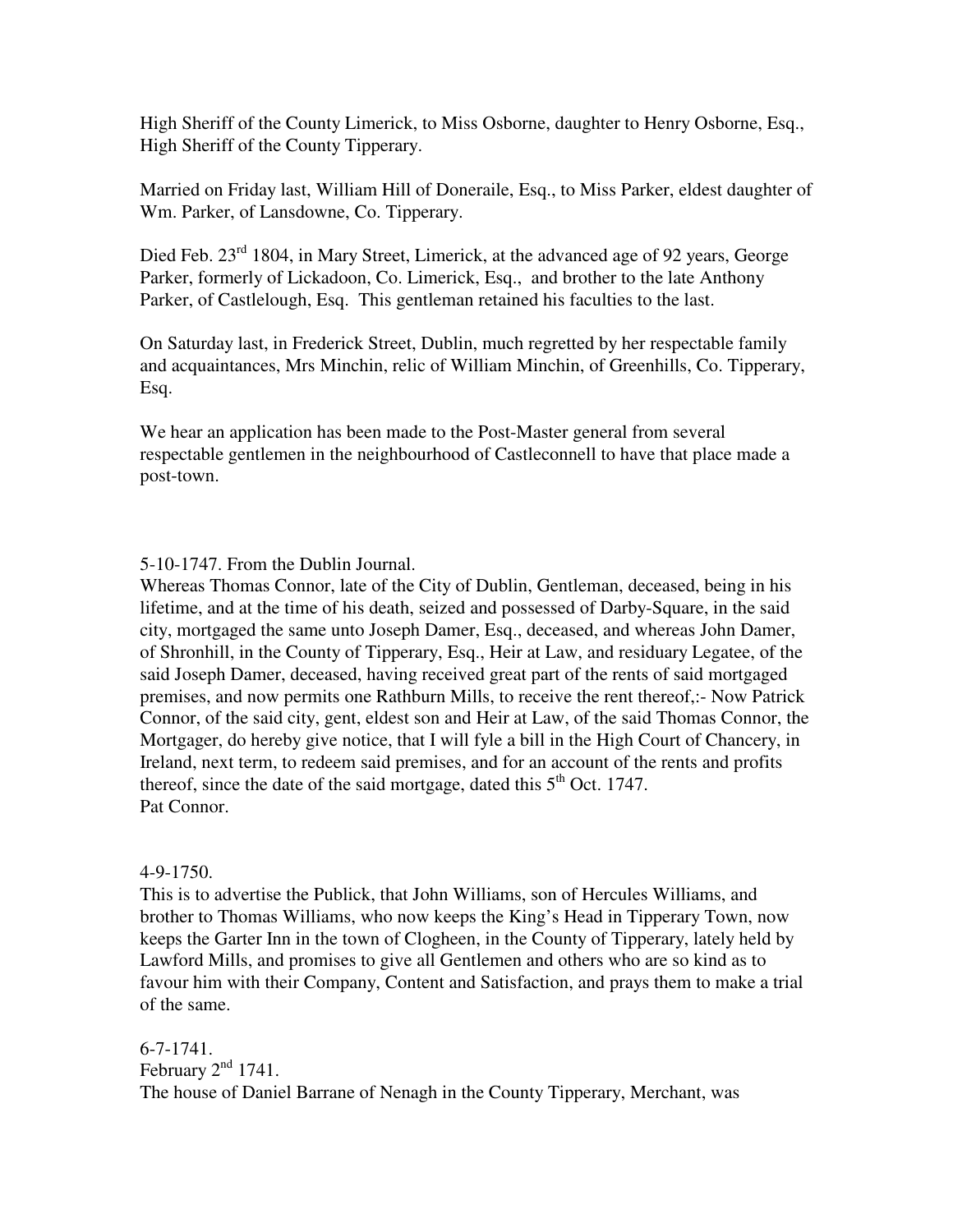High Sheriff of the County Limerick, to Miss Osborne, daughter to Henry Osborne, Esq., High Sheriff of the County Tipperary.

Married on Friday last, William Hill of Doneraile, Esq., to Miss Parker, eldest daughter of Wm. Parker, of Lansdowne, Co. Tipperary.

Died Feb. 23rd 1804, in Mary Street, Limerick, at the advanced age of 92 years, George Parker, formerly of Lickadoon, Co. Limerick, Esq., and brother to the late Anthony Parker, of Castlelough, Esq. This gentleman retained his faculties to the last.

On Saturday last, in Frederick Street, Dublin, much regretted by her respectable family and acquaintances, Mrs Minchin, relic of William Minchin, of Greenhills, Co. Tipperary, Esq.

We hear an application has been made to the Post-Master general from several respectable gentlemen in the neighbourhood of Castleconnell to have that place made a post-town.

5-10-1747. From the Dublin Journal.
Whereas Thomas Connor, late of the City of Dublin, Gentleman, deceased, being in his lifetime, and at the time of his death, seized and possessed of Darby-Square, in the said city, mortgaged the same unto Joseph Damer, Esq., deceased, and whereas John Damer, of Shronhill, in the County of Tipperary, Esq., Heir at Law, and residuary Legatee, of the said Joseph Damer, deceased, having received great part of the rents of said mortgaged premises, and now permits one Rathburn Mills, to receive the rent thereof,:- Now Patrick Connor, of the said city, gent, eldest son and Heir at Law, of the said Thomas Connor, the Mortgager, do hereby give notice, that I will fyle a bill in the High Court of Chancery, in Ireland, next term, to redeem said premises, and for an account of the rents and profits thereof, since the date of the said mortgage, dated this 5th Oct. 1747.
Pat Connor.

4-9-1750.
This is to advertise the Publick, that John Williams, son of Hercules Williams, and brother to Thomas Williams, who now keeps the King's Head in Tipperary Town, now keeps the Garter Inn in the town of Clogheen, in the County of Tipperary, lately held by Lawford Mills, and promises to give all Gentlemen and others who are so kind as to favour him with their Company, Content and Satisfaction, and prays them to make a trial of the same.

6-7-1741.
February 2nd 1741.
The house of Daniel Barrane of Nenagh in the County Tipperary, Merchant, was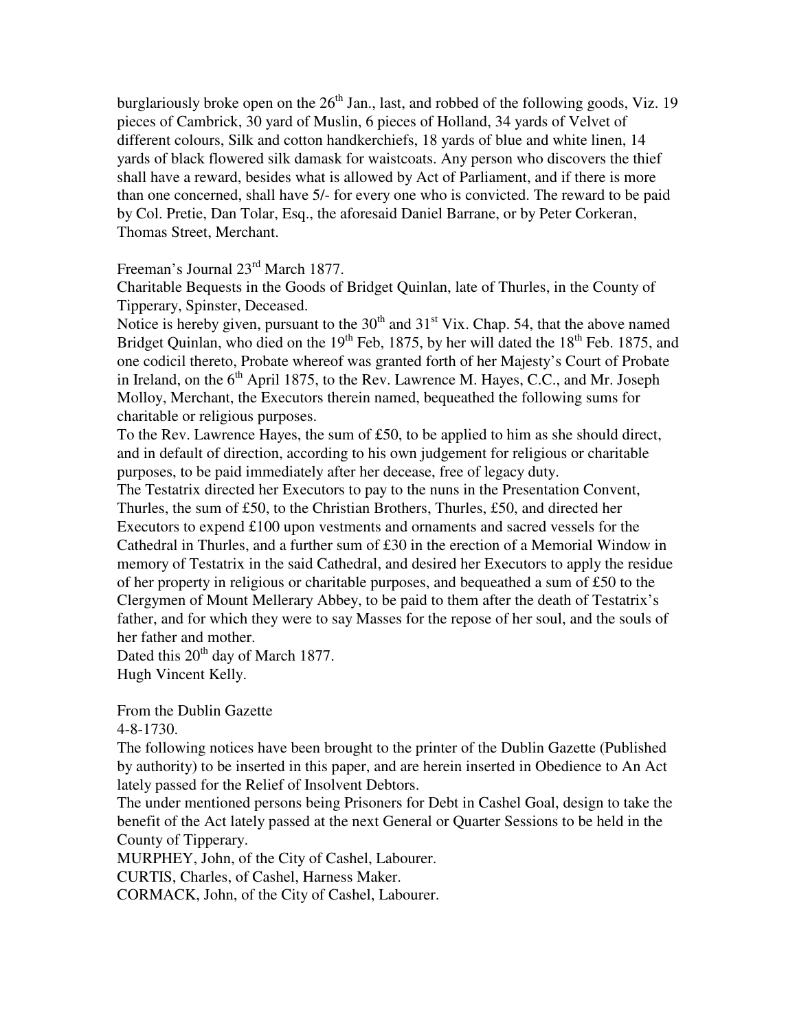burglariously broke open on the 26th Jan., last, and robbed of the following goods, Viz. 19 pieces of Cambrick, 30 yard of Muslin, 6 pieces of Holland, 34 yards of Velvet of different colours, Silk and cotton handkerchiefs, 18 yards of blue and white linen, 14 yards of black flowered silk damask for waistcoats. Any person who discovers the thief shall have a reward, besides what is allowed by Act of Parliament, and if there is more than one concerned, shall have 5/- for every one who is convicted. The reward to be paid by Col. Pretie, Dan Tolar, Esq., the aforesaid Daniel Barrane, or by Peter Corkeran, Thomas Street, Merchant.

Freeman's Journal 23rd March 1877.
Charitable Bequests in the Goods of Bridget Quinlan, late of Thurles, in the County of Tipperary, Spinster, Deceased.
Notice is hereby given, pursuant to the 30th and 31st Vix. Chap. 54, that the above named Bridget Quinlan, who died on the 19th Feb, 1875, by her will dated the 18th Feb. 1875, and one codicil thereto, Probate whereof was granted forth of her Majesty's Court of Probate in Ireland, on the 6th April 1875, to the Rev. Lawrence M. Hayes, C.C., and Mr. Joseph Molloy, Merchant, the Executors therein named, bequeathed the following sums for charitable or religious purposes.
To the Rev. Lawrence Hayes, the sum of £50, to be applied to him as she should direct, and in default of direction, according to his own judgement for religious or charitable purposes, to be paid immediately after her decease, free of legacy duty.
The Testatrix directed her Executors to pay to the nuns in the Presentation Convent, Thurles, the sum of £50, to the Christian Brothers, Thurles, £50, and directed her Executors to expend £100 upon vestments and ornaments and sacred vessels for the Cathedral in Thurles, and a further sum of £30 in the erection of a Memorial Window in memory of Testatrix in the said Cathedral, and desired her Executors to apply the residue of her property in religious or charitable purposes, and bequeathed a sum of £50 to the Clergymen of Mount Mellerary Abbey, to be paid to them after the death of Testatrix's father, and for which they were to say Masses for the repose of her soul, and the souls of her father and mother.
Dated this 20th day of March 1877.
Hugh Vincent Kelly.

From the Dublin Gazette
4-8-1730.
The following notices have been brought to the printer of the Dublin Gazette (Published by authority) to be inserted in this paper, and are herein inserted in Obedience to An Act lately passed for the Relief of Insolvent Debtors.
The under mentioned persons being Prisoners for Debt in Cashel Goal, design to take the benefit of the Act lately passed at the next General or Quarter Sessions to be held in the County of Tipperary.
MURPHEY, John, of the City of Cashel, Labourer.
CURTIS, Charles, of Cashel, Harness Maker.
CORMACK, John, of the City of Cashel, Labourer.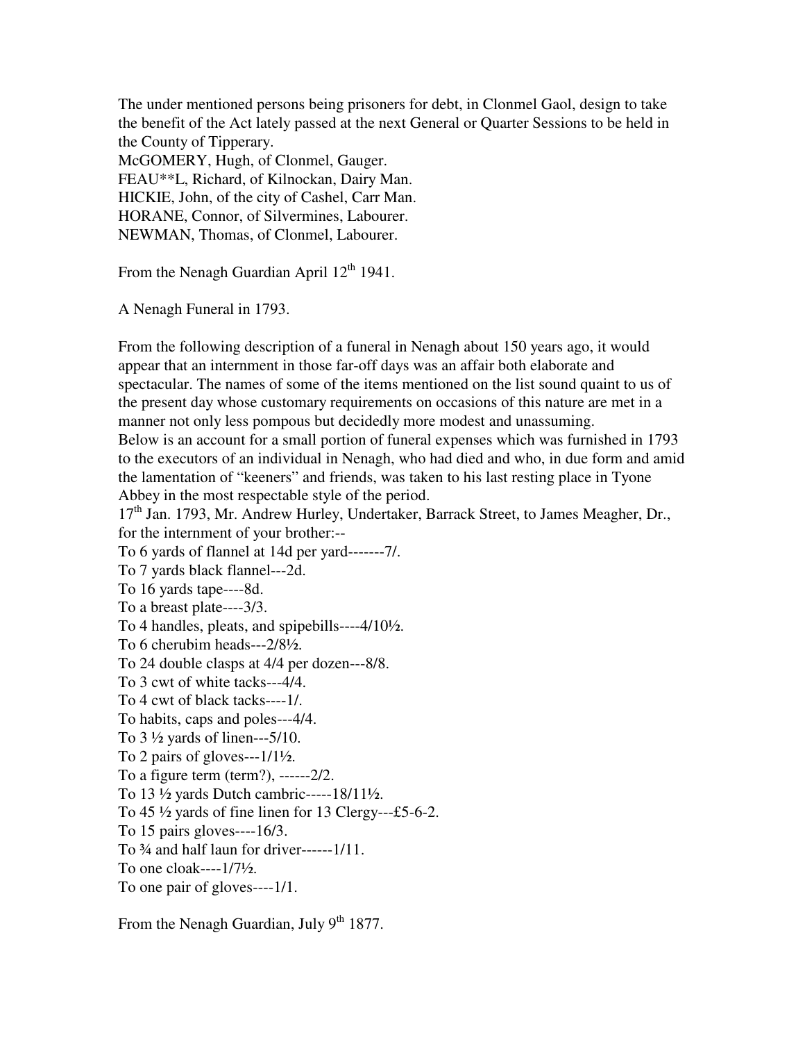The under mentioned persons being prisoners for debt, in Clonmel Gaol, design to take the benefit of the Act lately passed at the next General or Quarter Sessions to be held in the County of Tipperary.
McGOMERY, Hugh, of Clonmel, Gauger.
FEAU**L, Richard, of Kilnockan, Dairy Man.
HICKIE, John, of the city of Cashel, Carr Man.
HORANE, Connor, of Silvermines, Labourer.
NEWMAN, Thomas, of Clonmel, Labourer.

From the Nenagh Guardian April 12th 1941.

A Nenagh Funeral in 1793.

From the following description of a funeral in Nenagh about 150 years ago, it would appear that an internment in those far-off days was an affair both elaborate and spectacular. The names of some of the items mentioned on the list sound quaint to us of the present day whose customary requirements on occasions of this nature are met in a manner not only less pompous but decidedly more modest and unassuming.
Below is an account for a small portion of funeral expenses which was furnished in 1793 to the executors of an individual in Nenagh, who had died and who, in due form and amid the lamentation of "keeners" and friends, was taken to his last resting place in Tyone Abbey in the most respectable style of the period.
17th Jan. 1793, Mr. Andrew Hurley, Undertaker, Barrack Street, to James Meagher, Dr., for the internment of your brother:--
To 6 yards of flannel at 14d per yard-------7/.
To 7 yards black flannel---2d.
To 16 yards tape----8d.
To a breast plate----3/3.
To 4 handles, pleats, and spipebills----4/10½.
To 6 cherubim heads---2/8½.
To 24 double clasps at 4/4 per dozen---8/8.
To 3 cwt of white tacks---4/4.
To 4 cwt of black tacks----1/.
To habits, caps and poles---4/4.
To 3 ½ yards of linen---5/10.
To 2 pairs of gloves---1/1½.
To a figure term (term?), ------2/2.
To 13 ½ yards Dutch cambric-----18/11½.
To 45 ½ yards of fine linen for 13 Clergy---£5-6-2.
To 15 pairs gloves----16/3.
To ¾ and half laun for driver------1/11.
To one cloak----1/7½.
To one pair of gloves----1/1.

From the Nenagh Guardian, July 9th 1877.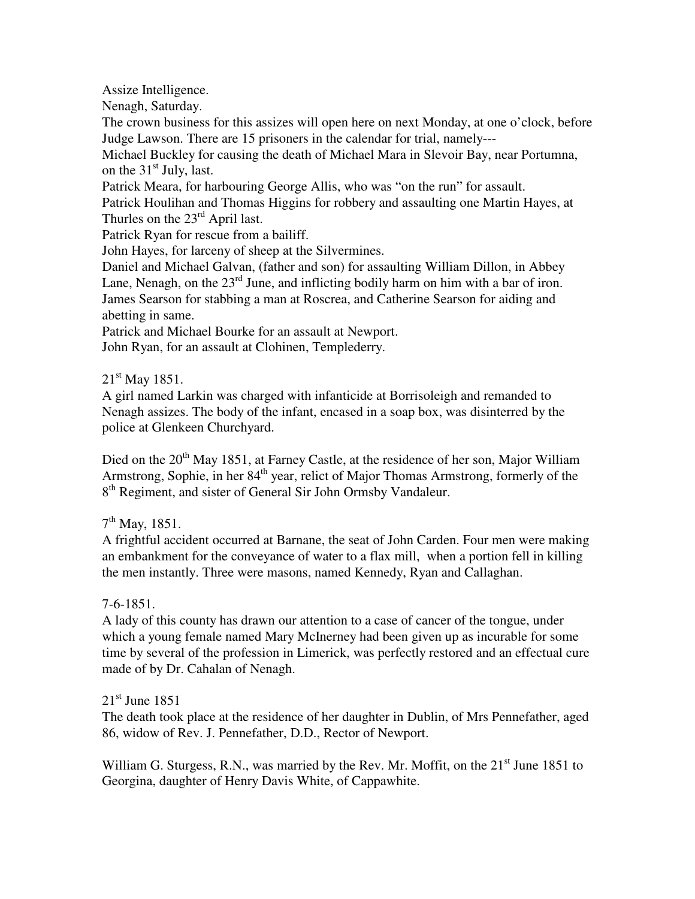Assize Intelligence.

Nenagh, Saturday.

The crown business for this assizes will open here on next Monday, at one o'clock, before Judge Lawson. There are 15 prisoners in the calendar for trial, namely---

Michael Buckley for causing the death of Michael Mara in Slevoir Bay, near Portumna, on the 31st July, last.

Patrick Meara, for harbouring George Allis, who was "on the run" for assault.

Patrick Houlihan and Thomas Higgins for robbery and assaulting one Martin Hayes, at Thurles on the 23rd April last.

Patrick Ryan for rescue from a bailiff.

John Hayes, for larceny of sheep at the Silvermines.

Daniel and Michael Galvan, (father and son) for assaulting William Dillon, in Abbey Lane, Nenagh, on the 23rd June, and inflicting bodily harm on him with a bar of iron.

James Searson for stabbing a man at Roscrea, and Catherine Searson for aiding and abetting in same.

Patrick and Michael Bourke for an assault at Newport.

John Ryan, for an assault at Clohinen, Templederry.

21st May 1851.

A girl named Larkin was charged with infanticide at Borrisoleigh and remanded to Nenagh assizes. The body of the infant, encased in a soap box, was disinterred by the police at Glenkeen Churchyard.

Died on the 20th May 1851, at Farney Castle, at the residence of her son, Major William Armstrong, Sophie, in her 84th year, relict of Major Thomas Armstrong, formerly of the 8th Regiment, and sister of General Sir John Ormsby Vandaleur.

7th May, 1851.

A frightful accident occurred at Barnane, the seat of John Carden. Four men were making an embankment for the conveyance of water to a flax mill, when a portion fell in killing the men instantly. Three were masons, named Kennedy, Ryan and Callaghan.

7-6-1851.

A lady of this county has drawn our attention to a case of cancer of the tongue, under which a young female named Mary McInerney had been given up as incurable for some time by several of the profession in Limerick, was perfectly restored and an effectual cure made of by Dr. Cahalan of Nenagh.

21st June 1851

The death took place at the residence of her daughter in Dublin, of Mrs Pennefather, aged 86, widow of Rev. J. Pennefather, D.D., Rector of Newport.

William G. Sturgess, R.N., was married by the Rev. Mr. Moffit, on the 21st June 1851 to Georgina, daughter of Henry Davis White, of Cappawhite.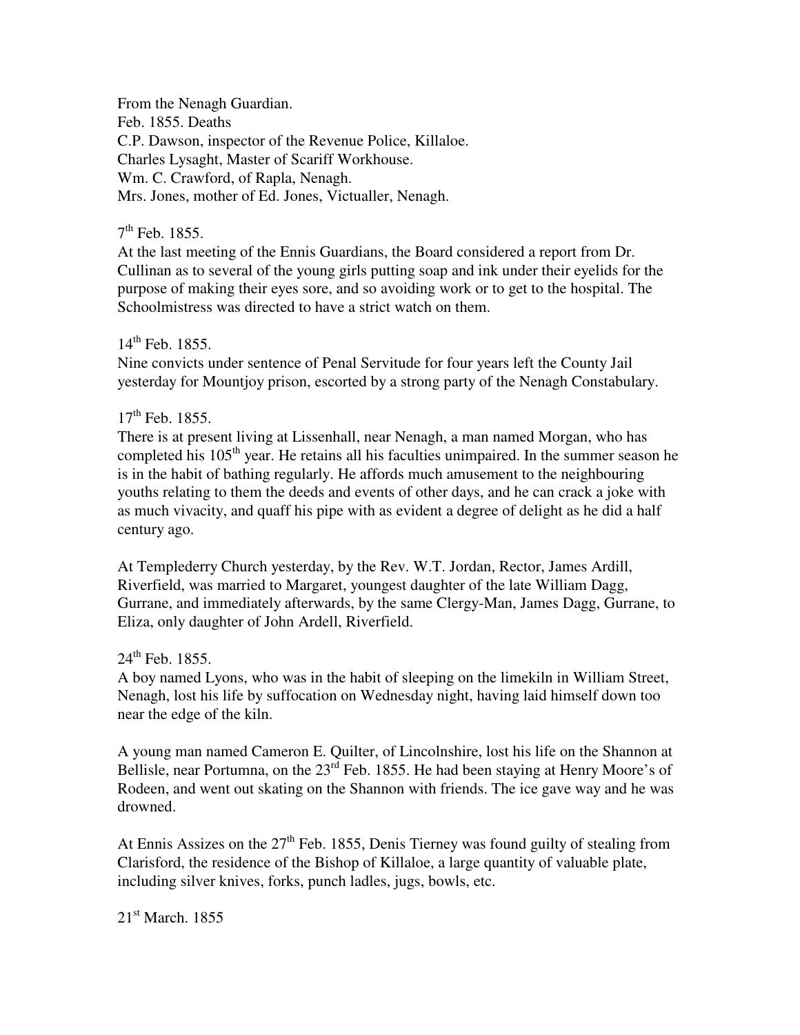From the Nenagh Guardian.
Feb. 1855. Deaths
C.P. Dawson, inspector of the Revenue Police, Killaloe.
Charles Lysaght, Master of Scariff Workhouse.
Wm. C. Crawford, of Rapla, Nenagh.
Mrs. Jones, mother of Ed. Jones, Victualler, Nenagh.

7th Feb. 1855.
At the last meeting of the Ennis Guardians, the Board considered a report from Dr. Cullinan as to several of the young girls putting soap and ink under their eyelids for the purpose of making their eyes sore, and so avoiding work or to get to the hospital. The Schoolmistress was directed to have a strict watch on them.

14th Feb. 1855.
Nine convicts under sentence of Penal Servitude for four years left the County Jail yesterday for Mountjoy prison, escorted by a strong party of the Nenagh Constabulary.

17th Feb. 1855.
There is at present living at Lissenhall, near Nenagh, a man named Morgan, who has completed his 105th year. He retains all his faculties unimpaired. In the summer season he is in the habit of bathing regularly. He affords much amusement to the neighbouring youths relating to them the deeds and events of other days, and he can crack a joke with as much vivacity, and quaff his pipe with as evident a degree of delight as he did a half century ago.

At Templederry Church yesterday, by the Rev. W.T. Jordan, Rector, James Ardill, Riverfield, was married to Margaret, youngest daughter of the late William Dagg, Gurrane, and immediately afterwards, by the same Clergy-Man, James Dagg, Gurrane, to Eliza, only daughter of John Ardell, Riverfield.

24th Feb. 1855.
A boy named Lyons, who was in the habit of sleeping on the limekiln in William Street, Nenagh, lost his life by suffocation on Wednesday night, having laid himself down too near the edge of the kiln.

A young man named Cameron E. Quilter, of Lincolnshire, lost his life on the Shannon at Bellisle, near Portumna, on the 23rd Feb. 1855. He had been staying at Henry Moore's of Rodeen, and went out skating on the Shannon with friends. The ice gave way and he was drowned.

At Ennis Assizes on the 27th Feb. 1855, Denis Tierney was found guilty of stealing from Clarisford, the residence of the Bishop of Killaloe, a large quantity of valuable plate, including silver knives, forks, punch ladles, jugs, bowls, etc.

21st March. 1855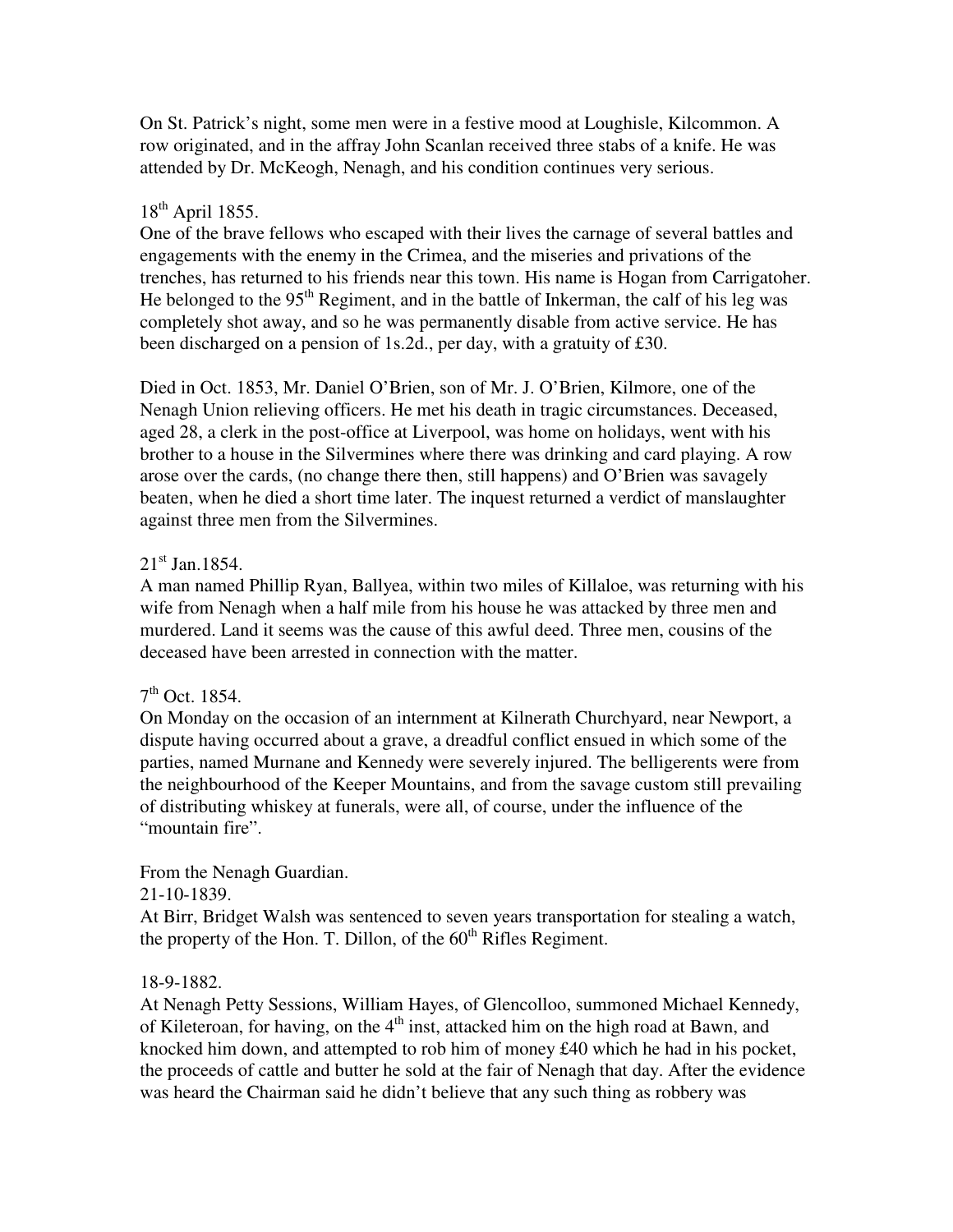On St. Patrick's night, some men were in a festive mood at Loughisle, Kilcommon. A row originated, and in the affray John Scanlan received three stabs of a knife. He was attended by Dr. McKeogh, Nenagh, and his condition continues very serious.

18th April 1855.
One of the brave fellows who escaped with their lives the carnage of several battles and engagements with the enemy in the Crimea, and the miseries and privations of the trenches, has returned to his friends near this town. His name is Hogan from Carrigatoher. He belonged to the 95th Regiment, and in the battle of Inkerman, the calf of his leg was completely shot away, and so he was permanently disable from active service. He has been discharged on a pension of 1s.2d., per day, with a gratuity of £30.

Died in Oct. 1853, Mr. Daniel O'Brien, son of Mr. J. O'Brien, Kilmore, one of the Nenagh Union relieving officers. He met his death in tragic circumstances. Deceased, aged 28, a clerk in the post-office at Liverpool, was home on holidays, went with his brother to a house in the Silvermines where there was drinking and card playing. A row arose over the cards, (no change there then, still happens) and O'Brien was savagely beaten, when he died a short time later. The inquest returned a verdict of manslaughter against three men from the Silvermines.

21st Jan.1854.
A man named Phillip Ryan, Ballyea, within two miles of Killaloe, was returning with his wife from Nenagh when a half mile from his house he was attacked by three men and murdered. Land it seems was the cause of this awful deed. Three men, cousins of the deceased have been arrested in connection with the matter.

7th Oct. 1854.
On Monday on the occasion of an internment at Kilnerath Churchyard, near Newport, a dispute having occurred about a grave, a dreadful conflict ensued in which some of the parties, named Murnane and Kennedy were severely injured. The belligerents were from the neighbourhood of the Keeper Mountains, and from the savage custom still prevailing of distributing whiskey at funerals, were all, of course, under the influence of the "mountain fire".

From the Nenagh Guardian.
21-10-1839.
At Birr, Bridget Walsh was sentenced to seven years transportation for stealing a watch, the property of the Hon. T. Dillon, of the 60th Rifles Regiment.

18-9-1882.
At Nenagh Petty Sessions, William Hayes, of Glencolloo, summoned Michael Kennedy, of Kileteroan, for having, on the 4th inst, attacked him on the high road at Bawn, and knocked him down, and attempted to rob him of money £40 which he had in his pocket, the proceeds of cattle and butter he sold at the fair of Nenagh that day. After the evidence was heard the Chairman said he didn't believe that any such thing as robbery was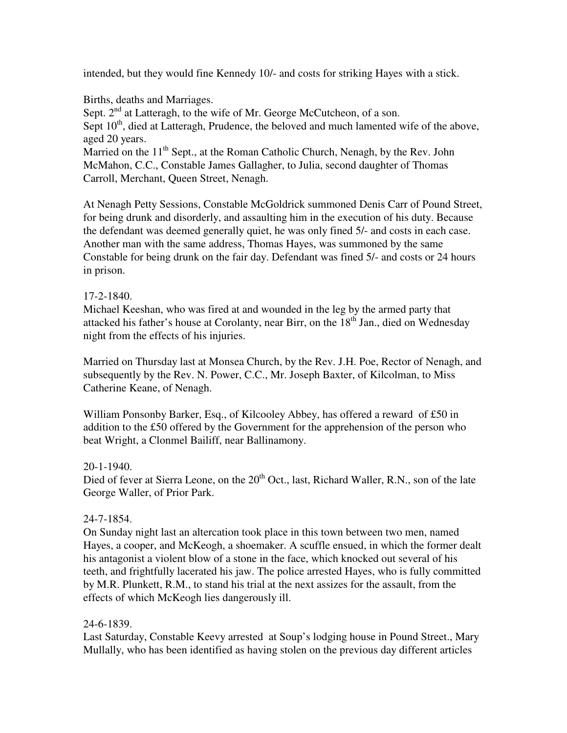intended, but they would fine Kennedy 10/- and costs for striking Hayes with a stick.

Births, deaths and Marriages.
Sept. 2nd at Latteragh, to the wife of Mr. George McCutcheon, of a son.
Sept 10th, died at Latteragh, Prudence, the beloved and much lamented wife of the above, aged 20 years.
Married on the 11th Sept., at the Roman Catholic Church, Nenagh, by the Rev. John McMahon, C.C., Constable James Gallagher, to Julia, second daughter of Thomas Carroll, Merchant, Queen Street, Nenagh.

At Nenagh Petty Sessions, Constable McGoldrick summoned Denis Carr of Pound Street, for being drunk and disorderly, and assaulting him in the execution of his duty. Because the defendant was deemed generally quiet, he was only fined 5/- and costs in each case. Another man with the same address, Thomas Hayes, was summoned by the same Constable for being drunk on the fair day. Defendant was fined 5/- and costs or 24 hours in prison.

17-2-1840.
Michael Keeshan, who was fired at and wounded in the leg by the armed party that attacked his father's house at Corolanty, near Birr, on the 18th Jan., died on Wednesday night from the effects of his injuries.

Married on Thursday last at Monsea Church, by the Rev. J.H. Poe, Rector of Nenagh, and subsequently by the Rev. N. Power, C.C., Mr. Joseph Baxter, of Kilcolman, to Miss Catherine Keane, of Nenagh.

William Ponsonby Barker, Esq., of Kilcooley Abbey, has offered a reward of £50 in addition to the £50 offered by the Government for the apprehension of the person who beat Wright, a Clonmel Bailiff, near Ballinamony.

20-1-1940.
Died of fever at Sierra Leone, on the 20th Oct., last, Richard Waller, R.N., son of the late George Waller, of Prior Park.

24-7-1854.
On Sunday night last an altercation took place in this town between two men, named Hayes, a cooper, and McKeogh, a shoemaker. A scuffle ensued, in which the former dealt his antagonist a violent blow of a stone in the face, which knocked out several of his teeth, and frightfully lacerated his jaw. The police arrested Hayes, who is fully committed by M.R. Plunkett, R.M., to stand his trial at the next assizes for the assault, from the effects of which McKeogh lies dangerously ill.

24-6-1839.
Last Saturday, Constable Keevy arrested at Soup's lodging house in Pound Street., Mary Mullally, who has been identified as having stolen on the previous day different articles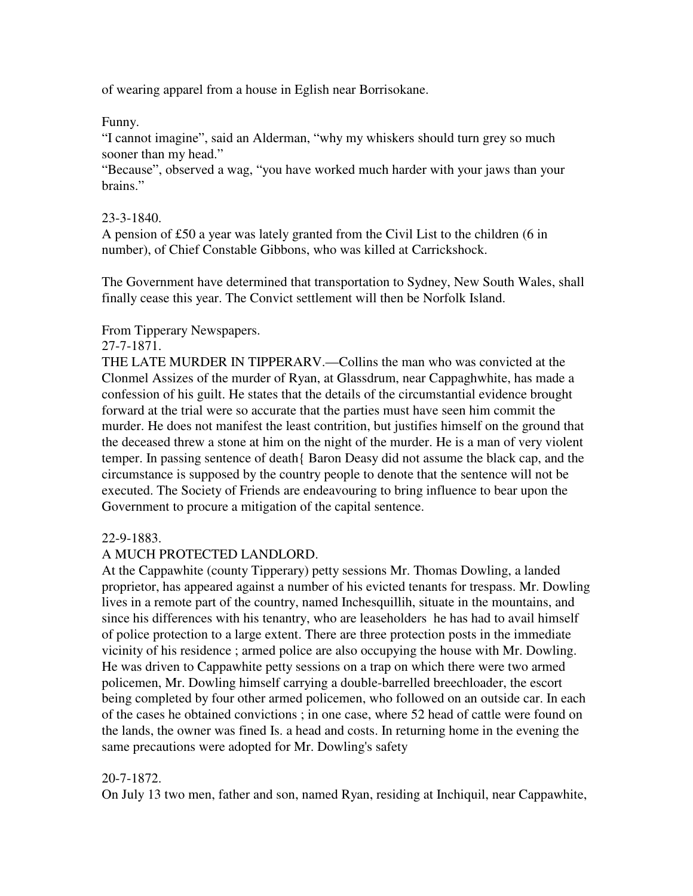of wearing apparel from a house in Eglish near Borrisokane.

Funny.
"I cannot imagine", said an Alderman, "why my whiskers should turn grey so much sooner than my head."
"Because", observed a wag, "you have worked much harder with your jaws than your brains."

23-3-1840.
A pension of £50 a year was lately granted from the Civil List to the children (6 in number), of Chief Constable Gibbons, who was killed at Carrickshock.

The Government have determined that transportation to Sydney, New South Wales, shall finally cease this year. The Convict settlement will then be Norfolk Island.

From Tipperary Newspapers.
27-7-1871.
THE LATE MURDER IN TIPPERARV.—Collins the man who was convicted at the Clonmel Assizes of the murder of Ryan, at Glassdrum, near Cappaghwhite, has made a confession of his guilt. He states that the details of the circumstantial evidence brought forward at the trial were so accurate that the parties must have seen him commit the murder. He does not manifest the least contrition, but justifies himself on the ground that the deceased threw a stone at him on the night of the murder. He is a man of very violent temper. In passing sentence of death{ Baron Deasy did not assume the black cap, and the circumstance is supposed by the country people to denote that the sentence will not be executed. The Society of Friends are endeavouring to bring influence to bear upon the Government to procure a mitigation of the capital sentence.

22-9-1883.
A MUCH PROTECTED LANDLORD.
At the Cappawhite (county Tipperary) petty sessions Mr. Thomas Dowling, a landed proprietor, has appeared against a number of his evicted tenants for trespass. Mr. Dowling lives in a remote part of the country, named Inchesquillih, situate in the mountains, and since his differences with his tenantry, who are leaseholders he has had to avail himself of police protection to a large extent. There are three protection posts in the immediate vicinity of his residence ; armed police are also occupying the house with Mr. Dowling. He was driven to Cappawhite petty sessions on a trap on which there were two armed policemen, Mr. Dowling himself carrying a double-barrelled breechloader, the escort being completed by four other armed policemen, who followed on an outside car. In each of the cases he obtained convictions ; in one case, where 52 head of cattle were found on the lands, the owner was fined Is. a head and costs. In returning home in the evening the same precautions were adopted for Mr. Dowling's safety

20-7-1872.
On July 13 two men, father and son, named Ryan, residing at Inchiquil, near Cappawhite,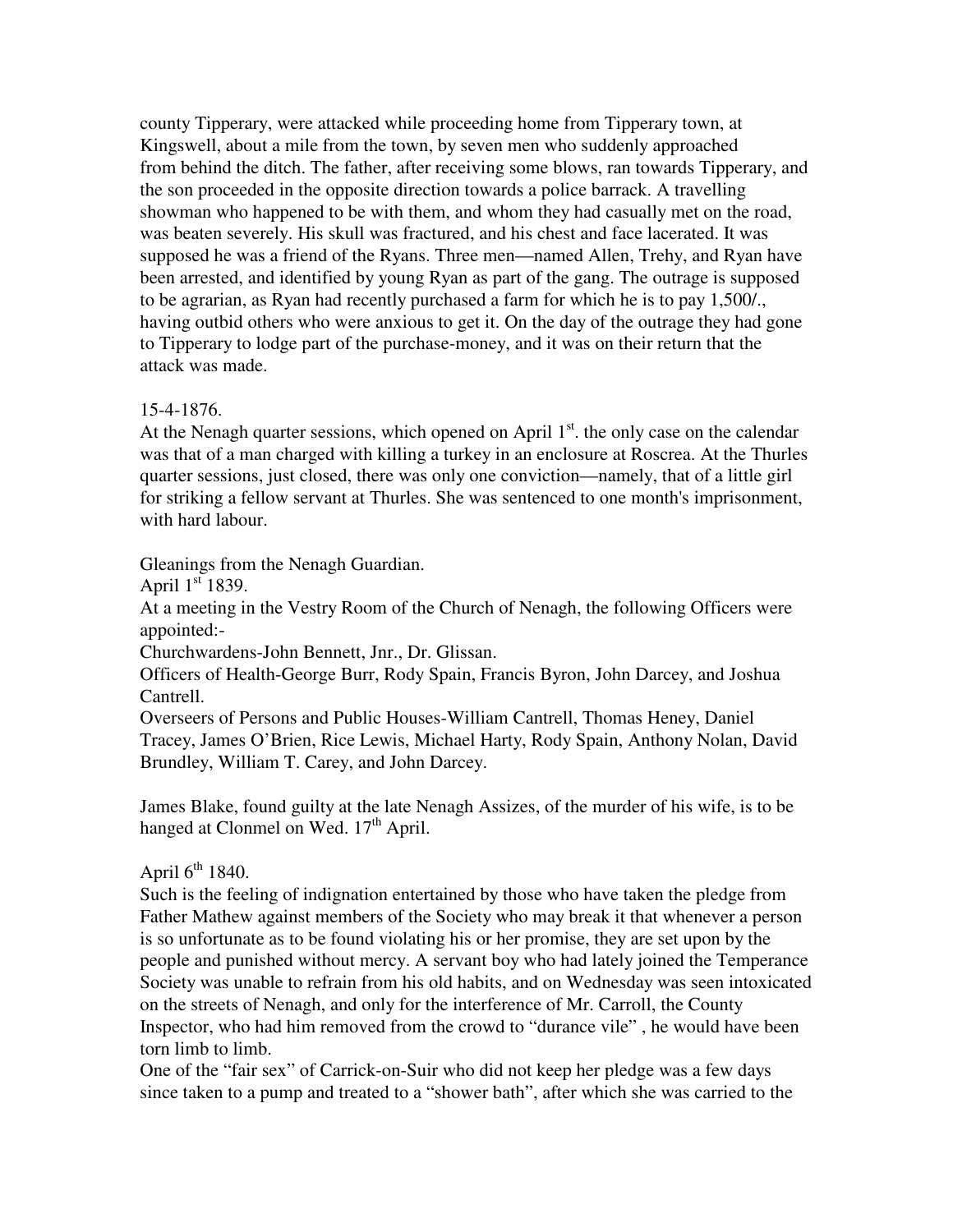county Tipperary, were attacked while proceeding home from Tipperary town, at Kingswell, about a mile from the town, by seven men who suddenly approached from behind the ditch. The father, after receiving some blows, ran towards Tipperary, and the son proceeded in the opposite direction towards a police barrack. A travelling showman who happened to be with them, and whom they had casually met on the road, was beaten severely. His skull was fractured, and his chest and face lacerated. It was supposed he was a friend of the Ryans. Three men—named Allen, Trehy, and Ryan have been arrested, and identified by young Ryan as part of the gang. The outrage is supposed to be agrarian, as Ryan had recently purchased a farm for which he is to pay 1,500/., having outbid others who were anxious to get it. On the day of the outrage they had gone to Tipperary to lodge part of the purchase-money, and it was on their return that the attack was made.

15-4-1876.

At the Nenagh quarter sessions, which opened on April 1st. the only case on the calendar was that of a man charged with killing a turkey in an enclosure at Roscrea. At the Thurles quarter sessions, just closed, there was only one conviction—namely, that of a little girl for striking a fellow servant at Thurles. She was sentenced to one month's imprisonment, with hard labour.

Gleanings from the Nenagh Guardian.

April 1st 1839.

At a meeting in the Vestry Room of the Church of Nenagh, the following Officers were appointed:-

Churchwardens-John Bennett, Jnr., Dr. Glissan.

Officers of Health-George Burr, Rody Spain, Francis Byron, John Darcey, and Joshua Cantrell.

Overseers of Persons and Public Houses-William Cantrell, Thomas Heney, Daniel Tracey, James O'Brien, Rice Lewis, Michael Harty, Rody Spain, Anthony Nolan, David Brundley, William T. Carey, and John Darcey.

James Blake, found guilty at the late Nenagh Assizes, of the murder of his wife, is to be hanged at Clonmel on Wed. 17th April.

April 6th 1840.

Such is the feeling of indignation entertained by those who have taken the pledge from Father Mathew against members of the Society who may break it that whenever a person is so unfortunate as to be found violating his or her promise, they are set upon by the people and punished without mercy. A servant boy who had lately joined the Temperance Society was unable to refrain from his old habits, and on Wednesday was seen intoxicated on the streets of Nenagh, and only for the interference of Mr. Carroll, the County Inspector, who had him removed from the crowd to "durance vile" , he would have been torn limb to limb.

One of the "fair sex" of Carrick-on-Suir who did not keep her pledge was a few days since taken to a pump and treated to a "shower bath", after which she was carried to the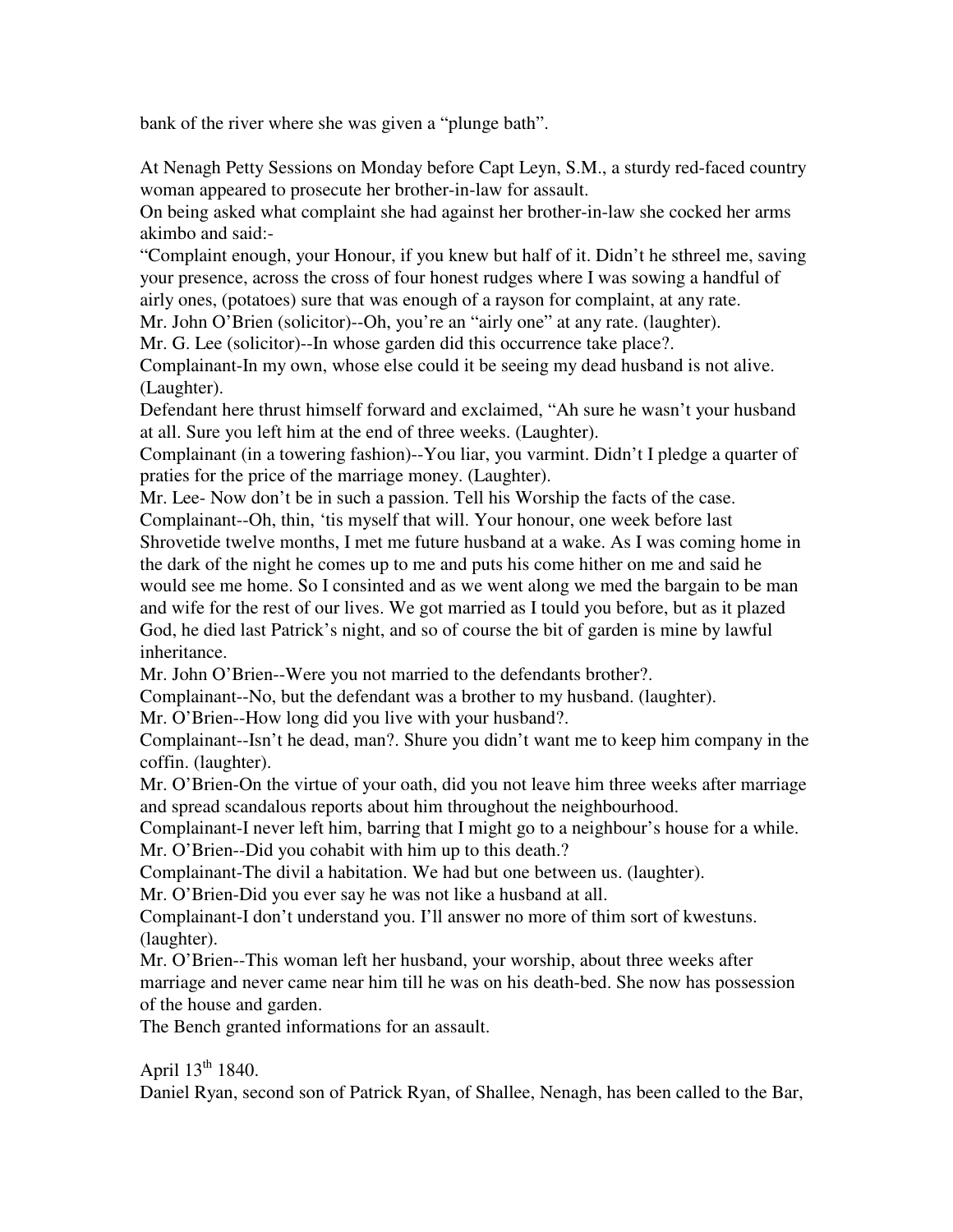bank of the river where she was given a "plunge bath".

At Nenagh Petty Sessions on Monday before Capt Leyn, S.M., a sturdy red-faced country woman appeared to prosecute her brother-in-law for assault.
On being asked what complaint she had against her brother-in-law she cocked her arms akimbo and said:-
"Complaint enough, your Honour, if you knew but half of it. Didn't he sthreel me, saving your presence, across the cross of four honest rudges where I was sowing a handful of airly ones, (potatoes) sure that was enough of a rayson for complaint, at any rate.
Mr. John O'Brien (solicitor)--Oh, you're an "airly one" at any rate. (laughter).
Mr. G. Lee (solicitor)--In whose garden did this occurrence take place?.
Complainant-In my own, whose else could it be seeing my dead husband is not alive. (Laughter).
Defendant here thrust himself forward and exclaimed, "Ah sure he wasn't your husband at all. Sure you left him at the end of three weeks. (Laughter).
Complainant (in a towering fashion)--You liar, you varmint. Didn't I pledge a quarter of praties for the price of the marriage money. (Laughter).
Mr. Lee- Now don't be in such a passion. Tell his Worship the facts of the case.
Complainant--Oh, thin, 'tis myself that will. Your honour, one week before last Shrovetide twelve months, I met me future husband at a wake. As I was coming home in the dark of the night he comes up to me and puts his come hither on me and said he would see me home. So I consinted and as we went along we med the bargain to be man and wife for the rest of our lives. We got married as I tould you before, but as it plazed God, he died last Patrick's night, and so of course the bit of garden is mine by lawful inheritance.
Mr. John O'Brien--Were you not married to the defendants brother?.
Complainant--No, but the defendant was a brother to my husband. (laughter).
Mr. O'Brien--How long did you live with your husband?.
Complainant--Isn't he dead, man?. Shure you didn't want me to keep him company in the coffin. (laughter).
Mr. O'Brien-On the virtue of your oath, did you not leave him three weeks after marriage and spread scandalous reports about him throughout the neighbourhood.
Complainant-I never left him, barring that I might go to a neighbour's house for a while.
Mr. O'Brien--Did you cohabit with him up to this death.?
Complainant-The divil a habitation. We had but one between us. (laughter).
Mr. O'Brien-Did you ever say he was not like a husband at all.
Complainant-I don't understand you. I'll answer no more of thim sort of kwestuns. (laughter).
Mr. O'Brien--This woman left her husband, your worship, about three weeks after marriage and never came near him till he was on his death-bed. She now has possession of the house and garden.
The Bench granted informations for an assault.

April 13th 1840.
Daniel Ryan, second son of Patrick Ryan, of Shallee, Nenagh, has been called to the Bar,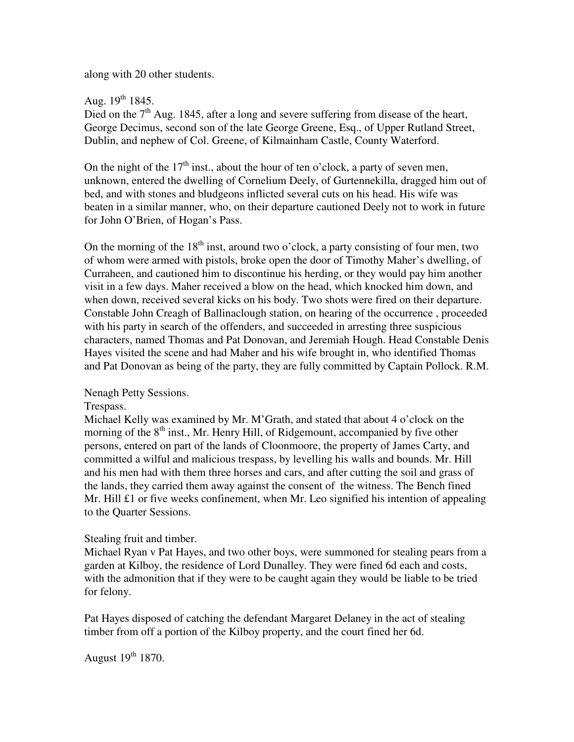along with 20 other students.

Aug. 19th 1845.

Died on the 7th Aug. 1845, after a long and severe suffering from disease of the heart, George Decimus, second son of the late George Greene, Esq., of Upper Rutland Street, Dublin, and nephew of Col. Greene, of Kilmainham Castle, County Waterford.

On the night of the 17th inst., about the hour of ten o'clock, a party of seven men, unknown, entered the dwelling of Cornelium Deely, of Gurtennekilla, dragged him out of bed, and with stones and bludgeons inflicted several cuts on his head. His wife was beaten in a similar manner, who, on their departure cautioned Deely not to work in future for John O'Brien, of Hogan's Pass.

On the morning of the 18th inst, around two o'clock, a party consisting of four men, two of whom were armed with pistols, broke open the door of Timothy Maher's dwelling, of Curraheen, and cautioned him to discontinue his herding, or they would pay him another visit in a few days. Maher received a blow on the head, which knocked him down, and when down, received several kicks on his body. Two shots were fired on their departure. Constable John Creagh of Ballinaclough station, on hearing of the occurrence , proceeded with his party in search of the offenders, and succeeded in arresting three suspicious characters, named Thomas and Pat Donovan, and Jeremiah Hough. Head Constable Denis Hayes visited the scene and had Maher and his wife brought in, who identified Thomas and Pat Donovan as being of the party, they are fully committed by Captain Pollock. R.M.

Nenagh Petty Sessions.

Trespass.

Michael Kelly was examined by Mr. M'Grath, and stated that about 4 o'clock on the morning of the 8th inst., Mr. Henry Hill, of Ridgemount, accompanied by five other persons, entered on part of the lands of Cloonmoore, the property of James Carty, and committed a wilful and malicious trespass, by levelling his walls and bounds. Mr. Hill and his men had with them three horses and cars, and after cutting the soil and grass of the lands, they carried them away against the consent of the witness. The Bench fined Mr. Hill £1 or five weeks confinement, when Mr. Leo signified his intention of appealing to the Quarter Sessions.

Stealing fruit and timber.

Michael Ryan v Pat Hayes, and two other boys, were summoned for stealing pears from a garden at Kilboy, the residence of Lord Dunalley. They were fined 6d each and costs, with the admonition that if they were to be caught again they would be liable to be tried for felony.

Pat Hayes disposed of catching the defendant Margaret Delaney in the act of stealing timber from off a portion of the Kilboy property, and the court fined her 6d.

August 19th 1870.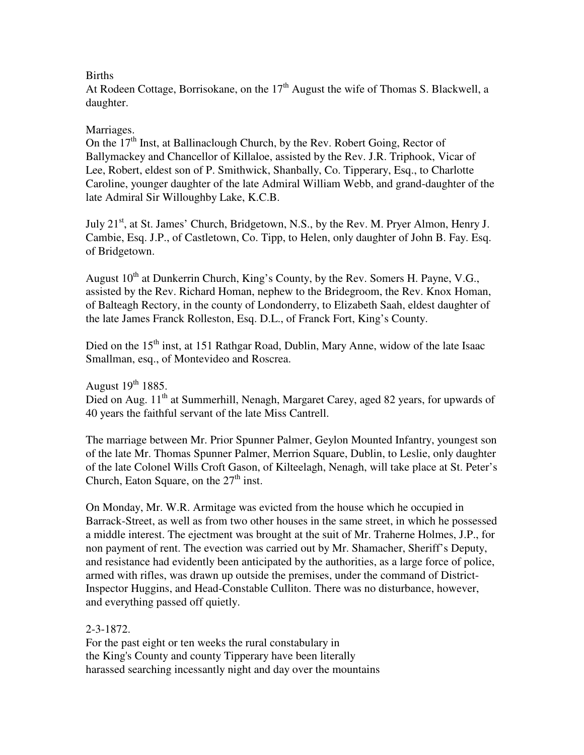Births

At Rodeen Cottage, Borrisokane, on the 17th August the wife of Thomas S. Blackwell, a daughter.

Marriages.

On the 17th Inst, at Ballinaclough Church, by the Rev. Robert Going, Rector of Ballymackey and Chancellor of Killaloe, assisted by the Rev. J.R. Triphook, Vicar of Lee, Robert, eldest son of P. Smithwick, Shanbally, Co. Tipperary, Esq., to Charlotte Caroline, younger daughter of the late Admiral William Webb, and grand-daughter of the late Admiral Sir Willoughby Lake, K.C.B.

July 21st, at St. James' Church, Bridgetown, N.S., by the Rev. M. Pryer Almon, Henry J. Cambie, Esq. J.P., of Castletown, Co. Tipp, to Helen, only daughter of John B. Fay. Esq. of Bridgetown.

August 10th at Dunkerrin Church, King's County, by the Rev. Somers H. Payne, V.G., assisted by the Rev. Richard Homan, nephew to the Bridegroom, the Rev. Knox Homan, of Balteagh Rectory, in the county of Londonderry, to Elizabeth Saah, eldest daughter of the late James Franck Rolleston, Esq. D.L., of Franck Fort, King's County.

Died on the 15th inst, at 151 Rathgar Road, Dublin, Mary Anne, widow of the late Isaac Smallman, esq., of Montevideo and Roscrea.

August 19th 1885.

Died on Aug. 11th at Summerhill, Nenagh, Margaret Carey, aged 82 years, for upwards of 40 years the faithful servant of the late Miss Cantrell.

The marriage between Mr. Prior Spunner Palmer, Geylon Mounted Infantry, youngest son of the late Mr. Thomas Spunner Palmer, Merrion Square, Dublin, to Leslie, only daughter of the late Colonel Wills Croft Gason, of Kilteelagh, Nenagh, will take place at St. Peter's Church, Eaton Square, on the 27th inst.

On Monday, Mr. W.R. Armitage was evicted from the house which he occupied in Barrack-Street, as well as from two other houses in the same street, in which he possessed a middle interest. The ejectment was brought at the suit of Mr. Traherne Holmes, J.P., for non payment of rent. The evection was carried out by Mr. Shamacher, Sheriff's Deputy, and resistance had evidently been anticipated by the authorities, as a large force of police, armed with rifles, was drawn up outside the premises, under the command of District-Inspector Huggins, and Head-Constable Culliton. There was no disturbance, however, and everything passed off quietly.

2-3-1872.

For the past eight or ten weeks the rural constabulary in the King's County and county Tipperary have been literally harassed searching incessantly night and day over the mountains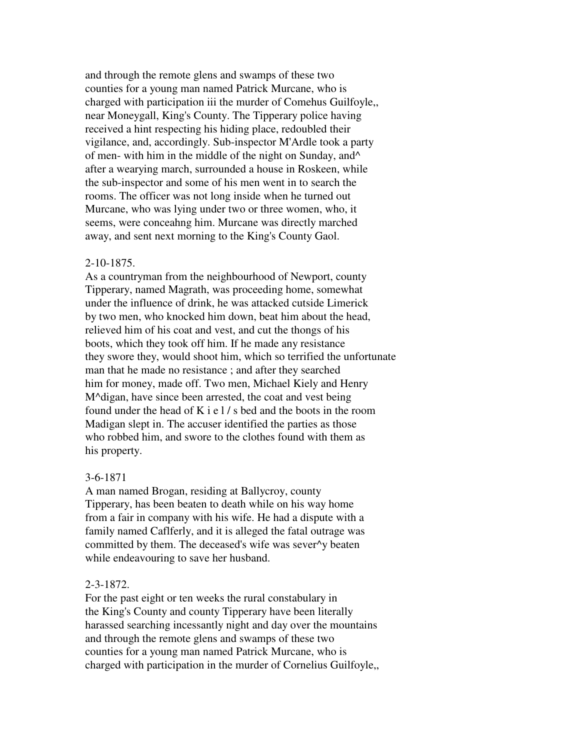and through the remote glens and swamps of these two counties for a young man named Patrick Murcane, who is charged with participation iii the murder of Comehus Guilfoyle,, near Moneygall, King's County. The Tipperary police having received a hint respecting his hiding place, redoubled their vigilance, and, accordingly. Sub-inspector M'Ardle took a party of men- with him in the middle of the night on Sunday, and^ after a wearying march, surrounded a house in Roskeen, while the sub-inspector and some of his men went in to search the rooms. The officer was not long inside when he turned out Murcane, who was lying under two or three women, who, it seems, were conceahng him. Murcane was directly marched away, and sent next morning to the King's County Gaol.

2-10-1875.

As a countryman from the neighbourhood of Newport, county Tipperary, named Magrath, was proceeding home, somewhat under the influence of drink, he was attacked cutside Limerick by two men, who knocked him down, beat him about the head, relieved him of his coat and vest, and cut the thongs of his boots, which they took off him. If he made any resistance they swore they, would shoot him, which so terrified the unfortunate man that he made no resistance ; and after they searched him for money, made off. Two men, Michael Kiely and Henry M^digan, have since been arrested, the coat and vest being found under the head of K i e l / s bed and the boots in the room Madigan slept in. The accuser identified the parties as those who robbed him, and swore to the clothes found with them as his property.

3-6-1871

A man named Brogan, residing at Ballycroy, county Tipperary, has been beaten to death while on his way home from a fair in company with his wife. He had a dispute with a family named Caflferly, and it is alleged the fatal outrage was committed by them. The deceased's wife was sever^y beaten while endeavouring to save her husband.

2-3-1872.

For the past eight or ten weeks the rural constabulary in the King's County and county Tipperary have been literally harassed searching incessantly night and day over the mountains and through the remote glens and swamps of these two counties for a young man named Patrick Murcane, who is charged with participation in the murder of Cornelius Guilfoyle,,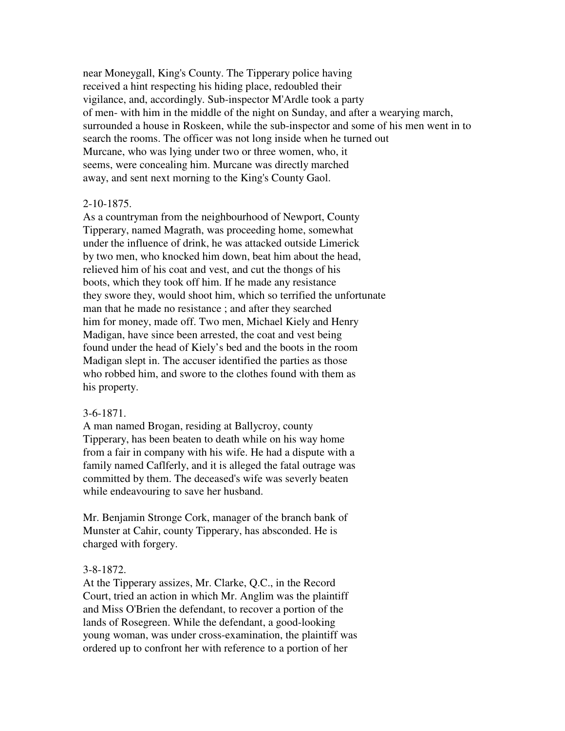near Moneygall, King's County. The Tipperary police having received a hint respecting his hiding place, redoubled their vigilance, and, accordingly. Sub-inspector M'Ardle took a party of men- with him in the middle of the night on Sunday, and after a wearying march, surrounded a house in Roskeen, while the sub-inspector and some of his men went in to search the rooms. The officer was not long inside when he turned out Murcane, who was lying under two or three women, who, it seems, were concealing him. Murcane was directly marched away, and sent next morning to the King's County Gaol.

2-10-1875.
As a countryman from the neighbourhood of Newport, County Tipperary, named Magrath, was proceeding home, somewhat under the influence of drink, he was attacked outside Limerick by two men, who knocked him down, beat him about the head, relieved him of his coat and vest, and cut the thongs of his boots, which they took off him. If he made any resistance they swore they, would shoot him, which so terrified the unfortunate man that he made no resistance ; and after they searched him for money, made off. Two men, Michael Kiely and Henry Madigan, have since been arrested, the coat and vest being found under the head of Kiely's bed and the boots in the room Madigan slept in. The accuser identified the parties as those who robbed him, and swore to the clothes found with them as his property.

3-6-1871.
A man named Brogan, residing at Ballycroy, county Tipperary, has been beaten to death while on his way home from a fair in company with his wife. He had a dispute with a family named Caflferly, and it is alleged the fatal outrage was committed by them. The deceased's wife was severly beaten while endeavouring to save her husband.

Mr. Benjamin Stronge Cork, manager of the branch bank of Munster at Cahir, county Tipperary, has absconded. He is charged with forgery.

3-8-1872.
At the Tipperary assizes, Mr. Clarke, Q.C., in the Record Court, tried an action in which Mr. Anglim was the plaintiff and Miss O'Brien the defendant, to recover a portion of the lands of Rosegreen. While the defendant, a good-looking young woman, was under cross-examination, the plaintiff was ordered up to confront her with reference to a portion of her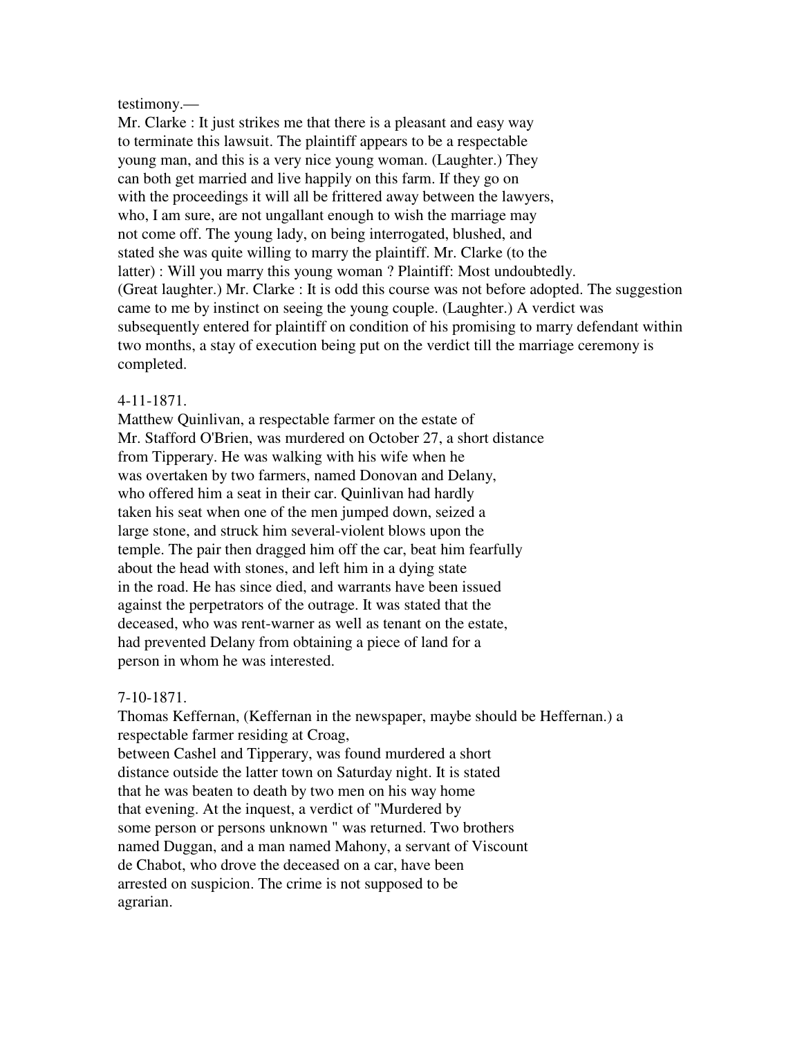testimony.—
Mr. Clarke : It just strikes me that there is a pleasant and easy way to terminate this lawsuit. The plaintiff appears to be a respectable young man, and this is a very nice young woman. (Laughter.) They can both get married and live happily on this farm. If they go on with the proceedings it will all be frittered away between the lawyers, who, I am sure, are not ungallant enough to wish the marriage may not come off. The young lady, on being interrogated, blushed, and stated she was quite willing to marry the plaintiff. Mr. Clarke (to the latter) : Will you marry this young woman ? Plaintiff: Most undoubtedly. (Great laughter.) Mr. Clarke : It is odd this course was not before adopted. The suggestion came to me by instinct on seeing the young couple. (Laughter.) A verdict was subsequently entered for plaintiff on condition of his promising to marry defendant within two months, a stay of execution being put on the verdict till the marriage ceremony is completed.

4-11-1871.
Matthew Quinlivan, a respectable farmer on the estate of Mr. Stafford O'Brien, was murdered on October 27, a short distance from Tipperary. He was walking with his wife when he was overtaken by two farmers, named Donovan and Delany, who offered him a seat in their car. Quinlivan had hardly taken his seat when one of the men jumped down, seized a large stone, and struck him several-violent blows upon the temple. The pair then dragged him off the car, beat him fearfully about the head with stones, and left him in a dying state in the road. He has since died, and warrants have been issued against the perpetrators of the outrage. It was stated that the deceased, who was rent-warner as well as tenant on the estate, had prevented Delany from obtaining a piece of land for a person in whom he was interested.

7-10-1871.
Thomas Keffernan, (Keffernan in the newspaper, maybe should be Heffernan.) a respectable farmer residing at Croag, between Cashel and Tipperary, was found murdered a short distance outside the latter town on Saturday night. It is stated that he was beaten to death by two men on his way home that evening. At the inquest, a verdict of "Murdered by some person or persons unknown " was returned. Two brothers named Duggan, and a man named Mahony, a servant of Viscount de Chabot, who drove the deceased on a car, have been arrested on suspicion. The crime is not supposed to be agrarian.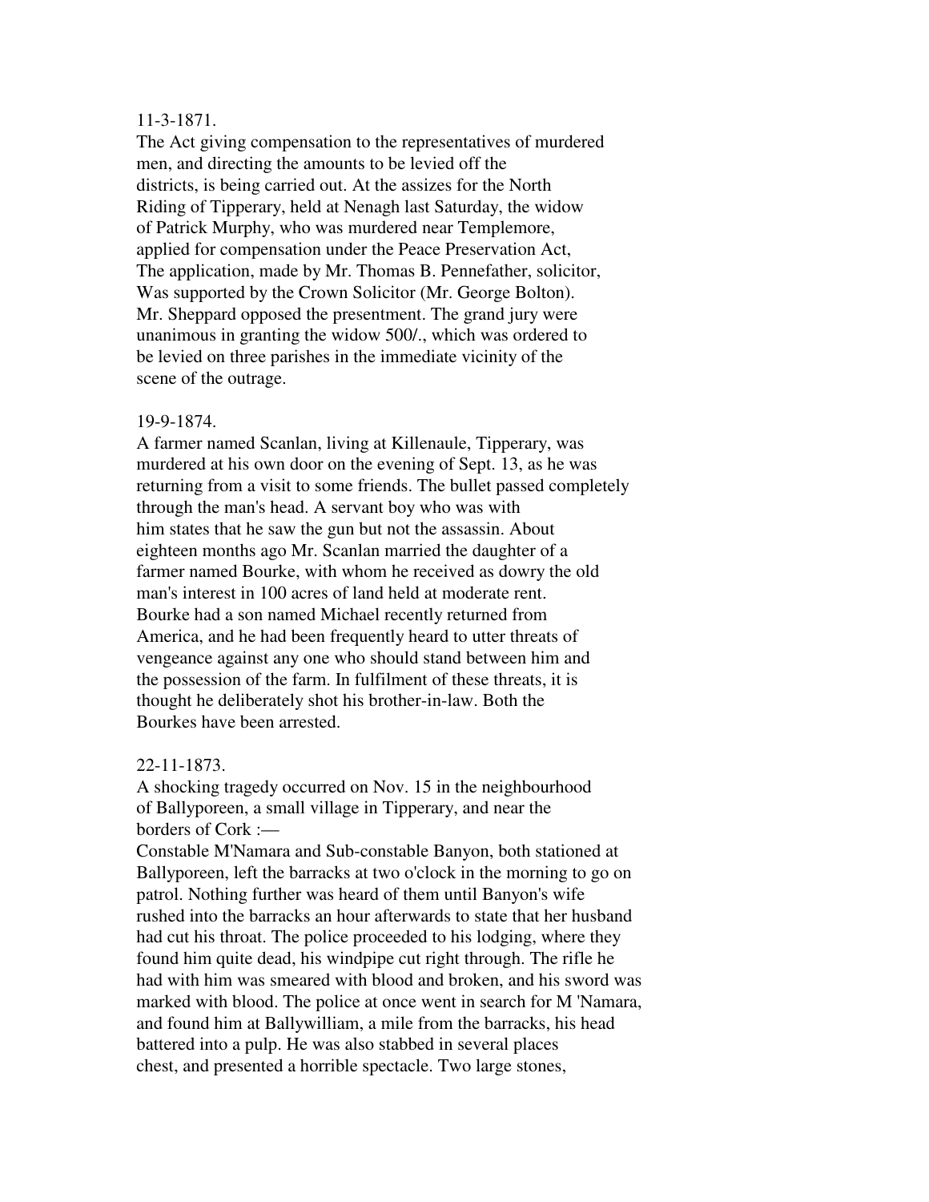11-3-1871.

The Act giving compensation to the representatives of murdered men, and directing the amounts to be levied off the districts, is being carried out. At the assizes for the North Riding of Tipperary, held at Nenagh last Saturday, the widow of Patrick Murphy, who was murdered near Templemore, applied for compensation under the Peace Preservation Act, The application, made by Mr. Thomas B. Pennefather, solicitor, Was supported by the Crown Solicitor (Mr. George Bolton). Mr. Sheppard opposed the presentment. The grand jury were unanimous in granting the widow 500/., which was ordered to be levied on three parishes in the immediate vicinity of the scene of the outrage.

19-9-1874.

A farmer named Scanlan, living at Killenaule, Tipperary, was murdered at his own door on the evening of Sept. 13, as he was returning from a visit to some friends. The bullet passed completely through the man's head. A servant boy who was with him states that he saw the gun but not the assassin. About eighteen months ago Mr. Scanlan married the daughter of a farmer named Bourke, with whom he received as dowry the old man's interest in 100 acres of land held at moderate rent. Bourke had a son named Michael recently returned from America, and he had been frequently heard to utter threats of vengeance against any one who should stand between him and the possession of the farm. In fulfilment of these threats, it is thought he deliberately shot his brother-in-law. Both the Bourkes have been arrested.

22-11-1873.

A shocking tragedy occurred on Nov. 15 in the neighbourhood of Ballyporeen, a small village in Tipperary, and near the borders of Cork :—

Constable M'Namara and Sub-constable Banyon, both stationed at Ballyporeen, left the barracks at two o'clock in the morning to go on patrol. Nothing further was heard of them until Banyon's wife rushed into the barracks an hour afterwards to state that her husband had cut his throat. The police proceeded to his lodging, where they found him quite dead, his windpipe cut right through. The rifle he had with him was smeared with blood and broken, and his sword was marked with blood. The police at once went in search for M 'Namara, and found him at Ballywilliam, a mile from the barracks, his head battered into a pulp. He was also stabbed in several places chest, and presented a horrible spectacle. Two large stones,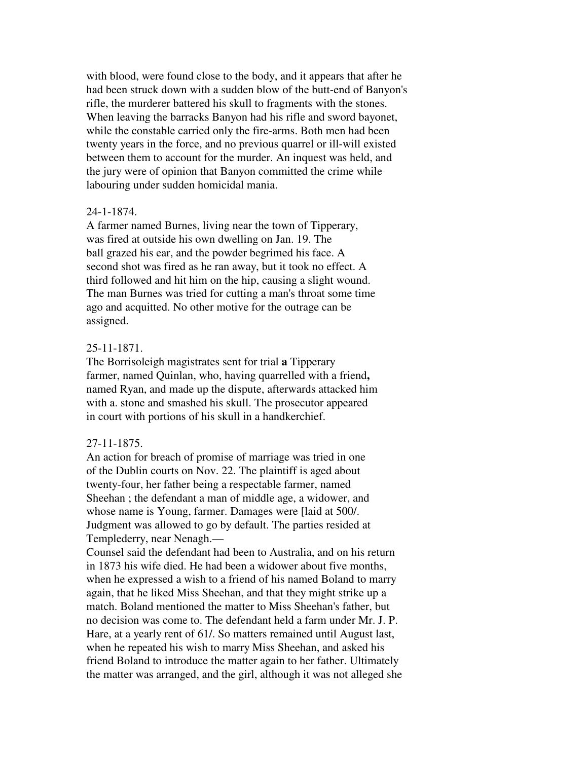with blood, were found close to the body, and it appears that after he had been struck down with a sudden blow of the butt-end of Banyon's rifle, the murderer battered his skull to fragments with the stones. When leaving the barracks Banyon had his rifle and sword bayonet, while the constable carried only the fire-arms. Both men had been twenty years in the force, and no previous quarrel or ill-will existed between them to account for the murder. An inquest was held, and the jury were of opinion that Banyon committed the crime while labouring under sudden homicidal mania.

24-1-1874.
A farmer named Burnes, living near the town of Tipperary, was fired at outside his own dwelling on Jan. 19. The ball grazed his ear, and the powder begrimed his face. A second shot was fired as he ran away, but it took no effect. A third followed and hit him on the hip, causing a slight wound. The man Burnes was tried for cutting a man's throat some time ago and acquitted. No other motive for the outrage can be assigned.

25-11-1871.
The Borrisoleigh magistrates sent for trial **a** Tipperary farmer, named Quinlan, who, having quarrelled with a friend**,** named Ryan, and made up the dispute, afterwards attacked him with a. stone and smashed his skull. The prosecutor appeared in court with portions of his skull in a handkerchief.

27-11-1875.
An action for breach of promise of marriage was tried in one of the Dublin courts on Nov. 22. The plaintiff is aged about twenty-four, her father being a respectable farmer, named Sheehan ; the defendant a man of middle age, a widower, and whose name is Young, farmer. Damages were [laid at 500/. Judgment was allowed to go by default. The parties resided at Templederry, near Nenagh.—
Counsel said the defendant had been to Australia, and on his return in 1873 his wife died. He had been a widower about five months, when he expressed a wish to a friend of his named Boland to marry again, that he liked Miss Sheehan, and that they might strike up a match. Boland mentioned the matter to Miss Sheehan's father, but no decision was come to. The defendant held a farm under Mr. J. P. Hare, at a yearly rent of 61/. So matters remained until August last, when he repeated his wish to marry Miss Sheehan, and asked his friend Boland to introduce the matter again to her father. Ultimately the matter was arranged, and the girl, although it was not alleged she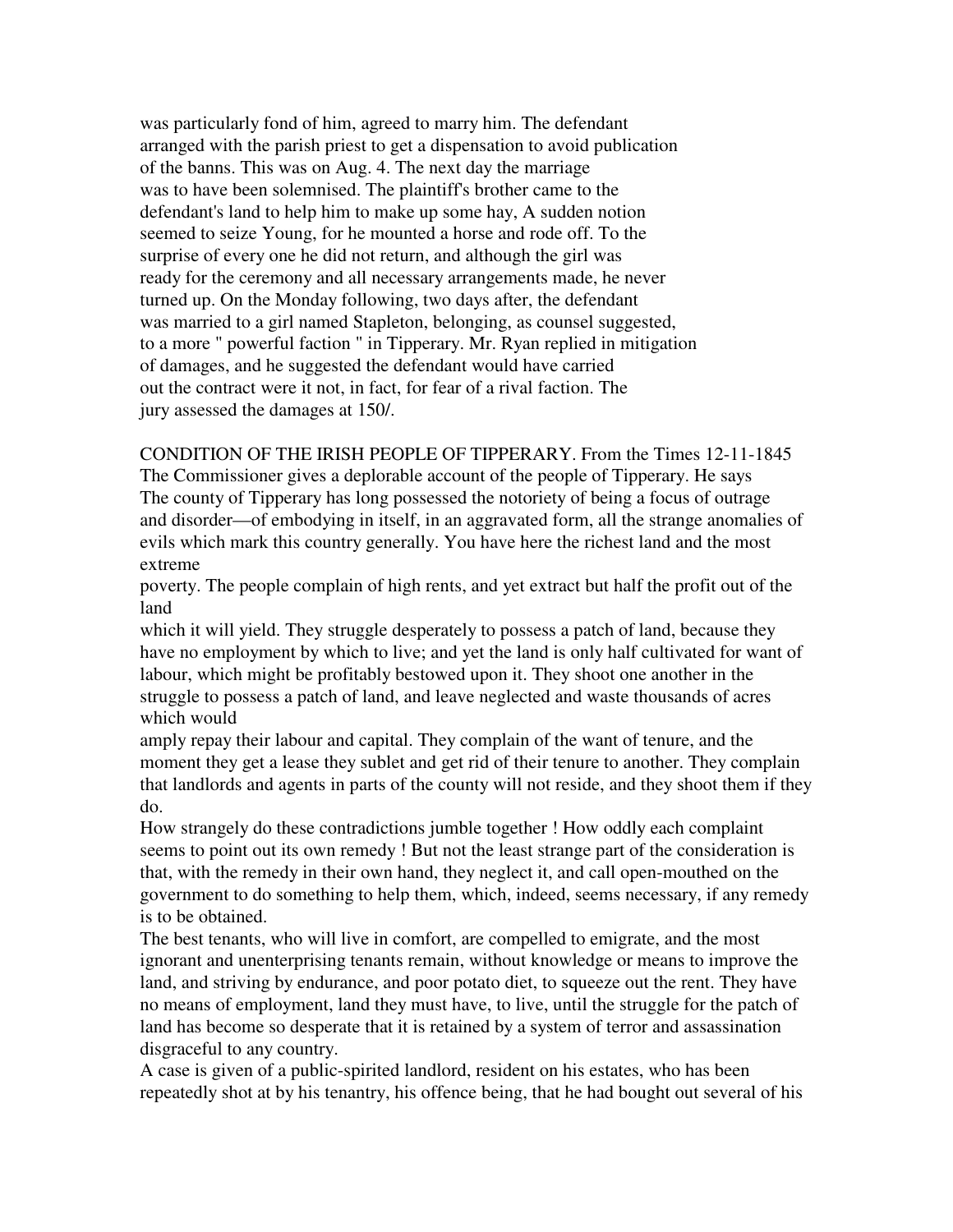was particularly fond of him, agreed to marry him. The defendant arranged with the parish priest to get a dispensation to avoid publication of the banns. This was on Aug. 4. The next day the marriage was to have been solemnised. The plaintiff's brother came to the defendant's land to help him to make up some hay, A sudden notion seemed to seize Young, for he mounted a horse and rode off. To the surprise of every one he did not return, and although the girl was ready for the ceremony and all necessary arrangements made, he never turned up. On the Monday following, two days after, the defendant was married to a girl named Stapleton, belonging, as counsel suggested, to a more " powerful faction " in Tipperary. Mr. Ryan replied in mitigation of damages, and he suggested the defendant would have carried out the contract were it not, in fact, for fear of a rival faction. The jury assessed the damages at 150/.

CONDITION OF THE IRISH PEOPLE OF TIPPERARY. From the Times 12-11-1845

The Commissioner gives a deplorable account of the people of Tipperary. He says The county of Tipperary has long possessed the notoriety of being a focus of outrage and disorder—of embodying in itself, in an aggravated form, all the strange anomalies of evils which mark this country generally. You have here the richest land and the most extreme poverty. The people complain of high rents, and yet extract but half the profit out of the land which it will yield. They struggle desperately to possess a patch of land, because they have no employment by which to live; and yet the land is only half cultivated for want of labour, which might be profitably bestowed upon it. They shoot one another in the struggle to possess a patch of land, and leave neglected and waste thousands of acres which would amply repay their labour and capital. They complain of the want of tenure, and the moment they get a lease they sublet and get rid of their tenure to another. They complain that landlords and agents in parts of the county will not reside, and they shoot them if they do.

How strangely do these contradictions jumble together ! How oddly each complaint seems to point out its own remedy ! But not the least strange part of the consideration is that, with the remedy in their own hand, they neglect it, and call open-mouthed on the government to do something to help them, which, indeed, seems necessary, if any remedy is to be obtained.

The best tenants, who will live in comfort, are compelled to emigrate, and the most ignorant and unenterprising tenants remain, without knowledge or means to improve the land, and striving by endurance, and poor potato diet, to squeeze out the rent. They have no means of employment, land they must have, to live, until the struggle for the patch of land has become so desperate that it is retained by a system of terror and assassination disgraceful to any country.

A case is given of a public-spirited landlord, resident on his estates, who has been repeatedly shot at by his tenantry, his offence being, that he had bought out several of his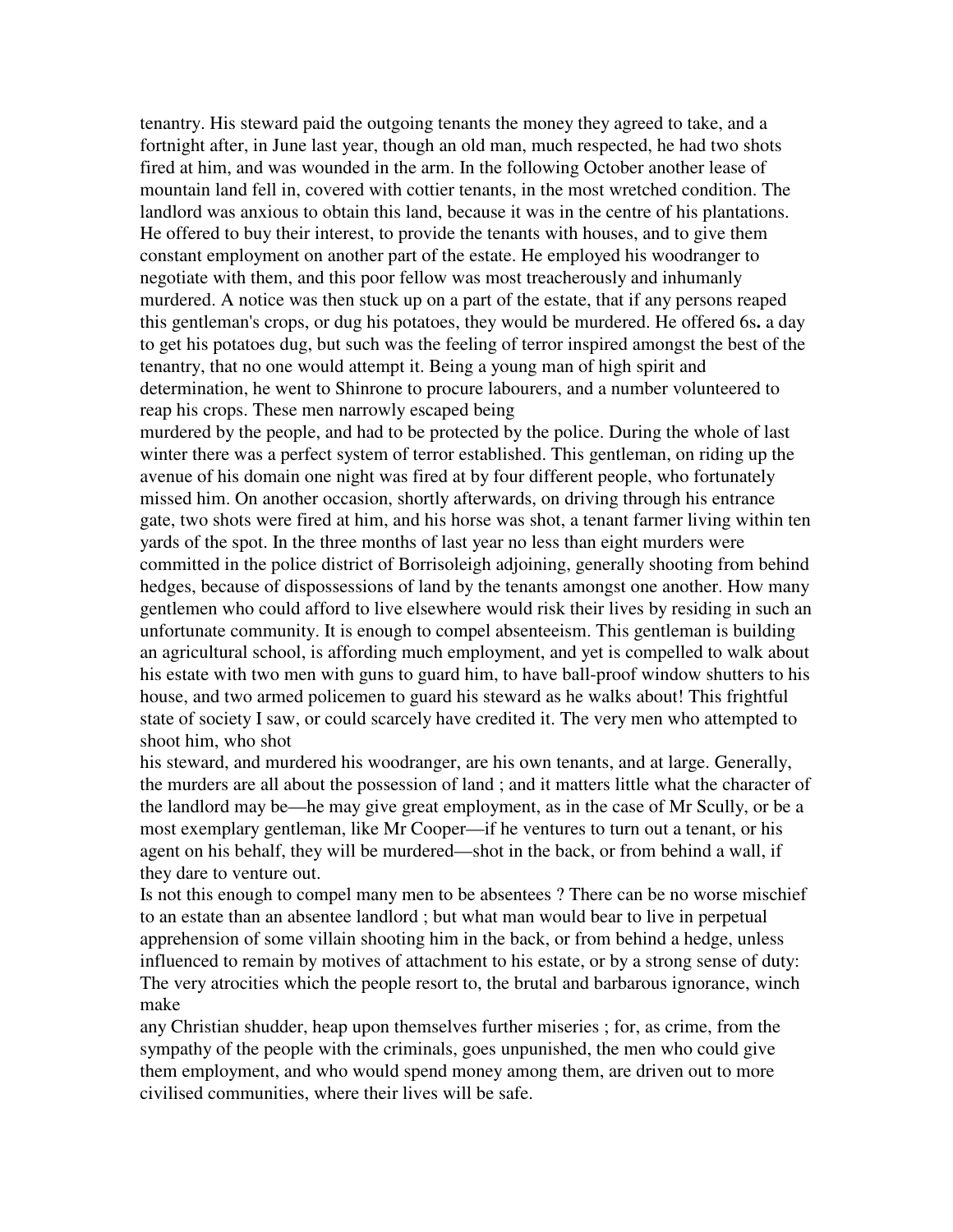tenantry. His steward paid the outgoing tenants the money they agreed to take, and a fortnight after, in June last year, though an old man, much respected, he had two shots fired at him, and was wounded in the arm. In the following October another lease of mountain land fell in, covered with cottier tenants, in the most wretched condition. The landlord was anxious to obtain this land, because it was in the centre of his plantations. He offered to buy their interest, to provide the tenants with houses, and to give them constant employment on another part of the estate. He employed his woodranger to negotiate with them, and this poor fellow was most treacherously and inhumanly murdered. A notice was then stuck up on a part of the estate, that if any persons reaped this gentleman's crops, or dug his potatoes, they would be murdered. He offered 6s**.** a day to get his potatoes dug, but such was the feeling of terror inspired amongst the best of the tenantry, that no one would attempt it. Being a young man of high spirit and determination, he went to Shinrone to procure labourers, and a number volunteered to reap his crops. These men narrowly escaped being murdered by the people, and had to be protected by the police. During the whole of last winter there was a perfect system of terror established. This gentleman, on riding up the avenue of his domain one night was fired at by four different people, who fortunately missed him. On another occasion, shortly afterwards, on driving through his entrance gate, two shots were fired at him, and his horse was shot, a tenant farmer living within ten yards of the spot. In the three months of last year no less than eight murders were committed in the police district of Borrisoleigh adjoining, generally shooting from behind hedges, because of dispossessions of land by the tenants amongst one another. How many gentlemen who could afford to live elsewhere would risk their lives by residing in such an unfortunate community. It is enough to compel absenteeism. This gentleman is building an agricultural school, is affording much employment, and yet is compelled to walk about his estate with two men with guns to guard him, to have ball-proof window shutters to his house, and two armed policemen to guard his steward as he walks about! This frightful state of society I saw, or could scarcely have credited it. The very men who attempted to shoot him, who shot his steward, and murdered his woodranger, are his own tenants, and at large. Generally, the murders are all about the possession of land ; and it matters little what the character of the landlord may be—he may give great employment, as in the case of Mr Scully, or be a most exemplary gentleman, like Mr Cooper—if he ventures to turn out a tenant, or his agent on his behalf, they will be murdered—shot in the back, or from behind a wall, if they dare to venture out.

Is not this enough to compel many men to be absentees ? There can be no worse mischief to an estate than an absentee landlord ; but what man would bear to live in perpetual apprehension of some villain shooting him in the back, or from behind a hedge, unless influenced to remain by motives of attachment to his estate, or by a strong sense of duty: The very atrocities which the people resort to, the brutal and barbarous ignorance, winch make any Christian shudder, heap upon themselves further miseries ; for, as crime, from the sympathy of the people with the criminals, goes unpunished, the men who could give them employment, and who would spend money among them, are driven out to more civilised communities, where their lives will be safe.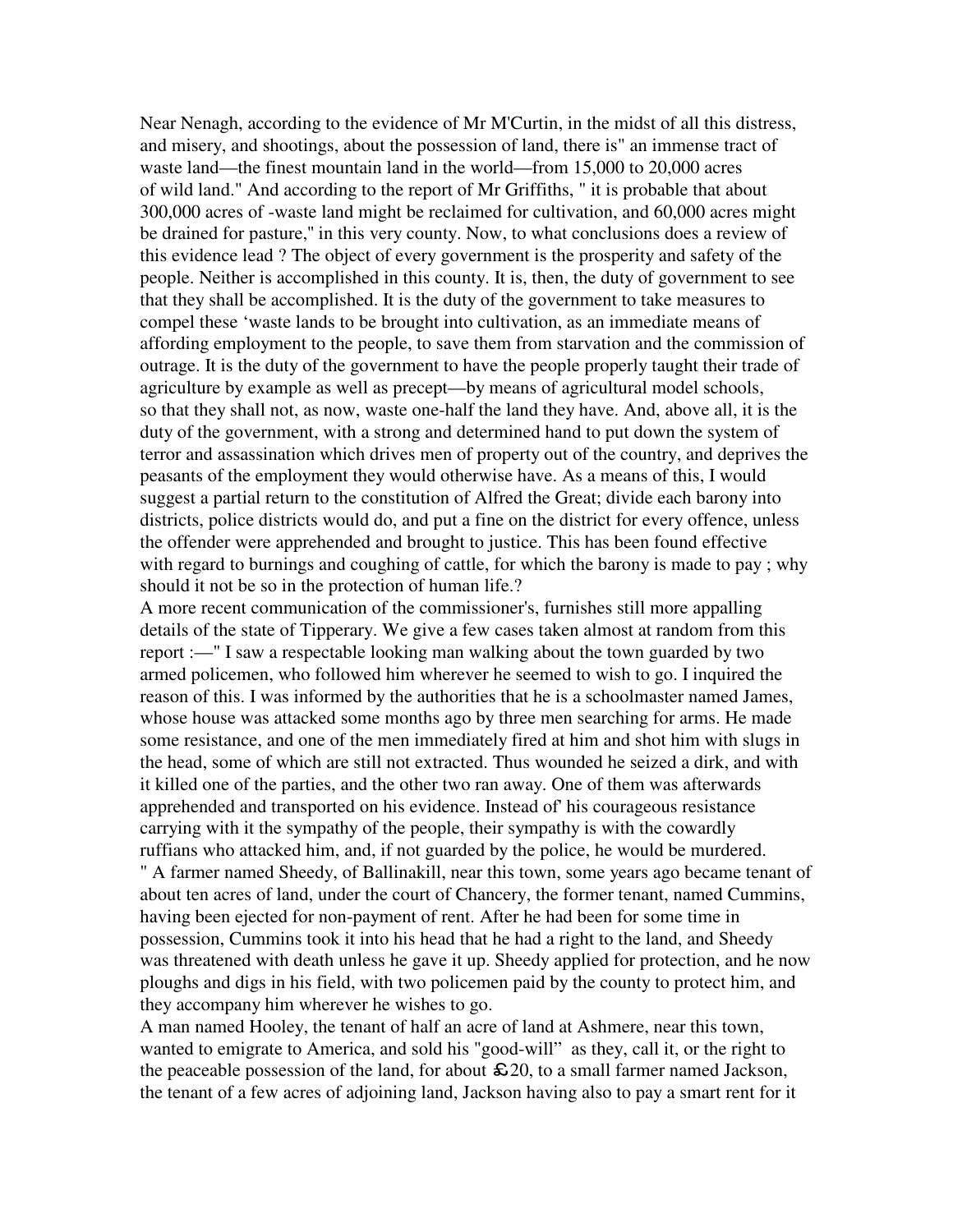Near Nenagh, according to the evidence of Mr M'Curtin, in the midst of all this distress, and misery, and shootings, about the possession of land, there is" an immense tract of waste land—the finest mountain land in the world—from 15,000 to 20,000 acres of wild land." And according to the report of Mr Griffiths, " it is probable that about 300,000 acres of -waste land might be reclaimed for cultivation, and 60,000 acres might be drained for pasture," in this very county. Now, to what conclusions does a review of this evidence lead ? The object of every government is the prosperity and safety of the people. Neither is accomplished in this county. It is, then, the duty of government to see that they shall be accomplished. It is the duty of the government to take measures to compel these 'waste lands to be brought into cultivation, as an immediate means of affording employment to the people, to save them from starvation and the commission of outrage. It is the duty of the government to have the people properly taught their trade of agriculture by example as well as precept—by means of agricultural model schools, so that they shall not, as now, waste one-half the land they have. And, above all, it is the duty of the government, with a strong and determined hand to put down the system of terror and assassination which drives men of property out of the country, and deprives the peasants of the employment they would otherwise have. As a means of this, I would suggest a partial return to the constitution of Alfred the Great; divide each barony into districts, police districts would do, and put a fine on the district for every offence, unless the offender were apprehended and brought to justice. This has been found effective with regard to burnings and coughing of cattle, for which the barony is made to pay ; why should it not be so in the protection of human life.?

A more recent communication of the commissioner's, furnishes still more appalling details of the state of Tipperary. We give a few cases taken almost at random from this report :—" I saw a respectable looking man walking about the town guarded by two armed policemen, who followed him wherever he seemed to wish to go. I inquired the reason of this. I was informed by the authorities that he is a schoolmaster named James, whose house was attacked some months ago by three men searching for arms. He made some resistance, and one of the men immediately fired at him and shot him with slugs in the head, some of which are still not extracted. Thus wounded he seized a dirk, and with it killed one of the parties, and the other two ran away. One of them was afterwards apprehended and transported on his evidence. Instead of' his courageous resistance carrying with it the sympathy of the people, their sympathy is with the cowardly ruffians who attacked him, and, if not guarded by the police, he would be murdered.

" A farmer named Sheedy, of Ballinakill, near this town, some years ago became tenant of about ten acres of land, under the court of Chancery, the former tenant, named Cummins, having been ejected for non-payment of rent. After he had been for some time in possession, Cummins took it into his head that he had a right to the land, and Sheedy was threatened with death unless he gave it up. Sheedy applied for protection, and he now ploughs and digs in his field, with two policemen paid by the county to protect him, and they accompany him wherever he wishes to go.

A man named Hooley, the tenant of half an acre of land at Ashmere, near this town, wanted to emigrate to America, and sold his "good-will" as they, call it, or the right to the peaceable possession of the land, for about £20, to a small farmer named Jackson, the tenant of a few acres of adjoining land, Jackson having also to pay a smart rent for it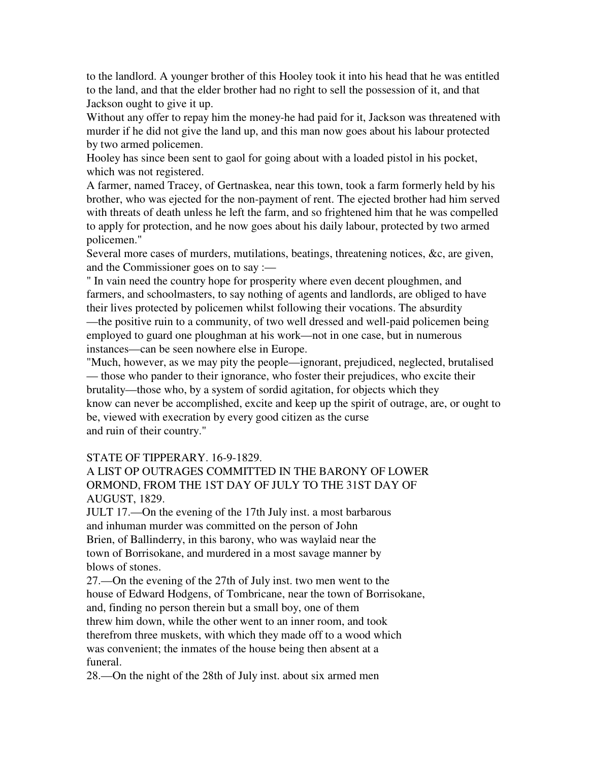to the landlord. A younger brother of this Hooley took it into his head that he was entitled to the land, and that the elder brother had no right to sell the possession of it, and that Jackson ought to give it up.

Without any offer to repay him the money-he had paid for it, Jackson was threatened with murder if he did not give the land up, and this man now goes about his labour protected by two armed policemen.

Hooley has since been sent to gaol for going about with a loaded pistol in his pocket, which was not registered.

A farmer, named Tracey, of Gertnaskea, near this town, took a farm formerly held by his brother, who was ejected for the non-payment of rent. The ejected brother had him served with threats of death unless he left the farm, and so frightened him that he was compelled to apply for protection, and he now goes about his daily labour, protected by two armed policemen."

Several more cases of murders, mutilations, beatings, threatening notices, &c, are given, and the Commissioner goes on to say :—

" In vain need the country hope for prosperity where even decent ploughmen, and farmers, and schoolmasters, to say nothing of agents and landlords, are obliged to have their lives protected by policemen whilst following their vocations. The absurdity —the positive ruin to a community, of two well dressed and well-paid policemen being employed to guard one ploughman at his work—not in one case, but in numerous instances—can be seen nowhere else in Europe.

"Much, however, as we may pity the people—ignorant, prejudiced, neglected, brutalised — those who pander to their ignorance, who foster their prejudices, who excite their brutality—those who, by a system of sordid agitation, for objects which they know can never be accomplished, excite and keep up the spirit of outrage, are, or ought to be, viewed with execration by every good citizen as the curse and ruin of their country."

STATE OF TIPPERARY. 16-9-1829.

A LIST OP OUTRAGES COMMITTED IN THE BARONY OF LOWER ORMOND, FROM THE 1ST DAY OF JULY TO THE 31ST DAY OF AUGUST, 1829.

JULT 17.—On the evening of the 17th July inst. a most barbarous and inhuman murder was committed on the person of John Brien, of Ballinderry, in this barony, who was waylaid near the town of Borrisokane, and murdered in a most savage manner by blows of stones.

27.—On the evening of the 27th of July inst. two men went to the house of Edward Hodgens, of Tombricane, near the town of Borrisokane, and, finding no person therein but a small boy, one of them threw him down, while the other went to an inner room, and took therefrom three muskets, with which they made off to a wood which was convenient; the inmates of the house being then absent at a funeral.

28.—On the night of the 28th of July inst. about six armed men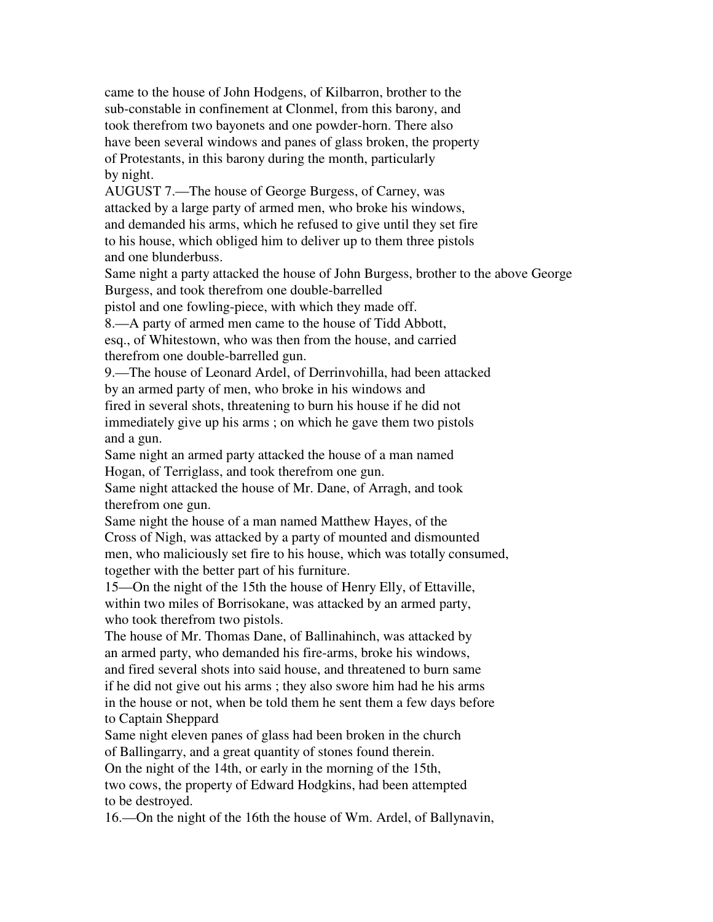came to the house of John Hodgens, of Kilbarron, brother to the sub-constable in confinement at Clonmel, from this barony, and took therefrom two bayonets and one powder-horn. There also have been several windows and panes of glass broken, the property of Protestants, in this barony during the month, particularly by night.

AUGUST 7.—The house of George Burgess, of Carney, was attacked by a large party of armed men, who broke his windows, and demanded his arms, which he refused to give until they set fire to his house, which obliged him to deliver up to them three pistols and one blunderbuss.

Same night a party attacked the house of John Burgess, brother to the above George Burgess, and took therefrom one double-barrelled pistol and one fowling-piece, with which they made off.

8.—A party of armed men came to the house of Tidd Abbott, esq., of Whitestown, who was then from the house, and carried therefrom one double-barrelled gun.

9.—The house of Leonard Ardel, of Derrinvohilla, had been attacked by an armed party of men, who broke in his windows and fired in several shots, threatening to burn his house if he did not immediately give up his arms ; on which he gave them two pistols and a gun.

Same night an armed party attacked the house of a man named Hogan, of Terriglass, and took therefrom one gun.

Same night attacked the house of Mr. Dane, of Arragh, and took therefrom one gun.

Same night the house of a man named Matthew Hayes, of the Cross of Nigh, was attacked by a party of mounted and dismounted men, who maliciously set fire to his house, which was totally consumed, together with the better part of his furniture.

15—On the night of the 15th the house of Henry Elly, of Ettaville, within two miles of Borrisokane, was attacked by an armed party, who took therefrom two pistols.

The house of Mr. Thomas Dane, of Ballinahinch, was attacked by an armed party, who demanded his fire-arms, broke his windows, and fired several shots into said house, and threatened to burn same if he did not give out his arms ; they also swore him had he his arms in the house or not, when be told them he sent them a few days before to Captain Sheppard

Same night eleven panes of glass had been broken in the church of Ballingarry, and a great quantity of stones found therein.

On the night of the 14th, or early in the morning of the 15th, two cows, the property of Edward Hodgkins, had been attempted to be destroyed.

16.—On the night of the 16th the house of Wm. Ardel, of Ballynavin,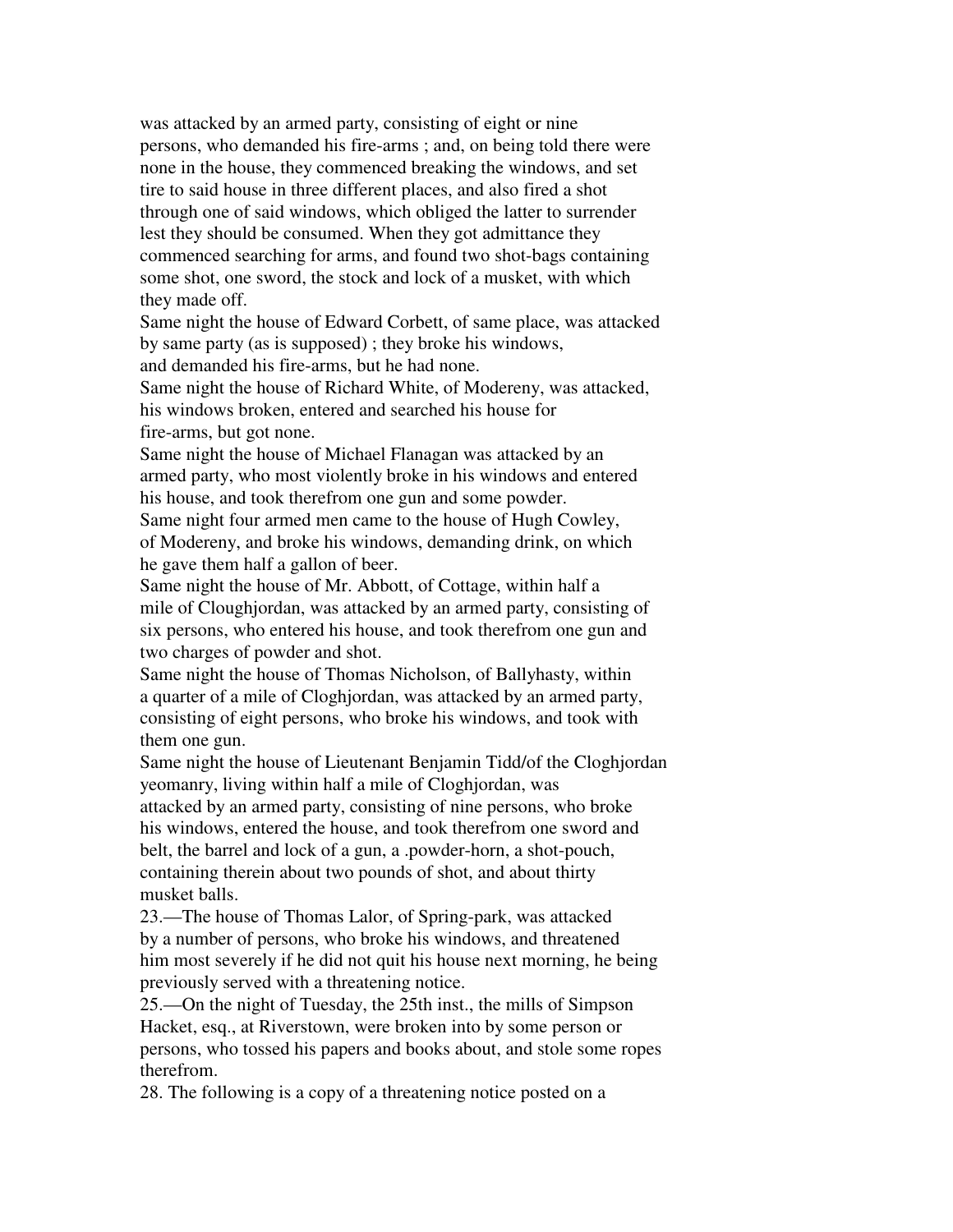was attacked by an armed party, consisting of eight or nine persons, who demanded his fire-arms ; and, on being told there were none in the house, they commenced breaking the windows, and set tire to said house in three different places, and also fired a shot through one of said windows, which obliged the latter to surrender lest they should be consumed. When they got admittance they commenced searching for arms, and found two shot-bags containing some shot, one sword, the stock and lock of a musket, with which they made off.

Same night the house of Edward Corbett, of same place, was attacked by same party (as is supposed) ; they broke his windows, and demanded his fire-arms, but he had none.

Same night the house of Richard White, of Modereny, was attacked, his windows broken, entered and searched his house for fire-arms, but got none.

Same night the house of Michael Flanagan was attacked by an armed party, who most violently broke in his windows and entered his house, and took therefrom one gun and some powder.

Same night four armed men came to the house of Hugh Cowley, of Modereny, and broke his windows, demanding drink, on which he gave them half a gallon of beer.

Same night the house of Mr. Abbott, of Cottage, within half a mile of Cloughjordan, was attacked by an armed party, consisting of six persons, who entered his house, and took therefrom one gun and two charges of powder and shot.

Same night the house of Thomas Nicholson, of Ballyhasty, within a quarter of a mile of Cloghjordan, was attacked by an armed party, consisting of eight persons, who broke his windows, and took with them one gun.

Same night the house of Lieutenant Benjamin Tidd/of the Cloghjordan yeomanry, living within half a mile of Cloghjordan, was attacked by an armed party, consisting of nine persons, who broke his windows, entered the house, and took therefrom one sword and belt, the barrel and lock of a gun, a .powder-horn, a shot-pouch, containing therein about two pounds of shot, and about thirty musket balls.

23.—The house of Thomas Lalor, of Spring-park, was attacked by a number of persons, who broke his windows, and threatened him most severely if he did not quit his house next morning, he being previously served with a threatening notice.

25.—On the night of Tuesday, the 25th inst., the mills of Simpson Hacket, esq., at Riverstown, were broken into by some person or persons, who tossed his papers and books about, and stole some ropes therefrom.

28. The following is a copy of a threatening notice posted on a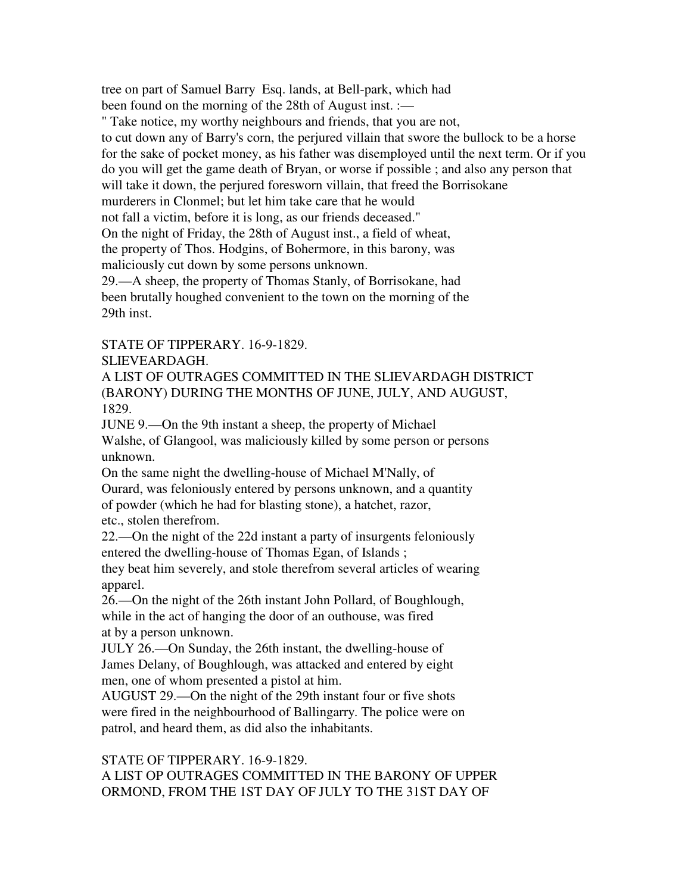tree on part of Samuel Barry Esq. lands, at Bell-park, which had been found on the morning of the 28th of August inst. :—

" Take notice, my worthy neighbours and friends, that you are not, to cut down any of Barry's corn, the perjured villain that swore the bullock to be a horse for the sake of pocket money, as his father was disemployed until the next term. Or if you do you will get the game death of Bryan, or worse if possible ; and also any person that will take it down, the perjured foresworn villain, that freed the Borrisokane murderers in Clonmel; but let him take care that he would not fall a victim, before it is long, as our friends deceased."

On the night of Friday, the 28th of August inst., a field of wheat, the property of Thos. Hodgins, of Bohermore, in this barony, was maliciously cut down by some persons unknown.

29.—A sheep, the property of Thomas Stanly, of Borrisokane, had been brutally houghed convenient to the town on the morning of the 29th inst.

STATE OF TIPPERARY. 16-9-1829.

SLIEVEARDAGH.

A LIST OF OUTRAGES COMMITTED IN THE SLIEVARDAGH DISTRICT (BARONY) DURING THE MONTHS OF JUNE, JULY, AND AUGUST, 1829.

JUNE 9.—On the 9th instant a sheep, the property of Michael Walshe, of Glangool, was maliciously killed by some person or persons unknown.

On the same night the dwelling-house of Michael M'Nally, of Ourard, was feloniously entered by persons unknown, and a quantity of powder (which he had for blasting stone), a hatchet, razor, etc., stolen therefrom.

22.—On the night of the 22d instant a party of insurgents feloniously entered the dwelling-house of Thomas Egan, of Islands ; they beat him severely, and stole therefrom several articles of wearing apparel.

26.—On the night of the 26th instant John Pollard, of Boughlough, while in the act of hanging the door of an outhouse, was fired at by a person unknown.

JULY 26.—On Sunday, the 26th instant, the dwelling-house of James Delany, of Boughlough, was attacked and entered by eight men, one of whom presented a pistol at him.

AUGUST 29.—On the night of the 29th instant four or five shots were fired in the neighbourhood of Ballingarry. The police were on patrol, and heard them, as did also the inhabitants.

STATE OF TIPPERARY. 16-9-1829.

A LIST OP OUTRAGES COMMITTED IN THE BARONY OF UPPER ORMOND, FROM THE 1ST DAY OF JULY TO THE 31ST DAY OF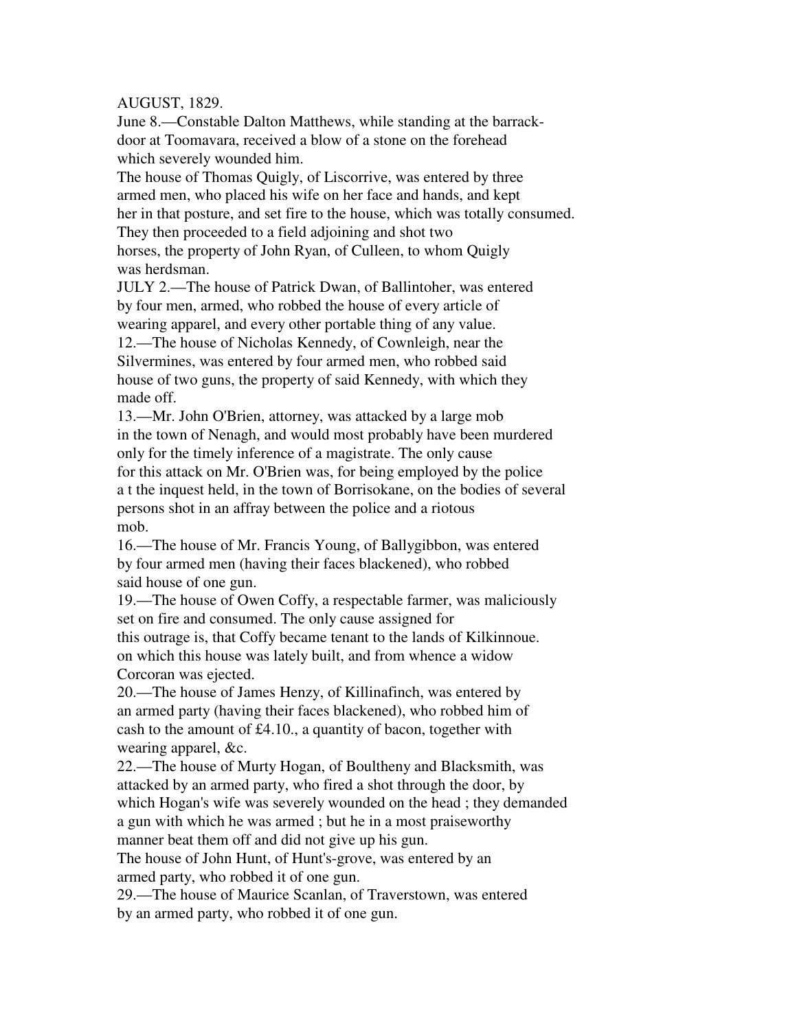AUGUST, 1829.

June 8.—Constable Dalton Matthews, while standing at the barrack-door at Toomavara, received a blow of a stone on the forehead which severely wounded him.

The house of Thomas Quigly, of Liscorrive, was entered by three armed men, who placed his wife on her face and hands, and kept her in that posture, and set fire to the house, which was totally consumed. They then proceeded to a field adjoining and shot two horses, the property of John Ryan, of Culleen, to whom Quigly was herdsman.

JULY 2.—The house of Patrick Dwan, of Ballintoher, was entered by four men, armed, who robbed the house of every article of wearing apparel, and every other portable thing of any value.

12.—The house of Nicholas Kennedy, of Cownleigh, near the Silvermines, was entered by four armed men, who robbed said house of two guns, the property of said Kennedy, with which they made off.

13.—Mr. John O'Brien, attorney, was attacked by a large mob in the town of Nenagh, and would most probably have been murdered only for the timely inference of a magistrate. The only cause for this attack on Mr. O'Brien was, for being employed by the police a t the inquest held, in the town of Borrisokane, on the bodies of several persons shot in an affray between the police and a riotous mob.

16.—The house of Mr. Francis Young, of Ballygibbon, was entered by four armed men (having their faces blackened), who robbed said house of one gun.

19.—The house of Owen Coffy, a respectable farmer, was maliciously set on fire and consumed. The only cause assigned for this outrage is, that Coffy became tenant to the lands of Kilkinnoue. on which this house was lately built, and from whence a widow Corcoran was ejected.

20.—The house of James Henzy, of Killinafinch, was entered by an armed party (having their faces blackened), who robbed him of cash to the amount of £4.10., a quantity of bacon, together with wearing apparel, &c.

22.—The house of Murty Hogan, of Boultheny and Blacksmith, was attacked by an armed party, who fired a shot through the door, by which Hogan's wife was severely wounded on the head ; they demanded a gun with which he was armed ; but he in a most praiseworthy manner beat them off and did not give up his gun.

The house of John Hunt, of Hunt's-grove, was entered by an armed party, who robbed it of one gun.

29.—The house of Maurice Scanlan, of Traverstown, was entered by an armed party, who robbed it of one gun.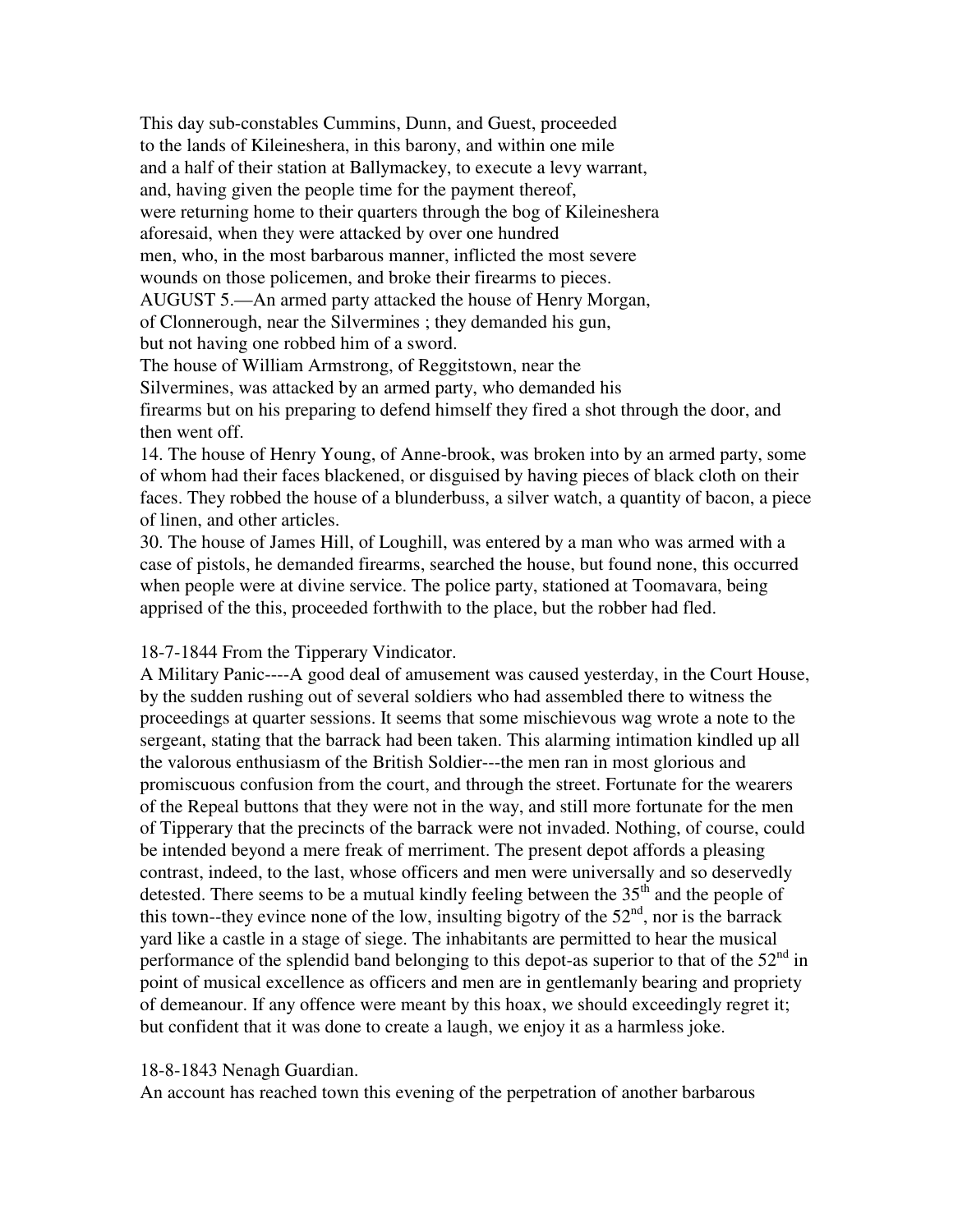This day sub-constables Cummins, Dunn, and Guest, proceeded to the lands of Kileineshera, in this barony, and within one mile and a half of their station at Ballymackey, to execute a levy warrant, and, having given the people time for the payment thereof, were returning home to their quarters through the bog of Kileineshera aforesaid, when they were attacked by over one hundred men, who, in the most barbarous manner, inflicted the most severe wounds on those policemen, and broke their firearms to pieces.

AUGUST 5.—An armed party attacked the house of Henry Morgan, of Clonnerough, near the Silvermines ; they demanded his gun, but not having one robbed him of a sword.

The house of William Armstrong, of Reggitstown, near the Silvermines, was attacked by an armed party, who demanded his firearms but on his preparing to defend himself they fired a shot through the door, and then went off.

14. The house of Henry Young, of Anne-brook, was broken into by an armed party, some of whom had their faces blackened, or disguised by having pieces of black cloth on their faces. They robbed the house of a blunderbuss, a silver watch, a quantity of bacon, a piece of linen, and other articles.

30. The house of James Hill, of Loughill, was entered by a man who was armed with a case of pistols, he demanded firearms, searched the house, but found none, this occurred when people were at divine service. The police party, stationed at Toomavara, being apprised of the this, proceeded forthwith to the place, but the robber had fled.

18-7-1844 From the Tipperary Vindicator.

A Military Panic----A good deal of amusement was caused yesterday, in the Court House, by the sudden rushing out of several soldiers who had assembled there to witness the proceedings at quarter sessions. It seems that some mischievous wag wrote a note to the sergeant, stating that the barrack had been taken. This alarming intimation kindled up all the valorous enthusiasm of the British Soldier---the men ran in most glorious and promiscuous confusion from the court, and through the street. Fortunate for the wearers of the Repeal buttons that they were not in the way, and still more fortunate for the men of Tipperary that the precincts of the barrack were not invaded. Nothing, of course, could be intended beyond a mere freak of merriment. The present depot affords a pleasing contrast, indeed, to the last, whose officers and men were universally and so deservedly detested. There seems to be a mutual kindly feeling between the 35th and the people of this town--they evince none of the low, insulting bigotry of the 52nd, nor is the barrack yard like a castle in a stage of siege. The inhabitants are permitted to hear the musical performance of the splendid band belonging to this depot-as superior to that of the 52nd in point of musical excellence as officers and men are in gentlemanly bearing and propriety of demeanour. If any offence were meant by this hoax, we should exceedingly regret it; but confident that it was done to create a laugh, we enjoy it as a harmless joke.

18-8-1843 Nenagh Guardian.

An account has reached town this evening of the perpetration of another barbarous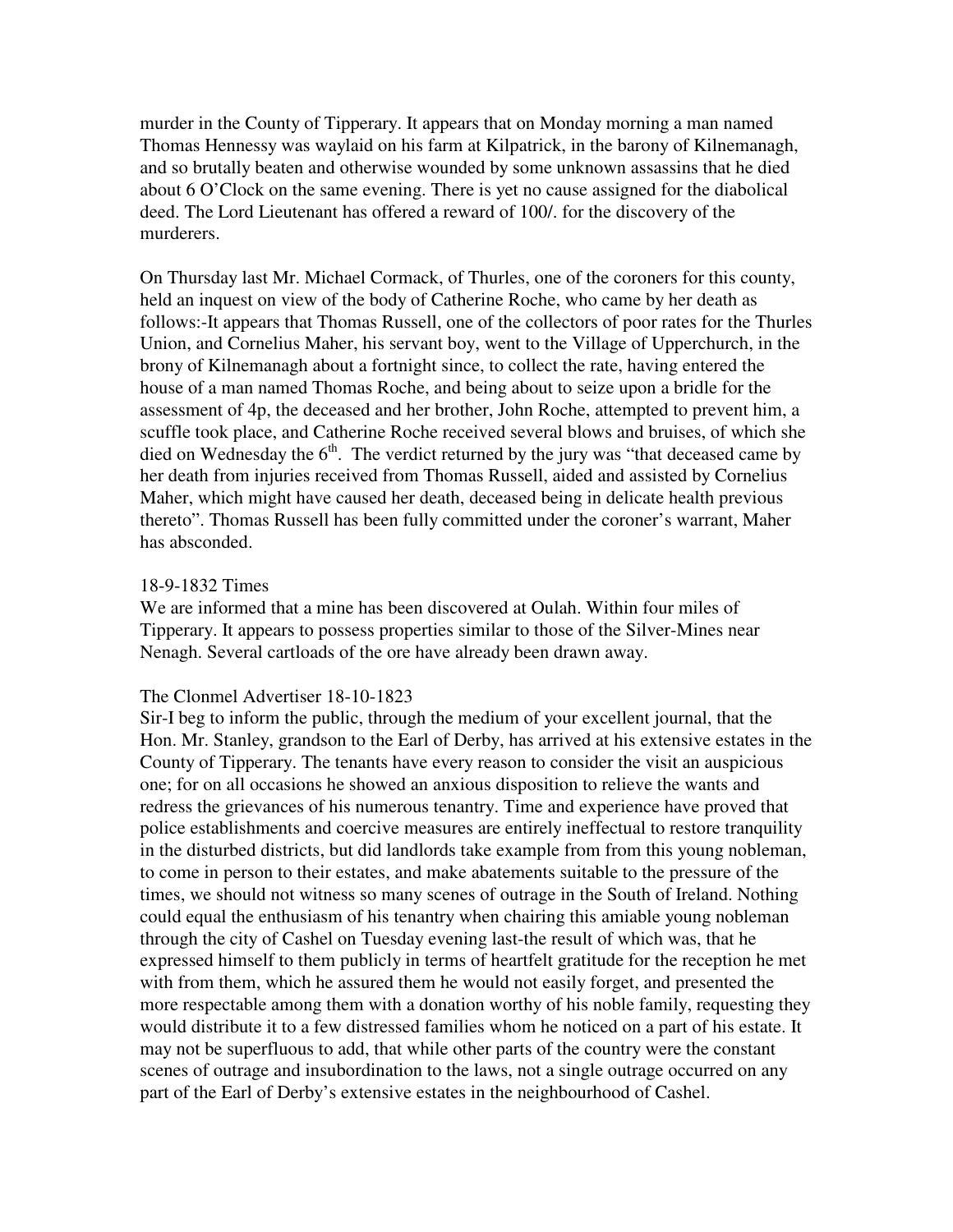murder in the County of Tipperary. It appears that on Monday morning a man named Thomas Hennessy was waylaid on his farm at Kilpatrick, in the barony of Kilnemanagh, and so brutally beaten and otherwise wounded by some unknown assassins that he died about 6 O'Clock on the same evening. There is yet no cause assigned for the diabolical deed. The Lord Lieutenant has offered a reward of 100/. for the discovery of the murderers.

On Thursday last Mr. Michael Cormack, of Thurles, one of the coroners for this county, held an inquest on view of the body of Catherine Roche, who came by her death as follows:-It appears that Thomas Russell, one of the collectors of poor rates for the Thurles Union, and Cornelius Maher, his servant boy, went to the Village of Upperchurch, in the brony of Kilnemanagh about a fortnight since, to collect the rate, having entered the house of a man named Thomas Roche, and being about to seize upon a bridle for the assessment of 4p, the deceased and her brother, John Roche, attempted to prevent him, a scuffle took place, and Catherine Roche received several blows and bruises, of which she died on Wednesday the 6th. The verdict returned by the jury was "that deceased came by her death from injuries received from Thomas Russell, aided and assisted by Cornelius Maher, which might have caused her death, deceased being in delicate health previous thereto". Thomas Russell has been fully committed under the coroner's warrant, Maher has absconded.

18-9-1832 Times
We are informed that a mine has been discovered at Oulah. Within four miles of Tipperary. It appears to possess properties similar to those of the Silver-Mines near Nenagh. Several cartloads of the ore have already been drawn away.

The Clonmel Advertiser 18-10-1823
Sir-I beg to inform the public, through the medium of your excellent journal, that the Hon. Mr. Stanley, grandson to the Earl of Derby, has arrived at his extensive estates in the County of Tipperary. The tenants have every reason to consider the visit an auspicious one; for on all occasions he showed an anxious disposition to relieve the wants and redress the grievances of his numerous tenantry. Time and experience have proved that police establishments and coercive measures are entirely ineffectual to restore tranquility in the disturbed districts, but did landlords take example from from this young nobleman, to come in person to their estates, and make abatements suitable to the pressure of the times, we should not witness so many scenes of outrage in the South of Ireland. Nothing could equal the enthusiasm of his tenantry when chairing this amiable young nobleman through the city of Cashel on Tuesday evening last-the result of which was, that he expressed himself to them publicly in terms of heartfelt gratitude for the reception he met with from them, which he assured them he would not easily forget, and presented the more respectable among them with a donation worthy of his noble family, requesting they would distribute it to a few distressed families whom he noticed on a part of his estate. It may not be superfluous to add, that while other parts of the country were the constant scenes of outrage and insubordination to the laws, not a single outrage occurred on any part of the Earl of Derby's extensive estates in the neighbourhood of Cashel.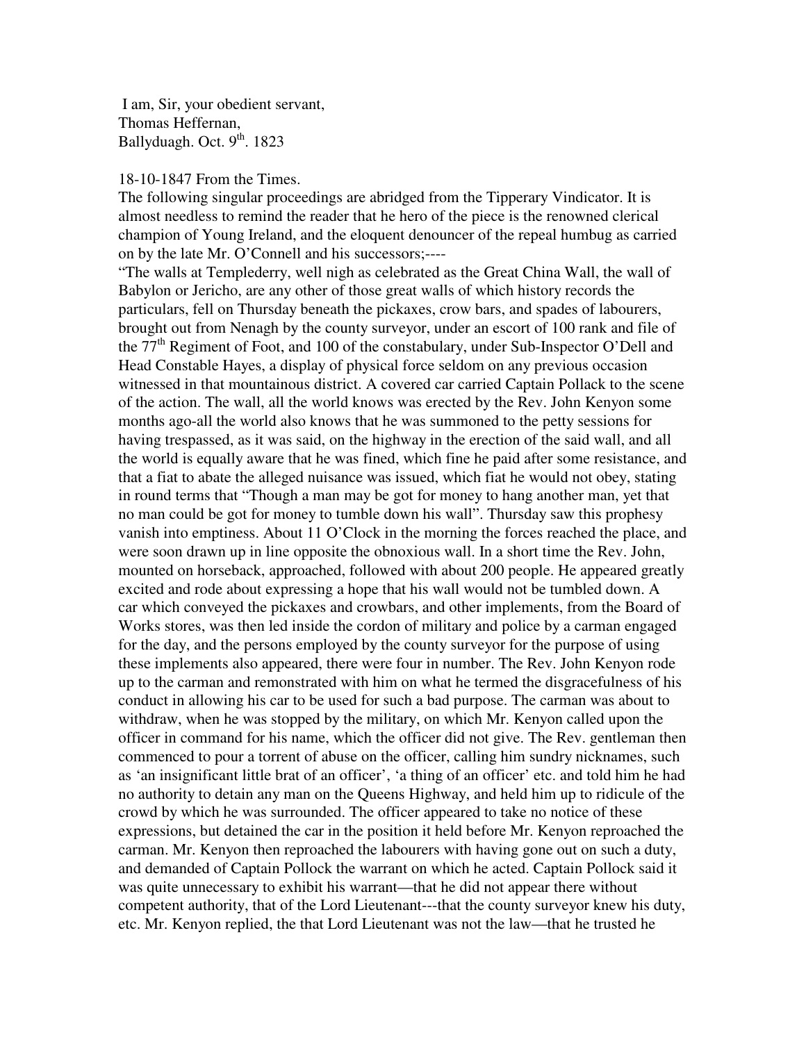I am, Sir, your obedient servant,  
Thomas Heffernan,  
Ballyduagh. Oct. 9th. 1823

18-10-1847 From the Times.

The following singular proceedings are abridged from the Tipperary Vindicator. It is almost needless to remind the reader that he hero of the piece is the renowned clerical champion of Young Ireland, and the eloquent denouncer of the repeal humbug as carried on by the late Mr. O'Connell and his successors;----

"The walls at Templederry, well nigh as celebrated as the Great China Wall, the wall of Babylon or Jericho, are any other of those great walls of which history records the particulars, fell on Thursday beneath the pickaxes, crow bars, and spades of labourers, brought out from Nenagh by the county surveyor, under an escort of 100 rank and file of the 77th Regiment of Foot, and 100 of the constabulary, under Sub-Inspector O'Dell and Head Constable Hayes, a display of physical force seldom on any previous occasion witnessed in that mountainous district. A covered car carried Captain Pollack to the scene of the action. The wall, all the world knows was erected by the Rev. John Kenyon some months ago-all the world also knows that he was summoned to the petty sessions for having trespassed, as it was said, on the highway in the erection of the said wall, and all the world is equally aware that he was fined, which fine he paid after some resistance, and that a fiat to abate the alleged nuisance was issued, which fiat he would not obey, stating in round terms that "Though a man may be got for money to hang another man, yet that no man could be got for money to tumble down his wall". Thursday saw this prophesy vanish into emptiness. About 11 O'Clock in the morning the forces reached the place, and were soon drawn up in line opposite the obnoxious wall. In a short time the Rev. John, mounted on horseback, approached, followed with about 200 people. He appeared greatly excited and rode about expressing a hope that his wall would not be tumbled down. A car which conveyed the pickaxes and crowbars, and other implements, from the Board of Works stores, was then led inside the cordon of military and police by a carman engaged for the day, and the persons employed by the county surveyor for the purpose of using these implements also appeared, there were four in number. The Rev. John Kenyon rode up to the carman and remonstrated with him on what he termed the disgracefulness of his conduct in allowing his car to be used for such a bad purpose. The carman was about to withdraw, when he was stopped by the military, on which Mr. Kenyon called upon the officer in command for his name, which the officer did not give. The Rev. gentleman then commenced to pour a torrent of abuse on the officer, calling him sundry nicknames, such as 'an insignificant little brat of an officer', 'a thing of an officer' etc. and told him he had no authority to detain any man on the Queens Highway, and held him up to ridicule of the crowd by which he was surrounded. The officer appeared to take no notice of these expressions, but detained the car in the position it held before Mr. Kenyon reproached the carman. Mr. Kenyon then reproached the labourers with having gone out on such a duty, and demanded of Captain Pollock the warrant on which he acted. Captain Pollock said it was quite unnecessary to exhibit his warrant—that he did not appear there without competent authority, that of the Lord Lieutenant---that the county surveyor knew his duty, etc. Mr. Kenyon replied, the that Lord Lieutenant was not the law—that he trusted he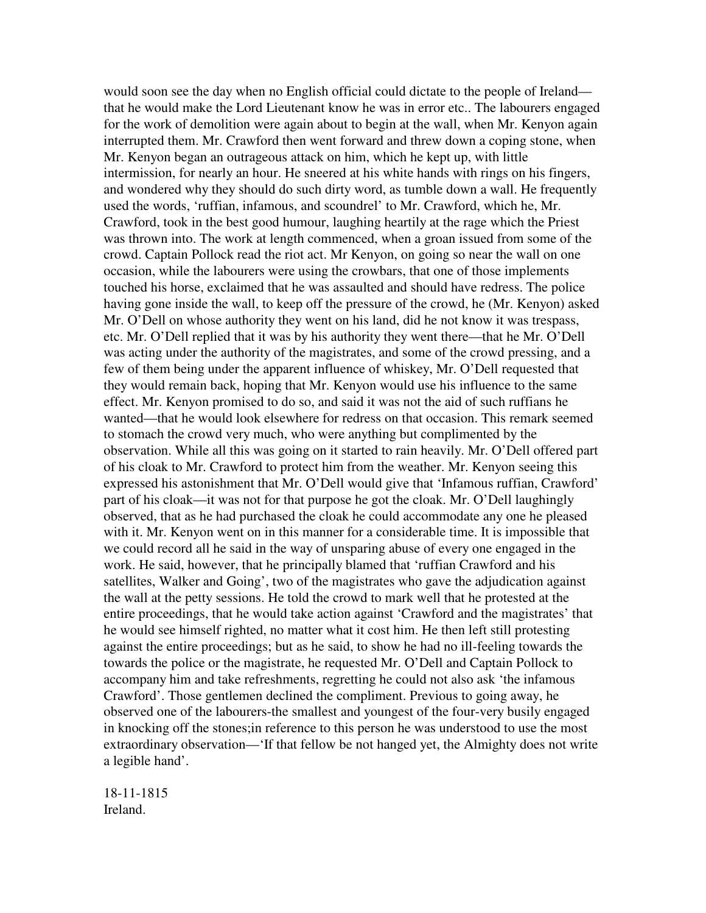would soon see the day when no English official could dictate to the people of Ireland—that he would make the Lord Lieutenant know he was in error etc.. The labourers engaged for the work of demolition were again about to begin at the wall, when Mr. Kenyon again interrupted them. Mr. Crawford then went forward and threw down a coping stone, when Mr. Kenyon began an outrageous attack on him, which he kept up, with little intermission, for nearly an hour. He sneered at his white hands with rings on his fingers, and wondered why they should do such dirty word, as tumble down a wall. He frequently used the words, 'ruffian, infamous, and scoundrel' to Mr. Crawford, which he, Mr. Crawford, took in the best good humour, laughing heartily at the rage which the Priest was thrown into. The work at length commenced, when a groan issued from some of the crowd. Captain Pollock read the riot act. Mr Kenyon, on going so near the wall on one occasion, while the labourers were using the crowbars, that one of those implements touched his horse, exclaimed that he was assaulted and should have redress. The police having gone inside the wall, to keep off the pressure of the crowd, he (Mr. Kenyon) asked Mr. O'Dell on whose authority they went on his land, did he not know it was trespass, etc. Mr. O'Dell replied that it was by his authority they went there—that he Mr. O'Dell was acting under the authority of the magistrates, and some of the crowd pressing, and a few of them being under the apparent influence of whiskey, Mr. O'Dell requested that they would remain back, hoping that Mr. Kenyon would use his influence to the same effect. Mr. Kenyon promised to do so, and said it was not the aid of such ruffians he wanted—that he would look elsewhere for redress on that occasion. This remark seemed to stomach the crowd very much, who were anything but complimented by the observation. While all this was going on it started to rain heavily. Mr. O'Dell offered part of his cloak to Mr. Crawford to protect him from the weather. Mr. Kenyon seeing this expressed his astonishment that Mr. O'Dell would give that 'Infamous ruffian, Crawford' part of his cloak—it was not for that purpose he got the cloak. Mr. O'Dell laughingly observed, that as he had purchased the cloak he could accommodate any one he pleased with it. Mr. Kenyon went on in this manner for a considerable time. It is impossible that we could record all he said in the way of unsparing abuse of every one engaged in the work. He said, however, that he principally blamed that 'ruffian Crawford and his satellites, Walker and Going', two of the magistrates who gave the adjudication against the wall at the petty sessions. He told the crowd to mark well that he protested at the entire proceedings, that he would take action against 'Crawford and the magistrates' that he would see himself righted, no matter what it cost him. He then left still protesting against the entire proceedings; but as he said, to show he had no ill-feeling towards the towards the police or the magistrate, he requested Mr. O'Dell and Captain Pollock to accompany him and take refreshments, regretting he could not also ask 'the infamous Crawford'. Those gentlemen declined the compliment. Previous to going away, he observed one of the labourers-the smallest and youngest of the four-very busily engaged in knocking off the stones;in reference to this person he was understood to use the most extraordinary observation—'If that fellow be not hanged yet, the Almighty does not write a legible hand'.

18-11-1815
Ireland.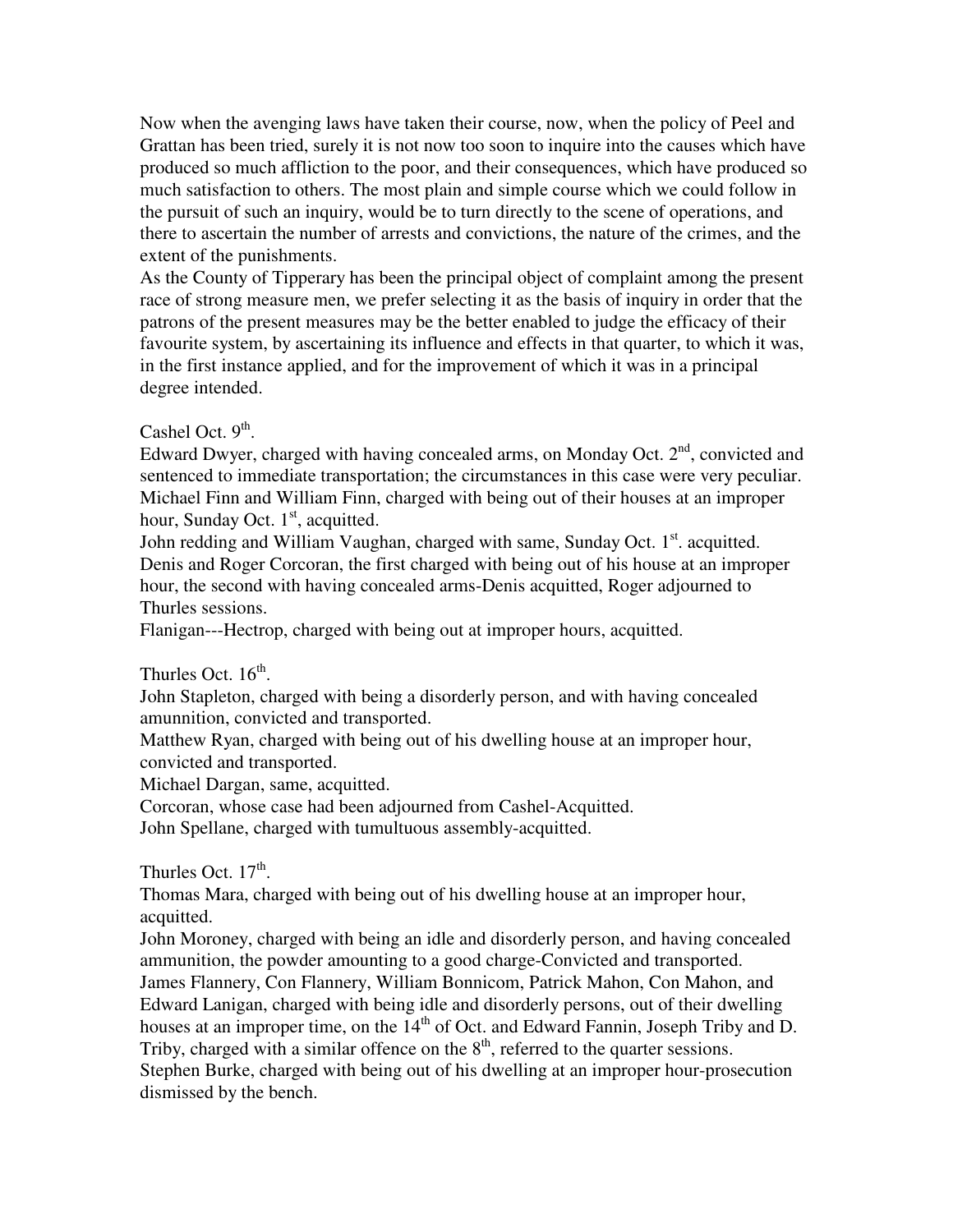Now when the avenging laws have taken their course, now, when the policy of Peel and Grattan has been tried, surely it is not now too soon to inquire into the causes which have produced so much affliction to the poor, and their consequences, which have produced so much satisfaction to others. The most plain and simple course which we could follow in the pursuit of such an inquiry, would be to turn directly to the scene of operations, and there to ascertain the number of arrests and convictions, the nature of the crimes, and the extent of the punishments.

As the County of Tipperary has been the principal object of complaint among the present race of strong measure men, we prefer selecting it as the basis of inquiry in order that the patrons of the present measures may be the better enabled to judge the efficacy of their favourite system, by ascertaining its influence and effects in that quarter, to which it was, in the first instance applied, and for the improvement of which it was in a principal degree intended.

Cashel Oct. 9th.

Edward Dwyer, charged with having concealed arms, on Monday Oct. 2nd, convicted and sentenced to immediate transportation; the circumstances in this case were very peculiar.
Michael Finn and William Finn, charged with being out of their houses at an improper hour, Sunday Oct. 1st, acquitted.
John redding and William Vaughan, charged with same, Sunday Oct. 1st. acquitted.
Denis and Roger Corcoran, the first charged with being out of his house at an improper hour, the second with having concealed arms-Denis acquitted, Roger adjourned to Thurles sessions.
Flanigan---Hectrop, charged with being out at improper hours, acquitted.

Thurles Oct. 16th.

John Stapleton, charged with being a disorderly person, and with having concealed amunnition, convicted and transported.
Matthew Ryan, charged with being out of his dwelling house at an improper hour, convicted and transported.
Michael Dargan, same, acquitted.
Corcoran, whose case had been adjourned from Cashel-Acquitted.
John Spellane, charged with tumultuous assembly-acquitted.

Thurles Oct. 17th.

Thomas Mara, charged with being out of his dwelling house at an improper hour, acquitted.
John Moroney, charged with being an idle and disorderly person, and having concealed ammunition, the powder amounting to a good charge-Convicted and transported.
James Flannery, Con Flannery, William Bonnicom, Patrick Mahon, Con Mahon, and Edward Lanigan, charged with being idle and disorderly persons, out of their dwelling houses at an improper time, on the 14th of Oct. and Edward Fannin, Joseph Triby and D. Triby, charged with a similar offence on the 8th, referred to the quarter sessions.
Stephen Burke, charged with being out of his dwelling at an improper hour-prosecution dismissed by the bench.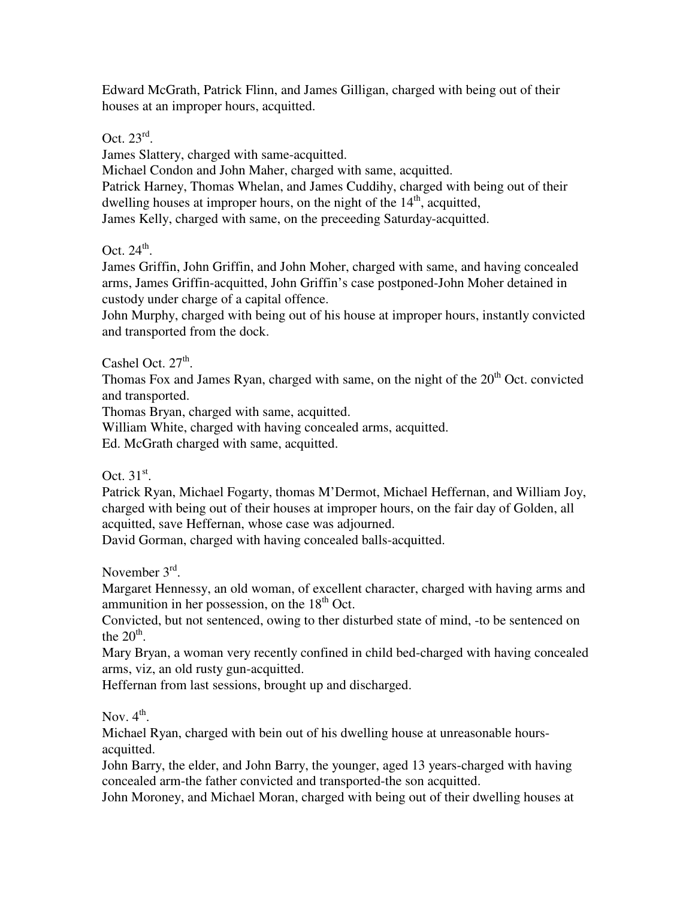Edward McGrath, Patrick Flinn, and James Gilligan, charged with being out of their houses at an improper hours, acquitted.

Oct. 23rd.

James Slattery, charged with same-acquitted.
Michael Condon and John Maher, charged with same, acquitted.
Patrick Harney, Thomas Whelan, and James Cuddihy, charged with being out of their dwelling houses at improper hours, on the night of the 14th, acquitted,
James Kelly, charged with same, on the preceeding Saturday-acquitted.

Oct. 24th.

James Griffin, John Griffin, and John Moher, charged with same, and having concealed arms, James Griffin-acquitted, John Griffin's case postponed-John Moher detained in custody under charge of a capital offence.
John Murphy, charged with being out of his house at improper hours, instantly convicted and transported from the dock.

Cashel Oct. 27th.

Thomas Fox and James Ryan, charged with same, on the night of the 20th Oct. convicted and transported.
Thomas Bryan, charged with same, acquitted.
William White, charged with having concealed arms, acquitted.
Ed. McGrath charged with same, acquitted.

Oct. 31st.

Patrick Ryan, Michael Fogarty, thomas M'Dermot, Michael Heffernan, and William Joy, charged with being out of their houses at improper hours, on the fair day of Golden, all acquitted, save Heffernan, whose case was adjourned.
David Gorman, charged with having concealed balls-acquitted.

November 3rd.

Margaret Hennessy, an old woman, of excellent character, charged with having arms and ammunition in her possession, on the 18th Oct.
Convicted, but not sentenced, owing to ther disturbed state of mind, -to be sentenced on the 20th.
Mary Bryan, a woman very recently confined in child bed-charged with having concealed arms, viz, an old rusty gun-acquitted.
Heffernan from last sessions, brought up and discharged.

Nov. 4th.

Michael Ryan, charged with bein out of his dwelling house at unreasonable hours-acquitted.
John Barry, the elder, and John Barry, the younger, aged 13 years-charged with having concealed arm-the father convicted and transported-the son acquitted.
John Moroney, and Michael Moran, charged with being out of their dwelling houses at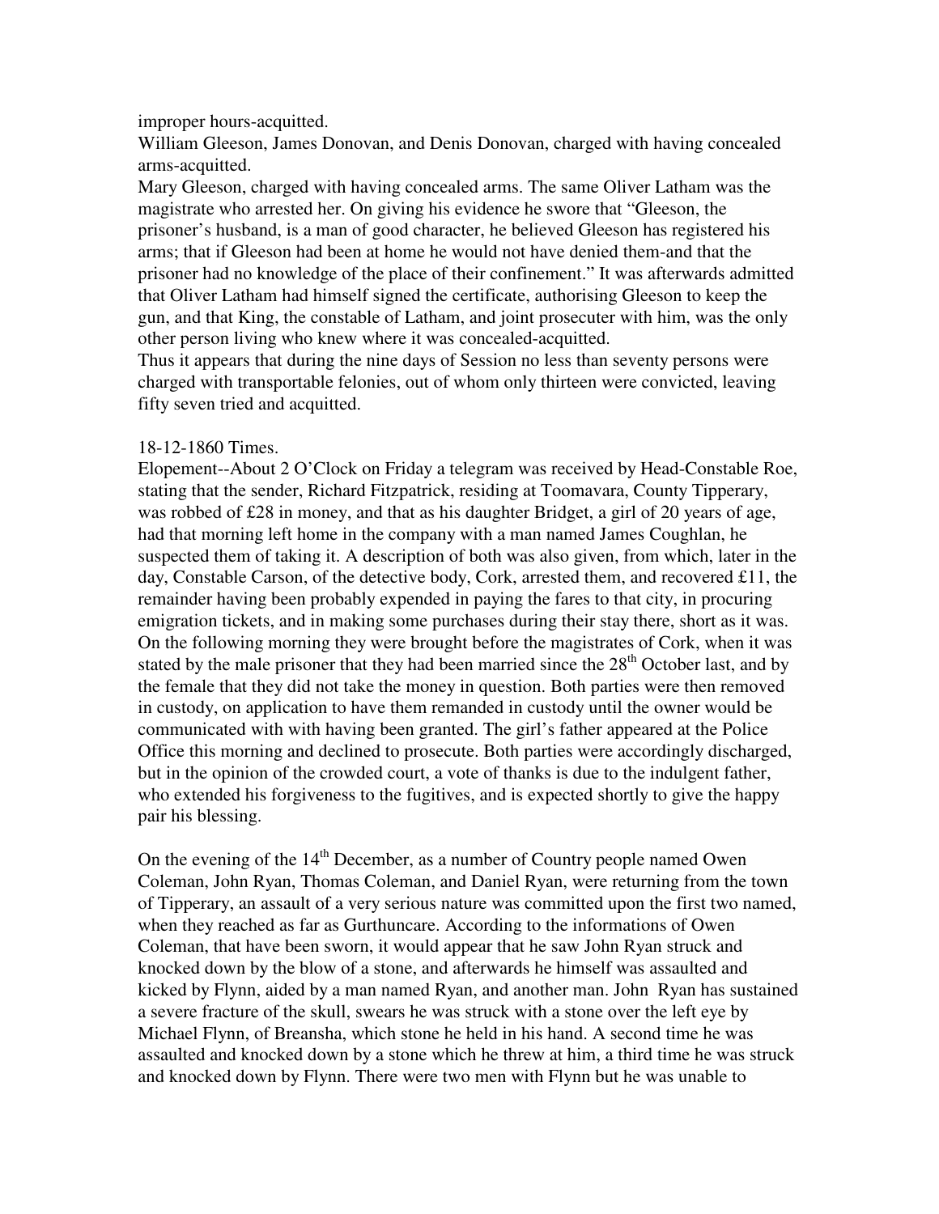improper hours-acquitted.

William Gleeson, James Donovan, and Denis Donovan, charged with having concealed arms-acquitted.

Mary Gleeson, charged with having concealed arms. The same Oliver Latham was the magistrate who arrested her. On giving his evidence he swore that "Gleeson, the prisoner's husband, is a man of good character, he believed Gleeson has registered his arms; that if Gleeson had been at home he would not have denied them-and that the prisoner had no knowledge of the place of their confinement." It was afterwards admitted that Oliver Latham had himself signed the certificate, authorising Gleeson to keep the gun, and that King, the constable of Latham, and joint prosecuter with him, was the only other person living who knew where it was concealed-acquitted.

Thus it appears that during the nine days of Session no less than seventy persons were charged with transportable felonies, out of whom only thirteen were convicted, leaving fifty seven tried and acquitted.

18-12-1860 Times.

Elopement--About 2 O'Clock on Friday a telegram was received by Head-Constable Roe, stating that the sender, Richard Fitzpatrick, residing at Toomavara, County Tipperary, was robbed of £28 in money, and that as his daughter Bridget, a girl of 20 years of age, had that morning left home in the company with a man named James Coughlan, he suspected them of taking it. A description of both was also given, from which, later in the day, Constable Carson, of the detective body, Cork, arrested them, and recovered £11, the remainder having been probably expended in paying the fares to that city, in procuring emigration tickets, and in making some purchases during their stay there, short as it was. On the following morning they were brought before the magistrates of Cork, when it was stated by the male prisoner that they had been married since the 28th October last, and by the female that they did not take the money in question. Both parties were then removed in custody, on application to have them remanded in custody until the owner would be communicated with with having been granted. The girl's father appeared at the Police Office this morning and declined to prosecute. Both parties were accordingly discharged, but in the opinion of the crowded court, a vote of thanks is due to the indulgent father, who extended his forgiveness to the fugitives, and is expected shortly to give the happy pair his blessing.

On the evening of the 14th December, as a number of Country people named Owen Coleman, John Ryan, Thomas Coleman, and Daniel Ryan, were returning from the town of Tipperary, an assault of a very serious nature was committed upon the first two named, when they reached as far as Gurthuncare. According to the informations of Owen Coleman, that have been sworn, it would appear that he saw John Ryan struck and knocked down by the blow of a stone, and afterwards he himself was assaulted and kicked by Flynn, aided by a man named Ryan, and another man. John Ryan has sustained a severe fracture of the skull, swears he was struck with a stone over the left eye by Michael Flynn, of Breansha, which stone he held in his hand. A second time he was assaulted and knocked down by a stone which he threw at him, a third time he was struck and knocked down by Flynn. There were two men with Flynn but he was unable to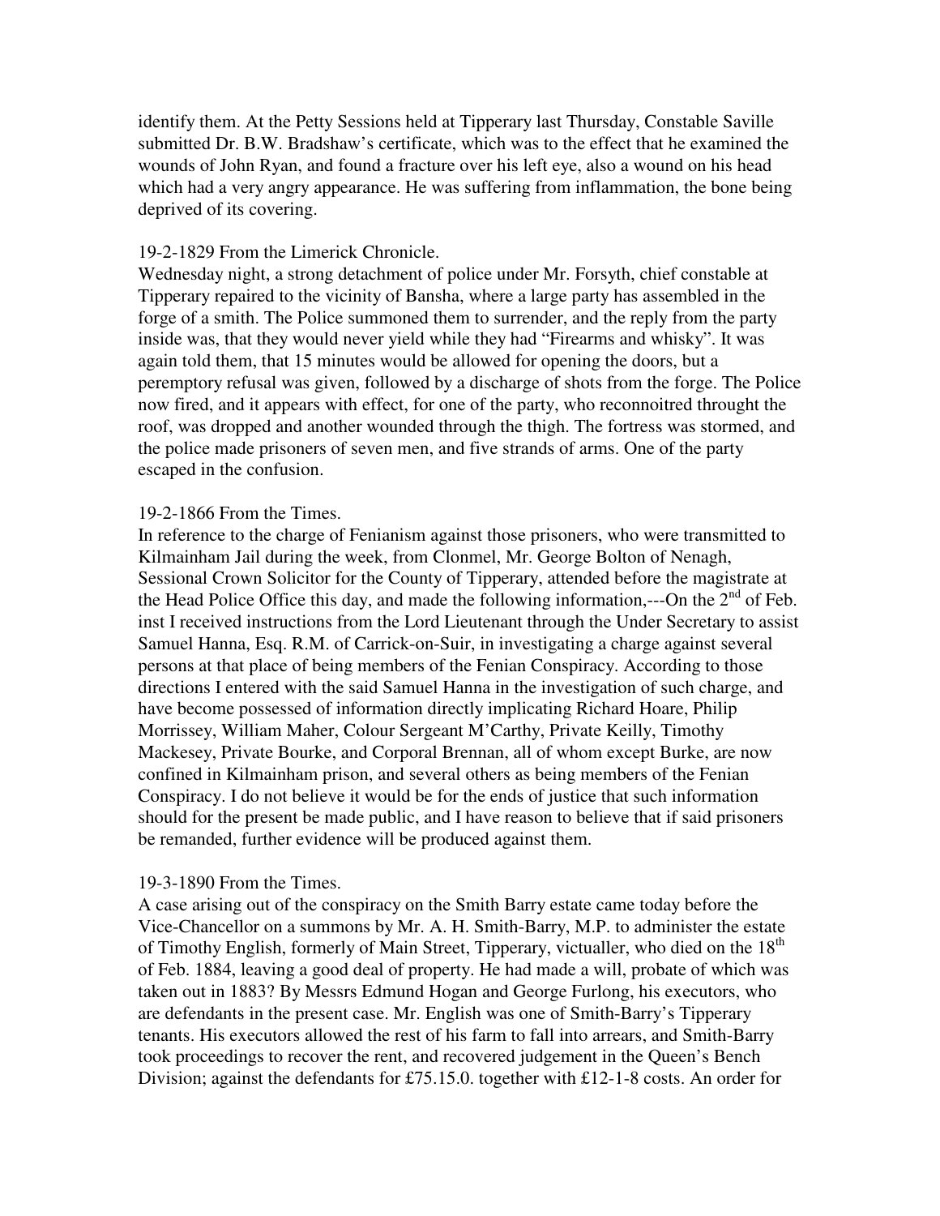identify them. At the Petty Sessions held at Tipperary last Thursday, Constable Saville submitted Dr. B.W. Bradshaw's certificate, which was to the effect that he examined the wounds of John Ryan, and found a fracture over his left eye, also a wound on his head which had a very angry appearance. He was suffering from inflammation, the bone being deprived of its covering.

19-2-1829 From the Limerick Chronicle.
Wednesday night, a strong detachment of police under Mr. Forsyth, chief constable at Tipperary repaired to the vicinity of Bansha, where a large party has assembled in the forge of a smith. The Police summoned them to surrender, and the reply from the party inside was, that they would never yield while they had "Firearms and whisky". It was again told them, that 15 minutes would be allowed for opening the doors, but a peremptory refusal was given, followed by a discharge of shots from the forge. The Police now fired, and it appears with effect, for one of the party, who reconnoitred throught the roof, was dropped and another wounded through the thigh. The fortress was stormed, and the police made prisoners of seven men, and five strands of arms. One of the party escaped in the confusion.

19-2-1866 From the Times.
In reference to the charge of Fenianism against those prisoners, who were transmitted to Kilmainham Jail during the week, from Clonmel, Mr. George Bolton of Nenagh, Sessional Crown Solicitor for the County of Tipperary, attended before the magistrate at the Head Police Office this day, and made the following information,---On the 2nd of Feb. inst I received instructions from the Lord Lieutenant through the Under Secretary to assist Samuel Hanna, Esq. R.M. of Carrick-on-Suir, in investigating a charge against several persons at that place of being members of the Fenian Conspiracy. According to those directions I entered with the said Samuel Hanna in the investigation of such charge, and have become possessed of information directly implicating Richard Hoare, Philip Morrissey, William Maher, Colour Sergeant M'Carthy, Private Keilly, Timothy Mackesey, Private Bourke, and Corporal Brennan, all of whom except Burke, are now confined in Kilmainham prison, and several others as being members of the Fenian Conspiracy. I do not believe it would be for the ends of justice that such information should for the present be made public, and I have reason to believe that if said prisoners be remanded, further evidence will be produced against them.

19-3-1890 From the Times.
A case arising out of the conspiracy on the Smith Barry estate came today before the Vice-Chancellor on a summons by Mr. A. H. Smith-Barry, M.P. to administer the estate of Timothy English, formerly of Main Street, Tipperary, victualler, who died on the 18th of Feb. 1884, leaving a good deal of property. He had made a will, probate of which was taken out in 1883? By Messrs Edmund Hogan and George Furlong, his executors, who are defendants in the present case. Mr. English was one of Smith-Barry's Tipperary tenants. His executors allowed the rest of his farm to fall into arrears, and Smith-Barry took proceedings to recover the rent, and recovered judgement in the Queen's Bench Division; against the defendants for £75.15.0. together with £12-1-8 costs. An order for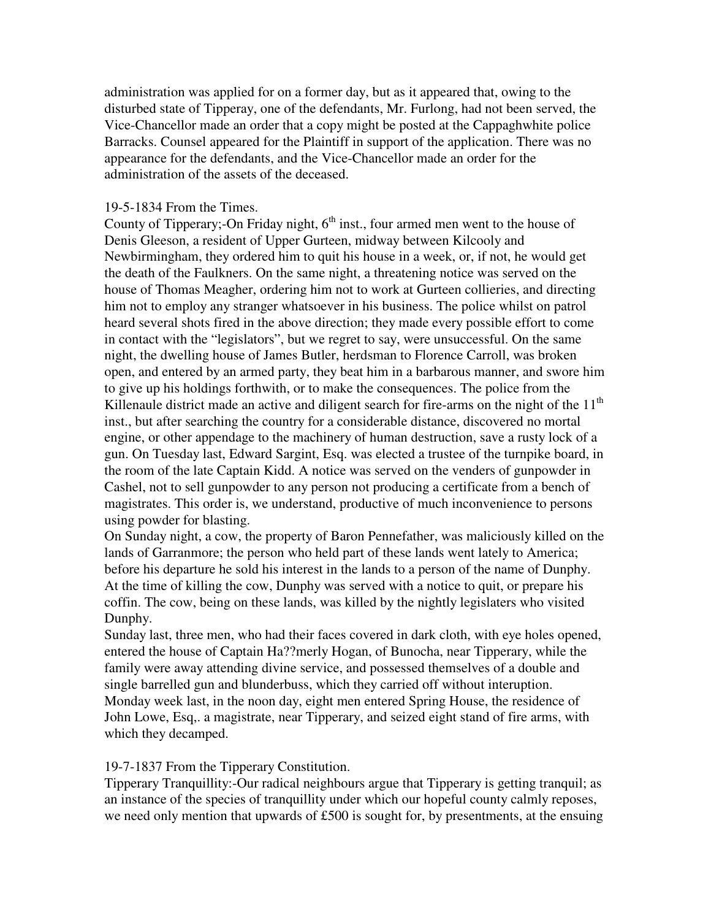administration was applied for on a former day, but as it appeared that, owing to the disturbed state of Tipperay, one of the defendants, Mr. Furlong, had not been served, the Vice-Chancellor made an order that a copy might be posted at the Cappaghwhite police Barracks. Counsel appeared for the Plaintiff in support of the application. There was no appearance for the defendants, and the Vice-Chancellor made an order for the administration of the assets of the deceased.

19-5-1834 From the Times.
County of Tipperary;-On Friday night, 6th inst., four armed men went to the house of Denis Gleeson, a resident of Upper Gurteen, midway between Kilcooly and Newbirmingham, they ordered him to quit his house in a week, or, if not, he would get the death of the Faulkners. On the same night, a threatening notice was served on the house of Thomas Meagher, ordering him not to work at Gurteen collieries, and directing him not to employ any stranger whatsoever in his business. The police whilst on patrol heard several shots fired in the above direction; they made every possible effort to come in contact with the "legislators", but we regret to say, were unsuccessful. On the same night, the dwelling house of James Butler, herdsman to Florence Carroll, was broken open, and entered by an armed party, they beat him in a barbarous manner, and swore him to give up his holdings forthwith, or to make the consequences. The police from the Killenaule district made an active and diligent search for fire-arms on the night of the 11th inst., but after searching the country for a considerable distance, discovered no mortal engine, or other appendage to the machinery of human destruction, save a rusty lock of a gun. On Tuesday last, Edward Sargint, Esq. was elected a trustee of the turnpike board, in the room of the late Captain Kidd. A notice was served on the venders of gunpowder in Cashel, not to sell gunpowder to any person not producing a certificate from a bench of magistrates. This order is, we understand, productive of much inconvenience to persons using powder for blasting.
On Sunday night, a cow, the property of Baron Pennefather, was maliciously killed on the lands of Garranmore; the person who held part of these lands went lately to America; before his departure he sold his interest in the lands to a person of the name of Dunphy. At the time of killing the cow, Dunphy was served with a notice to quit, or prepare his coffin. The cow, being on these lands, was killed by the nightly legislaters who visited Dunphy.
Sunday last, three men, who had their faces covered in dark cloth, with eye holes opened, entered the house of Captain Ha??merly Hogan, of Bunocha, near Tipperary, while the family were away attending divine service, and possessed themselves of a double and single barrelled gun and blunderbuss, which they carried off without interuption.
Monday week last, in the noon day, eight men entered Spring House, the residence of John Lowe, Esq,. a magistrate, near Tipperary, and seized eight stand of fire arms, with which they decamped.

19-7-1837 From the Tipperary Constitution.
Tipperary Tranquillity:-Our radical neighbours argue that Tipperary is getting tranquil; as an instance of the species of tranquillity under which our hopeful county calmly reposes, we need only mention that upwards of £500 is sought for, by presentments, at the ensuing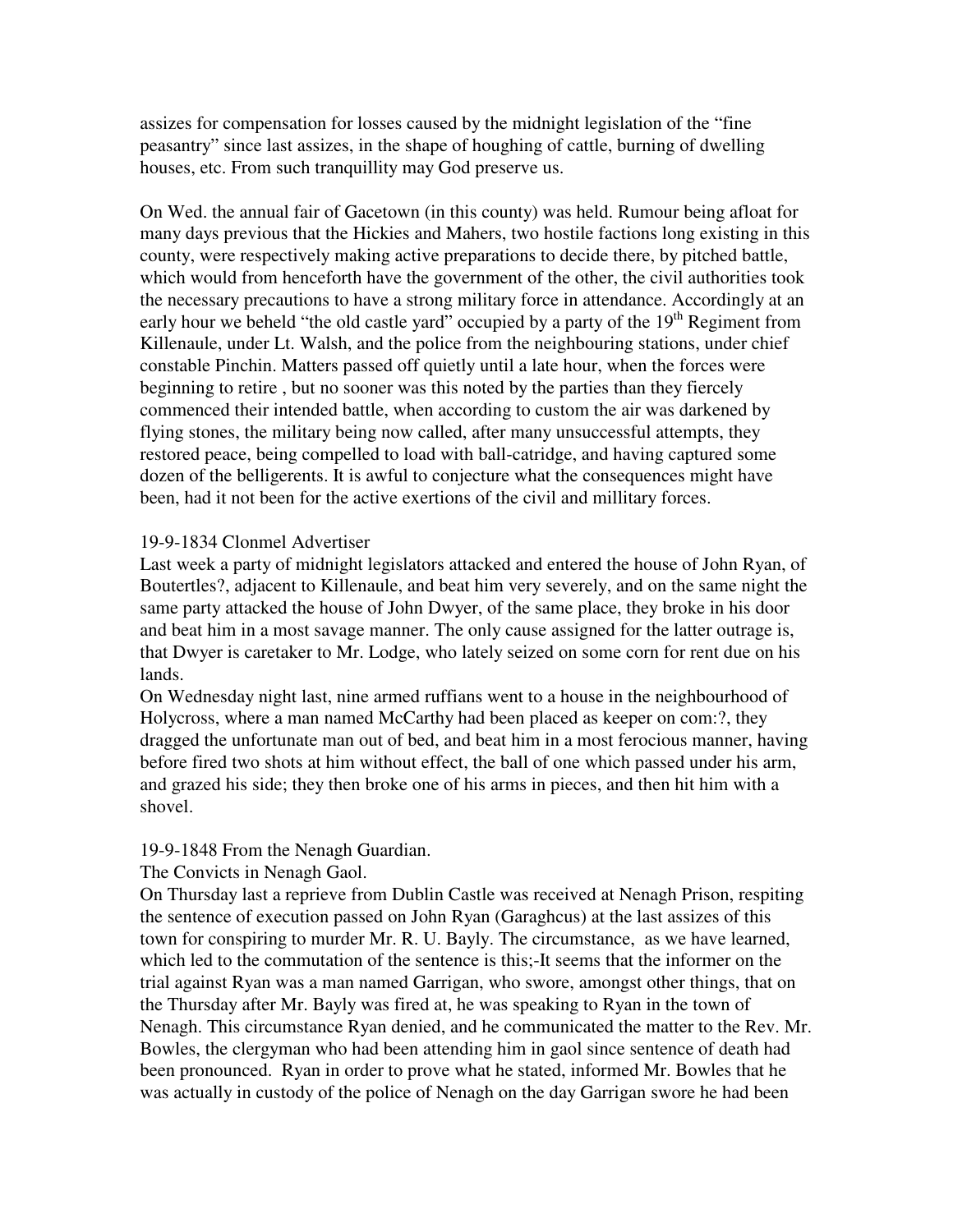assizes for compensation for losses caused by the midnight legislation of the "fine peasantry" since last assizes, in the shape of houghing of cattle, burning of dwelling houses, etc. From such tranquillity may God preserve us.

On Wed. the annual fair of Gacetown (in this county) was held. Rumour being afloat for many days previous that the Hickies and Mahers, two hostile factions long existing in this county, were respectively making active preparations to decide there, by pitched battle, which would from henceforth have the government of the other, the civil authorities took the necessary precautions to have a strong military force in attendance. Accordingly at an early hour we beheld "the old castle yard" occupied by a party of the 19th Regiment from Killenaule, under Lt. Walsh, and the police from the neighbouring stations, under chief constable Pinchin. Matters passed off quietly until a late hour, when the forces were beginning to retire , but no sooner was this noted by the parties than they fiercely commenced their intended battle, when according to custom the air was darkened by flying stones, the military being now called, after many unsuccessful attempts, they restored peace, being compelled to load with ball-catridge, and having captured some dozen of the belligerents. It is awful to conjecture what the consequences might have been, had it not been for the active exertions of the civil and millitary forces.

19-9-1834 Clonmel Advertiser

Last week a party of midnight legislators attacked and entered the house of John Ryan, of Boutertles?, adjacent to Killenaule, and beat him very severely, and on the same night the same party attacked the house of John Dwyer, of the same place, they broke in his door and beat him in a most savage manner. The only cause assigned for the latter outrage is, that Dwyer is caretaker to Mr. Lodge, who lately seized on some corn for rent due on his lands.

On Wednesday night last, nine armed ruffians went to a house in the neighbourhood of Holycross, where a man named McCarthy had been placed as keeper on com:?, they dragged the unfortunate man out of bed, and beat him in a most ferocious manner, having before fired two shots at him without effect, the ball of one which passed under his arm, and grazed his side; they then broke one of his arms in pieces, and then hit him with a shovel.

19-9-1848 From the Nenagh Guardian.

The Convicts in Nenagh Gaol.

On Thursday last a reprieve from Dublin Castle was received at Nenagh Prison, respiting the sentence of execution passed on John Ryan (Garaghcus) at the last assizes of this town for conspiring to murder Mr. R. U. Bayly. The circumstance, as we have learned, which led to the commutation of the sentence is this;-It seems that the informer on the trial against Ryan was a man named Garrigan, who swore, amongst other things, that on the Thursday after Mr. Bayly was fired at, he was speaking to Ryan in the town of Nenagh. This circumstance Ryan denied, and he communicated the matter to the Rev. Mr. Bowles, the clergyman who had been attending him in gaol since sentence of death had been pronounced. Ryan in order to prove what he stated, informed Mr. Bowles that he was actually in custody of the police of Nenagh on the day Garrigan swore he had been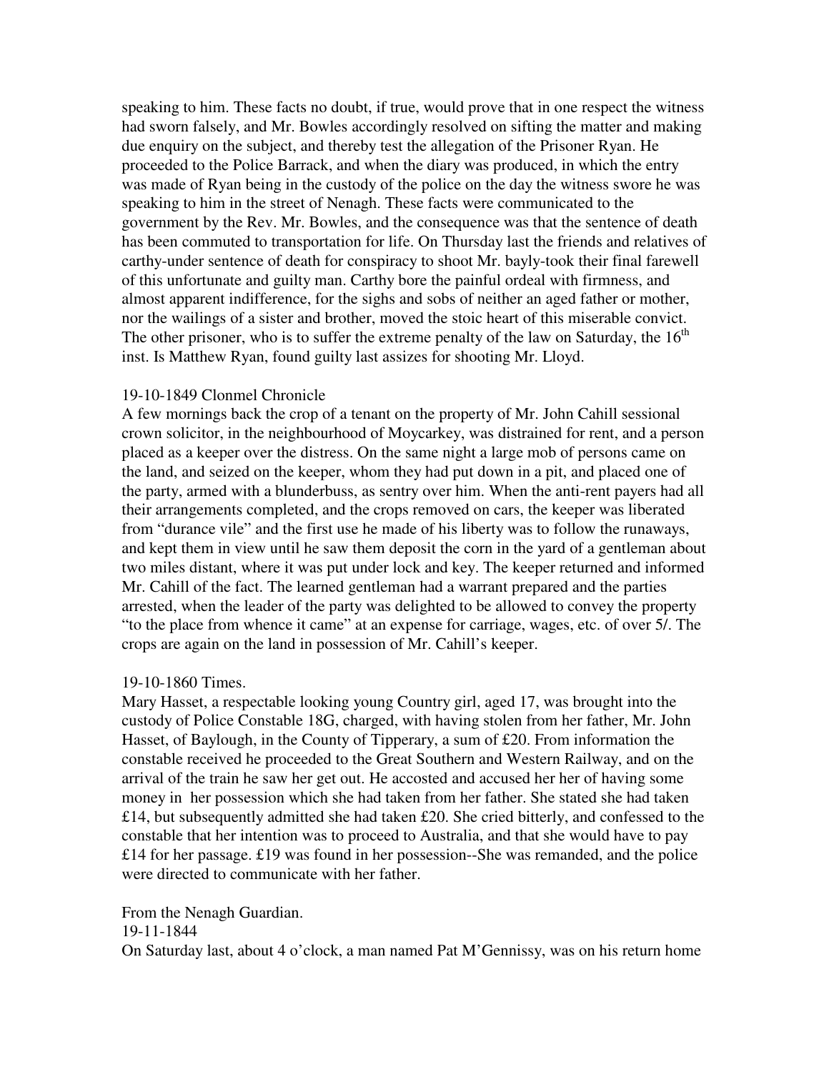speaking to him. These facts no doubt, if true, would prove that in one respect the witness had sworn falsely, and Mr. Bowles accordingly resolved on sifting the matter and making due enquiry on the subject, and thereby test the allegation of the Prisoner Ryan. He proceeded to the Police Barrack, and when the diary was produced, in which the entry was made of Ryan being in the custody of the police on the day the witness swore he was speaking to him in the street of Nenagh. These facts were communicated to the government by the Rev. Mr. Bowles, and the consequence was that the sentence of death has been commuted to transportation for life. On Thursday last the friends and relatives of carthy-under sentence of death for conspiracy to shoot Mr. bayly-took their final farewell of this unfortunate and guilty man. Carthy bore the painful ordeal with firmness, and almost apparent indifference, for the sighs and sobs of neither an aged father or mother, nor the wailings of a sister and brother, moved the stoic heart of this miserable convict. The other prisoner, who is to suffer the extreme penalty of the law on Saturday, the 16th inst. Is Matthew Ryan, found guilty last assizes for shooting Mr. Lloyd.

19-10-1849 Clonmel Chronicle
A few mornings back the crop of a tenant on the property of Mr. John Cahill sessional crown solicitor, in the neighbourhood of Moycarkey, was distrained for rent, and a person placed as a keeper over the distress. On the same night a large mob of persons came on the land, and seized on the keeper, whom they had put down in a pit, and placed one of the party, armed with a blunderbuss, as sentry over him. When the anti-rent payers had all their arrangements completed, and the crops removed on cars, the keeper was liberated from "durance vile" and the first use he made of his liberty was to follow the runaways, and kept them in view until he saw them deposit the corn in the yard of a gentleman about two miles distant, where it was put under lock and key. The keeper returned and informed Mr. Cahill of the fact. The learned gentleman had a warrant prepared and the parties arrested, when the leader of the party was delighted to be allowed to convey the property "to the place from whence it came" at an expense for carriage, wages, etc. of over 5/. The crops are again on the land in possession of Mr. Cahill's keeper.

19-10-1860 Times.
Mary Hasset, a respectable looking young Country girl, aged 17, was brought into the custody of Police Constable 18G, charged, with having stolen from her father, Mr. John Hasset, of Baylough, in the County of Tipperary, a sum of £20. From information the constable received he proceeded to the Great Southern and Western Railway, and on the arrival of the train he saw her get out. He accosted and accused her her of having some money in her possession which she had taken from her father. She stated she had taken £14, but subsequently admitted she had taken £20. She cried bitterly, and confessed to the constable that her intention was to proceed to Australia, and that she would have to pay £14 for her passage. £19 was found in her possession--She was remanded, and the police were directed to communicate with her father.

From the Nenagh Guardian.
19-11-1844
On Saturday last, about 4 o'clock, a man named Pat M'Gennissy, was on his return home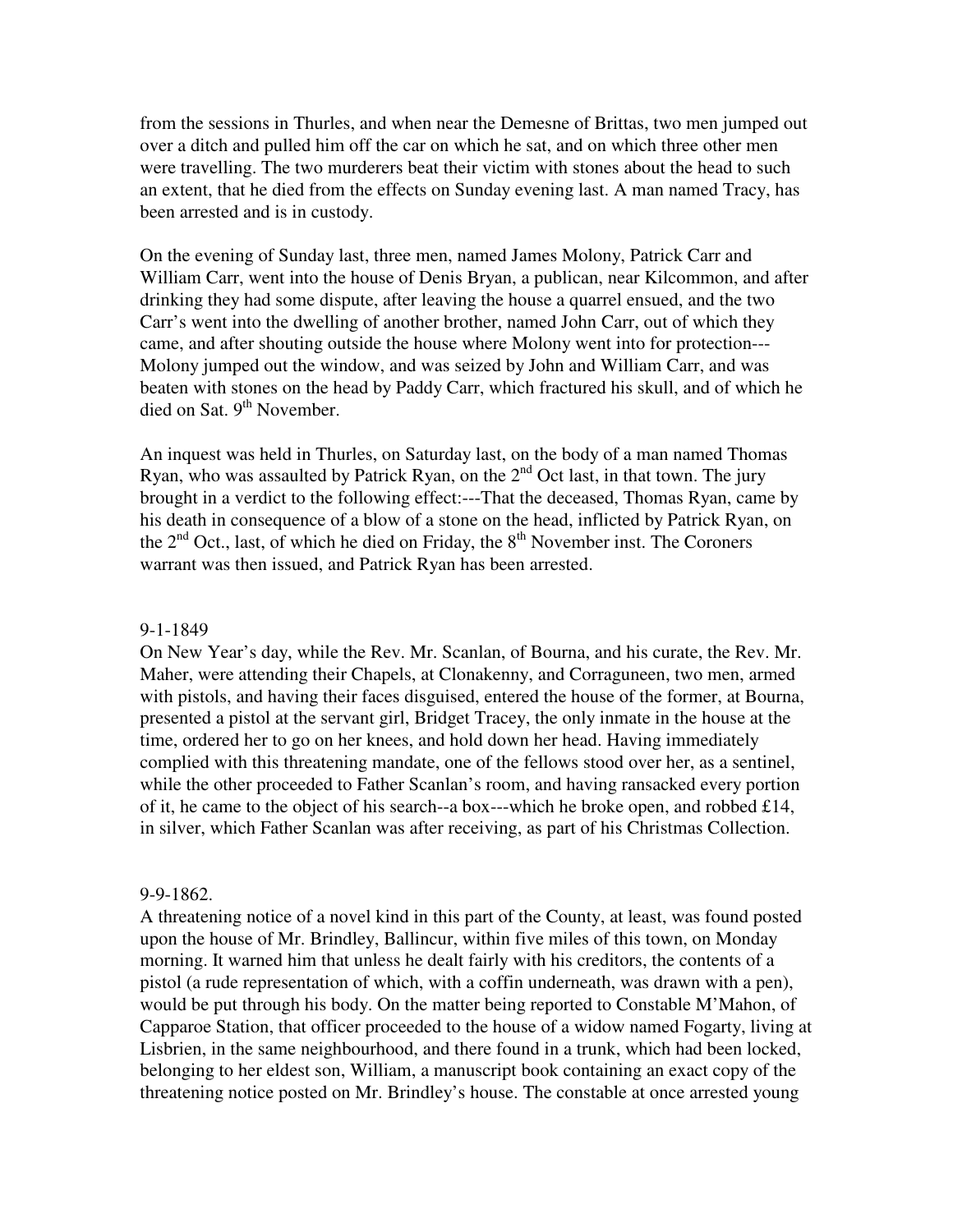from the sessions in Thurles, and when near the Demesne of Brittas, two men jumped out over a ditch and pulled him off the car on which he sat, and on which three other men were travelling. The two murderers beat their victim with stones about the head to such an extent, that he died from the effects on Sunday evening last. A man named Tracy, has been arrested and is in custody.

On the evening of Sunday last, three men, named James Molony, Patrick Carr and William Carr, went into the house of Denis Bryan, a publican, near Kilcommon, and after drinking they had some dispute, after leaving the house a quarrel ensued, and the two Carr's went into the dwelling of another brother, named John Carr, out of which they came, and after shouting outside the house where Molony went into for protection---Molony jumped out the window, and was seized by John and William Carr, and was beaten with stones on the head by Paddy Carr, which fractured his skull, and of which he died on Sat. 9th November.

An inquest was held in Thurles, on Saturday last, on the body of a man named Thomas Ryan, who was assaulted by Patrick Ryan, on the 2nd Oct last, in that town. The jury brought in a verdict to the following effect:---That the deceased, Thomas Ryan, came by his death in consequence of a blow of a stone on the head, inflicted by Patrick Ryan, on the 2nd Oct., last, of which he died on Friday, the 8th November inst. The Coroners warrant was then issued, and Patrick Ryan has been arrested.

9-1-1849

On New Year's day, while the Rev. Mr. Scanlan, of Bourna, and his curate, the Rev. Mr. Maher, were attending their Chapels, at Clonakenny, and Corraguneen, two men, armed with pistols, and having their faces disguised, entered the house of the former, at Bourna, presented a pistol at the servant girl, Bridget Tracey, the only inmate in the house at the time, ordered her to go on her knees, and hold down her head. Having immediately complied with this threatening mandate, one of the fellows stood over her, as a sentinel, while the other proceeded to Father Scanlan's room, and having ransacked every portion of it, he came to the object of his search--a box---which he broke open, and robbed £14, in silver, which Father Scanlan was after receiving, as part of his Christmas Collection.

9-9-1862.

A threatening notice of a novel kind in this part of the County, at least, was found posted upon the house of Mr. Brindley, Ballincur, within five miles of this town, on Monday morning. It warned him that unless he dealt fairly with his creditors, the contents of a pistol (a rude representation of which, with a coffin underneath, was drawn with a pen), would be put through his body. On the matter being reported to Constable M'Mahon, of Capparoe Station, that officer proceeded to the house of a widow named Fogarty, living at Lisbrien, in the same neighbourhood, and there found in a trunk, which had been locked, belonging to her eldest son, William, a manuscript book containing an exact copy of the threatening notice posted on Mr. Brindley's house. The constable at once arrested young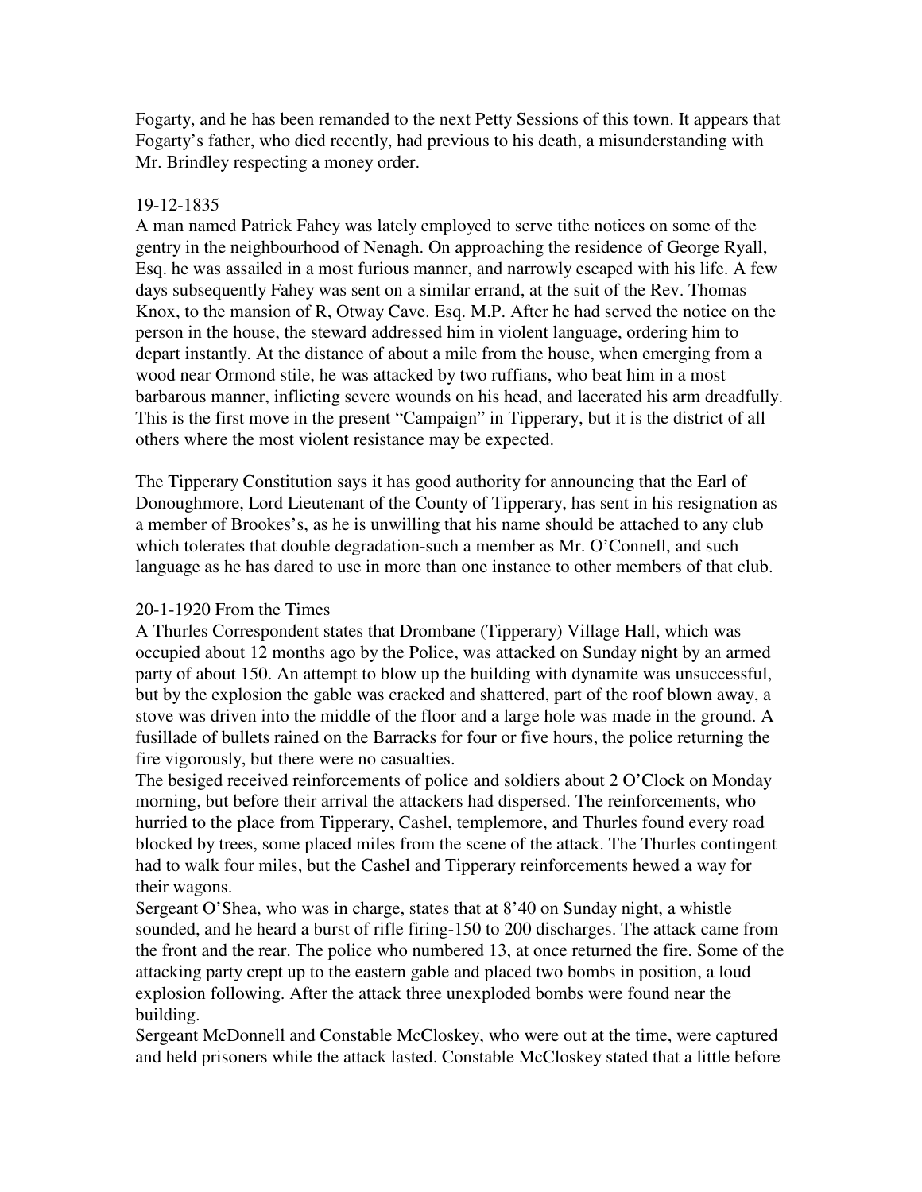Fogarty, and he has been remanded to the next Petty Sessions of this town. It appears that Fogarty's father, who died recently, had previous to his death, a misunderstanding with Mr. Brindley respecting a money order.

19-12-1835
A man named Patrick Fahey was lately employed to serve tithe notices on some of the gentry in the neighbourhood of Nenagh. On approaching the residence of George Ryall, Esq. he was assailed in a most furious manner, and narrowly escaped with his life. A few days subsequently Fahey was sent on a similar errand, at the suit of the Rev. Thomas Knox, to the mansion of R, Otway Cave. Esq. M.P. After he had served the notice on the person in the house, the steward addressed him in violent language, ordering him to depart instantly. At the distance of about a mile from the house, when emerging from a wood near Ormond stile, he was attacked by two ruffians, who beat him in a most barbarous manner, inflicting severe wounds on his head, and lacerated his arm dreadfully. This is the first move in the present "Campaign" in Tipperary, but it is the district of all others where the most violent resistance may be expected.

The Tipperary Constitution says it has good authority for announcing that the Earl of Donoughmore, Lord Lieutenant of the County of Tipperary, has sent in his resignation as a member of Brookes's, as he is unwilling that his name should be attached to any club which tolerates that double degradation-such a member as Mr. O'Connell, and such language as he has dared to use in more than one instance to other members of that club.

20-1-1920 From the Times
A Thurles Correspondent states that Drombane (Tipperary) Village Hall, which was occupied about 12 months ago by the Police, was attacked on Sunday night by an armed party of about 150. An attempt to blow up the building with dynamite was unsuccessful, but by the explosion the gable was cracked and shattered, part of the roof blown away, a stove was driven into the middle of the floor and a large hole was made in the ground. A fusillade of bullets rained on the Barracks for four or five hours, the police returning the fire vigorously, but there were no casualties.
The besiged received reinforcements of police and soldiers about 2 O'Clock on Monday morning, but before their arrival the attackers had dispersed. The reinforcements, who hurried to the place from Tipperary, Cashel, templemore, and Thurles found every road blocked by trees, some placed miles from the scene of the attack. The Thurles contingent had to walk four miles, but the Cashel and Tipperary reinforcements hewed a way for their wagons.
Sergeant O'Shea, who was in charge, states that at 8'40 on Sunday night, a whistle sounded, and he heard a burst of rifle firing-150 to 200 discharges. The attack came from the front and the rear. The police who numbered 13, at once returned the fire. Some of the attacking party crept up to the eastern gable and placed two bombs in position, a loud explosion following. After the attack three unexploded bombs were found near the building.
Sergeant McDonnell and Constable McCloskey, who were out at the time, were captured and held prisoners while the attack lasted. Constable McCloskey stated that a little before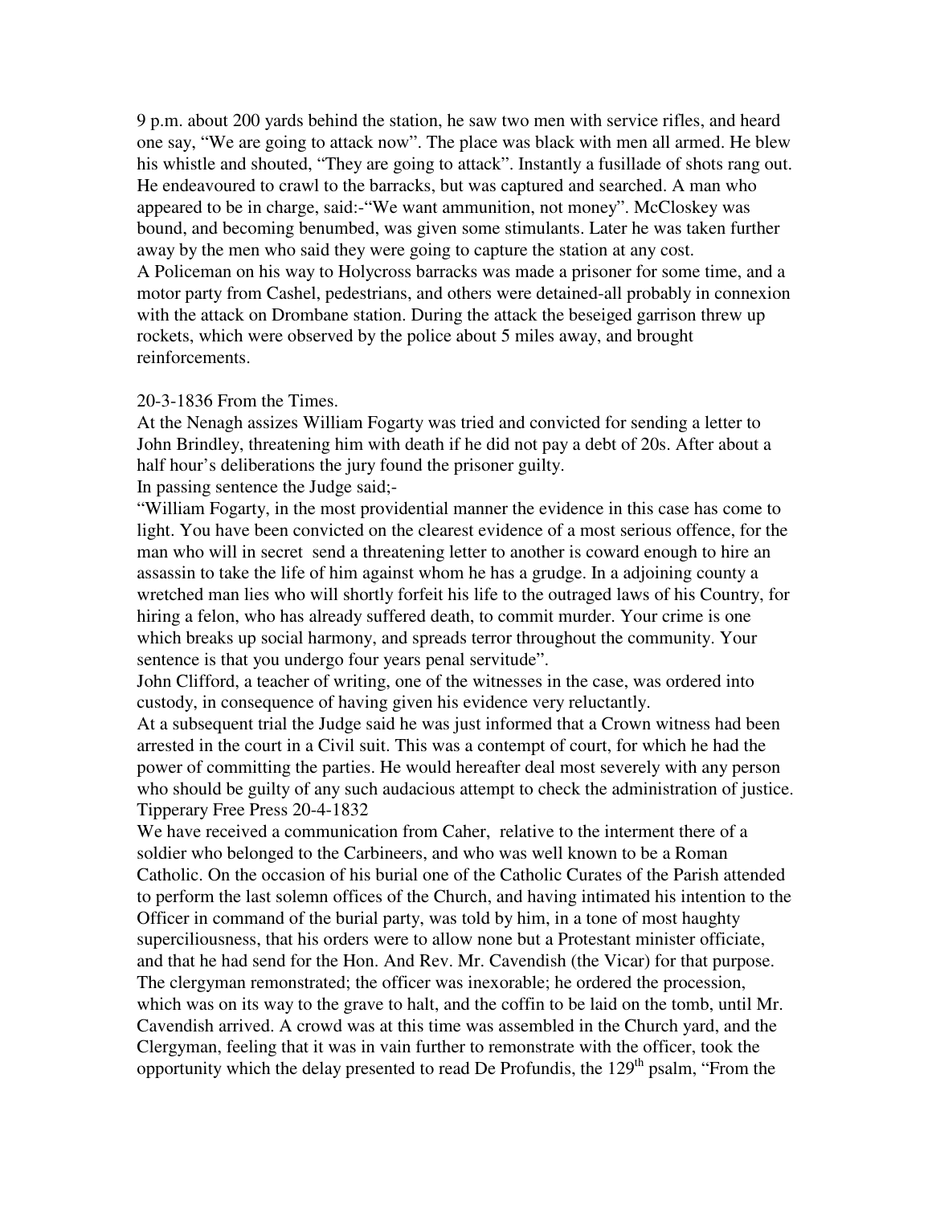9 p.m. about 200 yards behind the station, he saw two men with service rifles, and heard one say, "We are going to attack now". The place was black with men all armed. He blew his whistle and shouted, "They are going to attack". Instantly a fusillade of shots rang out. He endeavoured to crawl to the barracks, but was captured and searched. A man who appeared to be in charge, said:-"We want ammunition, not money". McCloskey was bound, and becoming benumbed, was given some stimulants. Later he was taken further away by the men who said they were going to capture the station at any cost.
A Policeman on his way to Holycross barracks was made a prisoner for some time, and a motor party from Cashel, pedestrians, and others were detained-all probably in connexion with the attack on Drombane station. During the attack the beseiged garrison threw up rockets, which were observed by the police about 5 miles away, and brought reinforcements.

20-3-1836 From the Times.
At the Nenagh assizes William Fogarty was tried and convicted for sending a letter to John Brindley, threatening him with death if he did not pay a debt of 20s. After about a half hour's deliberations the jury found the prisoner guilty.
In passing sentence the Judge said;-
"William Fogarty, in the most providential manner the evidence in this case has come to light. You have been convicted on the clearest evidence of a most serious offence, for the man who will in secret send a threatening letter to another is coward enough to hire an assassin to take the life of him against whom he has a grudge. In a adjoining county a wretched man lies who will shortly forfeit his life to the outraged laws of his Country, for hiring a felon, who has already suffered death, to commit murder. Your crime is one which breaks up social harmony, and spreads terror throughout the community. Your sentence is that you undergo four years penal servitude".
John Clifford, a teacher of writing, one of the witnesses in the case, was ordered into custody, in consequence of having given his evidence very reluctantly.
At a subsequent trial the Judge said he was just informed that a Crown witness had been arrested in the court in a Civil suit. This was a contempt of court, for which he had the power of committing the parties. He would hereafter deal most severely with any person who should be guilty of any such audacious attempt to check the administration of justice.
Tipperary Free Press 20-4-1832
We have received a communication from Caher, relative to the interment there of a soldier who belonged to the Carbineers, and who was well known to be a Roman Catholic. On the occasion of his burial one of the Catholic Curates of the Parish attended to perform the last solemn offices of the Church, and having intimated his intention to the Officer in command of the burial party, was told by him, in a tone of most haughty superciliousness, that his orders were to allow none but a Protestant minister officiate, and that he had send for the Hon. And Rev. Mr. Cavendish (the Vicar) for that purpose. The clergyman remonstrated; the officer was inexorable; he ordered the procession, which was on its way to the grave to halt, and the coffin to be laid on the tomb, until Mr. Cavendish arrived. A crowd was at this time was assembled in the Church yard, and the Clergyman, feeling that it was in vain further to remonstrate with the officer, took the opportunity which the delay presented to read De Profundis, the 129th psalm, "From the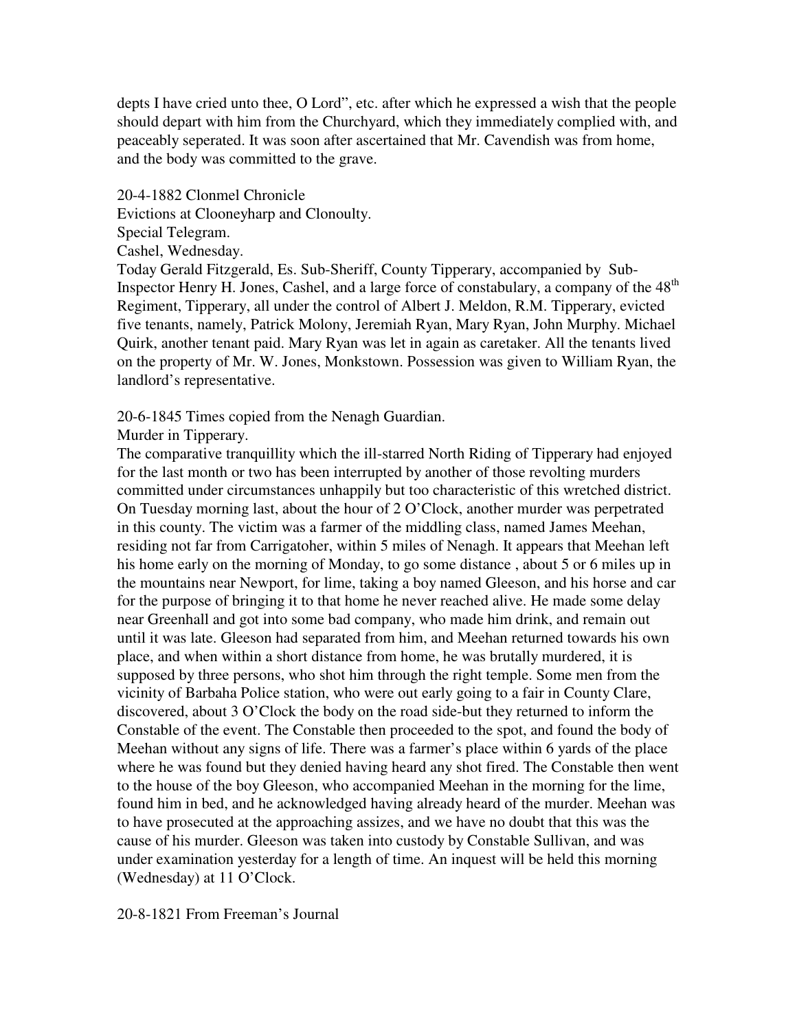depts I have cried unto thee, O Lord", etc. after which he expressed a wish that the people should depart with him from the Churchyard, which they immediately complied with, and peaceably seperated. It was soon after ascertained that Mr. Cavendish was from home, and the body was committed to the grave.

20-4-1882 Clonmel Chronicle
Evictions at Clooneyharp and Clonoulty.
Special Telegram.
Cashel, Wednesday.
Today Gerald Fitzgerald, Es. Sub-Sheriff, County Tipperary, accompanied by Sub-Inspector Henry H. Jones, Cashel, and a large force of constabulary, a company of the 48th Regiment, Tipperary, all under the control of Albert J. Meldon, R.M. Tipperary, evicted five tenants, namely, Patrick Molony, Jeremiah Ryan, Mary Ryan, John Murphy. Michael Quirk, another tenant paid. Mary Ryan was let in again as caretaker. All the tenants lived on the property of Mr. W. Jones, Monkstown. Possession was given to William Ryan, the landlord's representative.

20-6-1845 Times copied from the Nenagh Guardian.
Murder in Tipperary.
The comparative tranquillity which the ill-starred North Riding of Tipperary had enjoyed for the last month or two has been interrupted by another of those revolting murders committed under circumstances unhappily but too characteristic of this wretched district. On Tuesday morning last, about the hour of 2 O'Clock, another murder was perpetrated in this county. The victim was a farmer of the middling class, named James Meehan, residing not far from Carrigatoher, within 5 miles of Nenagh. It appears that Meehan left his home early on the morning of Monday, to go some distance , about 5 or 6 miles up in the mountains near Newport, for lime, taking a boy named Gleeson, and his horse and car for the purpose of bringing it to that home he never reached alive. He made some delay near Greenhall and got into some bad company, who made him drink, and remain out until it was late. Gleeson had separated from him, and Meehan returned towards his own place, and when within a short distance from home, he was brutally murdered, it is supposed by three persons, who shot him through the right temple. Some men from the vicinity of Barbaha Police station, who were out early going to a fair in County Clare, discovered, about 3 O'Clock the body on the road side-but they returned to inform the Constable of the event. The Constable then proceeded to the spot, and found the body of Meehan without any signs of life. There was a farmer's place within 6 yards of the place where he was found but they denied having heard any shot fired. The Constable then went to the house of the boy Gleeson, who accompanied Meehan in the morning for the lime, found him in bed, and he acknowledged having already heard of the murder. Meehan was to have prosecuted at the approaching assizes, and we have no doubt that this was the cause of his murder. Gleeson was taken into custody by Constable Sullivan, and was under examination yesterday for a length of time. An inquest will be held this morning (Wednesday) at 11 O'Clock.

20-8-1821 From Freeman's Journal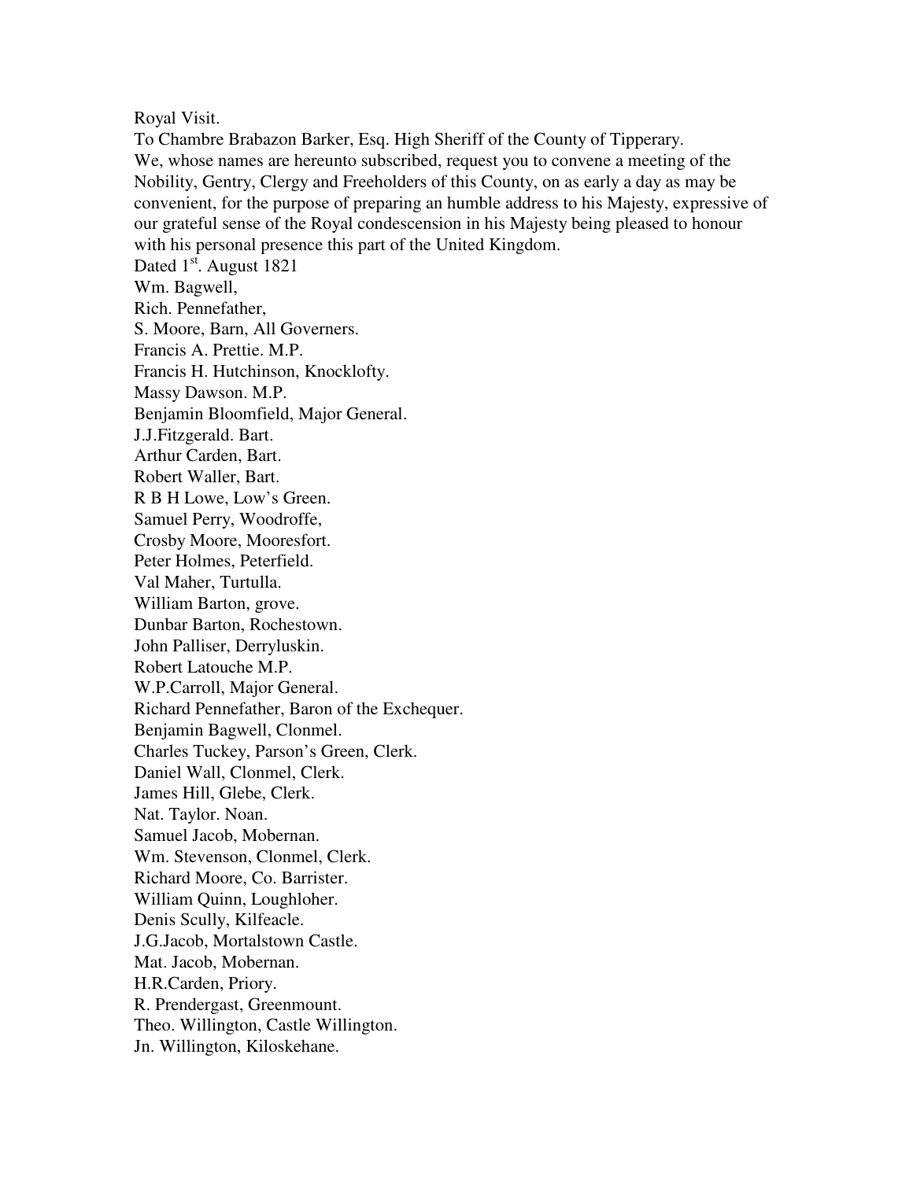Royal Visit.

To Chambre Brabazon Barker, Esq. High Sheriff of the County of Tipperary.

We, whose names are hereunto subscribed, request you to convene a meeting of the Nobility, Gentry, Clergy and Freeholders of this County, on as early a day as may be convenient, for the purpose of preparing an humble address to his Majesty, expressive of our grateful sense of the Royal condescension in his Majesty being pleased to honour with his personal presence this part of the United Kingdom.

Dated 1st. August 1821

Wm. Bagwell,  
Rich. Pennefather,  
S. Moore, Barn, All Governers.  
Francis A. Prettie. M.P.  
Francis H. Hutchinson, Knocklofty.  
Massy Dawson. M.P.  
Benjamin Bloomfield, Major General.  
J.J.Fitzgerald. Bart.  
Arthur Carden, Bart.  
Robert Waller, Bart.  
R B H Lowe, Low's Green.  
Samuel Perry, Woodroffe,  
Crosby Moore, Mooresfort.  
Peter Holmes, Peterfield.  
Val Maher, Turtulla.  
William Barton, grove.  
Dunbar Barton, Rochestown.  
John Palliser, Derryluskin.  
Robert Latouche M.P.  
W.P.Carroll, Major General.  
Richard Pennefather, Baron of the Exchequer.  
Benjamin Bagwell, Clonmel.  
Charles Tuckey, Parson's Green, Clerk.  
Daniel Wall, Clonmel, Clerk.  
James Hill, Glebe, Clerk.  
Nat. Taylor. Noan.  
Samuel Jacob, Mobernan.  
Wm. Stevenson, Clonmel, Clerk.  
Richard Moore, Co. Barrister.  
William Quinn, Loughloher.  
Denis Scully, Kilfeacle.  
J.G.Jacob, Mortalstown Castle.  
Mat. Jacob, Mobernan.  
H.R.Carden, Priory.  
R. Prendergast, Greenmount.  
Theo. Willington, Castle Willington.  
Jn. Willington, Kiloskehane.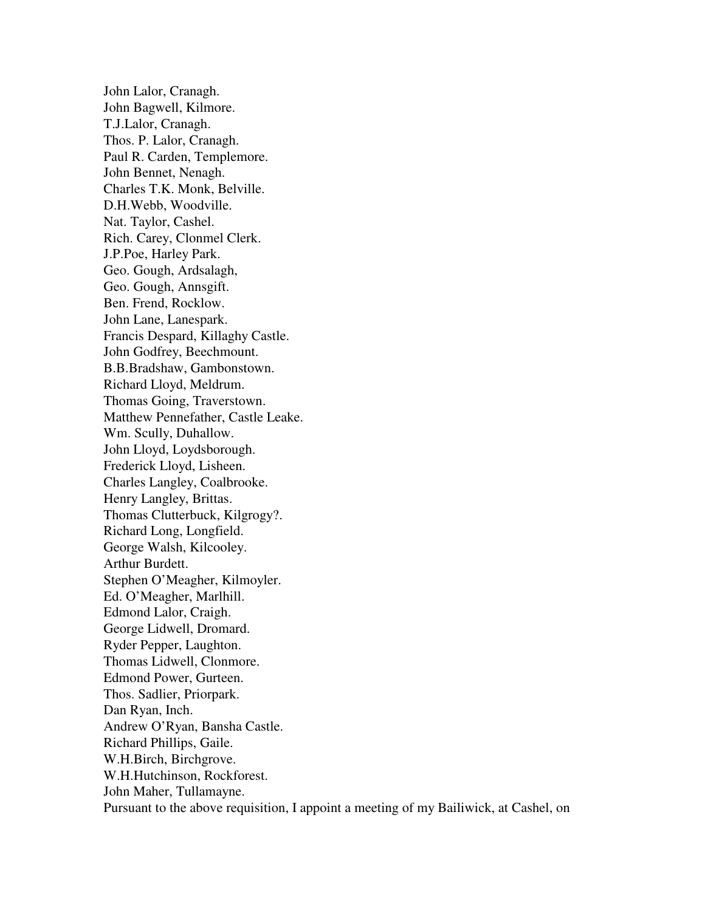John Lalor, Cranagh.
John Bagwell, Kilmore.
T.J.Lalor, Cranagh.
Thos. P. Lalor, Cranagh.
Paul R. Carden, Templemore.
John Bennet, Nenagh.
Charles T.K. Monk, Belville.
D.H.Webb, Woodville.
Nat. Taylor, Cashel.
Rich. Carey, Clonmel Clerk.
J.P.Poe, Harley Park.
Geo. Gough, Ardsalagh,
Geo. Gough, Annsgift.
Ben. Frend, Rocklow.
John Lane, Lanespark.
Francis Despard, Killaghy Castle.
John Godfrey, Beechmount.
B.B.Bradshaw, Gambonstown.
Richard Lloyd, Meldrum.
Thomas Going, Traverstown.
Matthew Pennefather, Castle Leake.
Wm. Scully, Duhallow.
John Lloyd, Loydsborough.
Frederick Lloyd, Lisheen.
Charles Langley, Coalbrooke.
Henry Langley, Brittas.
Thomas Clutterbuck, Kilgrogy?.
Richard Long, Longfield.
George Walsh, Kilcooley.
Arthur Burdett.
Stephen O'Meagher, Kilmoyler.
Ed. O'Meagher, Marlhill.
Edmond Lalor, Craigh.
George Lidwell, Dromard.
Ryder Pepper, Laughton.
Thomas Lidwell, Clonmore.
Edmond Power, Gurteen.
Thos. Sadlier, Priorpark.
Dan Ryan, Inch.
Andrew O'Ryan, Bansha Castle.
Richard Phillips, Gaile.
W.H.Birch, Birchgrove.
W.H.Hutchinson, Rockforest.
John Maher, Tullamayne.
Pursuant to the above requisition, I appoint a meeting of my Bailiwick, at Cashel, on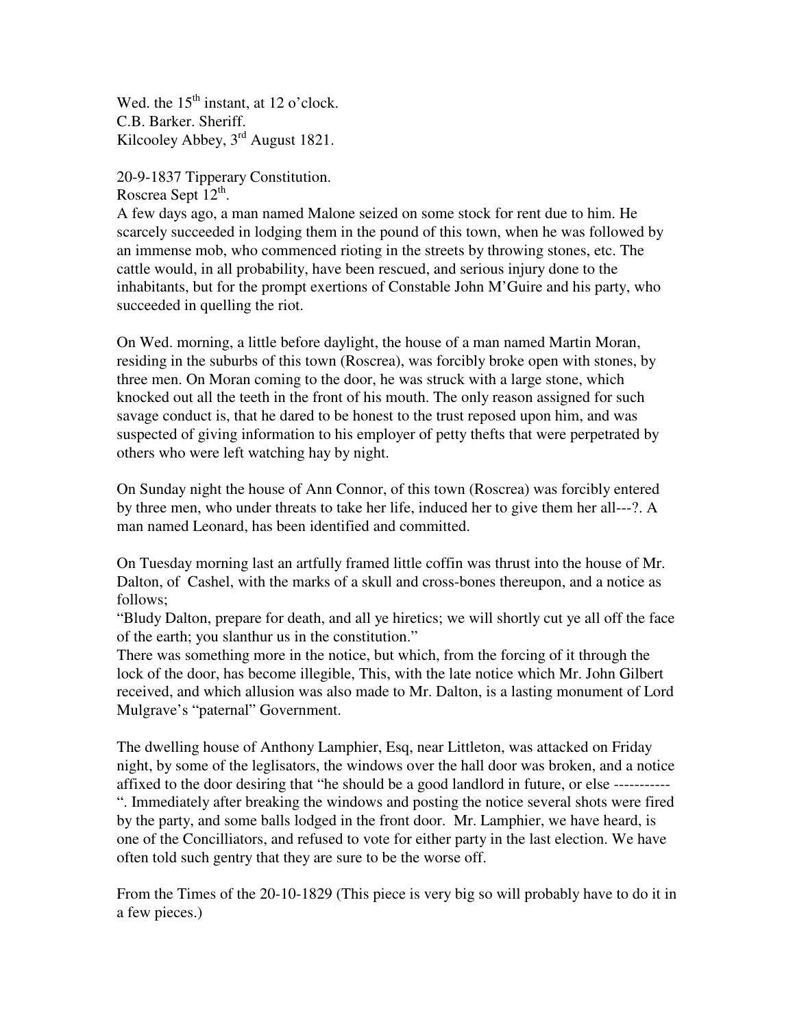Wed. the 15th instant, at 12 o'clock.
C.B. Barker. Sheriff.
Kilcooley Abbey, 3rd August 1821.

20-9-1837 Tipperary Constitution.
Roscrea Sept 12th.
A few days ago, a man named Malone seized on some stock for rent due to him. He scarcely succeeded in lodging them in the pound of this town, when he was followed by an immense mob, who commenced rioting in the streets by throwing stones, etc. The cattle would, in all probability, have been rescued, and serious injury done to the inhabitants, but for the prompt exertions of Constable John M'Guire and his party, who succeeded in quelling the riot.

On Wed. morning, a little before daylight, the house of a man named Martin Moran, residing in the suburbs of this town (Roscrea), was forcibly broke open with stones, by three men. On Moran coming to the door, he was struck with a large stone, which knocked out all the teeth in the front of his mouth. The only reason assigned for such savage conduct is, that he dared to be honest to the trust reposed upon him, and was suspected of giving information to his employer of petty thefts that were perpetrated by others who were left watching hay by night.

On Sunday night the house of Ann Connor, of this town (Roscrea) was forcibly entered by three men, who under threats to take her life, induced her to give them her all---?. A man named Leonard, has been identified and committed.

On Tuesday morning last an artfully framed little coffin was thrust into the house of Mr. Dalton, of Cashel, with the marks of a skull and cross-bones thereupon, and a notice as follows;
"Bludy Dalton, prepare for death, and all ye hiretics; we will shortly cut ye all off the face of the earth; you slanthur us in the constitution."
There was something more in the notice, but which, from the forcing of it through the lock of the door, has become illegible, This, with the late notice which Mr. John Gilbert received, and which allusion was also made to Mr. Dalton, is a lasting monument of Lord Mulgrave's "paternal" Government.

The dwelling house of Anthony Lamphier, Esq, near Littleton, was attacked on Friday night, by some of the leglisators, the windows over the hall door was broken, and a notice affixed to the door desiring that "he should be a good landlord in future, or else -----------". Immediately after breaking the windows and posting the notice several shots were fired by the party, and some balls lodged in the front door. Mr. Lamphier, we have heard, is one of the Concilliators, and refused to vote for either party in the last election. We have often told such gentry that they are sure to be the worse off.

From the Times of the 20-10-1829 (This piece is very big so will probably have to do it in a few pieces.)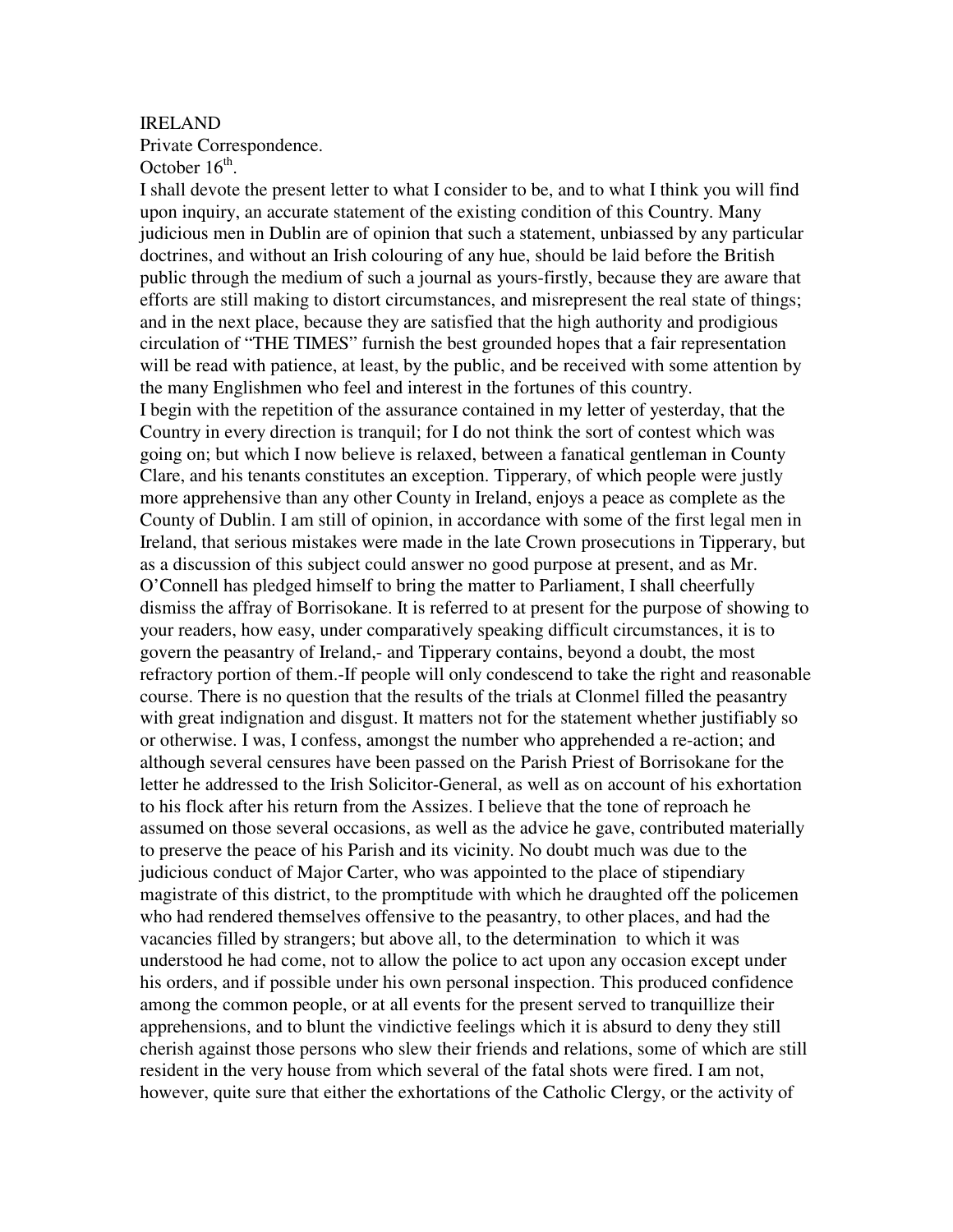IRELAND

Private Correspondence.

October 16th.

I shall devote the present letter to what I consider to be, and to what I think you will find upon inquiry, an accurate statement of the existing condition of this Country. Many judicious men in Dublin are of opinion that such a statement, unbiassed by any particular doctrines, and without an Irish colouring of any hue, should be laid before the British public through the medium of such a journal as yours-firstly, because they are aware that efforts are still making to distort circumstances, and misrepresent the real state of things; and in the next place, because they are satisfied that the high authority and prodigious circulation of "THE TIMES" furnish the best grounded hopes that a fair representation will be read with patience, at least, by the public, and be received with some attention by the many Englishmen who feel and interest in the fortunes of this country.

I begin with the repetition of the assurance contained in my letter of yesterday, that the Country in every direction is tranquil; for I do not think the sort of contest which was going on; but which I now believe is relaxed, between a fanatical gentleman in County Clare, and his tenants constitutes an exception. Tipperary, of which people were justly more apprehensive than any other County in Ireland, enjoys a peace as complete as the County of Dublin. I am still of opinion, in accordance with some of the first legal men in Ireland, that serious mistakes were made in the late Crown prosecutions in Tipperary, but as a discussion of this subject could answer no good purpose at present, and as Mr. O'Connell has pledged himself to bring the matter to Parliament, I shall cheerfully dismiss the affray of Borrisokane. It is referred to at present for the purpose of showing to your readers, how easy, under comparatively speaking difficult circumstances, it is to govern the peasantry of Ireland,- and Tipperary contains, beyond a doubt, the most refractory portion of them.-If people will only condescend to take the right and reasonable course. There is no question that the results of the trials at Clonmel filled the peasantry with great indignation and disgust. It matters not for the statement whether justifiably so or otherwise. I was, I confess, amongst the number who apprehended a re-action; and although several censures have been passed on the Parish Priest of Borrisokane for the letter he addressed to the Irish Solicitor-General, as well as on account of his exhortation to his flock after his return from the Assizes. I believe that the tone of reproach he assumed on those several occasions, as well as the advice he gave, contributed materially to preserve the peace of his Parish and its vicinity. No doubt much was due to the judicious conduct of Major Carter, who was appointed to the place of stipendiary magistrate of this district, to the promptitude with which he draughted off the policemen who had rendered themselves offensive to the peasantry, to other places, and had the vacancies filled by strangers; but above all, to the determination to which it was understood he had come, not to allow the police to act upon any occasion except under his orders, and if possible under his own personal inspection. This produced confidence among the common people, or at all events for the present served to tranquillize their apprehensions, and to blunt the vindictive feelings which it is absurd to deny they still cherish against those persons who slew their friends and relations, some of which are still resident in the very house from which several of the fatal shots were fired. I am not, however, quite sure that either the exhortations of the Catholic Clergy, or the activity of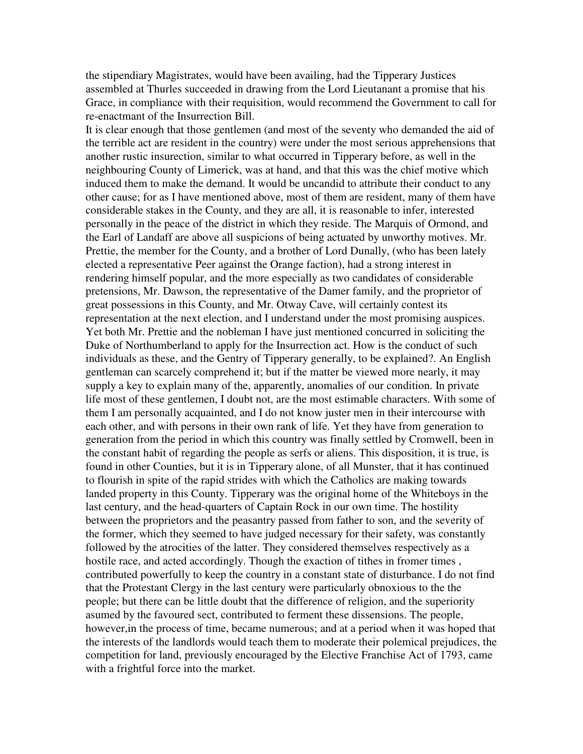the stipendiary Magistrates, would have been availing, had the Tipperary Justices assembled at Thurles succeeded in drawing from the Lord Lieutanant a promise that his Grace, in compliance with their requisition, would recommend the Government to call for re-enactmant of the Insurrection Bill.

It is clear enough that those gentlemen (and most of the seventy who demanded the aid of the terrible act are resident in the country) were under the most serious apprehensions that another rustic insurection, similar to what occurred in Tipperary before, as well in the neighbouring County of Limerick, was at hand, and that this was the chief motive which induced them to make the demand. It would be uncandid to attribute their conduct to any other cause; for as I have mentioned above, most of them are resident, many of them have considerable stakes in the County, and they are all, it is reasonable to infer, interested personally in the peace of the district in which they reside. The Marquis of Ormond, and the Earl of Landaff are above all suspicions of being actuated by unworthy motives. Mr. Prettie, the member for the County, and a brother of Lord Dunally, (who has been lately elected a representative Peer against the Orange faction), had a strong interest in rendering himself popular, and the more especially as two candidates of considerable pretensions, Mr. Dawson, the representative of the Damer family, and the proprietor of great possessions in this County, and Mr. Otway Cave, will certainly contest its representation at the next election, and I understand under the most promising auspices. Yet both Mr. Prettie and the nobleman I have just mentioned concurred in soliciting the Duke of Northumberland to apply for the Insurrection act. How is the conduct of such individuals as these, and the Gentry of Tipperary generally, to be explained?. An English gentleman can scarcely comprehend it; but if the matter be viewed more nearly, it may supply a key to explain many of the, apparently, anomalies of our condition. In private life most of these gentlemen, I doubt not, are the most estimable characters. With some of them I am personally acquainted, and I do not know juster men in their intercourse with each other, and with persons in their own rank of life. Yet they have from generation to generation from the period in which this country was finally settled by Cromwell, been in the constant habit of regarding the people as serfs or aliens. This disposition, it is true, is found in other Counties, but it is in Tipperary alone, of all Munster, that it has continued to flourish in spite of the rapid strides with which the Catholics are making towards landed property in this County. Tipperary was the original home of the Whiteboys in the last century, and the head-quarters of Captain Rock in our own time. The hostility between the proprietors and the peasantry passed from father to son, and the severity of the former, which they seemed to have judged necessary for their safety, was constantly followed by the atrocities of the latter. They considered themselves respectively as a hostile race, and acted accordingly. Though the exaction of tithes in fromer times , contributed powerfully to keep the country in a constant state of disturbance. I do not find that the Protestant Clergy in the last century were particularly obnoxious to the the people; but there can be little doubt that the difference of religion, and the superiority asumed by the favoured sect, contributed to ferment these dissensions. The people, however,in the process of time, became numerous; and at a period when it was hoped that the interests of the landlords would teach them to moderate their polemical prejudices, the competition for land, previously encouraged by the Elective Franchise Act of 1793, came with a frightful force into the market.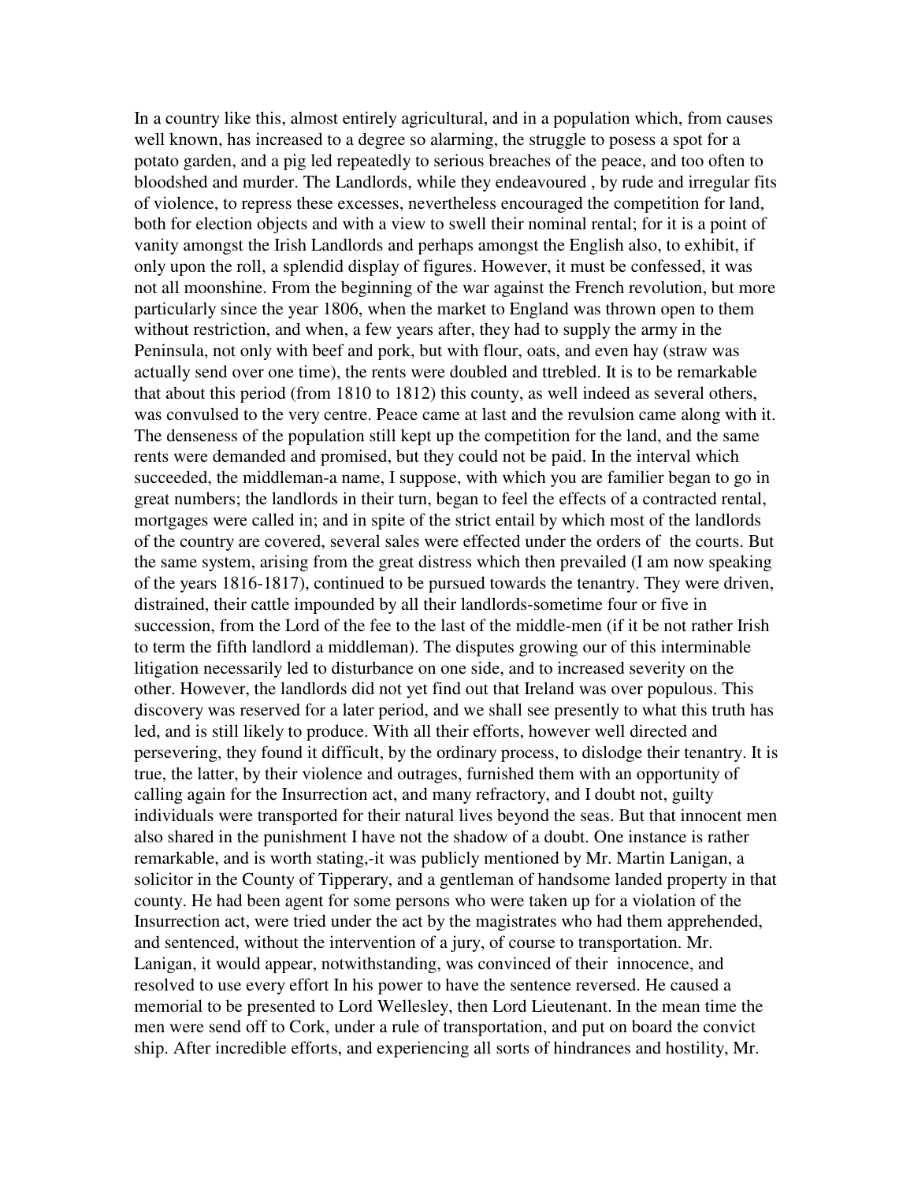In a country like this, almost entirely agricultural, and in a population which, from causes well known, has increased to a degree so alarming, the struggle to posess a spot for a potato garden, and a pig led repeatedly to serious breaches of the peace, and too often to bloodshed and murder. The Landlords, while they endeavoured , by rude and irregular fits of violence, to repress these excesses, nevertheless encouraged the competition for land, both for election objects and with a view to swell their nominal rental; for it is a point of vanity amongst the Irish Landlords and perhaps amongst the English also, to exhibit, if only upon the roll, a splendid display of figures. However, it must be confessed, it was not all moonshine. From the beginning of the war against the French revolution, but more particularly since the year 1806, when the market to England was thrown open to them without restriction, and when, a few years after, they had to supply the army in the Peninsula, not only with beef and pork, but with flour, oats, and even hay (straw was actually send over one time), the rents were doubled and ttrebled. It is to be remarkable that about this period (from 1810 to 1812) this county, as well indeed as several others, was convulsed to the very centre. Peace came at last and the revulsion came along with it. The denseness of the population still kept up the competition for the land, and the same rents were demanded and promised, but they could not be paid. In the interval which succeeded, the middleman-a name, I suppose, with which you are familier began to go in great numbers; the landlords in their turn, began to feel the effects of a contracted rental, mortgages were called in; and in spite of the strict entail by which most of the landlords of the country are covered, several sales were effected under the orders of the courts. But the same system, arising from the great distress which then prevailed (I am now speaking of the years 1816-1817), continued to be pursued towards the tenantry. They were driven, distrained, their cattle impounded by all their landlords-sometime four or five in succession, from the Lord of the fee to the last of the middle-men (if it be not rather Irish to term the fifth landlord a middleman). The disputes growing our of this interminable litigation necessarily led to disturbance on one side, and to increased severity on the other. However, the landlords did not yet find out that Ireland was over populous. This discovery was reserved for a later period, and we shall see presently to what this truth has led, and is still likely to produce. With all their efforts, however well directed and persevering, they found it difficult, by the ordinary process, to dislodge their tenantry. It is true, the latter, by their violence and outrages, furnished them with an opportunity of calling again for the Insurrection act, and many refractory, and I doubt not, guilty individuals were transported for their natural lives beyond the seas. But that innocent men also shared in the punishment I have not the shadow of a doubt. One instance is rather remarkable, and is worth stating,-it was publicly mentioned by Mr. Martin Lanigan, a solicitor in the County of Tipperary, and a gentleman of handsome landed property in that county. He had been agent for some persons who were taken up for a violation of the Insurrection act, were tried under the act by the magistrates who had them apprehended, and sentenced, without the intervention of a jury, of course to transportation. Mr. Lanigan, it would appear, notwithstanding, was convinced of their innocence, and resolved to use every effort In his power to have the sentence reversed. He caused a memorial to be presented to Lord Wellesley, then Lord Lieutenant. In the mean time the men were send off to Cork, under a rule of transportation, and put on board the convict ship. After incredible efforts, and experiencing all sorts of hindrances and hostility, Mr.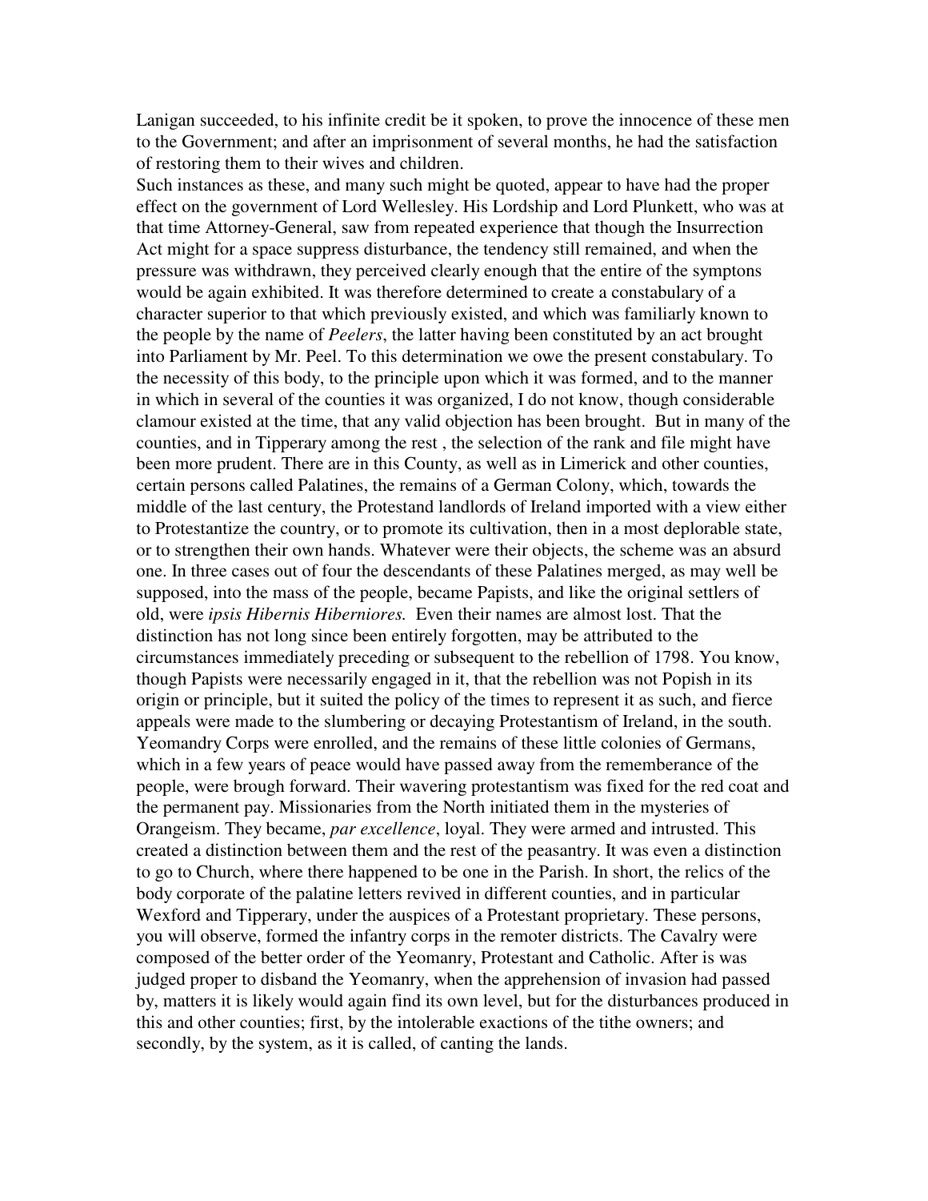Lanigan succeeded, to his infinite credit be it spoken, to prove the innocence of these men to the Government; and after an imprisonment of several months, he had the satisfaction of restoring them to their wives and children.

Such instances as these, and many such might be quoted, appear to have had the proper effect on the government of Lord Wellesley. His Lordship and Lord Plunkett, who was at that time Attorney-General, saw from repeated experience that though the Insurrection Act might for a space suppress disturbance, the tendency still remained, and when the pressure was withdrawn, they perceived clearly enough that the entire of the symptons would be again exhibited. It was therefore determined to create a constabulary of a character superior to that which previously existed, and which was familiarly known to the people by the name of *Peelers*, the latter having been constituted by an act brought into Parliament by Mr. Peel. To this determination we owe the present constabulary. To the necessity of this body, to the principle upon which it was formed, and to the manner in which in several of the counties it was organized, I do not know, though considerable clamour existed at the time, that any valid objection has been brought. But in many of the counties, and in Tipperary among the rest , the selection of the rank and file might have been more prudent. There are in this County, as well as in Limerick and other counties, certain persons called Palatines, the remains of a German Colony, which, towards the middle of the last century, the Protestand landlords of Ireland imported with a view either to Protestantize the country, or to promote its cultivation, then in a most deplorable state, or to strengthen their own hands. Whatever were their objects, the scheme was an absurd one. In three cases out of four the descendants of these Palatines merged, as may well be supposed, into the mass of the people, became Papists, and like the original settlers of old, were *ipsis Hibernis Hiberniores.* Even their names are almost lost. That the distinction has not long since been entirely forgotten, may be attributed to the circumstances immediately preceding or subsequent to the rebellion of 1798. You know, though Papists were necessarily engaged in it, that the rebellion was not Popish in its origin or principle, but it suited the policy of the times to represent it as such, and fierce appeals were made to the slumbering or decaying Protestantism of Ireland, in the south. Yeomandry Corps were enrolled, and the remains of these little colonies of Germans, which in a few years of peace would have passed away from the rememberance of the people, were brough forward. Their wavering protestantism was fixed for the red coat and the permanent pay. Missionaries from the North initiated them in the mysteries of Orangeism. They became, *par excellence*, loyal. They were armed and intrusted. This created a distinction between them and the rest of the peasantry. It was even a distinction to go to Church, where there happened to be one in the Parish. In short, the relics of the body corporate of the palatine letters revived in different counties, and in particular Wexford and Tipperary, under the auspices of a Protestant proprietary. These persons, you will observe, formed the infantry corps in the remoter districts. The Cavalry were composed of the better order of the Yeomanry, Protestant and Catholic. After is was judged proper to disband the Yeomanry, when the apprehension of invasion had passed by, matters it is likely would again find its own level, but for the disturbances produced in this and other counties; first, by the intolerable exactions of the tithe owners; and secondly, by the system, as it is called, of canting the lands.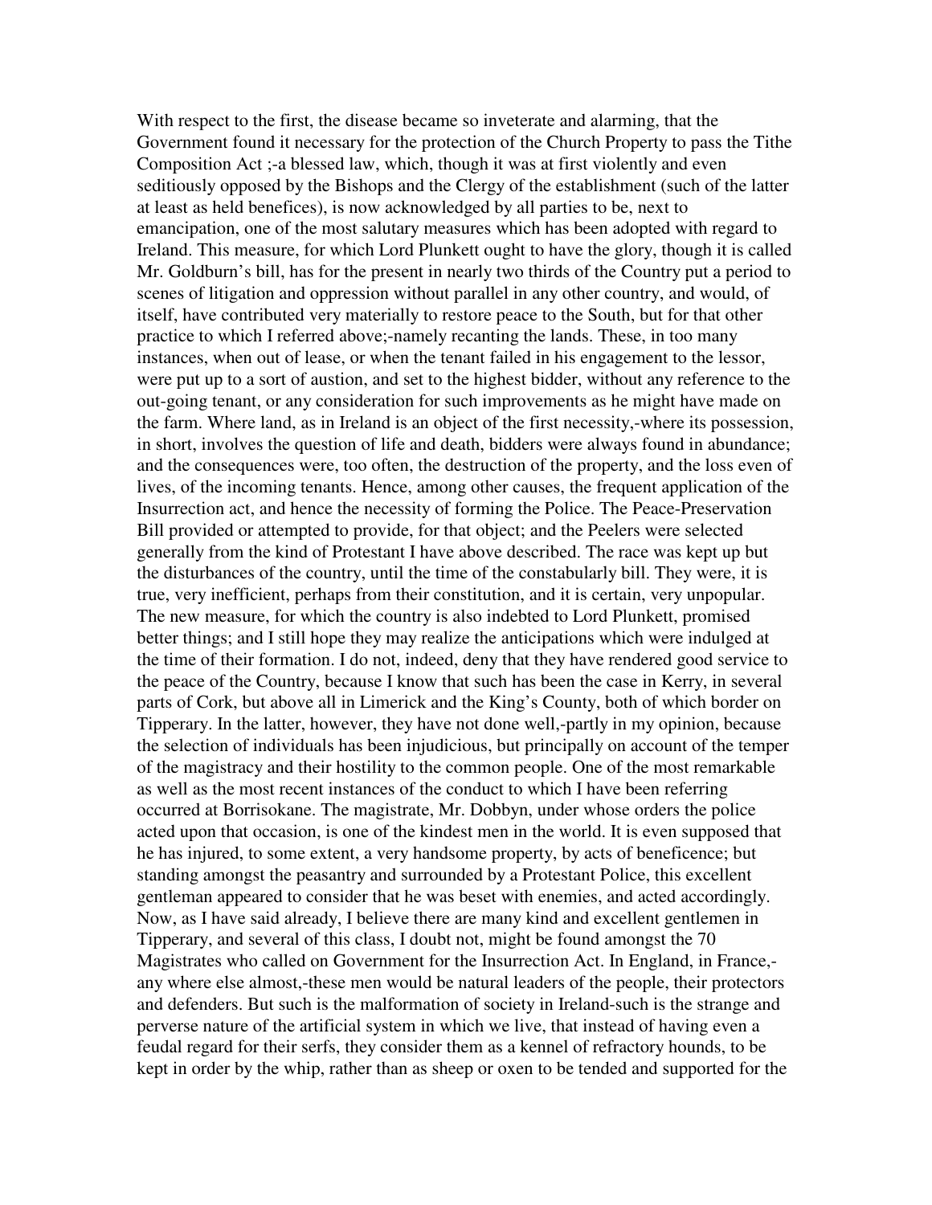With respect to the first, the disease became so inveterate and alarming, that the Government found it necessary for the protection of the Church Property to pass the Tithe Composition Act ;-a blessed law, which, though it was at first violently and even seditiously opposed by the Bishops and the Clergy of the establishment (such of the latter at least as held benefices), is now acknowledged by all parties to be, next to emancipation, one of the most salutary measures which has been adopted with regard to Ireland. This measure, for which Lord Plunkett ought to have the glory, though it is called Mr. Goldburn's bill, has for the present in nearly two thirds of the Country put a period to scenes of litigation and oppression without parallel in any other country, and would, of itself, have contributed very materially to restore peace to the South, but for that other practice to which I referred above;-namely recanting the lands. These, in too many instances, when out of lease, or when the tenant failed in his engagement to the lessor, were put up to a sort of austion, and set to the highest bidder, without any reference to the out-going tenant, or any consideration for such improvements as he might have made on the farm. Where land, as in Ireland is an object of the first necessity,-where its possession, in short, involves the question of life and death, bidders were always found in abundance; and the consequences were, too often, the destruction of the property, and the loss even of lives, of the incoming tenants. Hence, among other causes, the frequent application of the Insurrection act, and hence the necessity of forming the Police. The Peace-Preservation Bill provided or attempted to provide, for that object; and the Peelers were selected generally from the kind of Protestant I have above described. The race was kept up but the disturbances of the country, until the time of the constabularly bill. They were, it is true, very inefficient, perhaps from their constitution, and it is certain, very unpopular. The new measure, for which the country is also indebted to Lord Plunkett, promised better things; and I still hope they may realize the anticipations which were indulged at the time of their formation. I do not, indeed, deny that they have rendered good service to the peace of the Country, because I know that such has been the case in Kerry, in several parts of Cork, but above all in Limerick and the King's County, both of which border on Tipperary. In the latter, however, they have not done well,-partly in my opinion, because the selection of individuals has been injudicious, but principally on account of the temper of the magistracy and their hostility to the common people. One of the most remarkable as well as the most recent instances of the conduct to which I have been referring occurred at Borrisokane. The magistrate, Mr. Dobbyn, under whose orders the police acted upon that occasion, is one of the kindest men in the world. It is even supposed that he has injured, to some extent, a very handsome property, by acts of beneficence; but standing amongst the peasantry and surrounded by a Protestant Police, this excellent gentleman appeared to consider that he was beset with enemies, and acted accordingly. Now, as I have said already, I believe there are many kind and excellent gentlemen in Tipperary, and several of this class, I doubt not, might be found amongst the 70 Magistrates who called on Government for the Insurrection Act. In England, in France,-any where else almost,-these men would be natural leaders of the people, their protectors and defenders. But such is the malformation of society in Ireland-such is the strange and perverse nature of the artificial system in which we live, that instead of having even a feudal regard for their serfs, they consider them as a kennel of refractory hounds, to be kept in order by the whip, rather than as sheep or oxen to be tended and supported for the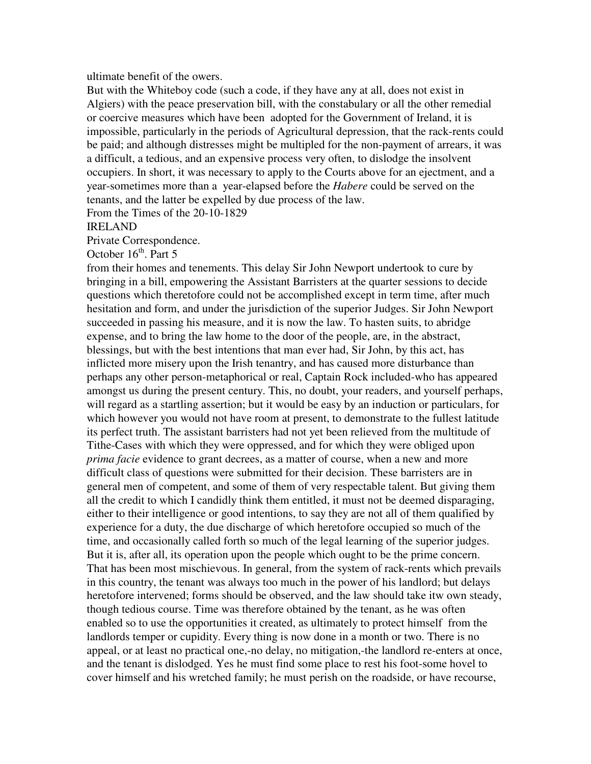ultimate benefit of the owers.

But with the Whiteboy code (such a code, if they have any at all, does not exist in Algiers) with the peace preservation bill, with the constabulary or all the other remedial or coercive measures which have been adopted for the Government of Ireland, it is impossible, particularly in the periods of Agricultural depression, that the rack-rents could be paid; and although distresses might be multipled for the non-payment of arrears, it was a difficult, a tedious, and an expensive process very often, to dislodge the insolvent occupiers. In short, it was necessary to apply to the Courts above for an ejectment, and a year-sometimes more than a year-elapsed before the *Habere* could be served on the tenants, and the latter be expelled by due process of the law.

From the Times of the 20-10-1829

IRELAND

Private Correspondence.

October 16th. Part 5

from their homes and tenements. This delay Sir John Newport undertook to cure by bringing in a bill, empowering the Assistant Barristers at the quarter sessions to decide questions which theretofore could not be accomplished except in term time, after much hesitation and form, and under the jurisdiction of the superior Judges. Sir John Newport succeeded in passing his measure, and it is now the law. To hasten suits, to abridge expense, and to bring the law home to the door of the people, are, in the abstract, blessings, but with the best intentions that man ever had, Sir John, by this act, has inflicted more misery upon the Irish tenantry, and has caused more disturbance than perhaps any other person-metaphorical or real, Captain Rock included-who has appeared amongst us during the present century. This, no doubt, your readers, and yourself perhaps, will regard as a startling assertion; but it would be easy by an induction or particulars, for which however you would not have room at present, to demonstrate to the fullest latitude its perfect truth. The assistant barristers had not yet been relieved from the multitude of Tithe-Cases with which they were oppressed, and for which they were obliged upon *prima facie* evidence to grant decrees, as a matter of course, when a new and more difficult class of questions were submitted for their decision. These barristers are in general men of competent, and some of them of very respectable talent. But giving them all the credit to which I candidly think them entitled, it must not be deemed disparaging, either to their intelligence or good intentions, to say they are not all of them qualified by experience for a duty, the due discharge of which heretofore occupied so much of the time, and occasionally called forth so much of the legal learning of the superior judges. But it is, after all, its operation upon the people which ought to be the prime concern. That has been most mischievous. In general, from the system of rack-rents which prevails in this country, the tenant was always too much in the power of his landlord; but delays heretofore intervened; forms should be observed, and the law should take itw own steady, though tedious course. Time was therefore obtained by the tenant, as he was often enabled so to use the opportunities it created, as ultimately to protect himself from the landlords temper or cupidity. Every thing is now done in a month or two. There is no appeal, or at least no practical one,-no delay, no mitigation,-the landlord re-enters at once, and the tenant is dislodged. Yes he must find some place to rest his foot-some hovel to cover himself and his wretched family; he must perish on the roadside, or have recourse,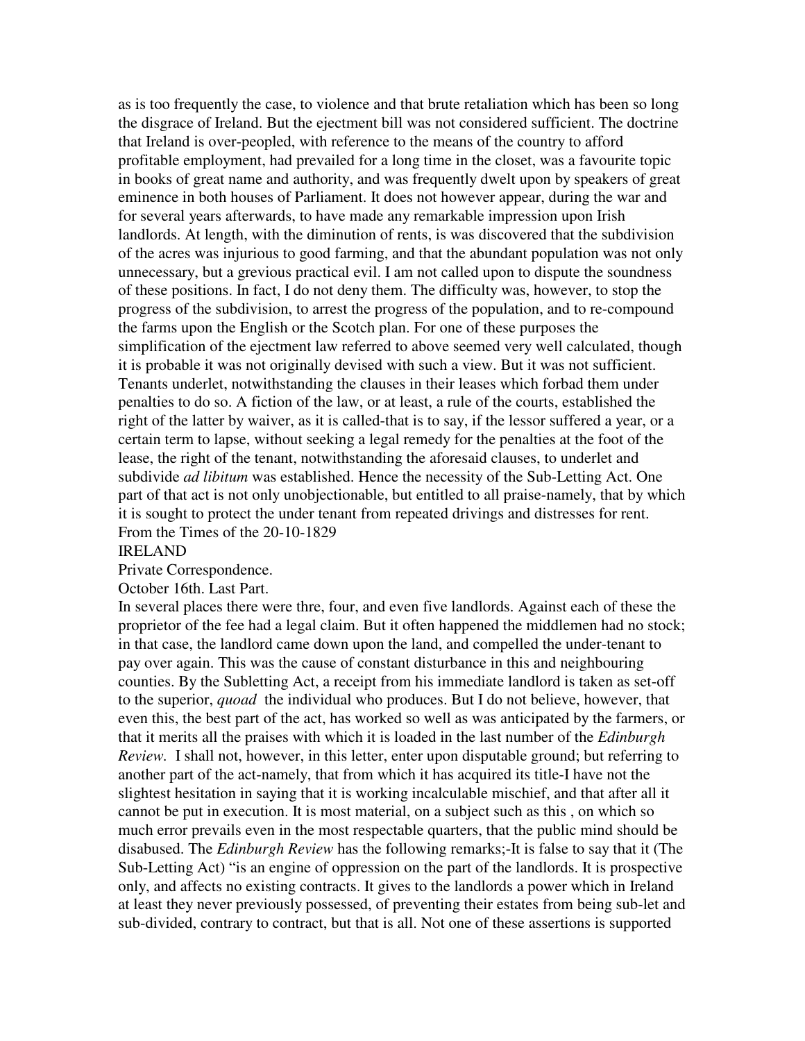as is too frequently the case, to violence and that brute retaliation which has been so long the disgrace of Ireland. But the ejectment bill was not considered sufficient. The doctrine that Ireland is over-peopled, with reference to the means of the country to afford profitable employment, had prevailed for a long time in the closet, was a favourite topic in books of great name and authority, and was frequently dwelt upon by speakers of great eminence in both houses of Parliament. It does not however appear, during the war and for several years afterwards, to have made any remarkable impression upon Irish landlords. At length, with the diminution of rents, is was discovered that the subdivision of the acres was injurious to good farming, and that the abundant population was not only unnecessary, but a grevious practical evil. I am not called upon to dispute the soundness of these positions. In fact, I do not deny them. The difficulty was, however, to stop the progress of the subdivision, to arrest the progress of the population, and to re-compound the farms upon the English or the Scotch plan. For one of these purposes the simplification of the ejectment law referred to above seemed very well calculated, though it is probable it was not originally devised with such a view. But it was not sufficient. Tenants underlet, notwithstanding the clauses in their leases which forbad them under penalties to do so. A fiction of the law, or at least, a rule of the courts, established the right of the latter by waiver, as it is called-that is to say, if the lessor suffered a year, or a certain term to lapse, without seeking a legal remedy for the penalties at the foot of the lease, the right of the tenant, notwithstanding the aforesaid clauses, to underlet and subdivide *ad libitum* was established. Hence the necessity of the Sub-Letting Act. One part of that act is not only unobjectionable, but entitled to all praise-namely, that by which it is sought to protect the under tenant from repeated drivings and distresses for rent.

From the Times of the 20-10-1829

IRELAND

Private Correspondence.

October 16th. Last Part.

In several places there were thre, four, and even five landlords. Against each of these the proprietor of the fee had a legal claim. But it often happened the middlemen had no stock; in that case, the landlord came down upon the land, and compelled the under-tenant to pay over again. This was the cause of constant disturbance in this and neighbouring counties. By the Subletting Act, a receipt from his immediate landlord is taken as set-off to the superior, *quoad* the individual who produces. But I do not believe, however, that even this, the best part of the act, has worked so well as was anticipated by the farmers, or that it merits all the praises with which it is loaded in the last number of the *Edinburgh Review.* I shall not, however, in this letter, enter upon disputable ground; but referring to another part of the act-namely, that from which it has acquired its title-I have not the slightest hesitation in saying that it is working incalculable mischief, and that after all it cannot be put in execution. It is most material, on a subject such as this , on which so much error prevails even in the most respectable quarters, that the public mind should be disabused. The *Edinburgh Review* has the following remarks;-It is false to say that it (The Sub-Letting Act) "is an engine of oppression on the part of the landlords. It is prospective only, and affects no existing contracts. It gives to the landlords a power which in Ireland at least they never previously possessed, of preventing their estates from being sub-let and sub-divided, contrary to contract, but that is all. Not one of these assertions is supported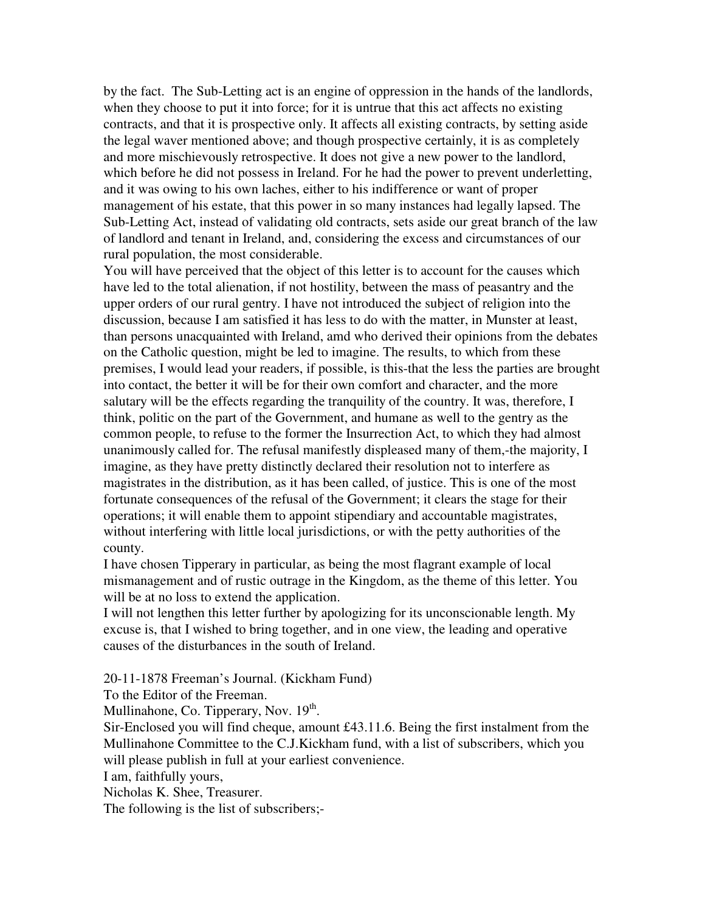by the fact. The Sub-Letting act is an engine of oppression in the hands of the landlords, when they choose to put it into force; for it is untrue that this act affects no existing contracts, and that it is prospective only. It affects all existing contracts, by setting aside the legal waver mentioned above; and though prospective certainly, it is as completely and more mischievously retrospective. It does not give a new power to the landlord, which before he did not possess in Ireland. For he had the power to prevent underletting, and it was owing to his own laches, either to his indifference or want of proper management of his estate, that this power in so many instances had legally lapsed. The Sub-Letting Act, instead of validating old contracts, sets aside our great branch of the law of landlord and tenant in Ireland, and, considering the excess and circumstances of our rural population, the most considerable.

You will have perceived that the object of this letter is to account for the causes which have led to the total alienation, if not hostility, between the mass of peasantry and the upper orders of our rural gentry. I have not introduced the subject of religion into the discussion, because I am satisfied it has less to do with the matter, in Munster at least, than persons unacquainted with Ireland, amd who derived their opinions from the debates on the Catholic question, might be led to imagine. The results, to which from these premises, I would lead your readers, if possible, is this-that the less the parties are brought into contact, the better it will be for their own comfort and character, and the more salutary will be the effects regarding the tranquility of the country. It was, therefore, I think, politic on the part of the Government, and humane as well to the gentry as the common people, to refuse to the former the Insurrection Act, to which they had almost unanimously called for. The refusal manifestly displeased many of them,-the majority, I imagine, as they have pretty distinctly declared their resolution not to interfere as magistrates in the distribution, as it has been called, of justice. This is one of the most fortunate consequences of the refusal of the Government; it clears the stage for their operations; it will enable them to appoint stipendiary and accountable magistrates, without interfering with little local jurisdictions, or with the petty authorities of the county.

I have chosen Tipperary in particular, as being the most flagrant example of local mismanagement and of rustic outrage in the Kingdom, as the theme of this letter. You will be at no loss to extend the application.

I will not lengthen this letter further by apologizing for its unconscionable length. My excuse is, that I wished to bring together, and in one view, the leading and operative causes of the disturbances in the south of Ireland.

20-11-1878 Freeman's Journal. (Kickham Fund)

To the Editor of the Freeman.

Mullinahone, Co. Tipperary, Nov. 19th.

Sir-Enclosed you will find cheque, amount £43.11.6. Being the first instalment from the Mullinahone Committee to the C.J.Kickham fund, with a list of subscribers, which you will please publish in full at your earliest convenience.

I am, faithfully yours,

Nicholas K. Shee, Treasurer.

The following is the list of subscribers;-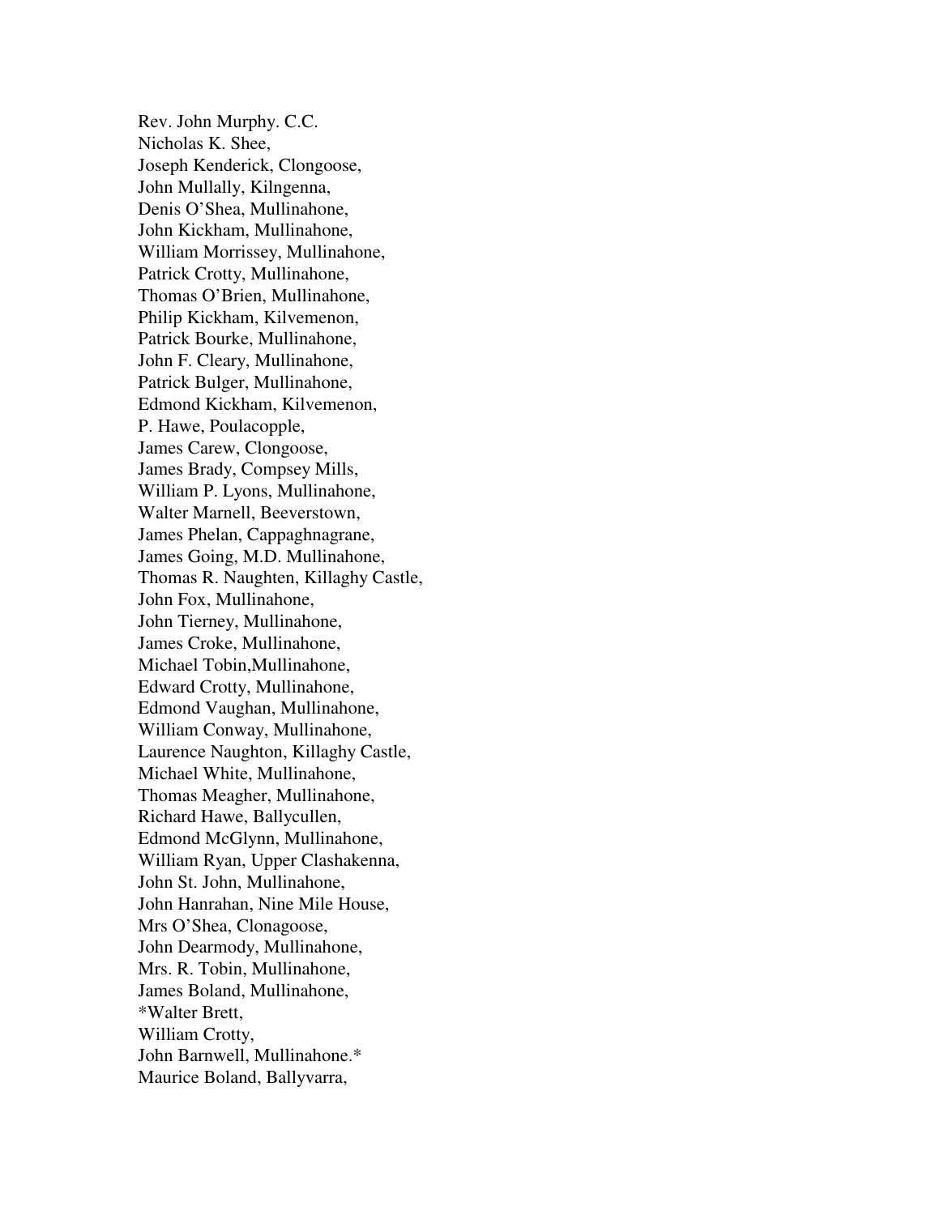Rev. John Murphy. C.C.  
Nicholas K. Shee,  
Joseph Kenderick, Clongoose,  
John Mullally, Kilngenna,  
Denis O'Shea, Mullinahone,  
John Kickham, Mullinahone,  
William Morrissey, Mullinahone,  
Patrick Crotty, Mullinahone,  
Thomas O'Brien, Mullinahone,  
Philip Kickham, Kilvemenon,  
Patrick Bourke, Mullinahone,  
John F. Cleary, Mullinahone,  
Patrick Bulger, Mullinahone,  
Edmond Kickham, Kilvemenon,  
P. Hawe, Poulacopple,  
James Carew, Clongoose,  
James Brady, Compsey Mills,  
William P. Lyons, Mullinahone,  
Walter Marnell, Beeverstown,  
James Phelan, Cappaghnagrane,  
James Going, M.D. Mullinahone,  
Thomas R. Naughten, Killaghy Castle,  
John Fox, Mullinahone,  
John Tierney, Mullinahone,  
James Croke, Mullinahone,  
Michael Tobin,Mullinahone,  
Edward Crotty, Mullinahone,  
Edmond Vaughan, Mullinahone,  
William Conway, Mullinahone,  
Laurence Naughton, Killaghy Castle,  
Michael White, Mullinahone,  
Thomas Meagher, Mullinahone,  
Richard Hawe, Ballycullen,  
Edmond McGlynn, Mullinahone,  
William Ryan, Upper Clashakenna,  
John St. John, Mullinahone,  
John Hanrahan, Nine Mile House,  
Mrs O'Shea, Clonagoose,  
John Dearmody, Mullinahone,  
Mrs. R. Tobin, Mullinahone,  
James Boland, Mullinahone,  
*Walter Brett,  
William Crotty,  
John Barnwell, Mullinahone.*  
Maurice Boland, Ballyvarra,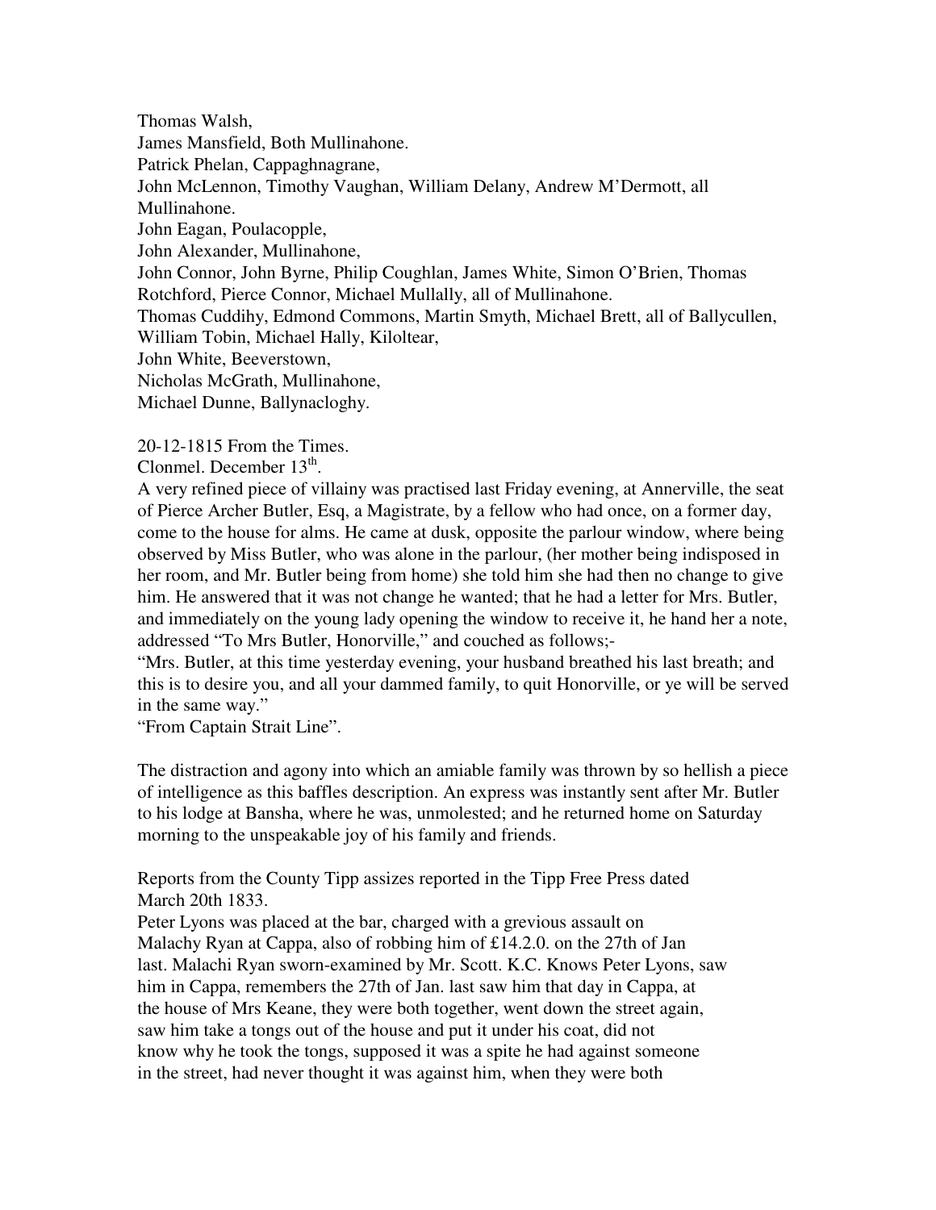Thomas Walsh,
James Mansfield, Both Mullinahone.
Patrick Phelan, Cappaghnagrane,
John McLennon, Timothy Vaughan, William Delany, Andrew M'Dermott, all Mullinahone.
John Eagan, Poulacopple,
John Alexander, Mullinahone,
John Connor, John Byrne, Philip Coughlan, James White, Simon O'Brien, Thomas Rotchford, Pierce Connor, Michael Mullally, all of Mullinahone.
Thomas Cuddihy, Edmond Commons, Martin Smyth, Michael Brett, all of Ballycullen,
William Tobin, Michael Hally, Kiloltear,
John White, Beeverstown,
Nicholas McGrath, Mullinahone,
Michael Dunne, Ballynacloghy.

20-12-1815 From the Times.
Clonmel. December 13th.
A very refined piece of villainy was practised last Friday evening, at Annerville, the seat of Pierce Archer Butler, Esq, a Magistrate, by a fellow who had once, on a former day, come to the house for alms. He came at dusk, opposite the parlour window, where being observed by Miss Butler, who was alone in the parlour, (her mother being indisposed in her room, and Mr. Butler being from home) she told him she had then no change to give him. He answered that it was not change he wanted; that he had a letter for Mrs. Butler, and immediately on the young lady opening the window to receive it, he hand her a note, addressed "To Mrs Butler, Honorville," and couched as follows;-
"Mrs. Butler, at this time yesterday evening, your husband breathed his last breath; and this is to desire you, and all your dammed family, to quit Honorville, or ye will be served in the same way."
"From Captain Strait Line".

The distraction and agony into which an amiable family was thrown by so hellish a piece of intelligence as this baffles description. An express was instantly sent after Mr. Butler to his lodge at Bansha, where he was, unmolested; and he returned home on Saturday morning to the unspeakable joy of his family and friends.

Reports from the County Tipp assizes reported in the Tipp Free Press dated March 20th 1833.
Peter Lyons was placed at the bar, charged with a grevious assault on Malachy Ryan at Cappa, also of robbing him of £14.2.0. on the 27th of Jan last. Malachi Ryan sworn-examined by Mr. Scott. K.C. Knows Peter Lyons, saw him in Cappa, remembers the 27th of Jan. last saw him that day in Cappa, at the house of Mrs Keane, they were both together, went down the street again, saw him take a tongs out of the house and put it under his coat, did not know why he took the tongs, supposed it was a spite he had against someone in the street, had never thought it was against him, when they were both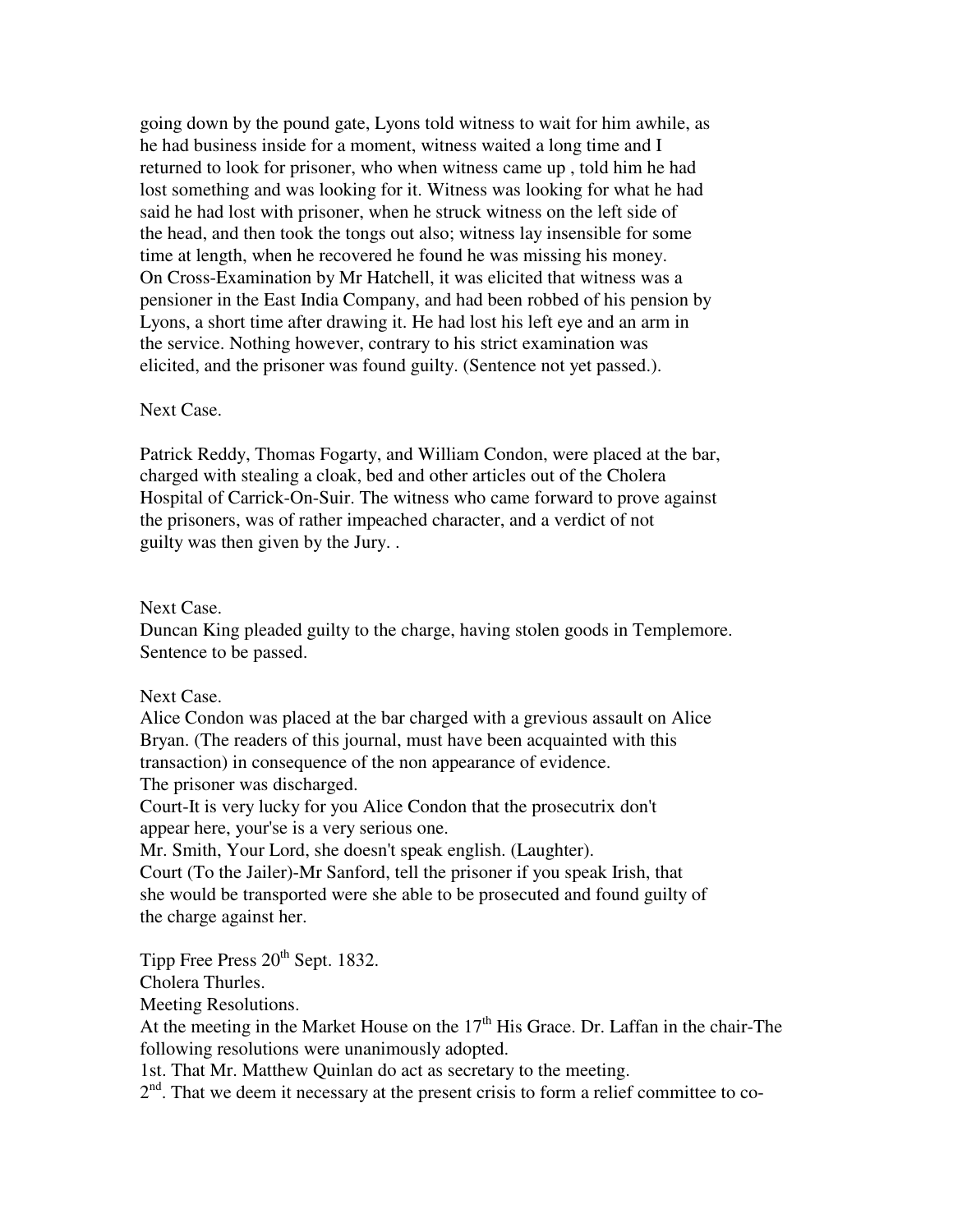going down by the pound gate, Lyons told witness to wait for him awhile, as he had business inside for a moment, witness waited a long time and I returned to look for prisoner, who when witness came up , told him he had lost something and was looking for it. Witness was looking for what he had said he had lost with prisoner, when he struck witness on the left side of the head, and then took the tongs out also; witness lay insensible for some time at length, when he recovered he found he was missing his money. On Cross-Examination by Mr Hatchell, it was elicited that witness was a pensioner in the East India Company, and had been robbed of his pension by Lyons, a short time after drawing it. He had lost his left eye and an arm in the service. Nothing however, contrary to his strict examination was elicited, and the prisoner was found guilty. (Sentence not yet passed.).

Next Case.

Patrick Reddy, Thomas Fogarty, and William Condon, were placed at the bar, charged with stealing a cloak, bed and other articles out of the Cholera Hospital of Carrick-On-Suir. The witness who came forward to prove against the prisoners, was of rather impeached character, and a verdict of not guilty was then given by the Jury. .

Next Case.
Duncan King pleaded guilty to the charge, having stolen goods in Templemore. Sentence to be passed.

Next Case.
Alice Condon was placed at the bar charged with a grevious assault on Alice Bryan. (The readers of this journal, must have been acquainted with this transaction) in consequence of the non appearance of evidence.
The prisoner was discharged.
Court-It is very lucky for you Alice Condon that the prosecutrix don't appear here, your'se is a very serious one.
Mr. Smith, Your Lord, she doesn't speak english. (Laughter).
Court (To the Jailer)-Mr Sanford, tell the prisoner if you speak Irish, that she would be transported were she able to be prosecuted and found guilty of the charge against her.

Tipp Free Press 20th Sept. 1832.
Cholera Thurles.
Meeting Resolutions.
At the meeting in the Market House on the 17th His Grace. Dr. Laffan in the chair-The following resolutions were unanimously adopted.
1st. That Mr. Matthew Quinlan do act as secretary to the meeting.
2nd. That we deem it necessary at the present crisis to form a relief committee to co-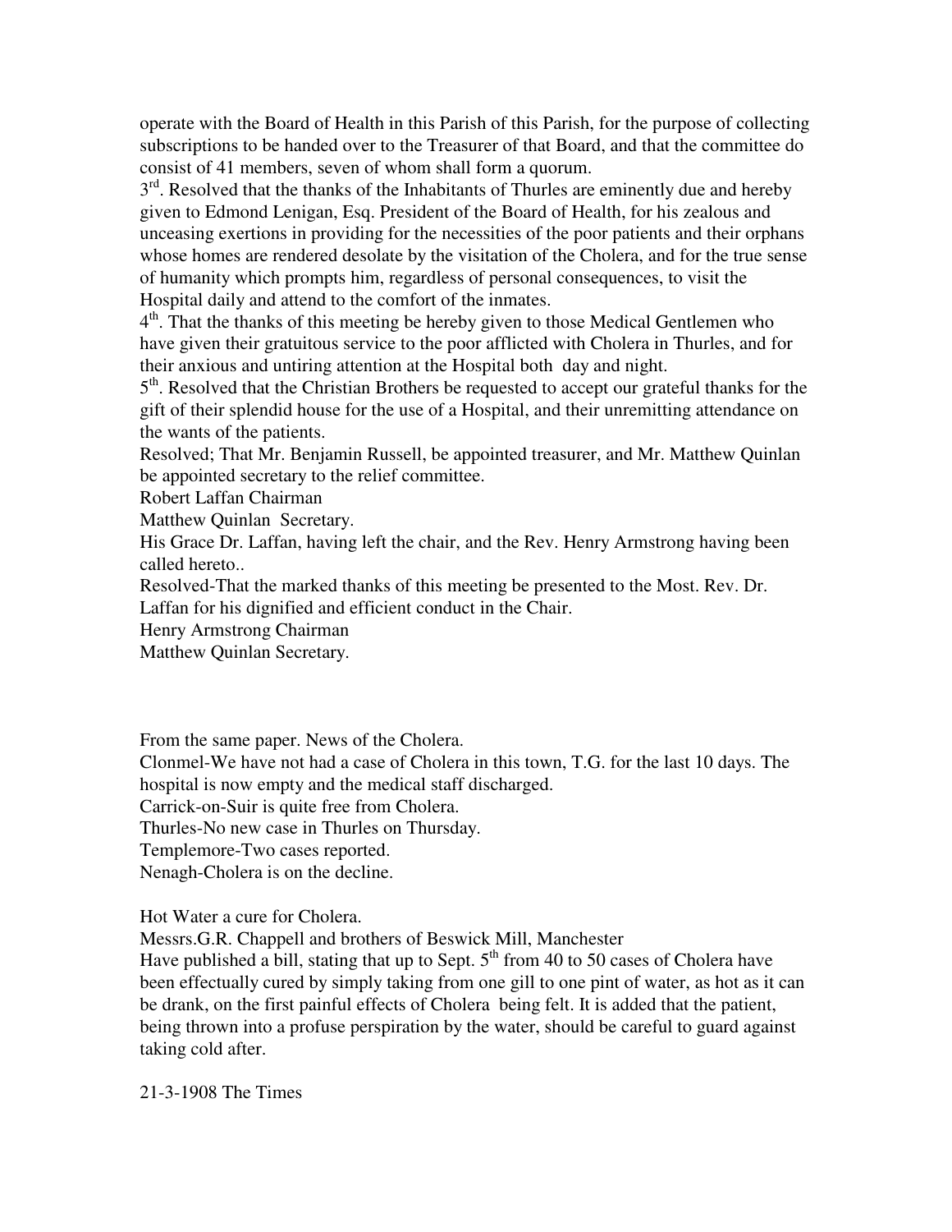operate with the Board of Health in this Parish of this Parish, for the purpose of collecting subscriptions to be handed over to the Treasurer of that Board, and that the committee do consist of 41 members, seven of whom shall form a quorum.

3rd. Resolved that the thanks of the Inhabitants of Thurles are eminently due and hereby given to Edmond Lenigan, Esq. President of the Board of Health, for his zealous and unceasing exertions in providing for the necessities of the poor patients and their orphans whose homes are rendered desolate by the visitation of the Cholera, and for the true sense of humanity which prompts him, regardless of personal consequences, to visit the Hospital daily and attend to the comfort of the inmates.

4th. That the thanks of this meeting be hereby given to those Medical Gentlemen who have given their gratuitous service to the poor afflicted with Cholera in Thurles, and for their anxious and untiring attention at the Hospital both day and night.

5th. Resolved that the Christian Brothers be requested to accept our grateful thanks for the gift of their splendid house for the use of a Hospital, and their unremitting attendance on the wants of the patients.

Resolved; That Mr. Benjamin Russell, be appointed treasurer, and Mr. Matthew Quinlan be appointed secretary to the relief committee.

Robert Laffan Chairman

Matthew Quinlan Secretary.

His Grace Dr. Laffan, having left the chair, and the Rev. Henry Armstrong having been called hereto..

Resolved-That the marked thanks of this meeting be presented to the Most. Rev. Dr. Laffan for his dignified and efficient conduct in the Chair.

Henry Armstrong Chairman

Matthew Quinlan Secretary.

From the same paper. News of the Cholera.

Clonmel-We have not had a case of Cholera in this town, T.G. for the last 10 days. The hospital is now empty and the medical staff discharged.

Carrick-on-Suir is quite free from Cholera.

Thurles-No new case in Thurles on Thursday.

Templemore-Two cases reported.

Nenagh-Cholera is on the decline.

Hot Water a cure for Cholera.

Messrs.G.R. Chappell and brothers of Beswick Mill, Manchester

Have published a bill, stating that up to Sept. 5th from 40 to 50 cases of Cholera have been effectually cured by simply taking from one gill to one pint of water, as hot as it can be drank, on the first painful effects of Cholera being felt. It is added that the patient, being thrown into a profuse perspiration by the water, should be careful to guard against taking cold after.

21-3-1908 The Times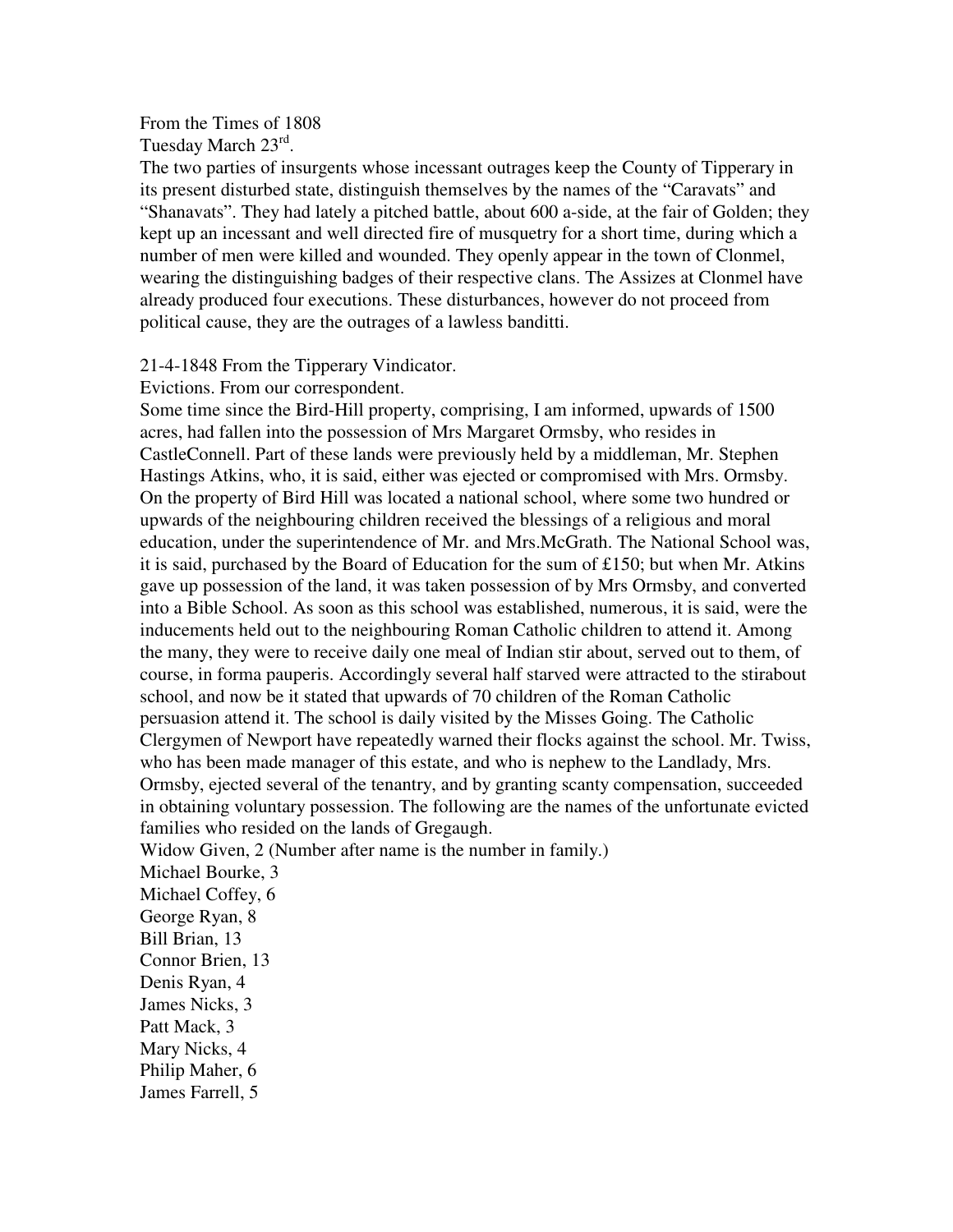From the Times of 1808
Tuesday March 23rd.

The two parties of insurgents whose incessant outrages keep the County of Tipperary in its present disturbed state, distinguish themselves by the names of the "Caravats" and "Shanavats". They had lately a pitched battle, about 600 a-side, at the fair of Golden; they kept up an incessant and well directed fire of musquetry for a short time, during which a number of men were killed and wounded. They openly appear in the town of Clonmel, wearing the distinguishing badges of their respective clans. The Assizes at Clonmel have already produced four executions. These disturbances, however do not proceed from political cause, they are the outrages of a lawless banditti.

21-4-1848 From the Tipperary Vindicator.
Evictions. From our correspondent.

Some time since the Bird-Hill property, comprising, I am informed, upwards of 1500 acres, had fallen into the possession of Mrs Margaret Ormsby, who resides in CastleConnell. Part of these lands were previously held by a middleman, Mr. Stephen Hastings Atkins, who, it is said, either was ejected or compromised with Mrs. Ormsby. On the property of Bird Hill was located a national school, where some two hundred or upwards of the neighbouring children received the blessings of a religious and moral education, under the superintendence of Mr. and Mrs.McGrath. The National School was, it is said, purchased by the Board of Education for the sum of £150; but when Mr. Atkins gave up possession of the land, it was taken possession of by Mrs Ormsby, and converted into a Bible School. As soon as this school was established, numerous, it is said, were the inducements held out to the neighbouring Roman Catholic children to attend it. Among the many, they were to receive daily one meal of Indian stir about, served out to them, of course, in forma pauperis. Accordingly several half starved were attracted to the stirabout school, and now be it stated that upwards of 70 children of the Roman Catholic persuasion attend it. The school is daily visited by the Misses Going. The Catholic Clergymen of Newport have repeatedly warned their flocks against the school. Mr. Twiss, who has been made manager of this estate, and who is nephew to the Landlady, Mrs. Ormsby, ejected several of the tenantry, and by granting scanty compensation, succeeded in obtaining voluntary possession. The following are the names of the unfortunate evicted families who resided on the lands of Gregaugh.

Widow Given, 2 (Number after name is the number in family.)
Michael Bourke, 3
Michael Coffey, 6
George Ryan, 8
Bill Brian, 13
Connor Brien, 13
Denis Ryan, 4
James Nicks, 3
Patt Mack, 3
Mary Nicks, 4
Philip Maher, 6
James Farrell, 5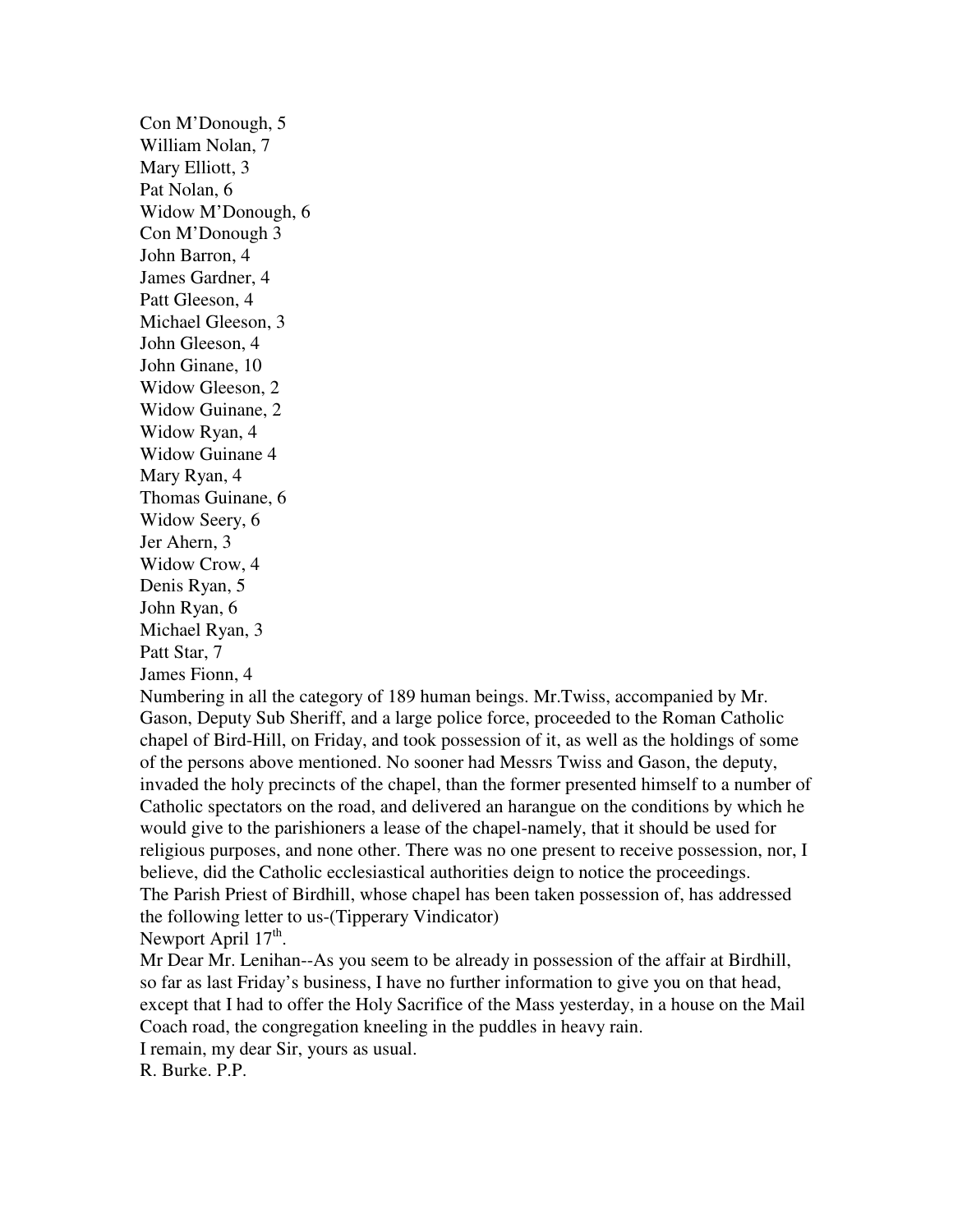Con M'Donough, 5
William Nolan, 7
Mary Elliott, 3
Pat Nolan, 6
Widow M'Donough, 6
Con M'Donough 3
John Barron, 4
James Gardner, 4
Patt Gleeson, 4
Michael Gleeson, 3
John Gleeson, 4
John Ginane, 10
Widow Gleeson, 2
Widow Guinane, 2
Widow Ryan, 4
Widow Guinane 4
Mary Ryan, 4
Thomas Guinane, 6
Widow Seery, 6
Jer Ahern, 3
Widow Crow, 4
Denis Ryan, 5
John Ryan, 6
Michael Ryan, 3
Patt Star, 7
James Fionn, 4

Numbering in all the category of 189 human beings. Mr.Twiss, accompanied by Mr. Gason, Deputy Sub Sheriff, and a large police force, proceeded to the Roman Catholic chapel of Bird-Hill, on Friday, and took possession of it, as well as the holdings of some of the persons above mentioned. No sooner had Messrs Twiss and Gason, the deputy, invaded the holy precincts of the chapel, than the former presented himself to a number of Catholic spectators on the road, and delivered an harangue on the conditions by which he would give to the parishioners a lease of the chapel-namely, that it should be used for religious purposes, and none other. There was no one present to receive possession, nor, I believe, did the Catholic ecclesiastical authorities deign to notice the proceedings.

The Parish Priest of Birdhill, whose chapel has been taken possession of, has addressed the following letter to us-(Tipperary Vindicator)

Newport April 17th.

Mr Dear Mr. Lenihan--As you seem to be already in possession of the affair at Birdhill, so far as last Friday's business, I have no further information to give you on that head, except that I had to offer the Holy Sacrifice of the Mass yesterday, in a house on the Mail Coach road, the congregation kneeling in the puddles in heavy rain.

I remain, my dear Sir, yours as usual.

R. Burke. P.P.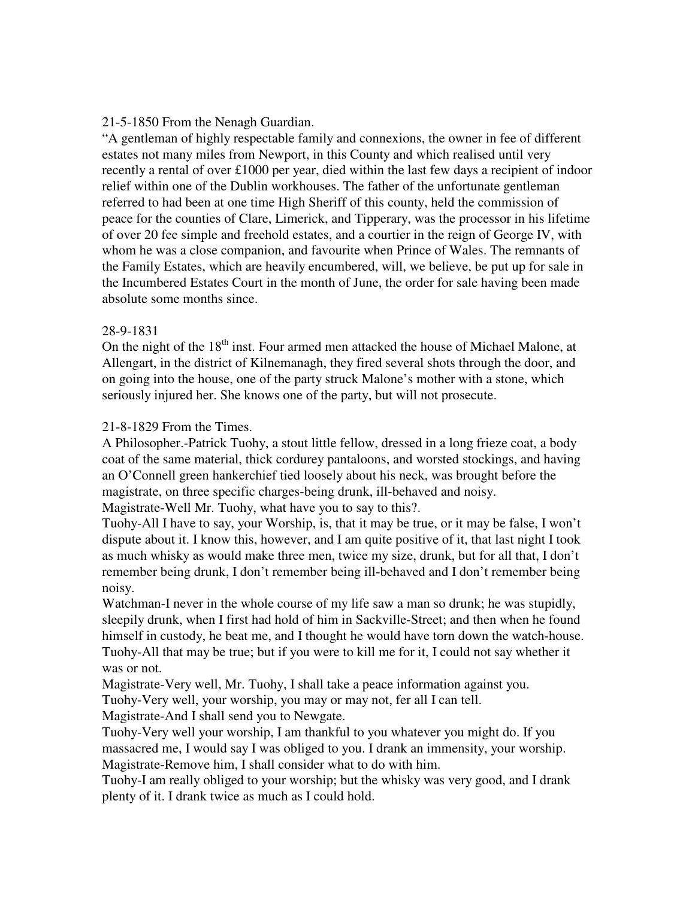21-5-1850 From the Nenagh Guardian.

"A gentleman of highly respectable family and connexions, the owner in fee of different estates not many miles from Newport, in this County and which realised until very recently a rental of over £1000 per year, died within the last few days a recipient of indoor relief within one of the Dublin workhouses. The father of the unfortunate gentleman referred to had been at one time High Sheriff of this county, held the commission of peace for the counties of Clare, Limerick, and Tipperary, was the processor in his lifetime of over 20 fee simple and freehold estates, and a courtier in the reign of George IV, with whom he was a close companion, and favourite when Prince of Wales. The remnants of the Family Estates, which are heavily encumbered, will, we believe, be put up for sale in the Incumbered Estates Court in the month of June, the order for sale having been made absolute some months since.

28-9-1831

On the night of the 18th inst. Four armed men attacked the house of Michael Malone, at Allengart, in the district of Kilnemanagh, they fired several shots through the door, and on going into the house, one of the party struck Malone's mother with a stone, which seriously injured her. She knows one of the party, but will not prosecute.

21-8-1829 From the Times.

A Philosopher.-Patrick Tuohy, a stout little fellow, dressed in a long frieze coat, a body coat of the same material, thick cordurey pantaloons, and worsted stockings, and having an O'Connell green hankerchief tied loosely about his neck, was brought before the magistrate, on three specific charges-being drunk, ill-behaved and noisy.

Magistrate-Well Mr. Tuohy, what have you to say to this?.

Tuohy-All I have to say, your Worship, is, that it may be true, or it may be false, I won't dispute about it. I know this, however, and I am quite positive of it, that last night I took as much whisky as would make three men, twice my size, drunk, but for all that, I don't remember being drunk, I don't remember being ill-behaved and I don't remember being noisy.

Watchman-I never in the whole course of my life saw a man so drunk; he was stupidly, sleepily drunk, when I first had hold of him in Sackville-Street; and then when he found himself in custody, he beat me, and I thought he would have torn down the watch-house.

Tuohy-All that may be true; but if you were to kill me for it, I could not say whether it was or not.

Magistrate-Very well, Mr. Tuohy, I shall take a peace information against you.

Tuohy-Very well, your worship, you may or may not, fer all I can tell.

Magistrate-And I shall send you to Newgate.

Tuohy-Very well your worship, I am thankful to you whatever you might do. If you massacred me, I would say I was obliged to you. I drank an immensity, your worship.

Magistrate-Remove him, I shall consider what to do with him.

Tuohy-I am really obliged to your worship; but the whisky was very good, and I drank plenty of it. I drank twice as much as I could hold.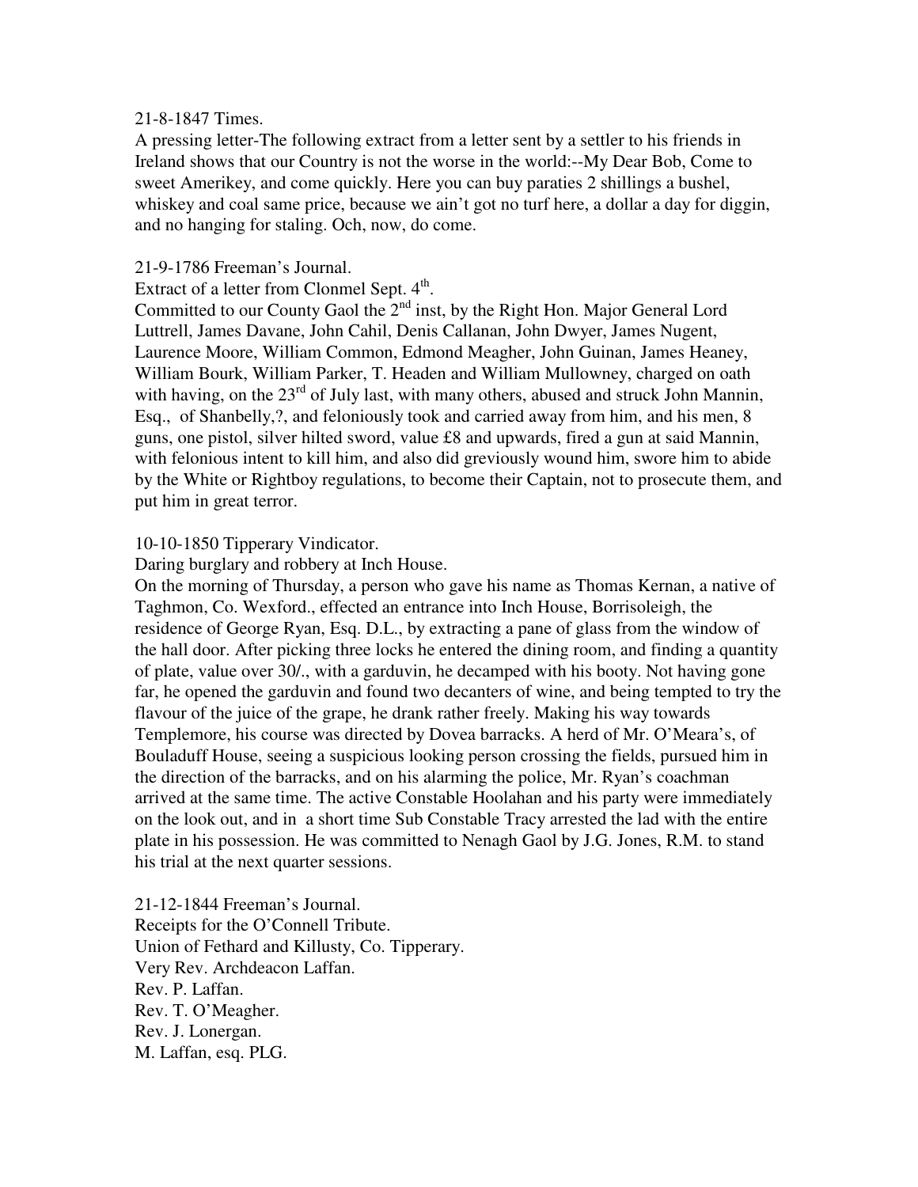21-8-1847 Times.

A pressing letter-The following extract from a letter sent by a settler to his friends in Ireland shows that our Country is not the worse in the world:--My Dear Bob, Come to sweet Amerikey, and come quickly. Here you can buy paraties 2 shillings a bushel, whiskey and coal same price, because we ain't got no turf here, a dollar a day for diggin, and no hanging for staling. Och, now, do come.

21-9-1786 Freeman's Journal.

Extract of a letter from Clonmel Sept. 4th.

Committed to our County Gaol the 2nd inst, by the Right Hon. Major General Lord Luttrell, James Davane, John Cahil, Denis Callanan, John Dwyer, James Nugent, Laurence Moore, William Common, Edmond Meagher, John Guinan, James Heaney, William Bourk, William Parker, T. Headen and William Mullowney, charged on oath with having, on the 23rd of July last, with many others, abused and struck John Mannin, Esq., of Shanbelly,?, and feloniously took and carried away from him, and his men, 8 guns, one pistol, silver hilted sword, value £8 and upwards, fired a gun at said Mannin, with felonious intent to kill him, and also did greviously wound him, swore him to abide by the White or Rightboy regulations, to become their Captain, not to prosecute them, and put him in great terror.

10-10-1850 Tipperary Vindicator.

Daring burglary and robbery at Inch House.

On the morning of Thursday, a person who gave his name as Thomas Kernan, a native of Taghmon, Co. Wexford., effected an entrance into Inch House, Borrisoleigh, the residence of George Ryan, Esq. D.L., by extracting a pane of glass from the window of the hall door. After picking three locks he entered the dining room, and finding a quantity of plate, value over 30/., with a garduvin, he decamped with his booty. Not having gone far, he opened the garduvin and found two decanters of wine, and being tempted to try the flavour of the juice of the grape, he drank rather freely. Making his way towards Templemore, his course was directed by Dovea barracks. A herd of Mr. O'Meara's, of Bouladuff House, seeing a suspicious looking person crossing the fields, pursued him in the direction of the barracks, and on his alarming the police, Mr. Ryan's coachman arrived at the same time. The active Constable Hoolahan and his party were immediately on the look out, and in a short time Sub Constable Tracy arrested the lad with the entire plate in his possession. He was committed to Nenagh Gaol by J.G. Jones, R.M. to stand his trial at the next quarter sessions.

21-12-1844 Freeman's Journal.

Receipts for the O'Connell Tribute.

Union of Fethard and Killusty, Co. Tipperary.

Very Rev. Archdeacon Laffan.

Rev. P. Laffan.

Rev. T. O'Meagher.

Rev. J. Lonergan.

M. Laffan, esq. PLG.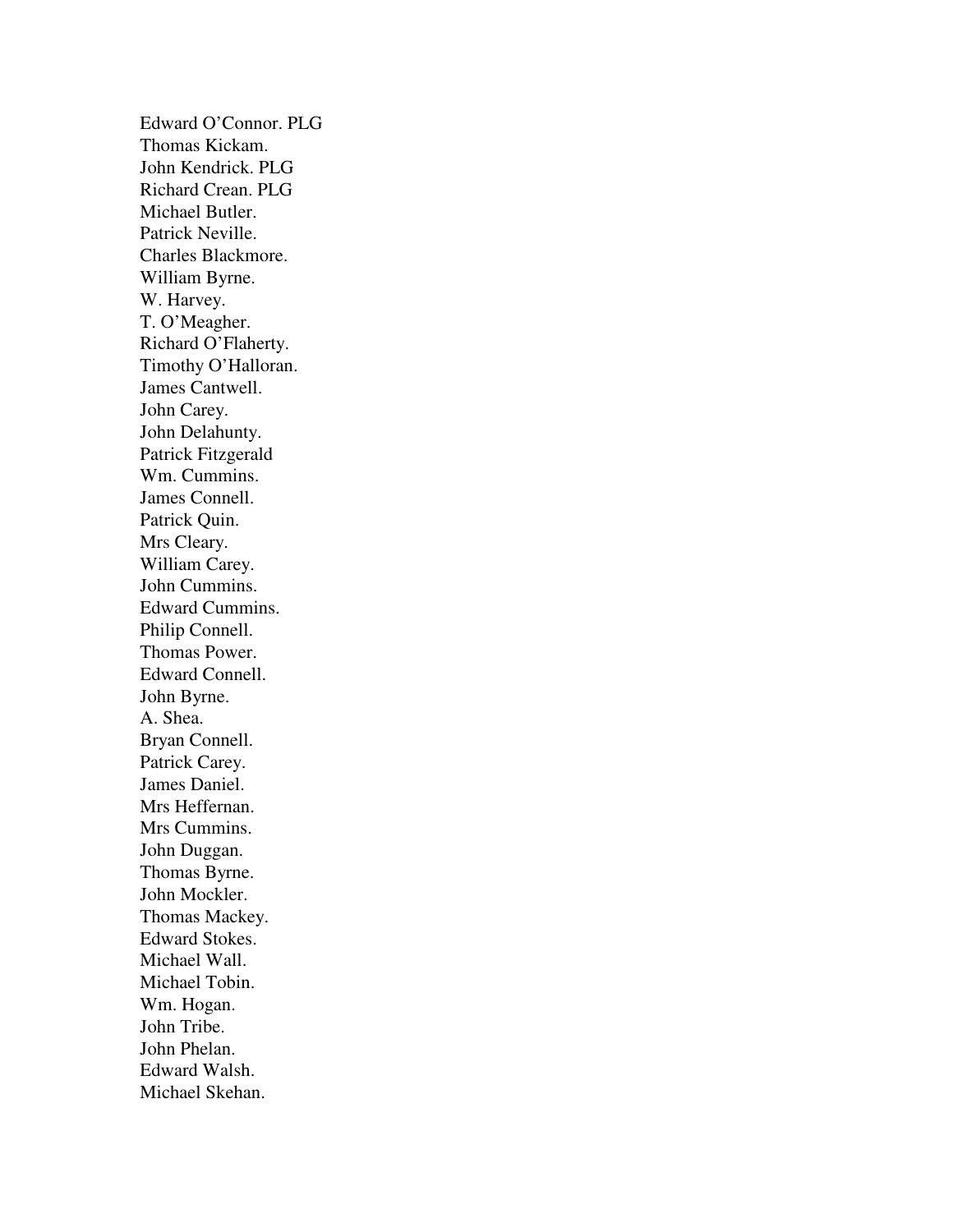Edward O'Connor. PLG
Thomas Kickam.
John Kendrick. PLG
Richard Crean. PLG
Michael Butler.
Patrick Neville.
Charles Blackmore.
William Byrne.
W. Harvey.
T. O'Meagher.
Richard O'Flaherty.
Timothy O'Halloran.
James Cantwell.
John Carey.
John Delahunty.
Patrick Fitzgerald
Wm. Cummins.
James Connell.
Patrick Quin.
Mrs Cleary.
William Carey.
John Cummins.
Edward Cummins.
Philip Connell.
Thomas Power.
Edward Connell.
John Byrne.
A. Shea.
Bryan Connell.
Patrick Carey.
James Daniel.
Mrs Heffernan.
Mrs Cummins.
John Duggan.
Thomas Byrne.
John Mockler.
Thomas Mackey.
Edward Stokes.
Michael Wall.
Michael Tobin.
Wm. Hogan.
John Tribe.
John Phelan.
Edward Walsh.
Michael Skehan.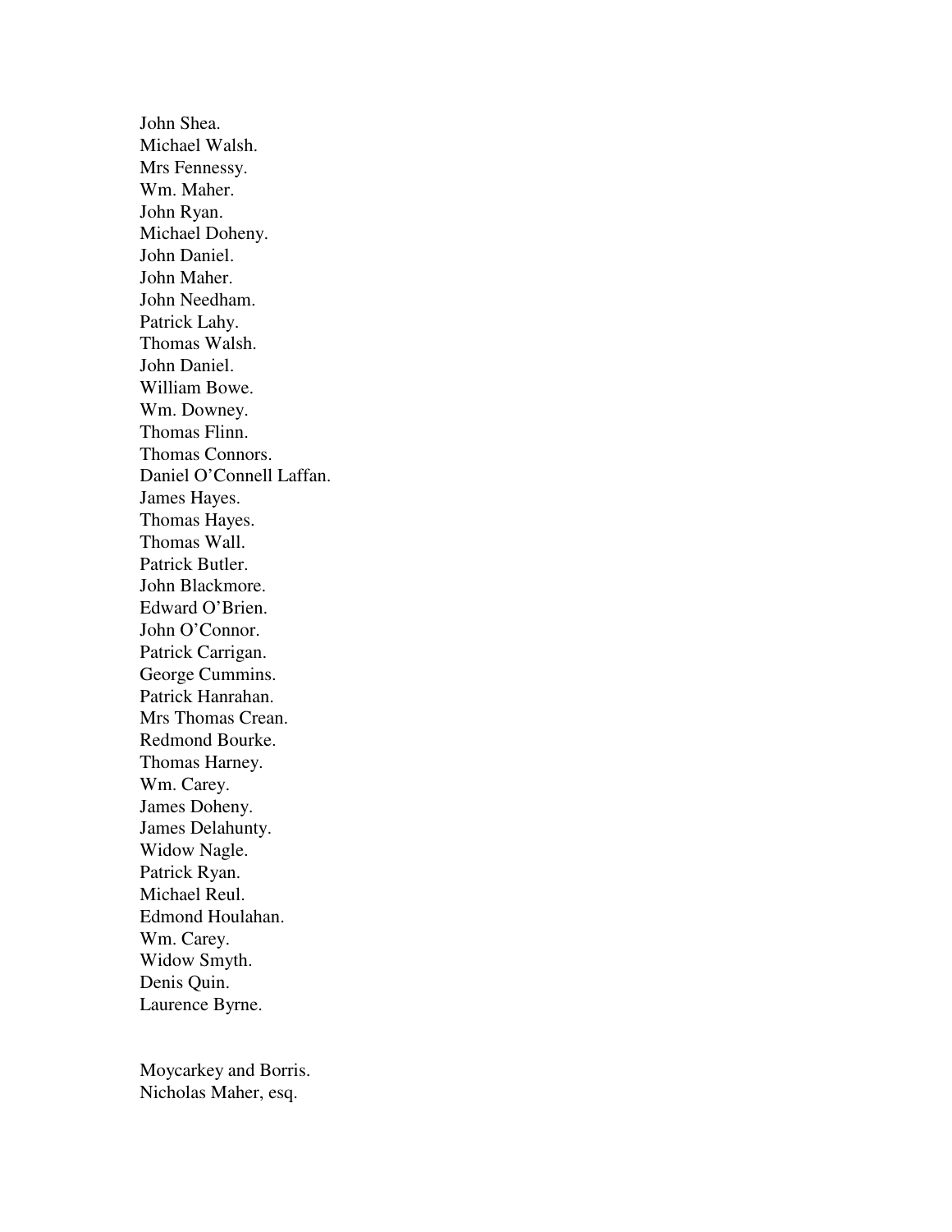John Shea.
Michael Walsh.
Mrs Fennessy.
Wm. Maher.
John Ryan.
Michael Doheny.
John Daniel.
John Maher.
John Needham.
Patrick Lahy.
Thomas Walsh.
John Daniel.
William Bowe.
Wm. Downey.
Thomas Flinn.
Thomas Connors.
Daniel O'Connell Laffan.
James Hayes.
Thomas Hayes.
Thomas Wall.
Patrick Butler.
John Blackmore.
Edward O'Brien.
John O'Connor.
Patrick Carrigan.
George Cummins.
Patrick Hanrahan.
Mrs Thomas Crean.
Redmond Bourke.
Thomas Harney.
Wm. Carey.
James Doheny.
James Delahunty.
Widow Nagle.
Patrick Ryan.
Michael Reul.
Edmond Houlahan.
Wm. Carey.
Widow Smyth.
Denis Quin.
Laurence Byrne.

Moycarkey and Borris.
Nicholas Maher, esq.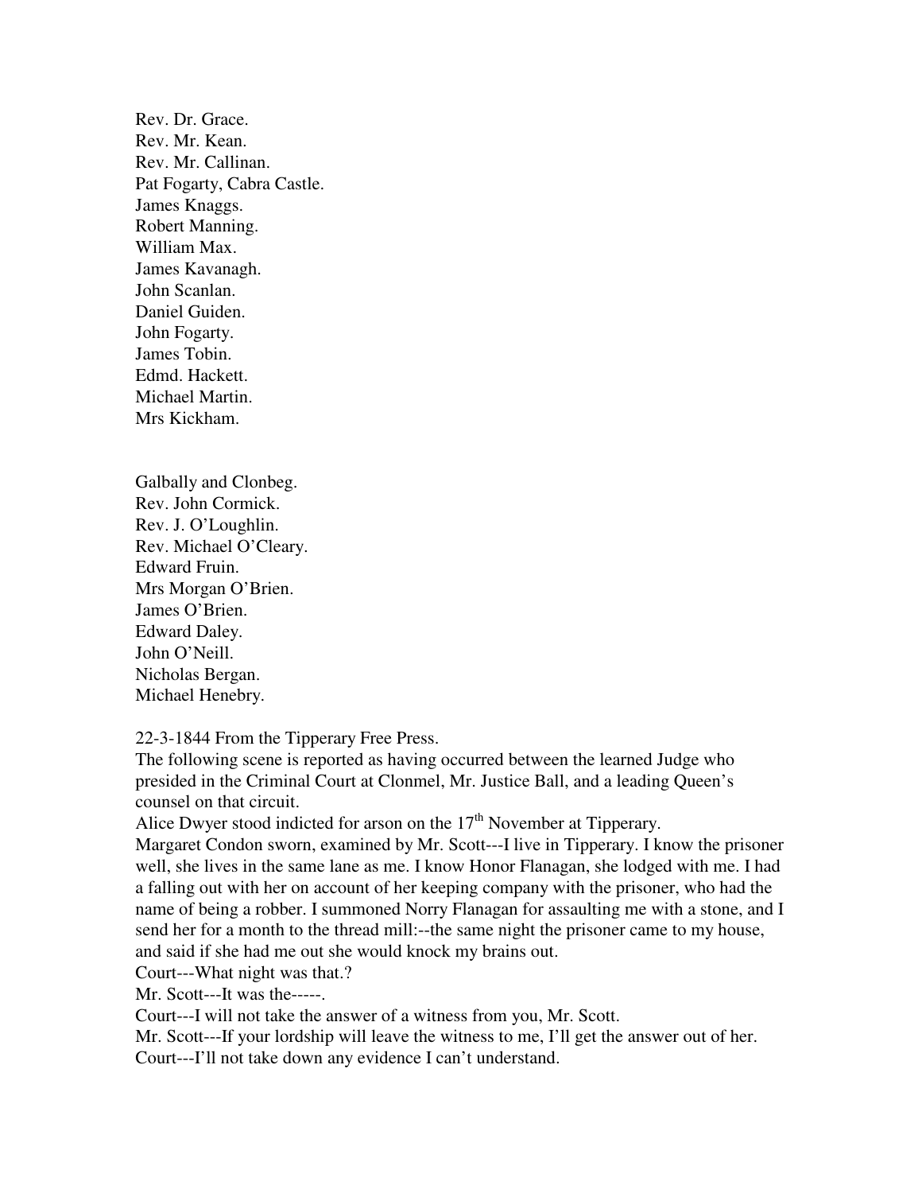Rev. Dr. Grace.
Rev. Mr. Kean.
Rev. Mr. Callinan.
Pat Fogarty, Cabra Castle.
James Knaggs.
Robert Manning.
William Max.
James Kavanagh.
John Scanlan.
Daniel Guiden.
John Fogarty.
James Tobin.
Edmd. Hackett.
Michael Martin.
Mrs Kickham.

Galbally and Clonbeg.
Rev. John Cormick.
Rev. J. O'Loughlin.
Rev. Michael O'Cleary.
Edward Fruin.
Mrs Morgan O'Brien.
James O'Brien.
Edward Daley.
John O'Neill.
Nicholas Bergan.
Michael Henebry.

22-3-1844 From the Tipperary Free Press.
The following scene is reported as having occurred between the learned Judge who presided in the Criminal Court at Clonmel, Mr. Justice Ball, and a leading Queen's counsel on that circuit.
Alice Dwyer stood indicted for arson on the 17th November at Tipperary.
Margaret Condon sworn, examined by Mr. Scott---I live in Tipperary. I know the prisoner well, she lives in the same lane as me. I know Honor Flanagan, she lodged with me. I had a falling out with her on account of her keeping company with the prisoner, who had the name of being a robber. I summoned Norry Flanagan for assaulting me with a stone, and I send her for a month to the thread mill:--the same night the prisoner came to my house, and said if she had me out she would knock my brains out.
Court---What night was that.?
Mr. Scott---It was the-----.
Court---I will not take the answer of a witness from you, Mr. Scott.
Mr. Scott---If your lordship will leave the witness to me, I'll get the answer out of her.
Court---I'll not take down any evidence I can't understand.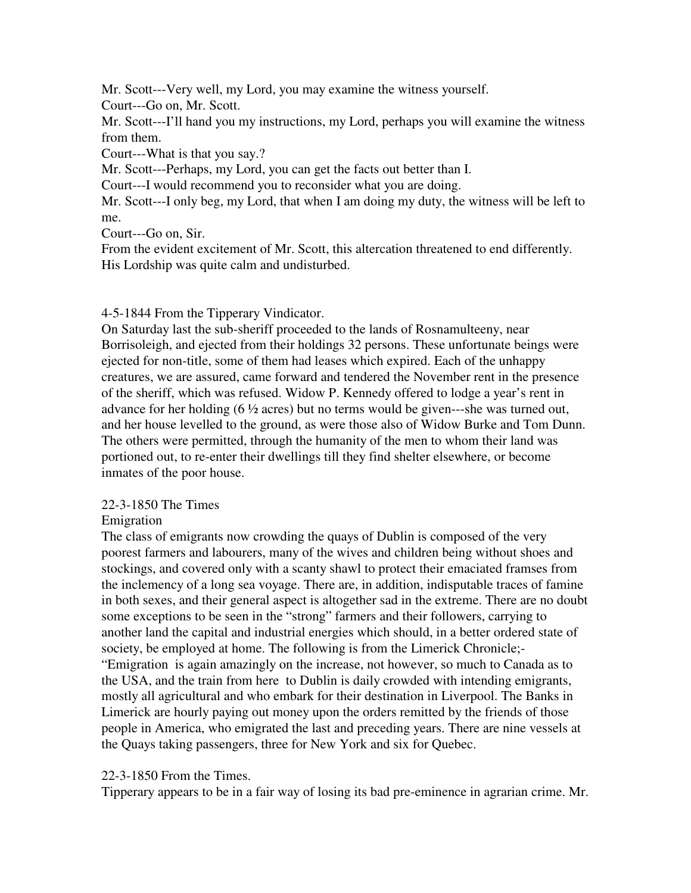Mr. Scott---Very well, my Lord, you may examine the witness yourself.
Court---Go on, Mr. Scott.
Mr. Scott---I'll hand you my instructions, my Lord, perhaps you will examine the witness from them.
Court---What is that you say.?
Mr. Scott---Perhaps, my Lord, you can get the facts out better than I.
Court---I would recommend you to reconsider what you are doing.
Mr. Scott---I only beg, my Lord, that when I am doing my duty, the witness will be left to me.
Court---Go on, Sir.
From the evident excitement of Mr. Scott, this altercation threatened to end differently. His Lordship was quite calm and undisturbed.

4-5-1844 From the Tipperary Vindicator.
On Saturday last the sub-sheriff proceeded to the lands of Rosnamulteeny, near Borrisoleigh, and ejected from their holdings 32 persons. These unfortunate beings were ejected for non-title, some of them had leases which expired. Each of the unhappy creatures, we are assured, came forward and tendered the November rent in the presence of the sheriff, which was refused. Widow P. Kennedy offered to lodge a year's rent in advance for her holding (6 ½ acres) but no terms would be given---she was turned out, and her house levelled to the ground, as were those also of Widow Burke and Tom Dunn. The others were permitted, through the humanity of the men to whom their land was portioned out, to re-enter their dwellings till they find shelter elsewhere, or become inmates of the poor house.

22-3-1850 The Times
Emigration
The class of emigrants now crowding the quays of Dublin is composed of the very poorest farmers and labourers, many of the wives and children being without shoes and stockings, and covered only with a scanty shawl to protect their emaciated framses from the inclemency of a long sea voyage. There are, in addition, indisputable traces of famine in both sexes, and their general aspect is altogether sad in the extreme. There are no doubt some exceptions to be seen in the "strong" farmers and their followers, carrying to another land the capital and industrial energies which should, in a better ordered state of society, be employed at home. The following is from the Limerick Chronicle;-
"Emigration is again amazingly on the increase, not however, so much to Canada as to the USA, and the train from here to Dublin is daily crowded with intending emigrants, mostly all agricultural and who embark for their destination in Liverpool. The Banks in Limerick are hourly paying out money upon the orders remitted by the friends of those people in America, who emigrated the last and preceding years. There are nine vessels at the Quays taking passengers, three for New York and six for Quebec.

22-3-1850 From the Times.
Tipperary appears to be in a fair way of losing its bad pre-eminence in agrarian crime. Mr.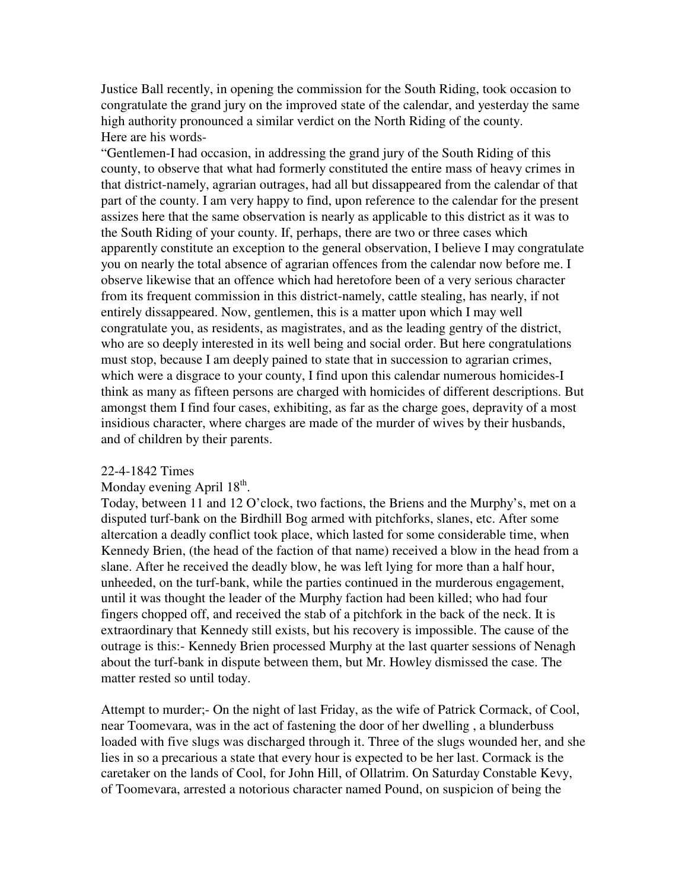Justice Ball recently, in opening the commission for the South Riding, took occasion to congratulate the grand jury on the improved state of the calendar, and yesterday the same high authority pronounced a similar verdict on the North Riding of the county.
Here are his words-

"Gentlemen-I had occasion, in addressing the grand jury of the South Riding of this county, to observe that what had formerly constituted the entire mass of heavy crimes in that district-namely, agrarian outrages, had all but dissappeared from the calendar of that part of the county. I am very happy to find, upon reference to the calendar for the present assizes here that the same observation is nearly as applicable to this district as it was to the South Riding of your county. If, perhaps, there are two or three cases which apparently constitute an exception to the general observation, I believe I may congratulate you on nearly the total absence of agrarian offences from the calendar now before me. I observe likewise that an offence which had heretofore been of a very serious character from its frequent commission in this district-namely, cattle stealing, has nearly, if not entirely dissappeared. Now, gentlemen, this is a matter upon which I may well congratulate you, as residents, as magistrates, and as the leading gentry of the district, who are so deeply interested in its well being and social order. But here congratulations must stop, because I am deeply pained to state that in succession to agrarian crimes, which were a disgrace to your county, I find upon this calendar numerous homicides-I think as many as fifteen persons are charged with homicides of different descriptions. But amongst them I find four cases, exhibiting, as far as the charge goes, depravity of a most insidious character, where charges are made of the murder of wives by their husbands, and of children by their parents.

22-4-1842 Times
Monday evening April 18th.

Today, between 11 and 12 O'clock, two factions, the Briens and the Murphy's, met on a disputed turf-bank on the Birdhill Bog armed with pitchforks, slanes, etc. After some altercation a deadly conflict took place, which lasted for some considerable time, when Kennedy Brien, (the head of the faction of that name) received a blow in the head from a slane. After he received the deadly blow, he was left lying for more than a half hour, unheeded, on the turf-bank, while the parties continued in the murderous engagement, until it was thought the leader of the Murphy faction had been killed; who had four fingers chopped off, and received the stab of a pitchfork in the back of the neck. It is extraordinary that Kennedy still exists, but his recovery is impossible. The cause of the outrage is this:- Kennedy Brien processed Murphy at the last quarter sessions of Nenagh about the turf-bank in dispute between them, but Mr. Howley dismissed the case. The matter rested so until today.

Attempt to murder;- On the night of last Friday, as the wife of Patrick Cormack, of Cool, near Toomevara, was in the act of fastening the door of her dwelling , a blunderbuss loaded with five slugs was discharged through it. Three of the slugs wounded her, and she lies in so a precarious a state that every hour is expected to be her last. Cormack is the caretaker on the lands of Cool, for John Hill, of Ollatrim. On Saturday Constable Kevy, of Toomevara, arrested a notorious character named Pound, on suspicion of being the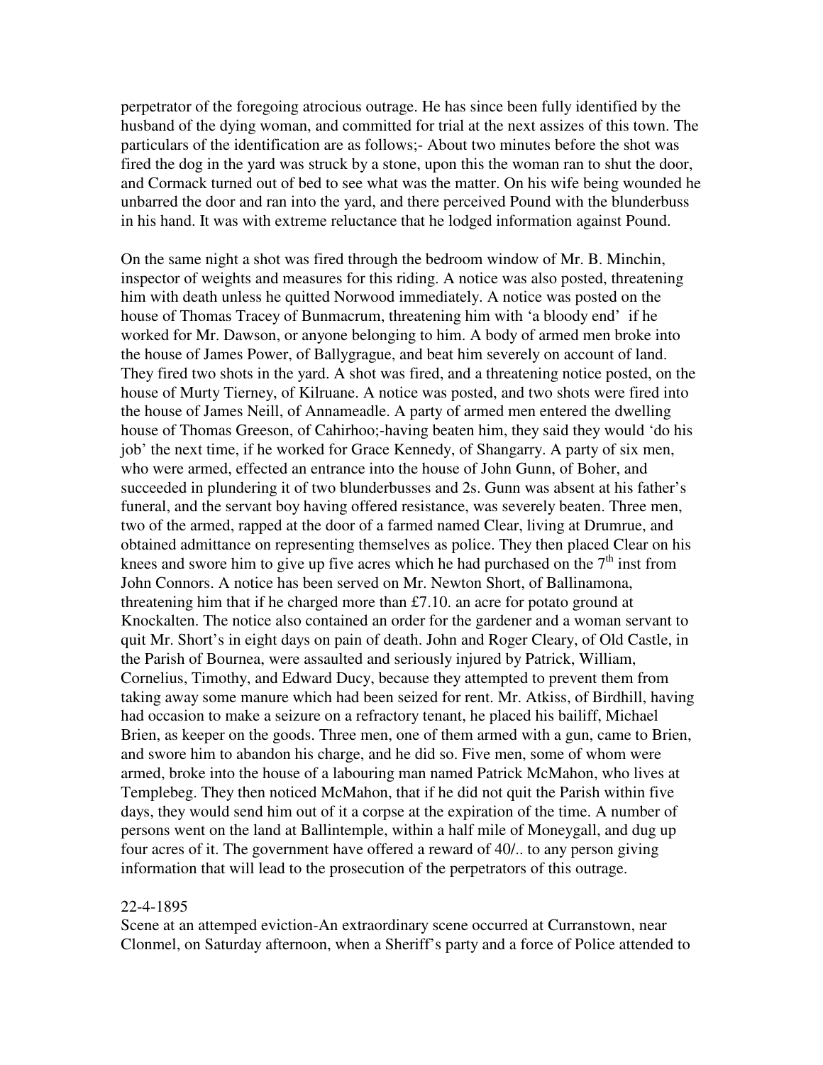perpetrator of the foregoing atrocious outrage. He has since been fully identified by the husband of the dying woman, and committed for trial at the next assizes of this town. The particulars of the identification are as follows;- About two minutes before the shot was fired the dog in the yard was struck by a stone, upon this the woman ran to shut the door, and Cormack turned out of bed to see what was the matter. On his wife being wounded he unbarred the door and ran into the yard, and there perceived Pound with the blunderbuss in his hand. It was with extreme reluctance that he lodged information against Pound.

On the same night a shot was fired through the bedroom window of Mr. B. Minchin, inspector of weights and measures for this riding. A notice was also posted, threatening him with death unless he quitted Norwood immediately. A notice was posted on the house of Thomas Tracey of Bunmacrum, threatening him with 'a bloody end' if he worked for Mr. Dawson, or anyone belonging to him. A body of armed men broke into the house of James Power, of Ballygrague, and beat him severely on account of land. They fired two shots in the yard. A shot was fired, and a threatening notice posted, on the house of Murty Tierney, of Kilruane. A notice was posted, and two shots were fired into the house of James Neill, of Annameadle. A party of armed men entered the dwelling house of Thomas Greeson, of Cahirhoo;-having beaten him, they said they would 'do his job' the next time, if he worked for Grace Kennedy, of Shangarry. A party of six men, who were armed, effected an entrance into the house of John Gunn, of Boher, and succeeded in plundering it of two blunderbusses and 2s. Gunn was absent at his father's funeral, and the servant boy having offered resistance, was severely beaten. Three men, two of the armed, rapped at the door of a farmed named Clear, living at Drumrue, and obtained admittance on representing themselves as police. They then placed Clear on his knees and swore him to give up five acres which he had purchased on the 7th inst from John Connors. A notice has been served on Mr. Newton Short, of Ballinamona, threatening him that if he charged more than £7.10. an acre for potato ground at Knockalten. The notice also contained an order for the gardener and a woman servant to quit Mr. Short's in eight days on pain of death. John and Roger Cleary, of Old Castle, in the Parish of Bournea, were assaulted and seriously injured by Patrick, William, Cornelius, Timothy, and Edward Ducy, because they attempted to prevent them from taking away some manure which had been seized for rent. Mr. Atkiss, of Birdhill, having had occasion to make a seizure on a refractory tenant, he placed his bailiff, Michael Brien, as keeper on the goods. Three men, one of them armed with a gun, came to Brien, and swore him to abandon his charge, and he did so. Five men, some of whom were armed, broke into the house of a labouring man named Patrick McMahon, who lives at Templebeg. They then noticed McMahon, that if he did not quit the Parish within five days, they would send him out of it a corpse at the expiration of the time. A number of persons went on the land at Ballintemple, within a half mile of Moneygall, and dug up four acres of it. The government have offered a reward of 40/.. to any person giving information that will lead to the prosecution of the perpetrators of this outrage.

22-4-1895

Scene at an attemped eviction-An extraordinary scene occurred at Curranstown, near Clonmel, on Saturday afternoon, when a Sheriff's party and a force of Police attended to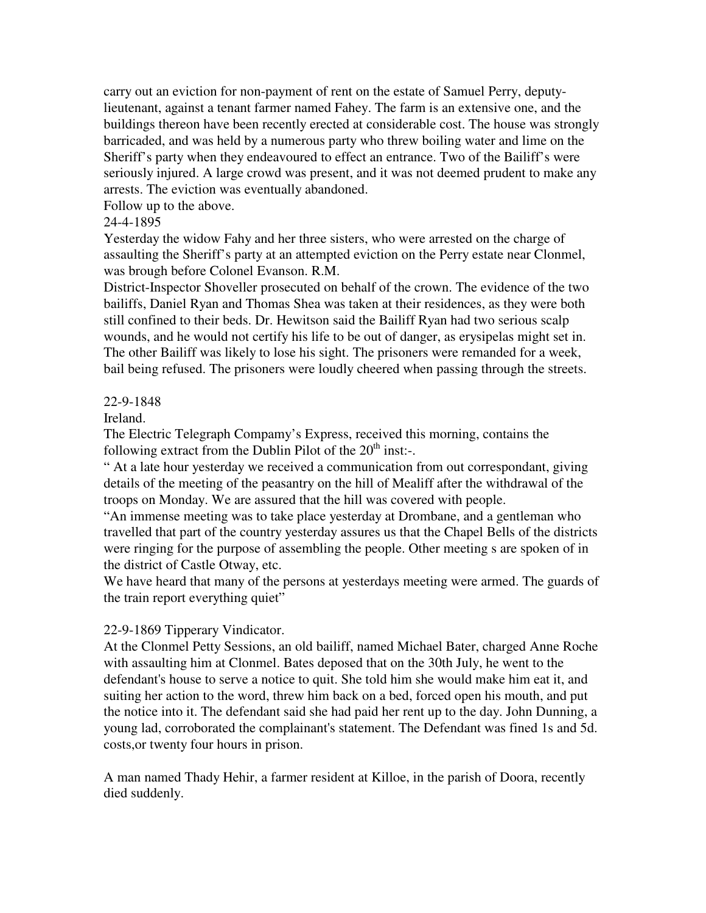carry out an eviction for non-payment of rent on the estate of Samuel Perry, deputy-lieutenant, against a tenant farmer named Fahey. The farm is an extensive one, and the buildings thereon have been recently erected at considerable cost. The house was strongly barricaded, and was held by a numerous party who threw boiling water and lime on the Sheriff's party when they endeavoured to effect an entrance. Two of the Bailiff's were seriously injured. A large crowd was present, and it was not deemed prudent to make any arrests. The eviction was eventually abandoned.

Follow up to the above.

24-4-1895

Yesterday the widow Fahy and her three sisters, who were arrested on the charge of assaulting the Sheriff's party at an attempted eviction on the Perry estate near Clonmel, was brough before Colonel Evanson. R.M.

District-Inspector Shoveller prosecuted on behalf of the crown. The evidence of the two bailiffs, Daniel Ryan and Thomas Shea was taken at their residences, as they were both still confined to their beds. Dr. Hewitson said the Bailiff Ryan had two serious scalp wounds, and he would not certify his life to be out of danger, as erysipelas might set in. The other Bailiff was likely to lose his sight. The prisoners were remanded for a week, bail being refused. The prisoners were loudly cheered when passing through the streets.

22-9-1848

Ireland.

The Electric Telegraph Compamy's Express, received this morning, contains the following extract from the Dublin Pilot of the 20th inst:-.

" At a late hour yesterday we received a communication from out correspondant, giving details of the meeting of the peasantry on the hill of Mealiff after the withdrawal of the troops on Monday. We are assured that the hill was covered with people.

"An immense meeting was to take place yesterday at Drombane, and a gentleman who travelled that part of the country yesterday assures us that the Chapel Bells of the districts were ringing for the purpose of assembling the people. Other meeting s are spoken of in the district of Castle Otway, etc.

We have heard that many of the persons at yesterdays meeting were armed. The guards of the train report everything quiet"

22-9-1869 Tipperary Vindicator.

At the Clonmel Petty Sessions, an old bailiff, named Michael Bater, charged Anne Roche with assaulting him at Clonmel. Bates deposed that on the 30th July, he went to the defendant's house to serve a notice to quit. She told him she would make him eat it, and suiting her action to the word, threw him back on a bed, forced open his mouth, and put the notice into it. The defendant said she had paid her rent up to the day. John Dunning, a young lad, corroborated the complainant's statement. The Defendant was fined 1s and 5d. costs,or twenty four hours in prison.

A man named Thady Hehir, a farmer resident at Killoe, in the parish of Doora, recently died suddenly.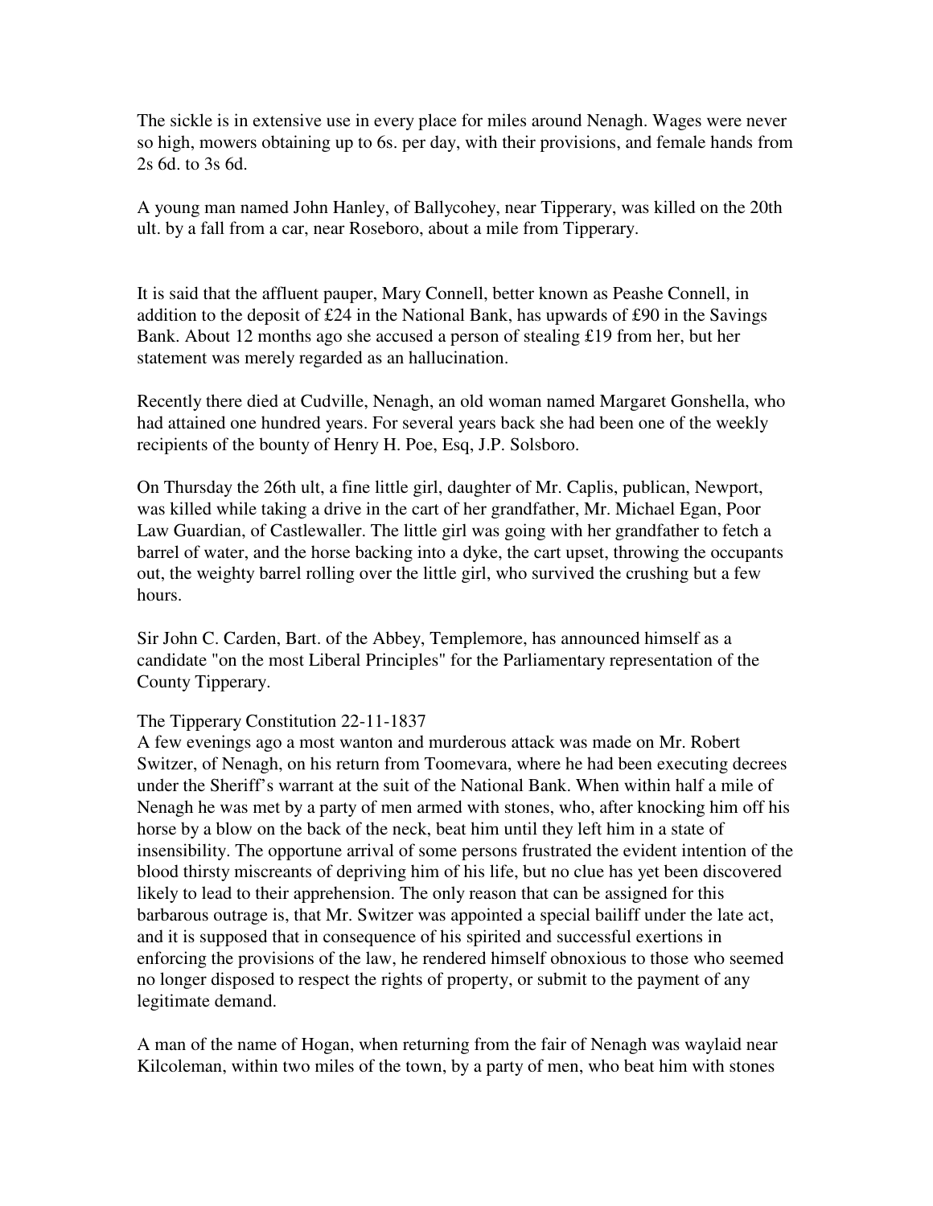The sickle is in extensive use in every place for miles around Nenagh. Wages were never so high, mowers obtaining up to 6s. per day, with their provisions, and female hands from 2s 6d. to 3s 6d.

A young man named John Hanley, of Ballycohey, near Tipperary, was killed on the 20th ult. by a fall from a car, near Roseboro, about a mile from Tipperary.

It is said that the affluent pauper, Mary Connell, better known as Peashe Connell, in addition to the deposit of £24 in the National Bank, has upwards of £90 in the Savings Bank. About 12 months ago she accused a person of stealing £19 from her, but her statement was merely regarded as an hallucination.

Recently there died at Cudville, Nenagh, an old woman named Margaret Gonshella, who had attained one hundred years. For several years back she had been one of the weekly recipients of the bounty of Henry H. Poe, Esq, J.P. Solsboro.

On Thursday the 26th ult, a fine little girl, daughter of Mr. Caplis, publican, Newport, was killed while taking a drive in the cart of her grandfather, Mr. Michael Egan, Poor Law Guardian, of Castlewaller. The little girl was going with her grandfather to fetch a barrel of water, and the horse backing into a dyke, the cart upset, throwing the occupants out, the weighty barrel rolling over the little girl, who survived the crushing but a few hours.

Sir John C. Carden, Bart. of the Abbey, Templemore, has announced himself as a candidate "on the most Liberal Principles" for the Parliamentary representation of the County Tipperary.

The Tipperary Constitution 22-11-1837

A few evenings ago a most wanton and murderous attack was made on Mr. Robert Switzer, of Nenagh, on his return from Toomevara, where he had been executing decrees under the Sheriff's warrant at the suit of the National Bank. When within half a mile of Nenagh he was met by a party of men armed with stones, who, after knocking him off his horse by a blow on the back of the neck, beat him until they left him in a state of insensibility. The opportune arrival of some persons frustrated the evident intention of the blood thirsty miscreants of depriving him of his life, but no clue has yet been discovered likely to lead to their apprehension. The only reason that can be assigned for this barbarous outrage is, that Mr. Switzer was appointed a special bailiff under the late act, and it is supposed that in consequence of his spirited and successful exertions in enforcing the provisions of the law, he rendered himself obnoxious to those who seemed no longer disposed to respect the rights of property, or submit to the payment of any legitimate demand.

A man of the name of Hogan, when returning from the fair of Nenagh was waylaid near Kilcoleman, within two miles of the town, by a party of men, who beat him with stones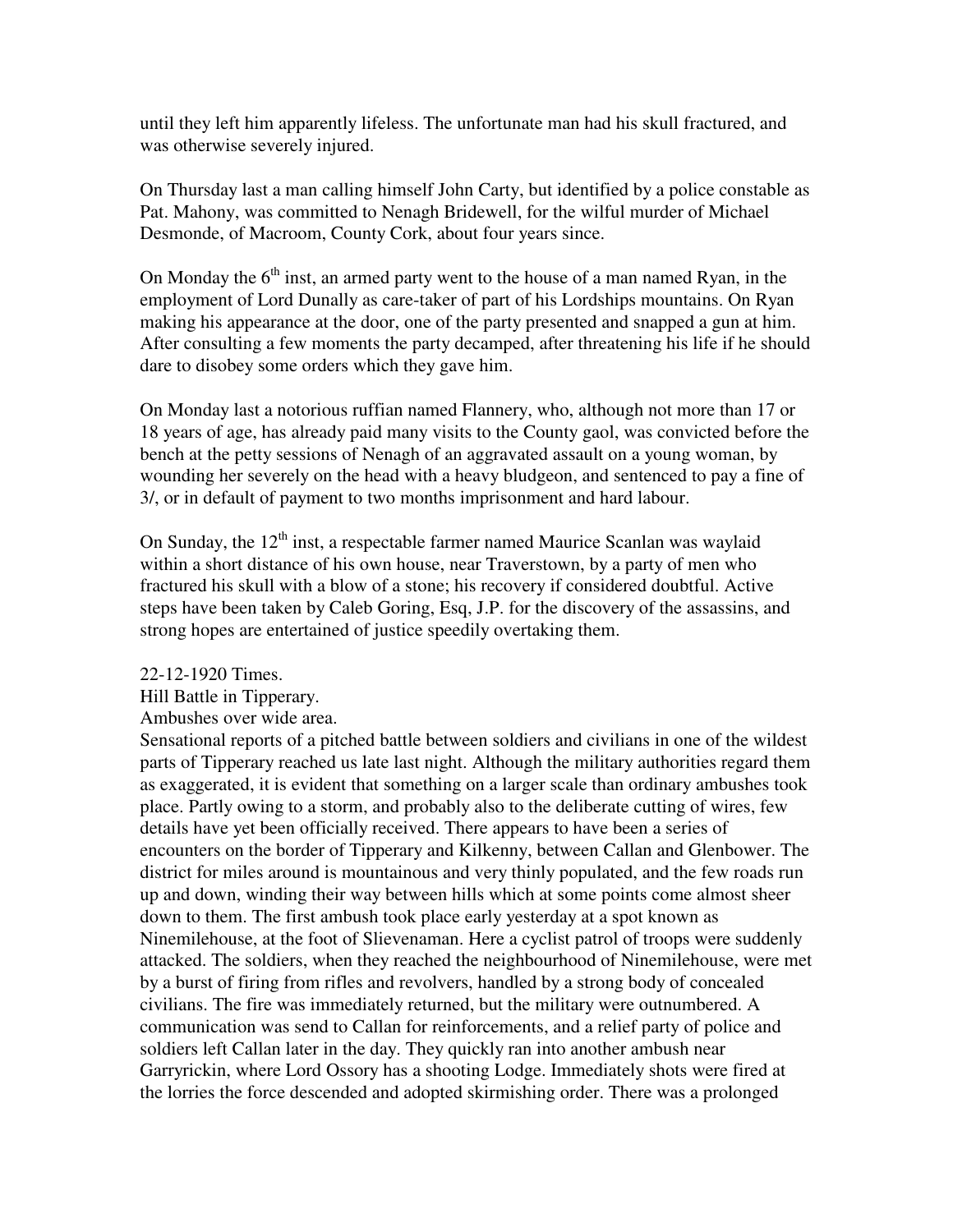until they left him apparently lifeless. The unfortunate man had his skull fractured, and was otherwise severely injured.

On Thursday last a man calling himself John Carty, but identified by a police constable as Pat. Mahony, was committed to Nenagh Bridewell, for the wilful murder of Michael Desmonde, of Macroom, County Cork, about four years since.

On Monday the 6th inst, an armed party went to the house of a man named Ryan, in the employment of Lord Dunally as care-taker of part of his Lordships mountains. On Ryan making his appearance at the door, one of the party presented and snapped a gun at him. After consulting a few moments the party decamped, after threatening his life if he should dare to disobey some orders which they gave him.

On Monday last a notorious ruffian named Flannery, who, although not more than 17 or 18 years of age, has already paid many visits to the County gaol, was convicted before the bench at the petty sessions of Nenagh of an aggravated assault on a young woman, by wounding her severely on the head with a heavy bludgeon, and sentenced to pay a fine of 3/, or in default of payment to two months imprisonment and hard labour.

On Sunday, the 12th inst, a respectable farmer named Maurice Scanlan was waylaid within a short distance of his own house, near Traverstown, by a party of men who fractured his skull with a blow of a stone; his recovery if considered doubtful. Active steps have been taken by Caleb Goring, Esq, J.P. for the discovery of the assassins, and strong hopes are entertained of justice speedily overtaking them.

22-12-1920 Times.
Hill Battle in Tipperary.
Ambushes over wide area.
Sensational reports of a pitched battle between soldiers and civilians in one of the wildest parts of Tipperary reached us late last night. Although the military authorities regard them as exaggerated, it is evident that something on a larger scale than ordinary ambushes took place. Partly owing to a storm, and probably also to the deliberate cutting of wires, few details have yet been officially received. There appears to have been a series of encounters on the border of Tipperary and Kilkenny, between Callan and Glenbower. The district for miles around is mountainous and very thinly populated, and the few roads run up and down, winding their way between hills which at some points come almost sheer down to them. The first ambush took place early yesterday at a spot known as Ninemilehouse, at the foot of Slievenaman. Here a cyclist patrol of troops were suddenly attacked. The soldiers, when they reached the neighbourhood of Ninemilehouse, were met by a burst of firing from rifles and revolvers, handled by a strong body of concealed civilians. The fire was immediately returned, but the military were outnumbered. A communication was send to Callan for reinforcements, and a relief party of police and soldiers left Callan later in the day. They quickly ran into another ambush near Garryrickin, where Lord Ossory has a shooting Lodge. Immediately shots were fired at the lorries the force descended and adopted skirmishing order. There was a prolonged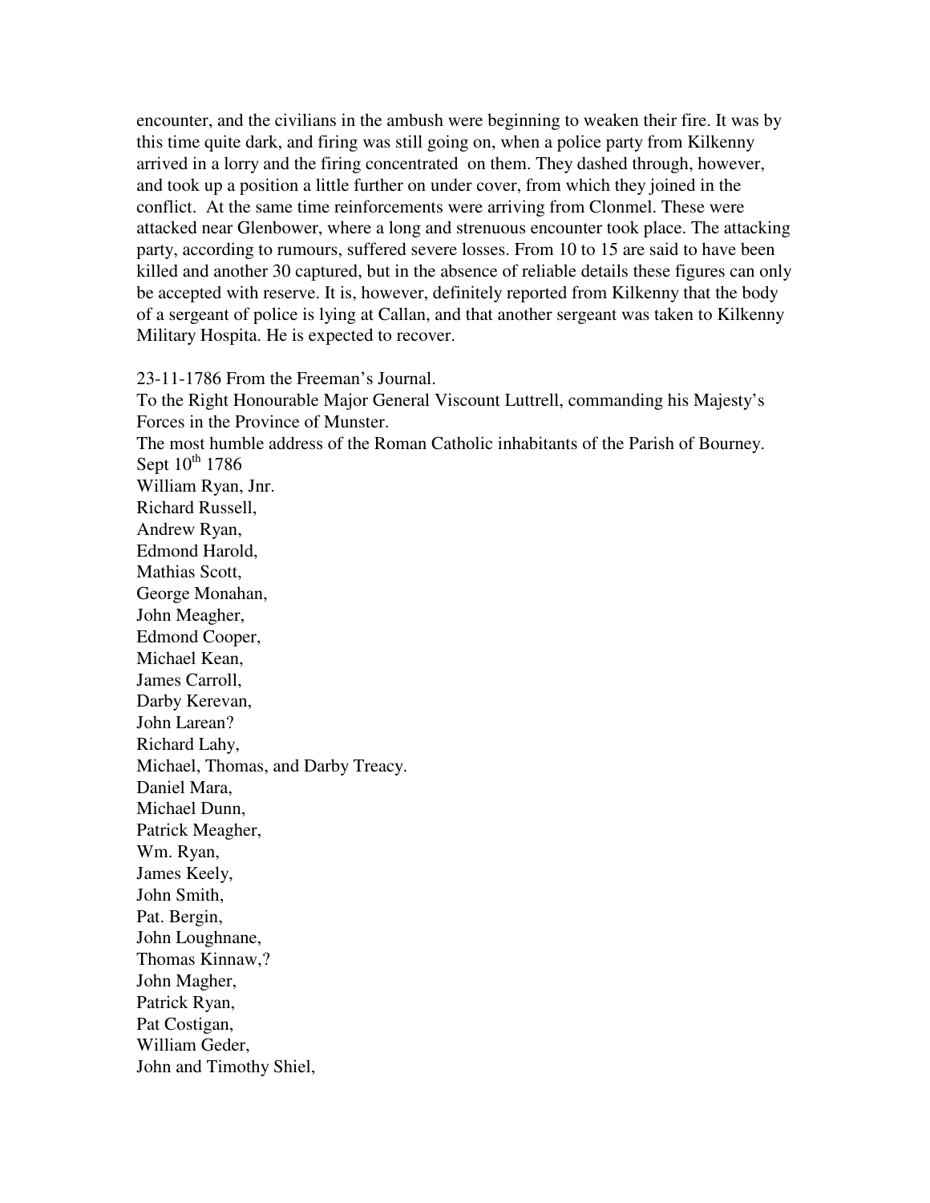encounter, and the civilians in the ambush were beginning to weaken their fire. It was by this time quite dark, and firing was still going on, when a police party from Kilkenny arrived in a lorry and the firing concentrated on them. They dashed through, however, and took up a position a little further on under cover, from which they joined in the conflict. At the same time reinforcements were arriving from Clonmel. These were attacked near Glenbower, where a long and strenuous encounter took place. The attacking party, according to rumours, suffered severe losses. From 10 to 15 are said to have been killed and another 30 captured, but in the absence of reliable details these figures can only be accepted with reserve. It is, however, definitely reported from Kilkenny that the body of a sergeant of police is lying at Callan, and that another sergeant was taken to Kilkenny Military Hospita. He is expected to recover.

23-11-1786 From the Freeman's Journal.
To the Right Honourable Major General Viscount Luttrell, commanding his Majesty's Forces in the Province of Munster.
The most humble address of the Roman Catholic inhabitants of the Parish of Bourney.
Sept 10th 1786
William Ryan, Jnr.
Richard Russell,
Andrew Ryan,
Edmond Harold,
Mathias Scott,
George Monahan,
John Meagher,
Edmond Cooper,
Michael Kean,
James Carroll,
Darby Kerevan,
John Larean?
Richard Lahy,
Michael, Thomas, and Darby Treacy.
Daniel Mara,
Michael Dunn,
Patrick Meagher,
Wm. Ryan,
James Keely,
John Smith,
Pat. Bergin,
John Loughnane,
Thomas Kinnaw,?
John Magher,
Patrick Ryan,
Pat Costigan,
William Geder,
John and Timothy Shiel,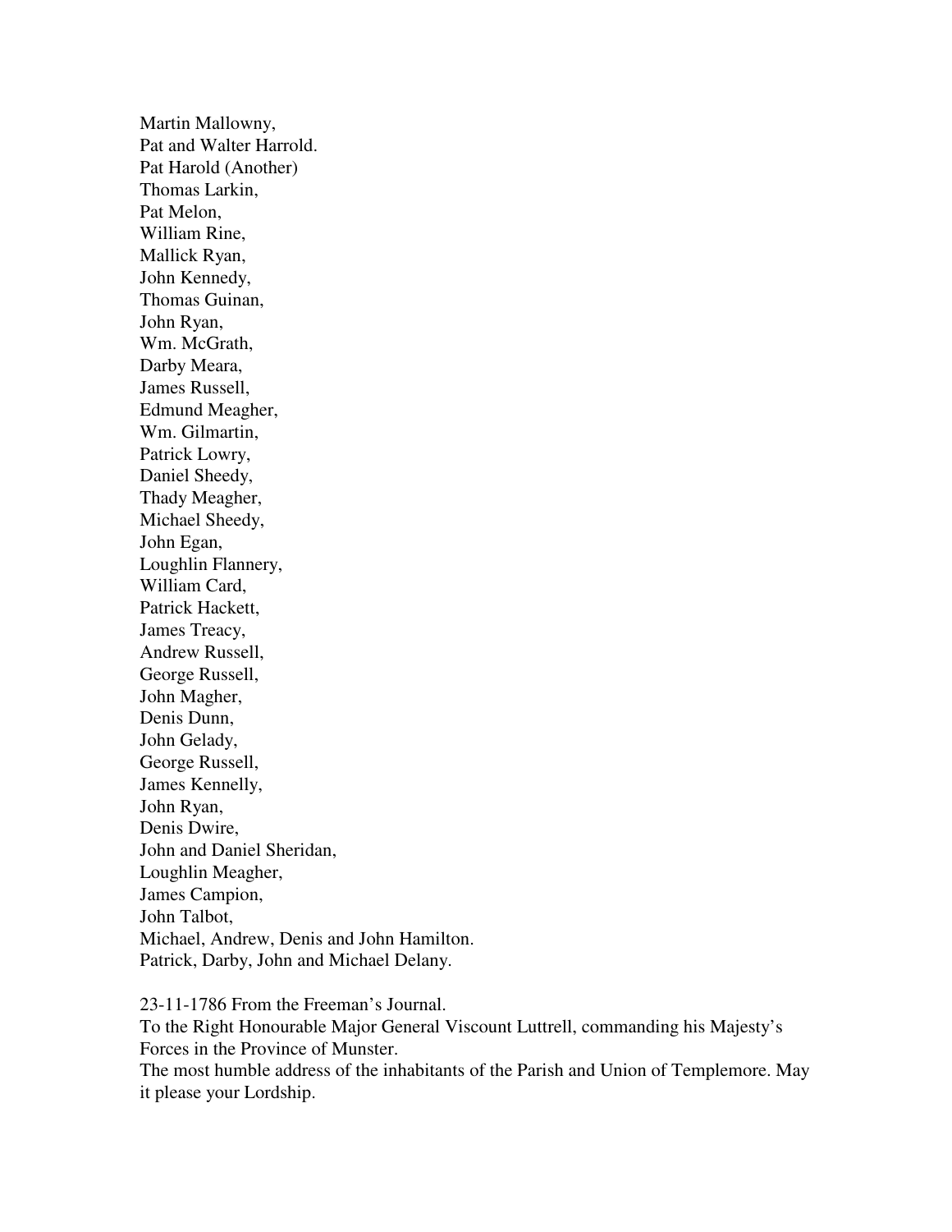Martin Mallowny,
Pat and Walter Harrold.
Pat Harold (Another)
Thomas Larkin,
Pat Melon,
William Rine,
Mallick Ryan,
John Kennedy,
Thomas Guinan,
John Ryan,
Wm. McGrath,
Darby Meara,
James Russell,
Edmund Meagher,
Wm. Gilmartin,
Patrick Lowry,
Daniel Sheedy,
Thady Meagher,
Michael Sheedy,
John Egan,
Loughlin Flannery,
William Card,
Patrick Hackett,
James Treacy,
Andrew Russell,
George Russell,
John Magher,
Denis Dunn,
John Gelady,
George Russell,
James Kennelly,
John Ryan,
Denis Dwire,
John and Daniel Sheridan,
Loughlin Meagher,
James Campion,
John Talbot,
Michael, Andrew, Denis and John Hamilton.
Patrick, Darby, John and Michael Delany.

23-11-1786 From the Freeman's Journal.
To the Right Honourable Major General Viscount Luttrell, commanding his Majesty's Forces in the Province of Munster.
The most humble address of the inhabitants of the Parish and Union of Templemore. May it please your Lordship.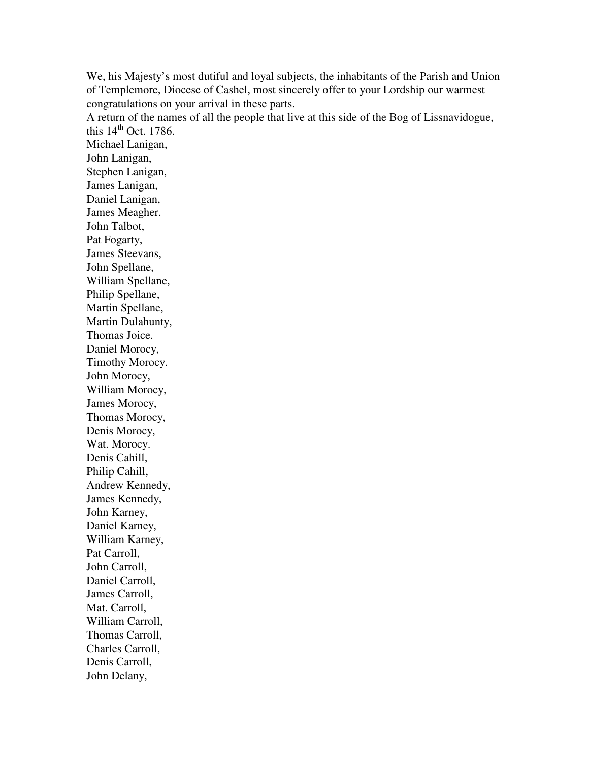We, his Majesty's most dutiful and loyal subjects, the inhabitants of the Parish and Union of Templemore, Diocese of Cashel, most sincerely offer to your Lordship our warmest congratulations on your arrival in these parts.

A return of the names of all the people that live at this side of the Bog of Lissnavidogue, this 14th Oct. 1786.

Michael Lanigan,
John Lanigan,
Stephen Lanigan,
James Lanigan,
Daniel Lanigan,
James Meagher.
John Talbot,
Pat Fogarty,
James Steevans,
John Spellane,
William Spellane,
Philip Spellane,
Martin Spellane,
Martin Dulahunty,
Thomas Joice.
Daniel Morocy,
Timothy Morocy.
John Morocy,
William Morocy,
James Morocy,
Thomas Morocy,
Denis Morocy,
Wat. Morocy.
Denis Cahill,
Philip Cahill,
Andrew Kennedy,
James Kennedy,
John Karney,
Daniel Karney,
William Karney,
Pat Carroll,
John Carroll,
Daniel Carroll,
James Carroll,
Mat. Carroll,
William Carroll,
Thomas Carroll,
Charles Carroll,
Denis Carroll,
John Delany,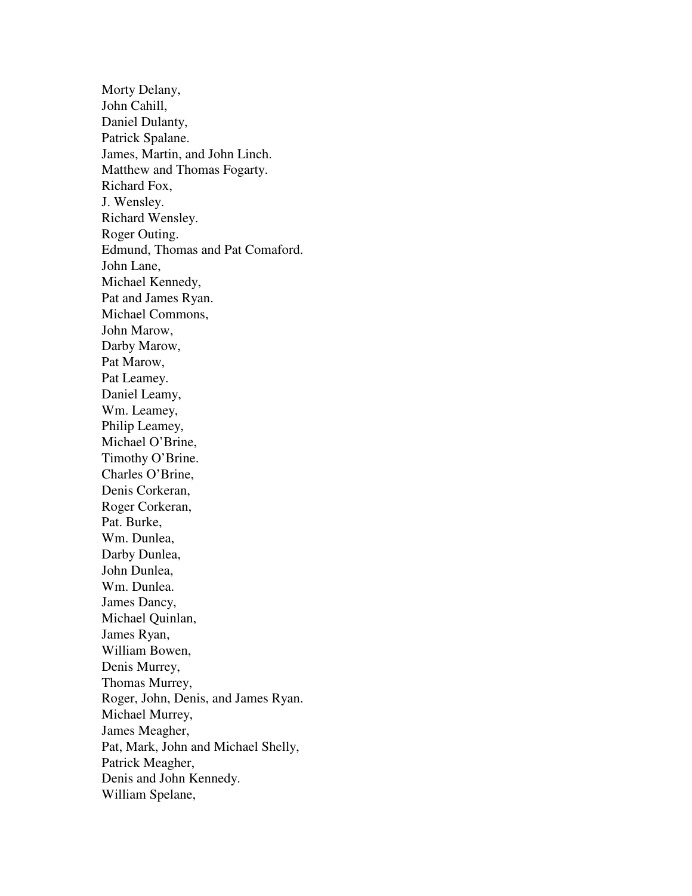Morty Delany,
John Cahill,
Daniel Dulanty,
Patrick Spalane.
James, Martin, and John Linch.
Matthew and Thomas Fogarty.
Richard Fox,
J. Wensley.
Richard Wensley.
Roger Outing.
Edmund, Thomas and Pat Comaford.
John Lane,
Michael Kennedy,
Pat and James Ryan.
Michael Commons,
John Marow,
Darby Marow,
Pat Marow,
Pat Leamey.
Daniel Leamy,
Wm. Leamey,
Philip Leamey,
Michael O'Brine,
Timothy O'Brine.
Charles O'Brine,
Denis Corkeran,
Roger Corkeran,
Pat. Burke,
Wm. Dunlea,
Darby Dunlea,
John Dunlea,
Wm. Dunlea.
James Dancy,
Michael Quinlan,
James Ryan,
William Bowen,
Denis Murrey,
Thomas Murrey,
Roger, John, Denis, and James Ryan.
Michael Murrey,
James Meagher,
Pat, Mark, John and Michael Shelly,
Patrick Meagher,
Denis and John Kennedy.
William Spelane,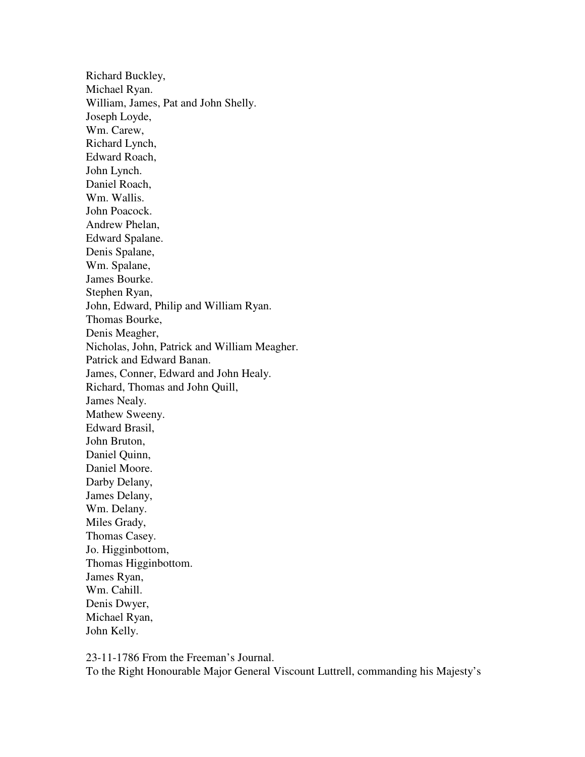Richard Buckley,
Michael Ryan.
William, James, Pat and John Shelly.
Joseph Loyde,
Wm. Carew,
Richard Lynch,
Edward Roach,
John Lynch.
Daniel Roach,
Wm. Wallis.
John Poacock.
Andrew Phelan,
Edward Spalane.
Denis Spalane,
Wm. Spalane,
James Bourke.
Stephen Ryan,
John, Edward, Philip and William Ryan.
Thomas Bourke,
Denis Meagher,
Nicholas, John, Patrick and William Meagher.
Patrick and Edward Banan.
James, Conner, Edward and John Healy.
Richard, Thomas and John Quill,
James Nealy.
Mathew Sweeny.
Edward Brasil,
John Bruton,
Daniel Quinn,
Daniel Moore.
Darby Delany,
James Delany,
Wm. Delany.
Miles Grady,
Thomas Casey.
Jo. Higginbottom,
Thomas Higginbottom.
James Ryan,
Wm. Cahill.
Denis Dwyer,
Michael Ryan,
John Kelly.

23-11-1786 From the Freeman's Journal.
To the Right Honourable Major General Viscount Luttrell, commanding his Majesty's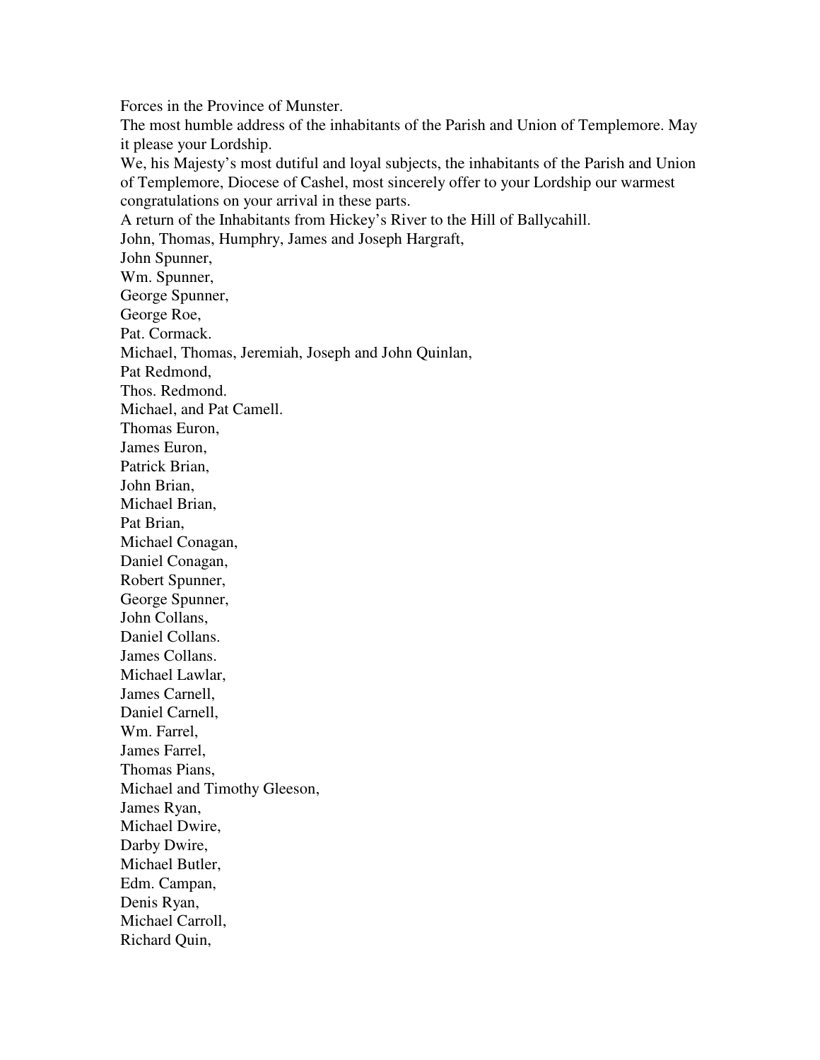Forces in the Province of Munster.

The most humble address of the inhabitants of the Parish and Union of Templemore. May it please your Lordship.

We, his Majesty's most dutiful and loyal subjects, the inhabitants of the Parish and Union of Templemore, Diocese of Cashel, most sincerely offer to your Lordship our warmest congratulations on your arrival in these parts.

A return of the Inhabitants from Hickey's River to the Hill of Ballycahill.

John, Thomas, Humphry, James and Joseph Hargraft,  
John Spunner,  
Wm. Spunner,  
George Spunner,  
George Roe,  
Pat. Cormack.  
Michael, Thomas, Jeremiah, Joseph and John Quinlan,  
Pat Redmond,  
Thos. Redmond.  
Michael, and Pat Camell.  
Thomas Euron,  
James Euron,  
Patrick Brian,  
John Brian,  
Michael Brian,  
Pat Brian,  
Michael Conagan,  
Daniel Conagan,  
Robert Spunner,  
George Spunner,  
John Collans,  
Daniel Collans.  
James Collans.  
Michael Lawlar,  
James Carnell,  
Daniel Carnell,  
Wm. Farrel,  
James Farrel,  
Thomas Pians,  
Michael and Timothy Gleeson,  
James Ryan,  
Michael Dwire,  
Darby Dwire,  
Michael Butler,  
Edm. Campan,  
Denis Ryan,  
Michael Carroll,  
Richard Quin,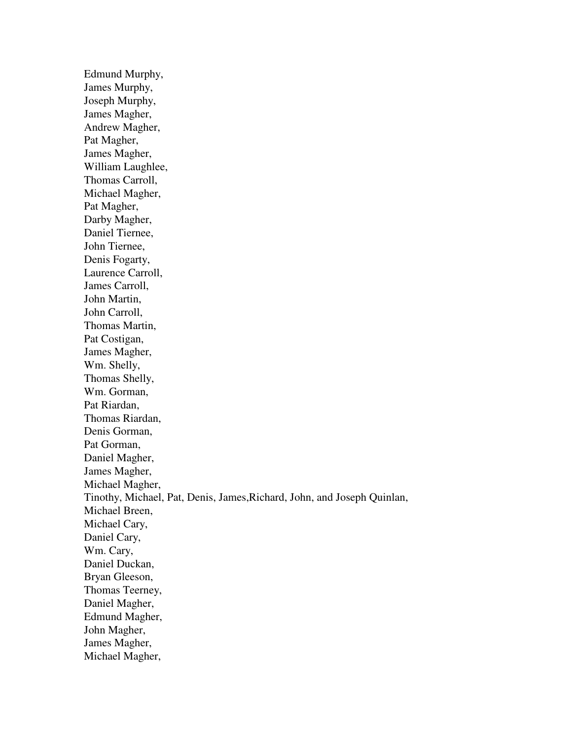Edmund Murphy,  
James Murphy,  
Joseph Murphy,  
James Magher,  
Andrew Magher,  
Pat Magher,  
James Magher,  
William Laughlee,  
Thomas Carroll,  
Michael Magher,  
Pat Magher,  
Darby Magher,  
Daniel Tiernee,  
John Tiernee,  
Denis Fogarty,  
Laurence Carroll,  
James Carroll,  
John Martin,  
John Carroll,  
Thomas Martin,  
Pat Costigan,  
James Magher,  
Wm. Shelly,  
Thomas Shelly,  
Wm. Gorman,  
Pat Riardan,  
Thomas Riardan,  
Denis Gorman,  
Pat Gorman,  
Daniel Magher,  
James Magher,  
Michael Magher,  
Tinothy, Michael, Pat, Denis, James,Richard, John, and Joseph Quinlan,  
Michael Breen,  
Michael Cary,  
Daniel Cary,  
Wm. Cary,  
Daniel Duckan,  
Bryan Gleeson,  
Thomas Teerney,  
Daniel Magher,  
Edmund Magher,  
John Magher,  
James Magher,  
Michael Magher,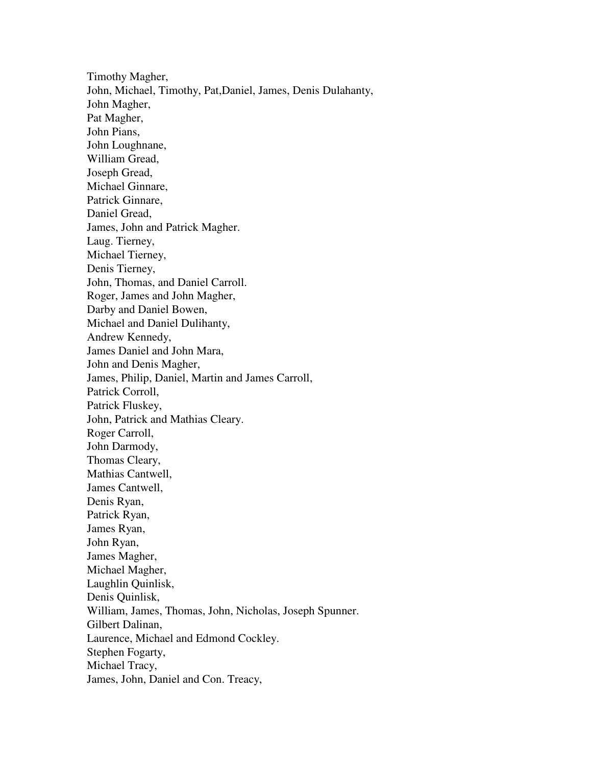Timothy Magher,  
John, Michael, Timothy, Pat,Daniel, James, Denis Dulahanty,  
John Magher,  
Pat Magher,  
John Pians,  
John Loughnane,  
William Gread,  
Joseph Gread,  
Michael Ginnare,  
Patrick Ginnare,  
Daniel Gread,  
James, John and Patrick Magher.  
Laug. Tierney,  
Michael Tierney,  
Denis Tierney,  
John, Thomas, and Daniel Carroll.  
Roger, James and John Magher,  
Darby and Daniel Bowen,  
Michael and Daniel Dulihanty,  
Andrew Kennedy,  
James Daniel and John Mara,  
John and Denis Magher,  
James, Philip, Daniel, Martin and James Carroll,  
Patrick Corroll,  
Patrick Fluskey,  
John, Patrick and Mathias Cleary.  
Roger Carroll,  
John Darmody,  
Thomas Cleary,  
Mathias Cantwell,  
James Cantwell,  
Denis Ryan,  
Patrick Ryan,  
James Ryan,  
John Ryan,  
James Magher,  
Michael Magher,  
Laughlin Quinlisk,  
Denis Quinlisk,  
William, James, Thomas, John, Nicholas, Joseph Spunner.  
Gilbert Dalinan,  
Laurence, Michael and Edmond Cockley.  
Stephen Fogarty,  
Michael Tracy,  
James, John, Daniel and Con. Treacy,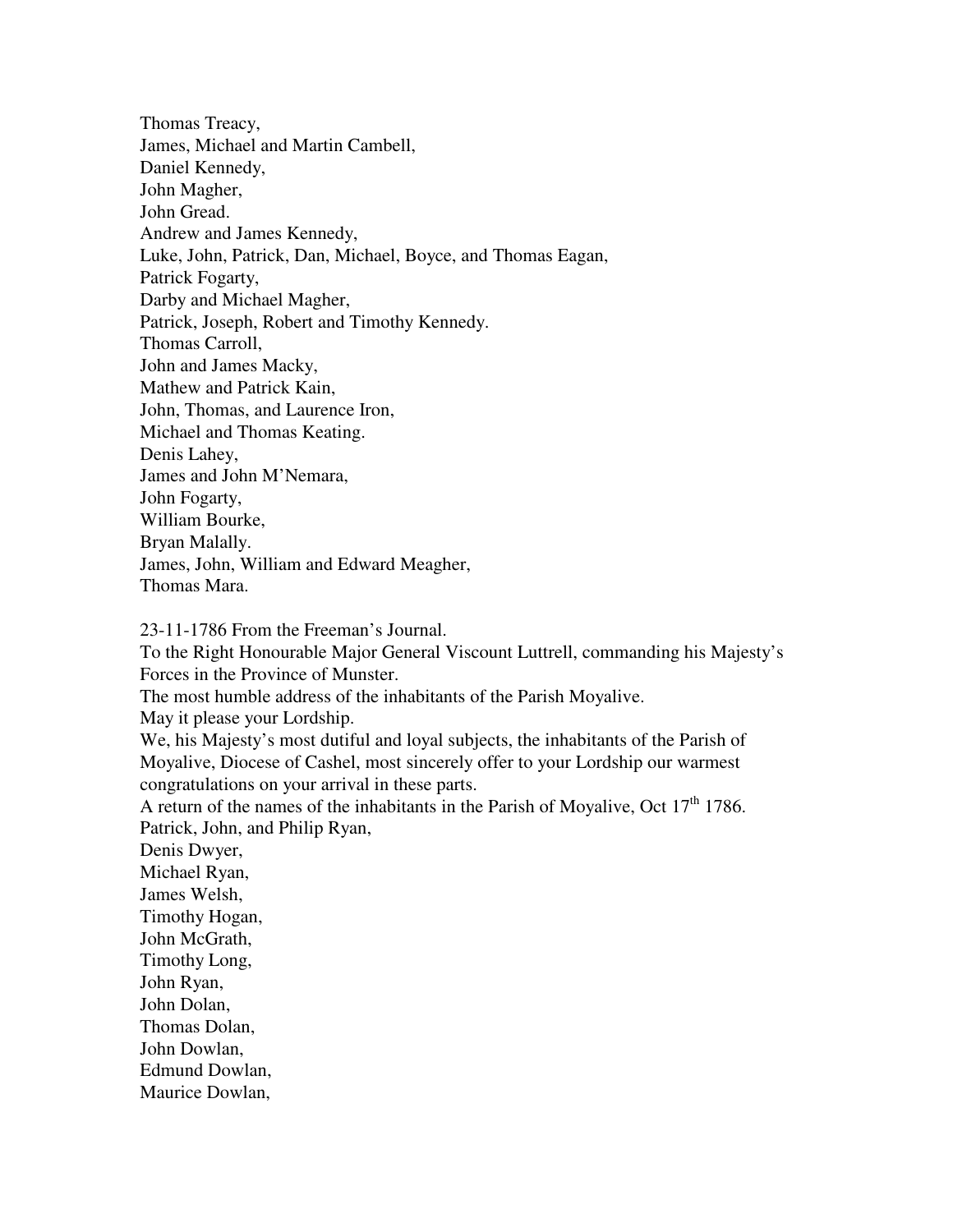Thomas Treacy,
James, Michael and Martin Cambell,
Daniel Kennedy,
John Magher,
John Gread.
Andrew and James Kennedy,
Luke, John, Patrick, Dan, Michael, Boyce, and Thomas Eagan,
Patrick Fogarty,
Darby and Michael Magher,
Patrick, Joseph, Robert and Timothy Kennedy.
Thomas Carroll,
John and James Macky,
Mathew and Patrick Kain,
John, Thomas, and Laurence Iron,
Michael and Thomas Keating.
Denis Lahey,
James and John M'Nemara,
John Fogarty,
William Bourke,
Bryan Malally.
James, John, William and Edward Meagher,
Thomas Mara.

23-11-1786 From the Freeman's Journal.
To the Right Honourable Major General Viscount Luttrell, commanding his Majesty's Forces in the Province of Munster.
The most humble address of the inhabitants of the Parish Moyalive.
May it please your Lordship.
We, his Majesty's most dutiful and loyal subjects, the inhabitants of the Parish of Moyalive, Diocese of Cashel, most sincerely offer to your Lordship our warmest congratulations on your arrival in these parts.
A return of the names of the inhabitants in the Parish of Moyalive, Oct 17th 1786.
Patrick, John, and Philip Ryan,
Denis Dwyer,
Michael Ryan,
James Welsh,
Timothy Hogan,
John McGrath,
Timothy Long,
John Ryan,
John Dolan,
Thomas Dolan,
John Dowlan,
Edmund Dowlan,
Maurice Dowlan,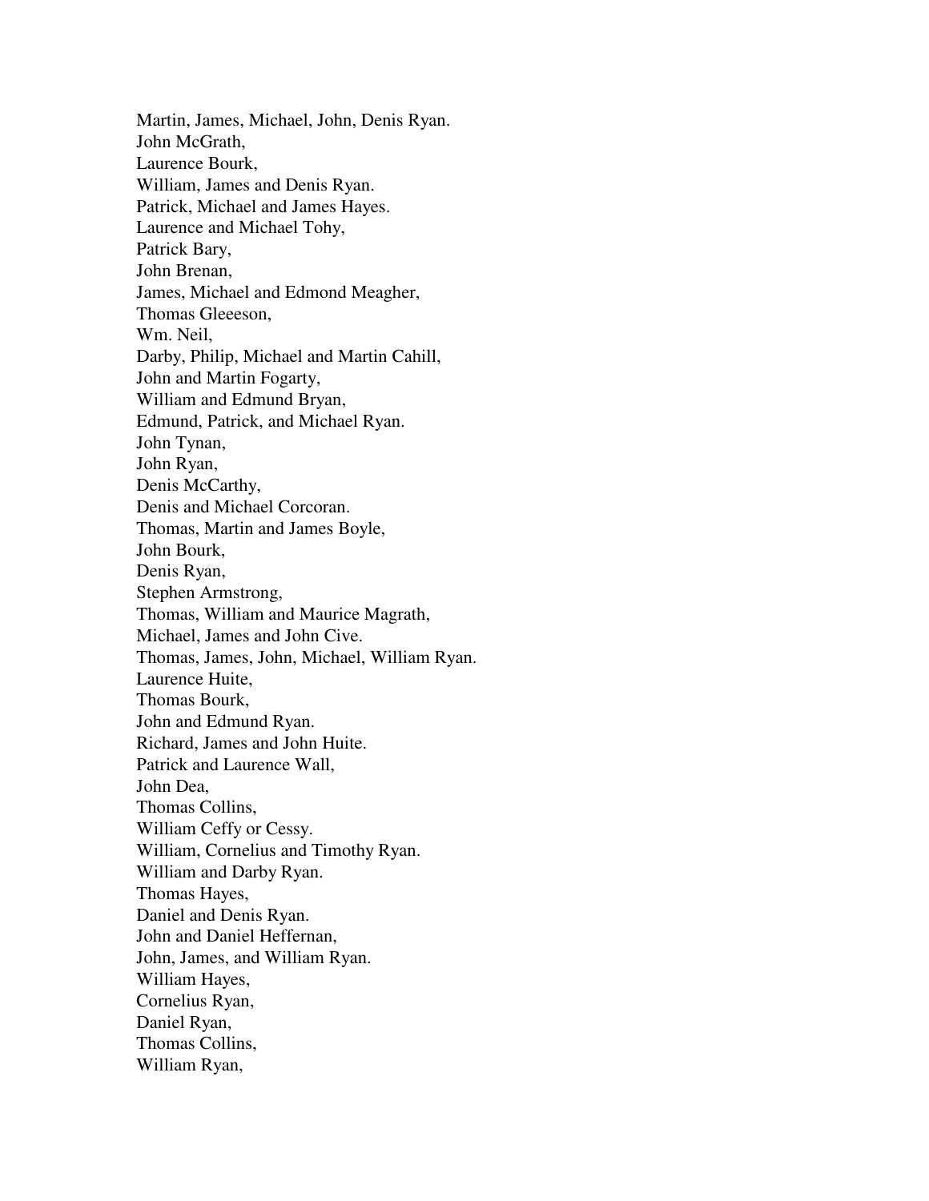Martin, James, Michael, John, Denis Ryan.
John McGrath,
Laurence Bourk,
William, James and Denis Ryan.
Patrick, Michael and James Hayes.
Laurence and Michael Tohy,
Patrick Bary,
John Brenan,
James, Michael and Edmond Meagher,
Thomas Gleeeson,
Wm. Neil,
Darby, Philip, Michael and Martin Cahill,
John and Martin Fogarty,
William and Edmund Bryan,
Edmund, Patrick, and Michael Ryan.
John Tynan,
John Ryan,
Denis McCarthy,
Denis and Michael Corcoran.
Thomas, Martin and James Boyle,
John Bourk,
Denis Ryan,
Stephen Armstrong,
Thomas, William and Maurice Magrath,
Michael, James and John Cive.
Thomas, James, John, Michael, William Ryan.
Laurence Huite,
Thomas Bourk,
John and Edmund Ryan.
Richard, James and John Huite.
Patrick and Laurence Wall,
John Dea,
Thomas Collins,
William Ceffy or Cessy.
William, Cornelius and Timothy Ryan.
William and Darby Ryan.
Thomas Hayes,
Daniel and Denis Ryan.
John and Daniel Heffernan,
John, James, and William Ryan.
William Hayes,
Cornelius Ryan,
Daniel Ryan,
Thomas Collins,
William Ryan,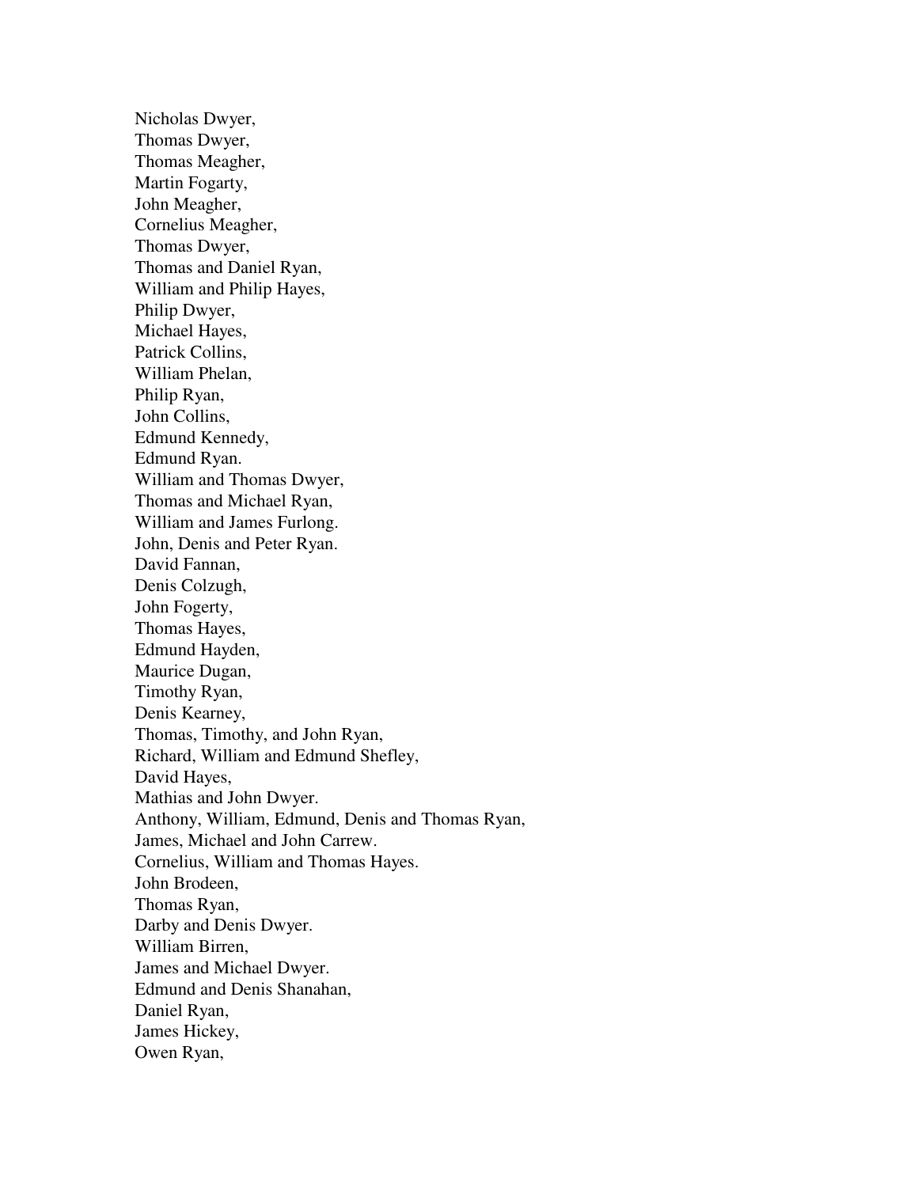Nicholas Dwyer,  
Thomas Dwyer,  
Thomas Meagher,  
Martin Fogarty,  
John Meagher,  
Cornelius Meagher,  
Thomas Dwyer,  
Thomas and Daniel Ryan,  
William and Philip Hayes,  
Philip Dwyer,  
Michael Hayes,  
Patrick Collins,  
William Phelan,  
Philip Ryan,  
John Collins,  
Edmund Kennedy,  
Edmund Ryan.  
William and Thomas Dwyer,  
Thomas and Michael Ryan,  
William and James Furlong.  
John, Denis and Peter Ryan.  
David Fannan,  
Denis Colzugh,  
John Fogerty,  
Thomas Hayes,  
Edmund Hayden,  
Maurice Dugan,  
Timothy Ryan,  
Denis Kearney,  
Thomas, Timothy, and John Ryan,  
Richard, William and Edmund Shefley,  
David Hayes,  
Mathias and John Dwyer.  
Anthony, William, Edmund, Denis and Thomas Ryan,  
James, Michael and John Carrew.  
Cornelius, William and Thomas Hayes.  
John Brodeen,  
Thomas Ryan,  
Darby and Denis Dwyer.  
William Birren,  
James and Michael Dwyer.  
Edmund and Denis Shanahan,  
Daniel Ryan,  
James Hickey,  
Owen Ryan,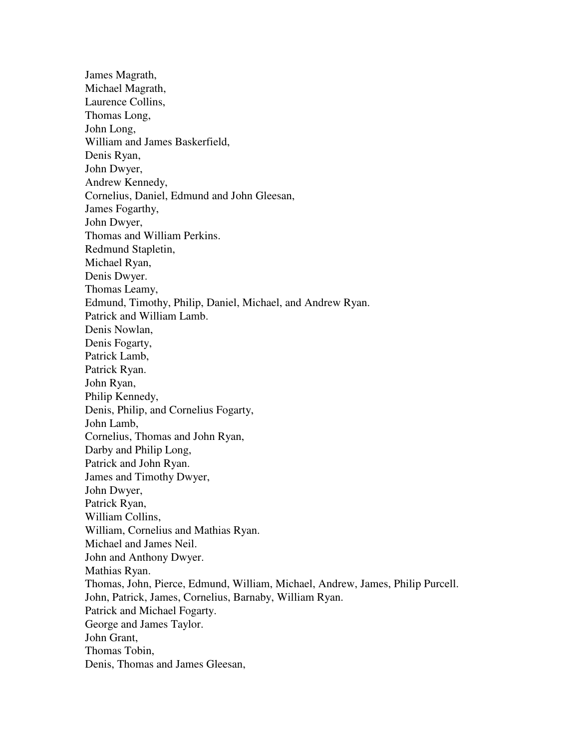James Magrath,  
Michael Magrath,  
Laurence Collins,  
Thomas Long,  
John Long,  
William and James Baskerfield,  
Denis Ryan,  
John Dwyer,  
Andrew Kennedy,  
Cornelius, Daniel, Edmund and John Gleesan,  
James Fogarthy,  
John Dwyer,  
Thomas and William Perkins.  
Redmund Stapletin,  
Michael Ryan,  
Denis Dwyer.  
Thomas Leamy,  
Edmund, Timothy, Philip, Daniel, Michael, and Andrew Ryan.  
Patrick and William Lamb.  
Denis Nowlan,  
Denis Fogarty,  
Patrick Lamb,  
Patrick Ryan.  
John Ryan,  
Philip Kennedy,  
Denis, Philip, and Cornelius Fogarty,  
John Lamb,  
Cornelius, Thomas and John Ryan,  
Darby and Philip Long,  
Patrick and John Ryan.  
James and Timothy Dwyer,  
John Dwyer,  
Patrick Ryan,  
William Collins,  
William, Cornelius and Mathias Ryan.  
Michael and James Neil.  
John and Anthony Dwyer.  
Mathias Ryan.  
Thomas, John, Pierce, Edmund, William, Michael, Andrew, James, Philip Purcell.  
John, Patrick, James, Cornelius, Barnaby, William Ryan.  
Patrick and Michael Fogarty.  
George and James Taylor.  
John Grant,  
Thomas Tobin,  
Denis, Thomas and James Gleesan,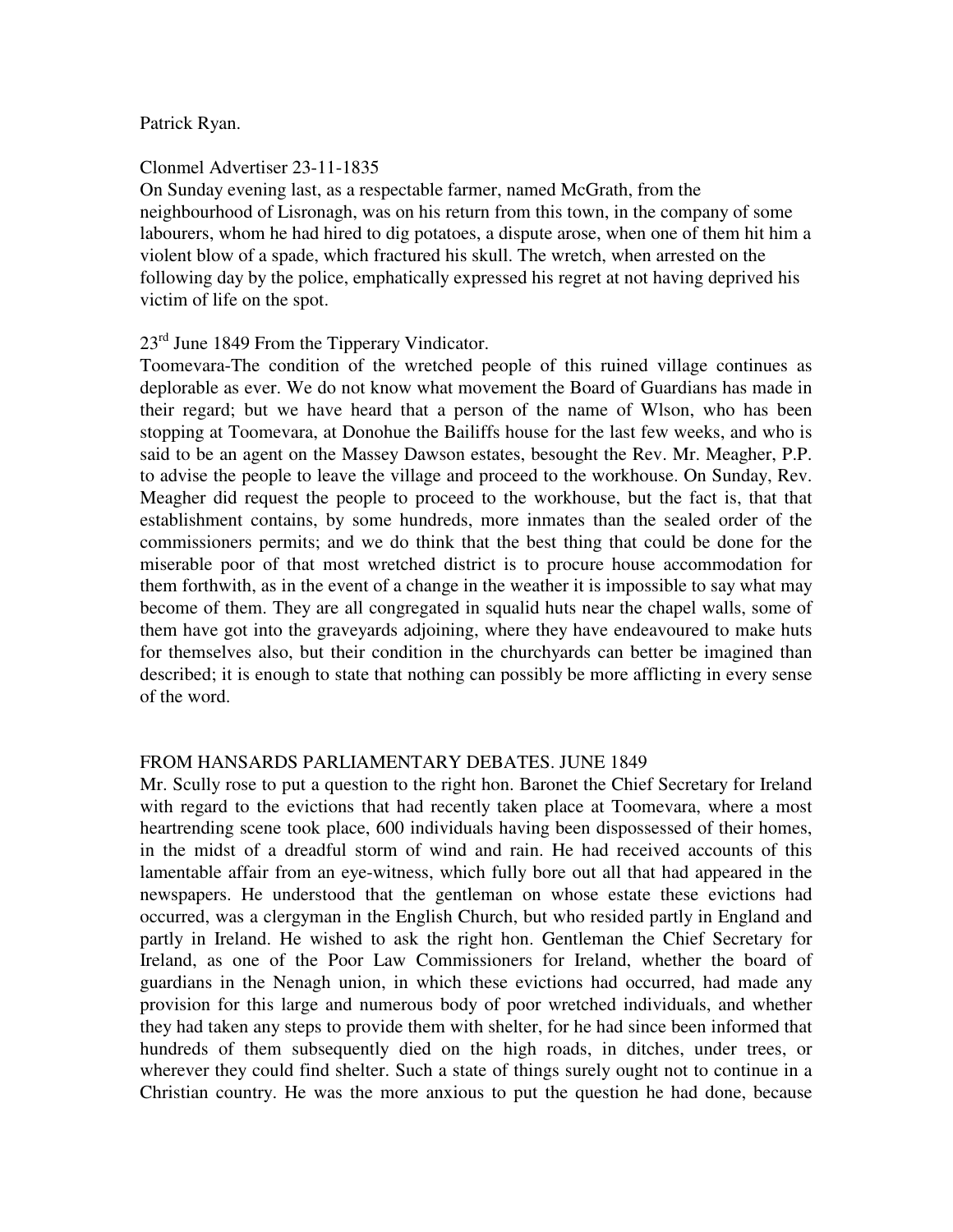Patrick Ryan.

Clonmel Advertiser 23-11-1835

On Sunday evening last, as a respectable farmer, named McGrath, from the neighbourhood of Lisronagh, was on his return from this town, in the company of some labourers, whom he had hired to dig potatoes, a dispute arose, when one of them hit him a violent blow of a spade, which fractured his skull. The wretch, when arrested on the following day by the police, emphatically expressed his regret at not having deprived his victim of life on the spot.

23rd June 1849 From the Tipperary Vindicator.

Toomevara-The condition of the wretched people of this ruined village continues as deplorable as ever. We do not know what movement the Board of Guardians has made in their regard; but we have heard that a person of the name of Wlson, who has been stopping at Toomevara, at Donohue the Bailiffs house for the last few weeks, and who is said to be an agent on the Massey Dawson estates, besought the Rev. Mr. Meagher, P.P. to advise the people to leave the village and proceed to the workhouse. On Sunday, Rev. Meagher did request the people to proceed to the workhouse, but the fact is, that that establishment contains, by some hundreds, more inmates than the sealed order of the commissioners permits; and we do think that the best thing that could be done for the miserable poor of that most wretched district is to procure house accommodation for them forthwith, as in the event of a change in the weather it is impossible to say what may become of them. They are all congregated in squalid huts near the chapel walls, some of them have got into the graveyards adjoining, where they have endeavoured to make huts for themselves also, but their condition in the churchyards can better be imagined than described; it is enough to state that nothing can possibly be more afflicting in every sense of the word.

FROM HANSARDS PARLIAMENTARY DEBATES. JUNE 1849

Mr. Scully rose to put a question to the right hon. Baronet the Chief Secretary for Ireland with regard to the evictions that had recently taken place at Toomevara, where a most heartrending scene took place, 600 individuals having been dispossessed of their homes, in the midst of a dreadful storm of wind and rain. He had received accounts of this lamentable affair from an eye-witness, which fully bore out all that had appeared in the newspapers. He understood that the gentleman on whose estate these evictions had occurred, was a clergyman in the English Church, but who resided partly in England and partly in Ireland. He wished to ask the right hon. Gentleman the Chief Secretary for Ireland, as one of the Poor Law Commissioners for Ireland, whether the board of guardians in the Nenagh union, in which these evictions had occurred, had made any provision for this large and numerous body of poor wretched individuals, and whether they had taken any steps to provide them with shelter, for he had since been informed that hundreds of them subsequently died on the high roads, in ditches, under trees, or wherever they could find shelter. Such a state of things surely ought not to continue in a Christian country. He was the more anxious to put the question he had done, because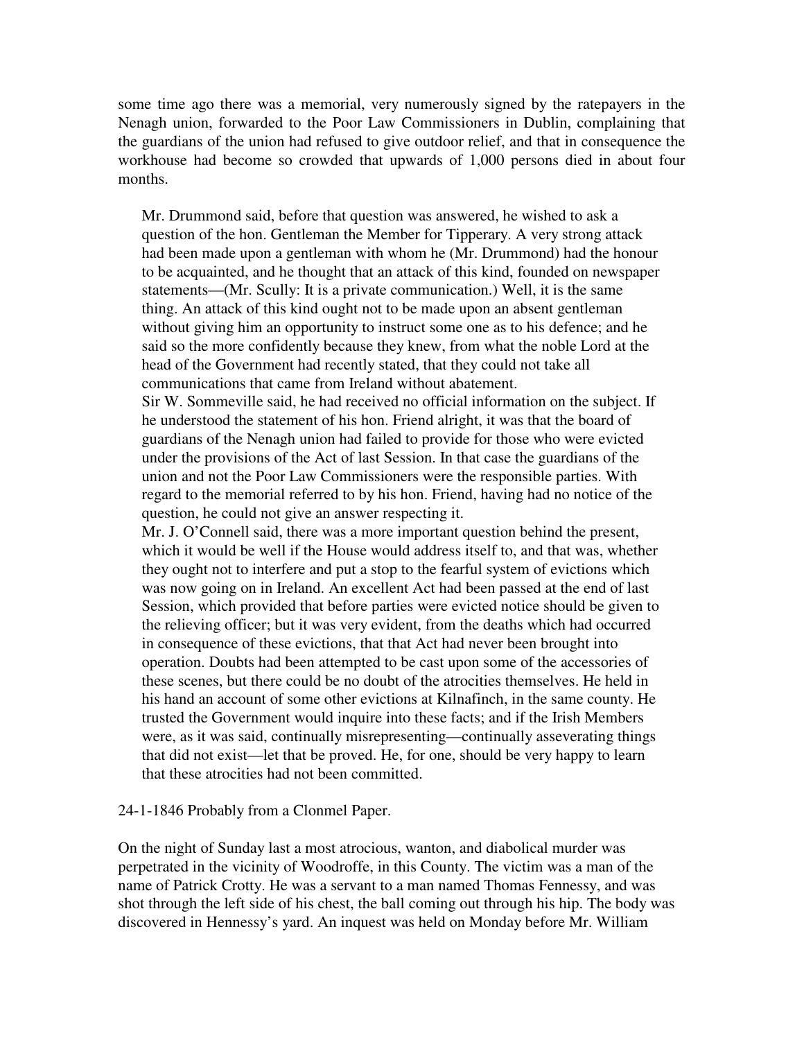some time ago there was a memorial, very numerously signed by the ratepayers in the Nenagh union, forwarded to the Poor Law Commissioners in Dublin, complaining that the guardians of the union had refused to give outdoor relief, and that in consequence the workhouse had become so crowded that upwards of 1,000 persons died in about four months.

> Mr. Drummond said, before that question was answered, he wished to ask a question of the hon. Gentleman the Member for Tipperary. A very strong attack had been made upon a gentleman with whom he (Mr. Drummond) had the honour to be acquainted, and he thought that an attack of this kind, founded on newspaper statements—(Mr. Scully: It is a private communication.) Well, it is the same thing. An attack of this kind ought not to be made upon an absent gentleman without giving him an opportunity to instruct some one as to his defence; and he said so the more confidently because they knew, from what the noble Lord at the head of the Government had recently stated, that they could not take all communications that came from Ireland without abatement.
>
> Sir W. Sommeville said, he had received no official information on the subject. If he understood the statement of his hon. Friend alright, it was that the board of guardians of the Nenagh union had failed to provide for those who were evicted under the provisions of the Act of last Session. In that case the guardians of the union and not the Poor Law Commissioners were the responsible parties. With regard to the memorial referred to by his hon. Friend, having had no notice of the question, he could not give an answer respecting it.
>
> Mr. J. O'Connell said, there was a more important question behind the present, which it would be well if the House would address itself to, and that was, whether they ought not to interfere and put a stop to the fearful system of evictions which was now going on in Ireland. An excellent Act had been passed at the end of last Session, which provided that before parties were evicted notice should be given to the relieving officer; but it was very evident, from the deaths which had occurred in consequence of these evictions, that that Act had never been brought into operation. Doubts had been attempted to be cast upon some of the accessories of these scenes, but there could be no doubt of the atrocities themselves. He held in his hand an account of some other evictions at Kilnafinch, in the same county. He trusted the Government would inquire into these facts; and if the Irish Members were, as it was said, continually misrepresenting—continually asseverating things that did not exist—let that be proved. He, for one, should be very happy to learn that these atrocities had not been committed.

24-1-1846 Probably from a Clonmel Paper.

On the night of Sunday last a most atrocious, wanton, and diabolical murder was perpetrated in the vicinity of Woodroffe, in this County. The victim was a man of the name of Patrick Crotty. He was a servant to a man named Thomas Fennessy, and was shot through the left side of his chest, the ball coming out through his hip. The body was discovered in Hennessy's yard. An inquest was held on Monday before Mr. William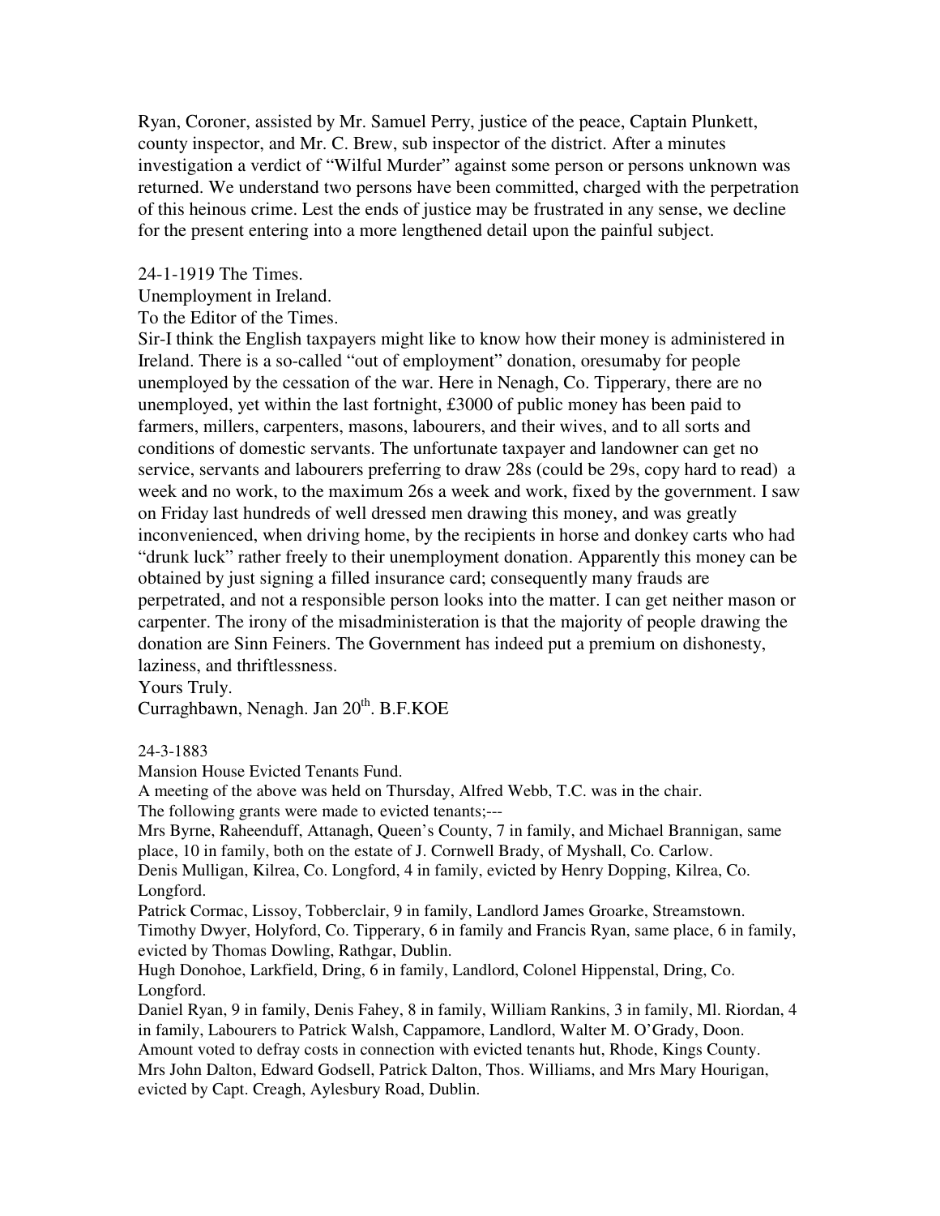Ryan, Coroner, assisted by Mr. Samuel Perry, justice of the peace, Captain Plunkett, county inspector, and Mr. C. Brew, sub inspector of the district. After a minutes investigation a verdict of "Wilful Murder" against some person or persons unknown was returned. We understand two persons have been committed, charged with the perpetration of this heinous crime. Lest the ends of justice may be frustrated in any sense, we decline for the present entering into a more lengthened detail upon the painful subject.

24-1-1919 The Times.

Unemployment in Ireland.

To the Editor of the Times.

Sir-I think the English taxpayers might like to know how their money is administered in Ireland. There is a so-called "out of employment" donation, oresumaby for people unemployed by the cessation of the war. Here in Nenagh, Co. Tipperary, there are no unemployed, yet within the last fortnight, £3000 of public money has been paid to farmers, millers, carpenters, masons, labourers, and their wives, and to all sorts and conditions of domestic servants. The unfortunate taxpayer and landowner can get no service, servants and labourers preferring to draw 28s (could be 29s, copy hard to read) a week and no work, to the maximum 26s a week and work, fixed by the government. I saw on Friday last hundreds of well dressed men drawing this money, and was greatly inconvenienced, when driving home, by the recipients in horse and donkey carts who had "drunk luck" rather freely to their unemployment donation. Apparently this money can be obtained by just signing a filled insurance card; consequently many frauds are perpetrated, and not a responsible person looks into the matter. I can get neither mason or carpenter. The irony of the misadministeration is that the majority of people drawing the donation are Sinn Feiners. The Government has indeed put a premium on dishonesty, laziness, and thriftlessness.

Yours Truly.

Curraghbawn, Nenagh. Jan 20th. B.F.KOE

24-3-1883

Mansion House Evicted Tenants Fund.

A meeting of the above was held on Thursday, Alfred Webb, T.C. was in the chair.

The following grants were made to evicted tenants;---

Mrs Byrne, Raheenduff, Attanagh, Queen's County, 7 in family, and Michael Brannigan, same place, 10 in family, both on the estate of J. Cornwell Brady, of Myshall, Co. Carlow.

Denis Mulligan, Kilrea, Co. Longford, 4 in family, evicted by Henry Dopping, Kilrea, Co. Longford.

Patrick Cormac, Lissoy, Tobberclair, 9 in family, Landlord James Groarke, Streamstown.

Timothy Dwyer, Holyford, Co. Tipperary, 6 in family and Francis Ryan, same place, 6 in family, evicted by Thomas Dowling, Rathgar, Dublin.

Hugh Donohoe, Larkfield, Dring, 6 in family, Landlord, Colonel Hippenstal, Dring, Co. Longford.

Daniel Ryan, 9 in family, Denis Fahey, 8 in family, William Rankins, 3 in family, Ml. Riordan, 4 in family, Labourers to Patrick Walsh, Cappamore, Landlord, Walter M. O'Grady, Doon.

Amount voted to defray costs in connection with evicted tenants hut, Rhode, Kings County.

Mrs John Dalton, Edward Godsell, Patrick Dalton, Thos. Williams, and Mrs Mary Hourigan, evicted by Capt. Creagh, Aylesbury Road, Dublin.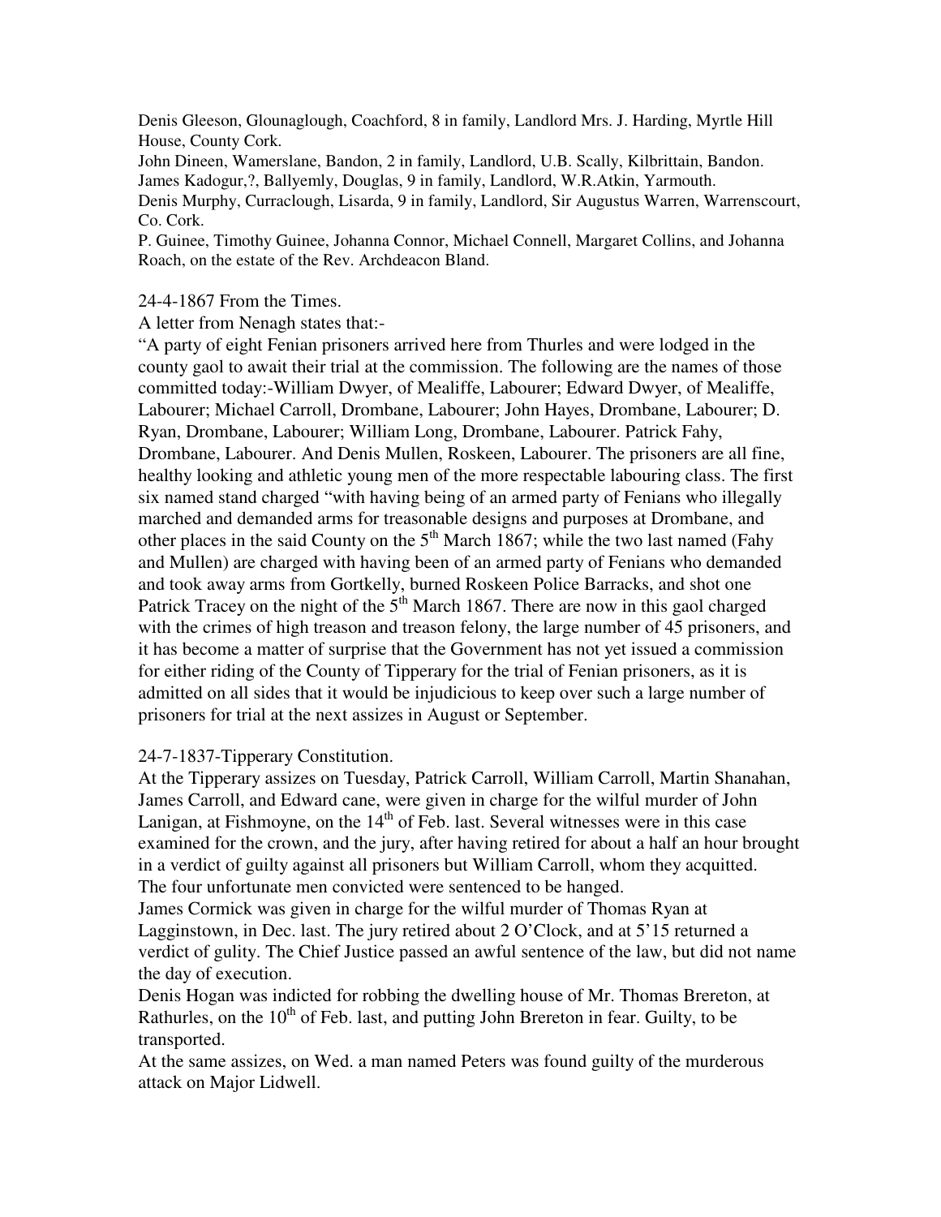Denis Gleeson, Glounaglough, Coachford, 8 in family, Landlord Mrs. J. Harding, Myrtle Hill House, County Cork.
John Dineen, Wamerslane, Bandon, 2 in family, Landlord, U.B. Scally, Kilbrittain, Bandon.
James Kadogur,?, Ballyemly, Douglas, 9 in family, Landlord, W.R.Atkin, Yarmouth.
Denis Murphy, Curraclough, Lisarda, 9 in family, Landlord, Sir Augustus Warren, Warrenscourt, Co. Cork.
P. Guinee, Timothy Guinee, Johanna Connor, Michael Connell, Margaret Collins, and Johanna Roach, on the estate of the Rev. Archdeacon Bland.

24-4-1867 From the Times.
A letter from Nenagh states that:-
"A party of eight Fenian prisoners arrived here from Thurles and were lodged in the county gaol to await their trial at the commission. The following are the names of those committed today:-William Dwyer, of Mealiffe, Labourer; Edward Dwyer, of Mealiffe, Labourer; Michael Carroll, Drombane, Labourer; John Hayes, Drombane, Labourer; D. Ryan, Drombane, Labourer; William Long, Drombane, Labourer. Patrick Fahy, Drombane, Labourer. And Denis Mullen, Roskeen, Labourer. The prisoners are all fine, healthy looking and athletic young men of the more respectable labouring class. The first six named stand charged "with having being of an armed party of Fenians who illegally marched and demanded arms for treasonable designs and purposes at Drombane, and other places in the said County on the 5th March 1867; while the two last named (Fahy and Mullen) are charged with having been of an armed party of Fenians who demanded and took away arms from Gortkelly, burned Roskeen Police Barracks, and shot one Patrick Tracey on the night of the 5th March 1867. There are now in this gaol charged with the crimes of high treason and treason felony, the large number of 45 prisoners, and it has become a matter of surprise that the Government has not yet issued a commission for either riding of the County of Tipperary for the trial of Fenian prisoners, as it is admitted on all sides that it would be injudicious to keep over such a large number of prisoners for trial at the next assizes in August or September.

24-7-1837-Tipperary Constitution.
At the Tipperary assizes on Tuesday, Patrick Carroll, William Carroll, Martin Shanahan, James Carroll, and Edward cane, were given in charge for the wilful murder of John Lanigan, at Fishmoyne, on the 14th of Feb. last. Several witnesses were in this case examined for the crown, and the jury, after having retired for about a half an hour brought in a verdict of guilty against all prisoners but William Carroll, whom they acquitted. The four unfortunate men convicted were sentenced to be hanged.
James Cormick was given in charge for the wilful murder of Thomas Ryan at Lagginstown, in Dec. last. The jury retired about 2 O'Clock, and at 5'15 returned a verdict of gulity. The Chief Justice passed an awful sentence of the law, but did not name the day of execution.
Denis Hogan was indicted for robbing the dwelling house of Mr. Thomas Brereton, at Rathurles, on the 10th of Feb. last, and putting John Brereton in fear. Guilty, to be transported.
At the same assizes, on Wed. a man named Peters was found guilty of the murderous attack on Major Lidwell.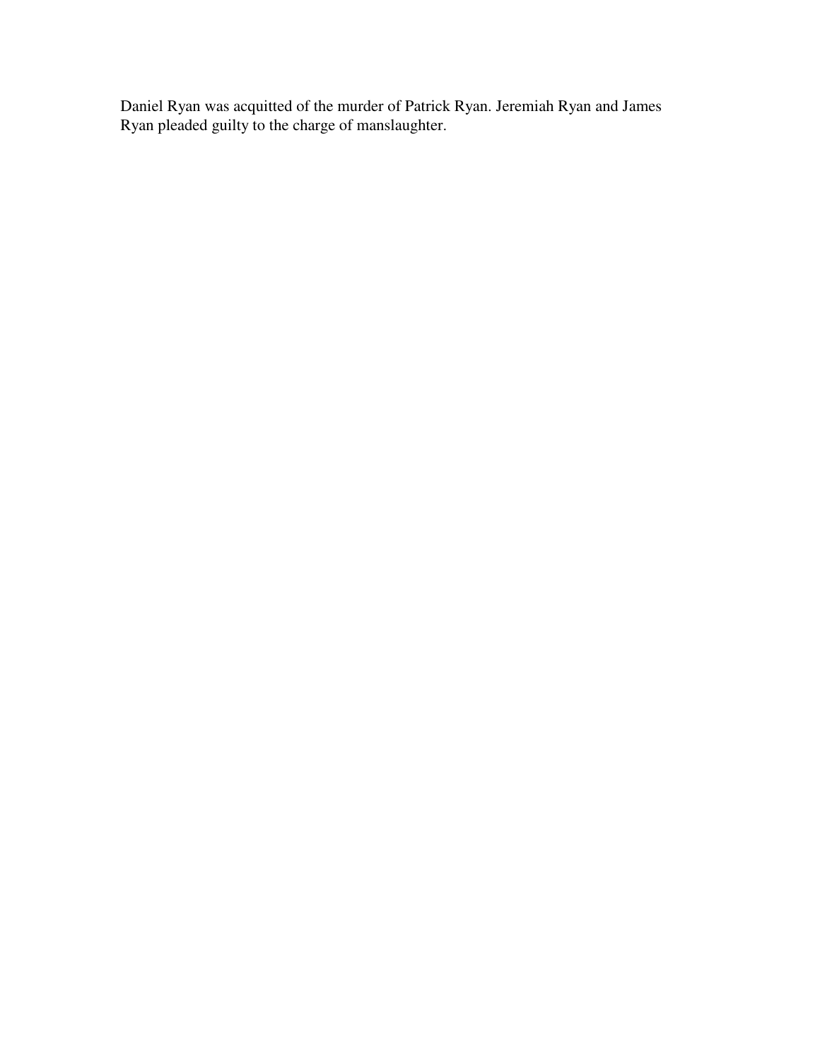Daniel Ryan was acquitted of the murder of Patrick Ryan. Jeremiah Ryan and James Ryan pleaded guilty to the charge of manslaughter.